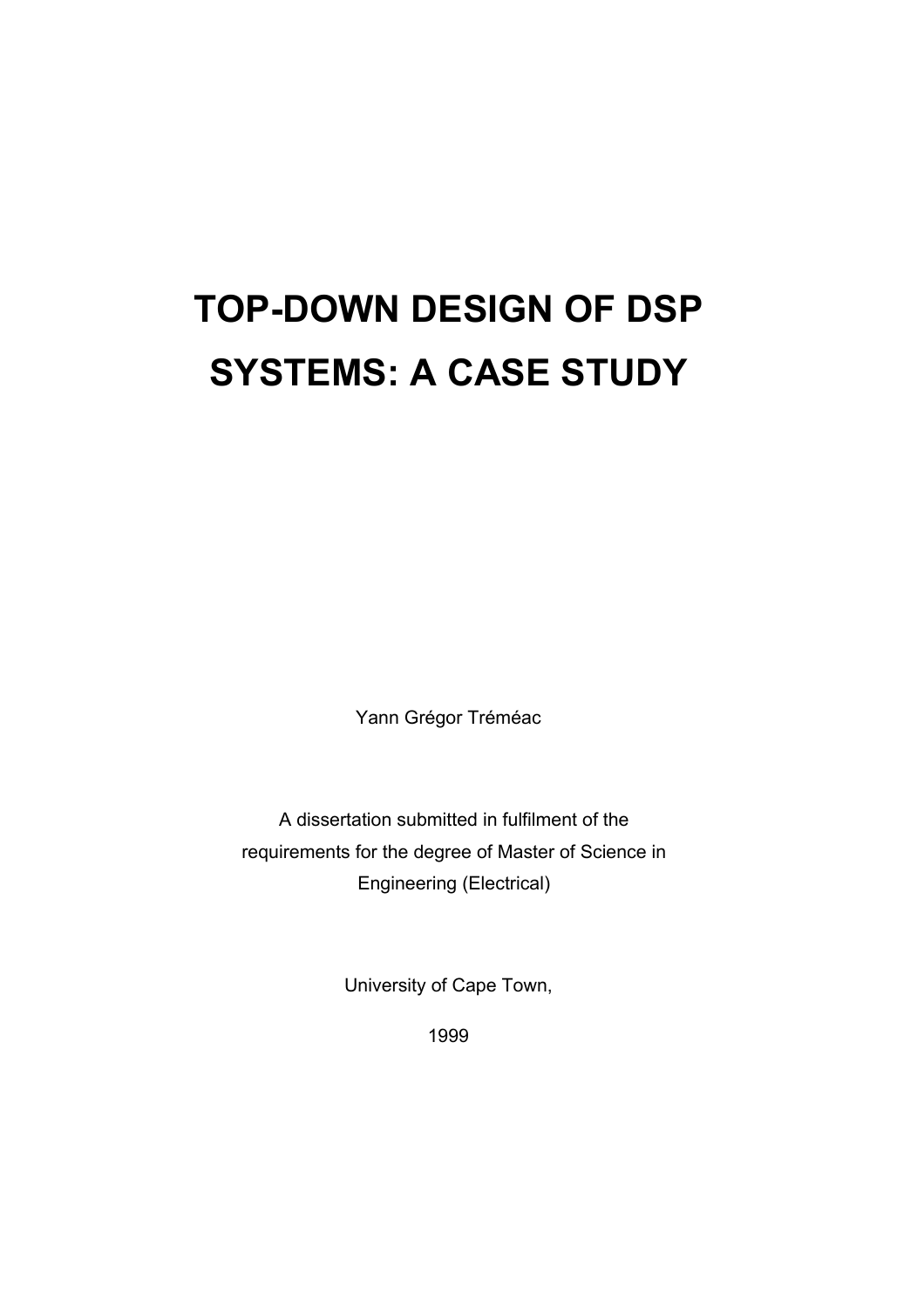# TOP-DOWN DESIGN OF DSP SYSTEMS: A CASE STUDY

Yann Grégor Tréméac

A dissertation submitted in fulfilment of the requirements for the degree of Master of Science in Engineering (Electrical)

University of Cape Town,

1999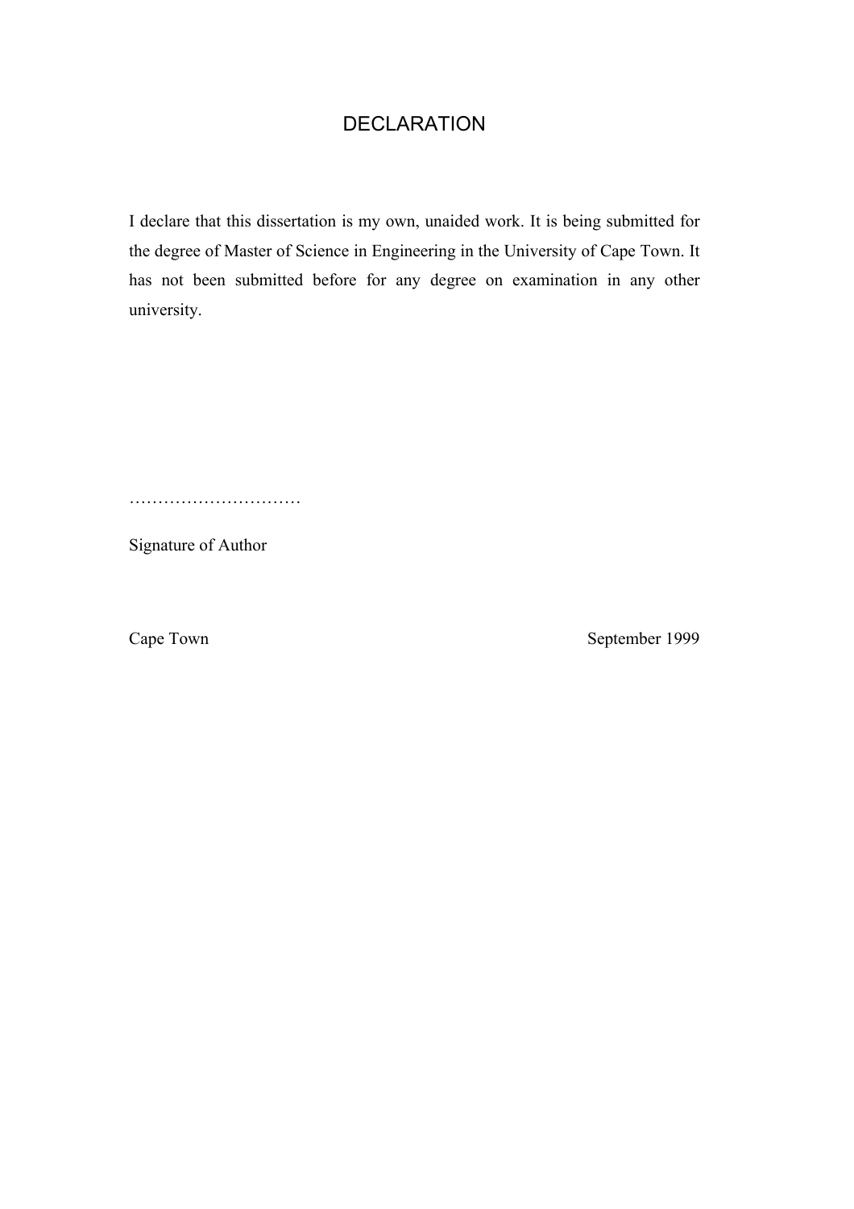# DECLARATION

I declare that this dissertation is my own, unaided work. It is being submitted for the degree of Master of Science in Engineering in the University of Cape Town. It has not been submitted before for any degree on examination in any other university.

…………………………

Signature of Author

Cape Town September 1999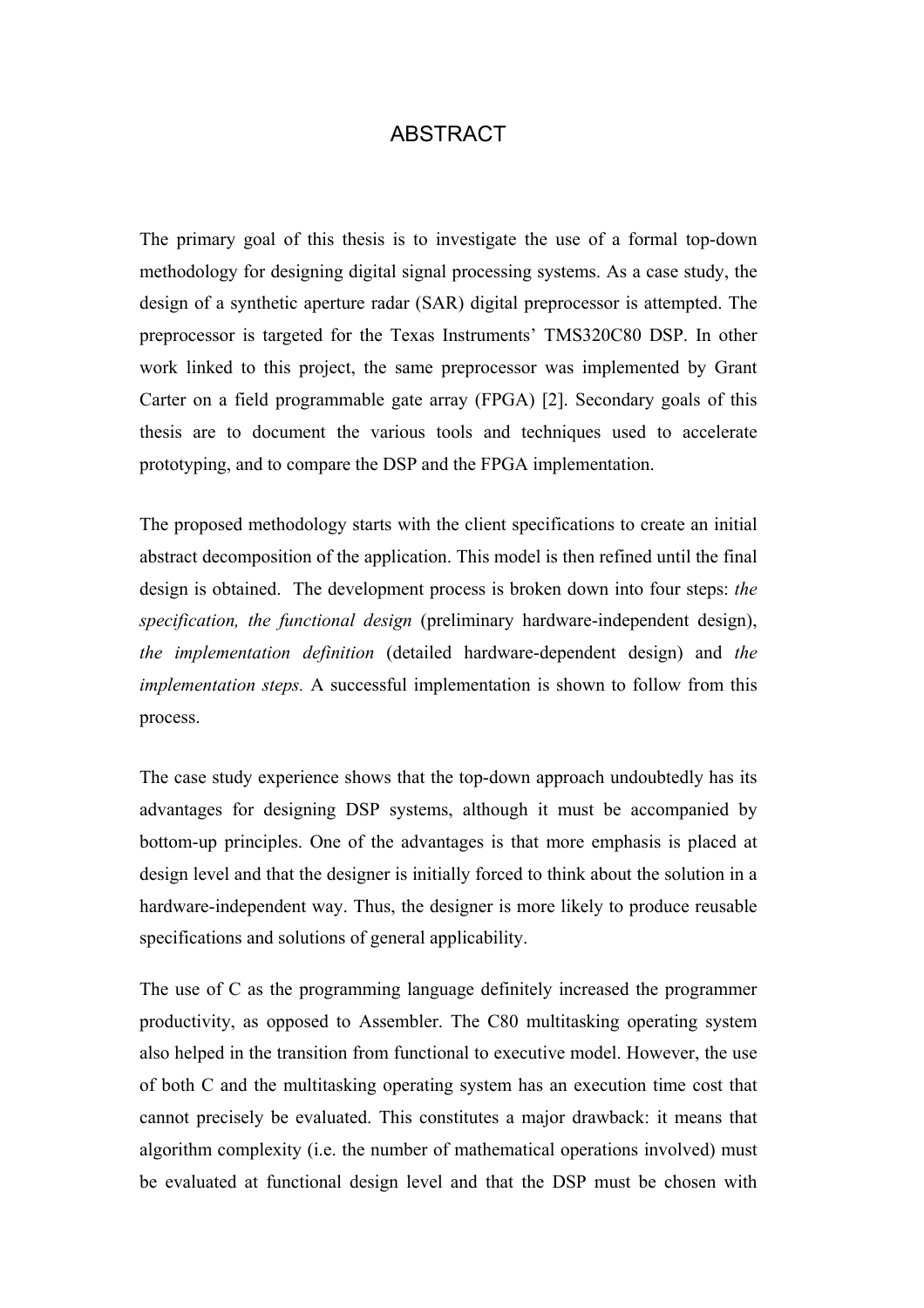# ABSTRACT

The primary goal of this thesis is to investigate the use of a formal top-down methodology for designing digital signal processing systems. As a case study, the design of a synthetic aperture radar (SAR) digital preprocessor is attempted. The preprocessor is targeted for the Texas Instruments' TMS320C80 DSP. In other work linked to this project, the same preprocessor was implemented by Grant Carter on a field programmable gate array (FPGA) [2]. Secondary goals of this thesis are to document the various tools and techniques used to accelerate prototyping, and to compare the DSP and the FPGA implementation.

The proposed methodology starts with the client specifications to create an initial abstract decomposition of the application. This model is then refined until the final design is obtained. The development process is broken down into four steps: *the specification, the functional design* (preliminary hardware-independent design), *the implementation definition* (detailed hardware-dependent design) and *the implementation steps.* A successful implementation is shown to follow from this process.

The case study experience shows that the top-down approach undoubtedly has its advantages for designing DSP systems, although it must be accompanied by bottom-up principles. One of the advantages is that more emphasis is placed at design level and that the designer is initially forced to think about the solution in a hardware-independent way. Thus, the designer is more likely to produce reusable specifications and solutions of general applicability.

The use of C as the programming language definitely increased the programmer productivity, as opposed to Assembler. The C80 multitasking operating system also helped in the transition from functional to executive model. However, the use of both C and the multitasking operating system has an execution time cost that cannot precisely be evaluated. This constitutes a major drawback: it means that algorithm complexity (i.e. the number of mathematical operations involved) must be evaluated at functional design level and that the DSP must be chosen with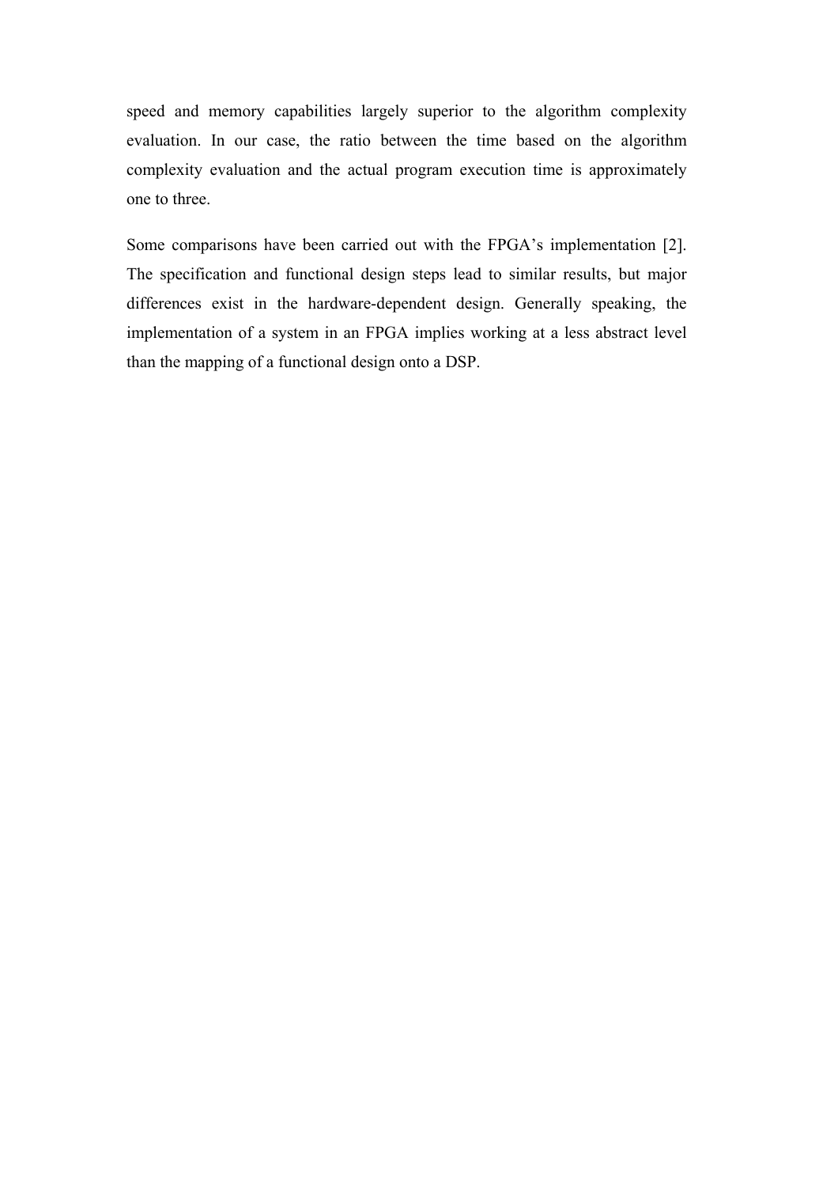speed and memory capabilities largely superior to the algorithm complexity evaluation. In our case, the ratio between the time based on the algorithm complexity evaluation and the actual program execution time is approximately one to three.

Some comparisons have been carried out with the FPGA's implementation [2]. The specification and functional design steps lead to similar results, but major differences exist in the hardware-dependent design. Generally speaking, the implementation of a system in an FPGA implies working at a less abstract level than the mapping of a functional design onto a DSP.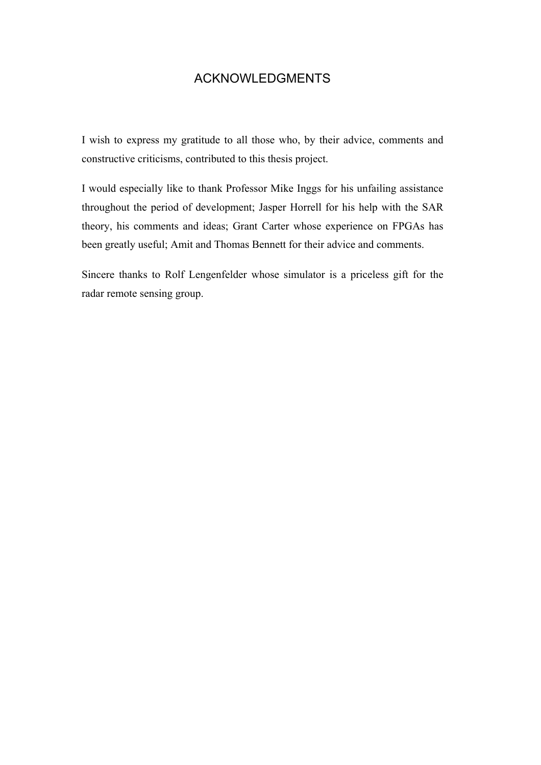# ACKNOWLEDGMENTS

I wish to express my gratitude to all those who, by their advice, comments and constructive criticisms, contributed to this thesis project.

I would especially like to thank Professor Mike Inggs for his unfailing assistance throughout the period of development; Jasper Horrell for his help with the SAR theory, his comments and ideas; Grant Carter whose experience on FPGAs has been greatly useful; Amit and Thomas Bennett for their advice and comments.

Sincere thanks to Rolf Lengenfelder whose simulator is a priceless gift for the radar remote sensing group.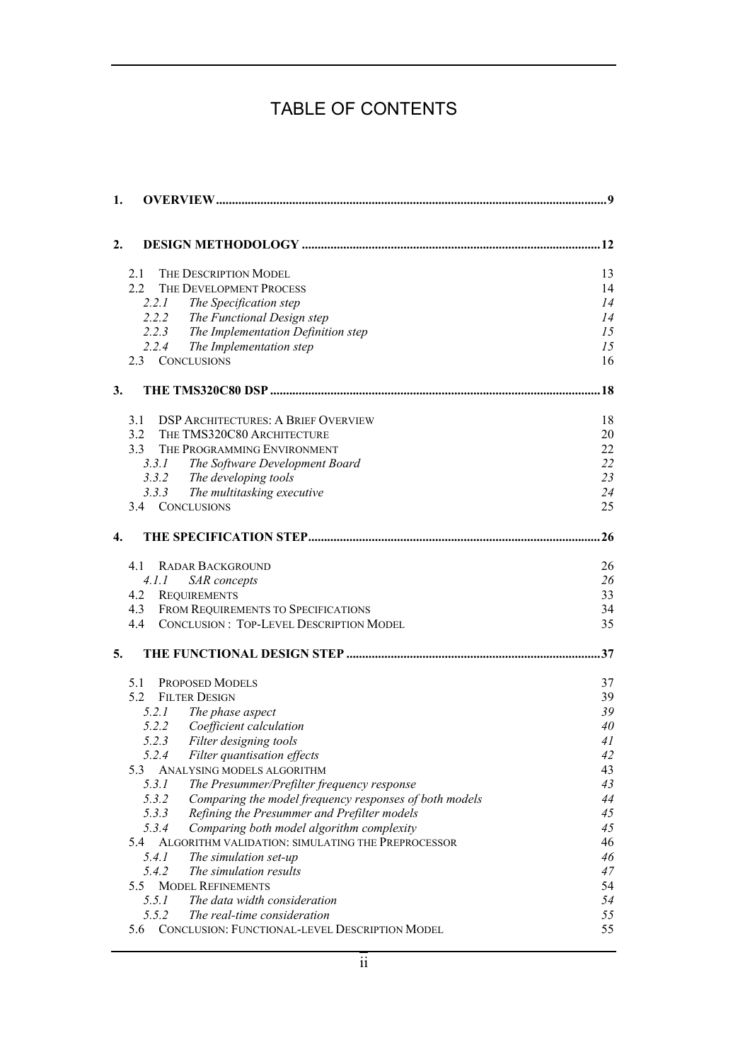# TABLE OF CONTENTS

**1. OVERVIEW** .......... **9**

**2. DESIGN METHODOLOGY** .......... **12**

- 2.1 THE DESCRIPTION MODEL — 13
- 2.2 THE DEVELOPMENT PROCESS — 14
  - *2.2.1 The Specification step* — *14*
  - *2.2.2 The Functional Design step* — *14*
  - *2.2.3 The Implementation Definition step* — *15*
  - *2.2.4 The Implementation step* — *15*
- 2.3 CONCLUSIONS — 16

**3. THE TMS320C80 DSP** .......... **18**

- 3.1 DSP ARCHITECTURES: A BRIEF OVERVIEW — 18
- 3.2 THE TMS320C80 ARCHITECTURE — 20
- 3.3 THE PROGRAMMING ENVIRONMENT — 22
  - *3.3.1 The Software Development Board* — *22*
  - *3.3.2 The developing tools* — *23*
  - *3.3.3 The multitasking executive* — *24*
- 3.4 CONCLUSIONS — 25

**4. THE SPECIFICATION STEP** .......... **26**

- 4.1 RADAR BACKGROUND — 26
  - *4.1.1 SAR concepts* — *26*
- 4.2 REQUIREMENTS — 33
- 4.3 FROM REQUIREMENTS TO SPECIFICATIONS — 34
- 4.4 CONCLUSION : TOP-LEVEL DESCRIPTION MODEL — 35

**5. THE FUNCTIONAL DESIGN STEP** .......... **37**

- 5.1 PROPOSED MODELS — 37
- 5.2 FILTER DESIGN — 39
  - *5.2.1 The phase aspect* — *39*
  - *5.2.2 Coefficient calculation* — *40*
  - *5.2.3 Filter designing tools* — *41*
  - *5.2.4 Filter quantisation effects* — *42*
- 5.3 ANALYSING MODELS ALGORITHM — 43
  - *5.3.1 The Presummer/Prefilter frequency response* — *43*
  - *5.3.2 Comparing the model frequency responses of both models* — *44*
  - *5.3.3 Refining the Presummer and Prefilter models* — *45*
  - *5.3.4 Comparing both model algorithm complexity* — *45*
- 5.4 ALGORITHM VALIDATION: SIMULATING THE PREPROCESSOR — 46
  - *5.4.1 The simulation set-up* — *46*
  - *5.4.2 The simulation results* — *47*
- 5.5 MODEL REFINEMENTS — 54
  - *5.5.1 The data width consideration* — *54*
  - *5.5.2 The real-time consideration* — *55*
- 5.6 CONCLUSION: FUNCTIONAL-LEVEL DESCRIPTION MODEL — 55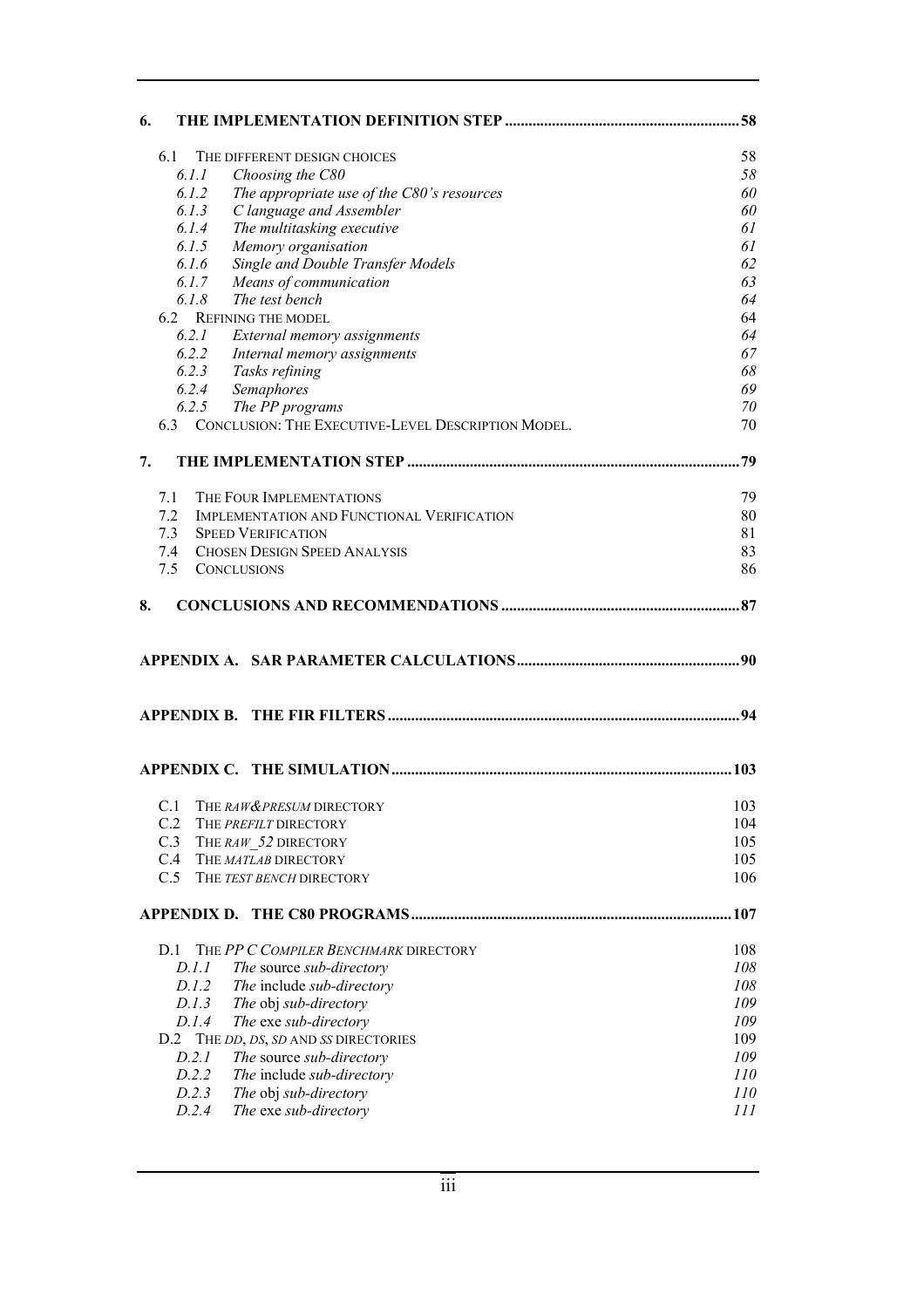**6. THE IMPLEMENTATION DEFINITION STEP .......... 58**

- 6.1 THE DIFFERENT DESIGN CHOICES .......... 58
  - *6.1.1 Choosing the C80* .......... *58*
  - *6.1.2 The appropriate use of the C80's resources* .......... *60*
  - *6.1.3 C language and Assembler* .......... *60*
  - *6.1.4 The multitasking executive* .......... *61*
  - *6.1.5 Memory organisation* .......... *61*
  - *6.1.6 Single and Double Transfer Models* .......... *62*
  - *6.1.7 Means of communication* .......... *63*
  - *6.1.8 The test bench* .......... *64*
- 6.2 REFINING THE MODEL .......... 64
  - *6.2.1 External memory assignments* .......... *64*
  - *6.2.2 Internal memory assignments* .......... *67*
  - *6.2.3 Tasks refining* .......... *68*
  - *6.2.4 Semaphores* .......... *69*
  - *6.2.5 The PP programs* .......... *70*
- 6.3 CONCLUSION: THE EXECUTIVE-LEVEL DESCRIPTION MODEL. .......... 70

**7. THE IMPLEMENTATION STEP .......... 79**

- 7.1 THE FOUR IMPLEMENTATIONS .......... 79
- 7.2 IMPLEMENTATION AND FUNCTIONAL VERIFICATION .......... 80
- 7.3 SPEED VERIFICATION .......... 81
- 7.4 CHOSEN DESIGN SPEED ANALYSIS .......... 83
- 7.5 CONCLUSIONS .......... 86

**8. CONCLUSIONS AND RECOMMENDATIONS .......... 87**

**APPENDIX A. SAR PARAMETER CALCULATIONS .......... 90**

**APPENDIX B. THE FIR FILTERS .......... 94**

**APPENDIX C. THE SIMULATION .......... 103**

- C.1 THE *RAW&PRESUM* DIRECTORY .......... 103
- C.2 THE *PREFILT* DIRECTORY .......... 104
- C.3 THE *RAW_52* DIRECTORY .......... 105
- C.4 THE *MATLAB* DIRECTORY .......... 105
- C.5 THE *TEST BENCH* DIRECTORY .......... 106

**APPENDIX D. THE C80 PROGRAMS .......... 107**

- D.1 THE *PP C COMPILER BENCHMARK* DIRECTORY .......... 108
  - *D.1.1 The* source *sub-directory* .......... *108*
  - *D.1.2 The* include *sub-directory* .......... *108*
  - *D.1.3 The* obj *sub-directory* .......... *109*
  - *D.1.4 The* exe *sub-directory* .......... *109*
- D.2 THE *DD*, *DS*, *SD* AND *SS* DIRECTORIES .......... 109
  - *D.2.1 The* source *sub-directory* .......... *109*
  - *D.2.2 The* include *sub-directory* .......... *110*
  - *D.2.3 The* obj *sub-directory* .......... *110*
  - *D.2.4 The* exe *sub-directory* .......... *111*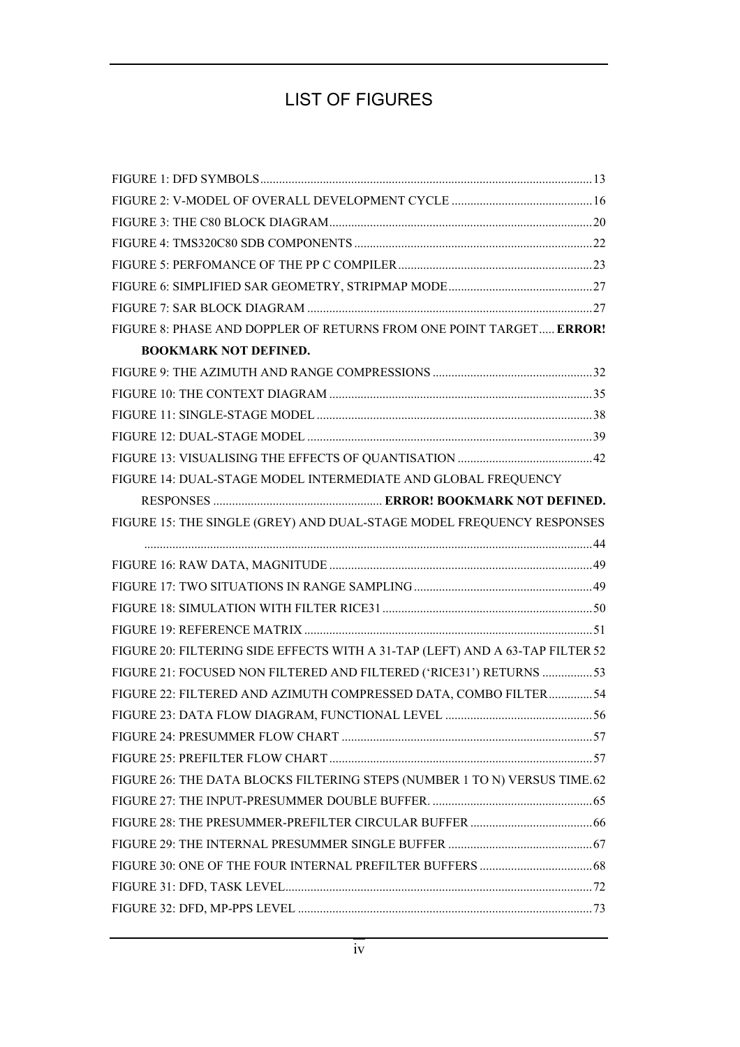# LIST OF FIGURES

FIGURE 1: DFD SYMBOLS........................................................................................................13
FIGURE 2: V-MODEL OF OVERALL DEVELOPMENT CYCLE ............................................16
FIGURE 3: THE C80 BLOCK DIAGRAM..................................................................................20
FIGURE 4: TMS320C80 SDB COMPONENTS ..........................................................................22
FIGURE 5: PERFOMANCE OF THE PP C COMPILER.............................................................23
FIGURE 6: SIMPLIFIED SAR GEOMETRY, STRIPMAP MODE.............................................27
FIGURE 7: SAR BLOCK DIAGRAM .........................................................................................27
FIGURE 8: PHASE AND DOPPLER OF RETURNS FROM ONE POINT TARGET..... **ERROR! BOOKMARK NOT DEFINED.**
FIGURE 9: THE AZIMUTH AND RANGE COMPRESSIONS ..................................................32
FIGURE 10: THE CONTEXT DIAGRAM ...................................................................................35
FIGURE 11: SINGLE-STAGE MODEL .......................................................................................38
FIGURE 12: DUAL-STAGE MODEL ..........................................................................................39
FIGURE 13: VISUALISING THE EFFECTS OF QUANTISATION ..........................................42
FIGURE 14: DUAL-STAGE MODEL INTERMEDIATE AND GLOBAL FREQUENCY RESPONSES ...................................................... **ERROR! BOOKMARK NOT DEFINED.**
FIGURE 15: THE SINGLE (GREY) AND DUAL-STAGE MODEL FREQUENCY RESPONSES ............................................................................................................................................44
FIGURE 16: RAW DATA, MAGNITUDE ...................................................................................49
FIGURE 17: TWO SITUATIONS IN RANGE SAMPLING........................................................49
FIGURE 18: SIMULATION WITH FILTER RICE31..................................................................50
FIGURE 19: REFERENCE MATRIX ...........................................................................................51
FIGURE 20: FILTERING SIDE EFFECTS WITH A 31-TAP (LEFT) AND A 63-TAP FILTER 52
FIGURE 21: FOCUSED NON FILTERED AND FILTERED ('RICE31') RETURNS ................53
FIGURE 22: FILTERED AND AZIMUTH COMPRESSED DATA, COMBO FILTER..............54
FIGURE 23: DATA FLOW DIAGRAM, FUNCTIONAL LEVEL ..............................................56
FIGURE 24: PRESUMMER FLOW CHART ...............................................................................57
FIGURE 25: PREFILTER FLOW CHART ..................................................................................57
FIGURE 26: THE DATA BLOCKS FILTERING STEPS (NUMBER 1 TO N) VERSUS TIME. 62
FIGURE 27: THE INPUT-PRESUMMER DOUBLE BUFFER. ..................................................65
FIGURE 28: THE PRESUMMER-PREFILTER CIRCULAR BUFFER ......................................66
FIGURE 29: THE INTERNAL PRESUMMER SINGLE BUFFER .............................................67
FIGURE 30: ONE OF THE FOUR INTERNAL PREFILTER BUFFERS ...................................68
FIGURE 31: DFD, TASK LEVEL................................................................................................72
FIGURE 32: DFD, MP-PPS LEVEL ............................................................................................73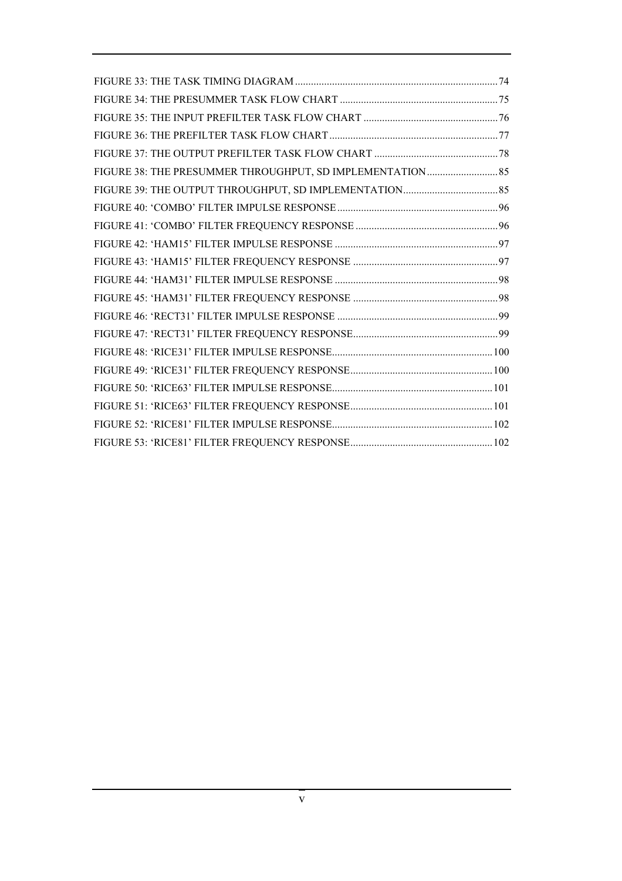FIGURE 33: THE TASK TIMING DIAGRAM ............................................................................ 74

FIGURE 34: THE PRESUMMER TASK FLOW CHART ........................................................... 75

FIGURE 35: THE INPUT PREFILTER TASK FLOW CHART .................................................. 76

FIGURE 36: THE PREFILTER TASK FLOW CHART ............................................................... 77

FIGURE 37: THE OUTPUT PREFILTER TASK FLOW CHART .............................................. 78

FIGURE 38: THE PRESUMMER THROUGHPUT, SD IMPLEMENTATION .......................... 85

FIGURE 39: THE OUTPUT THROUGHPUT, SD IMPLEMENTATION ................................... 85

FIGURE 40: 'COMBO' FILTER IMPULSE RESPONSE ............................................................ 96

FIGURE 41: 'COMBO' FILTER FREQUENCY RESPONSE ..................................................... 96

FIGURE 42: 'HAM15' FILTER IMPULSE RESPONSE ............................................................. 97

FIGURE 43: 'HAM15' FILTER FREQUENCY RESPONSE ...................................................... 97

FIGURE 44: 'HAM31' FILTER IMPULSE RESPONSE ............................................................. 98

FIGURE 45: 'HAM31' FILTER FREQUENCY RESPONSE ...................................................... 98

FIGURE 46: 'RECT31' FILTER IMPULSE RESPONSE ............................................................ 99

FIGURE 47: 'RECT31' FILTER FREQUENCY RESPONSE ...................................................... 99

FIGURE 48: 'RICE31' FILTER IMPULSE RESPONSE ............................................................ 100

FIGURE 49: 'RICE31' FILTER FREQUENCY RESPONSE ..................................................... 100

FIGURE 50: 'RICE63' FILTER IMPULSE RESPONSE ............................................................ 101

FIGURE 51: 'RICE63' FILTER FREQUENCY RESPONSE ..................................................... 101

FIGURE 52: 'RICE81' FILTER IMPULSE RESPONSE ............................................................ 102

FIGURE 53: 'RICE81' FILTER FREQUENCY RESPONSE ..................................................... 102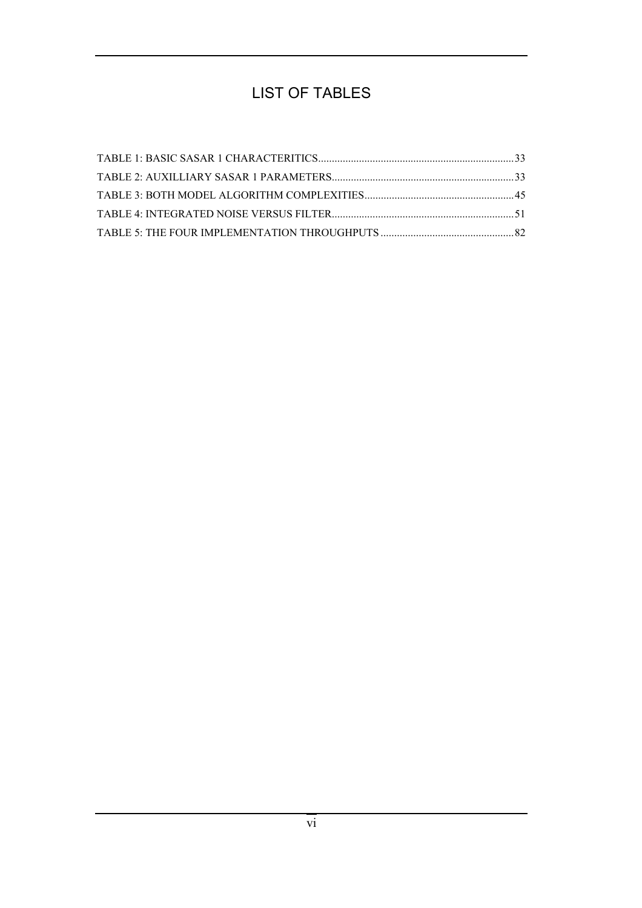# LIST OF TABLES

TABLE 1: BASIC SASAR 1 CHARACTERITICS........................................................................33

TABLE 2: AUXILLIARY SASAR 1 PARAMETERS...................................................................33

TABLE 3: BOTH MODEL ALGORITHM COMPLEXITIES.......................................................45

TABLE 4: INTEGRATED NOISE VERSUS FILTER...................................................................51

TABLE 5: THE FOUR IMPLEMENTATION THROUGHPUTS.................................................82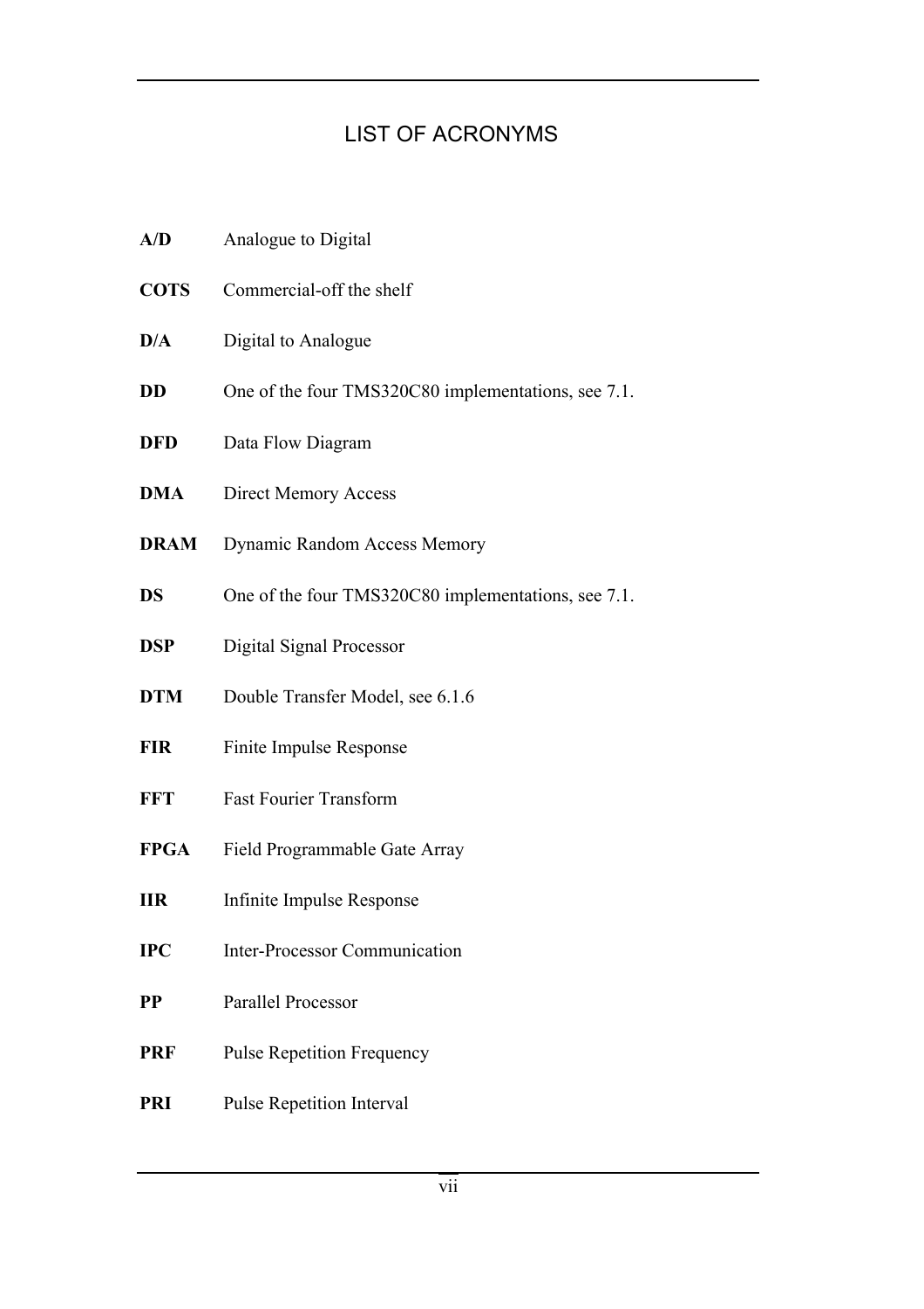# LIST OF ACRONYMS

**A/D** Analogue to Digital

**COTS** Commercial-off the shelf

**D/A** Digital to Analogue

**DD** One of the four TMS320C80 implementations, see 7.1.

**DFD** Data Flow Diagram

**DMA** Direct Memory Access

**DRAM** Dynamic Random Access Memory

**DS** One of the four TMS320C80 implementations, see 7.1.

**DSP** Digital Signal Processor

**DTM** Double Transfer Model, see 6.1.6

**FIR** Finite Impulse Response

**FFT** Fast Fourier Transform

**FPGA** Field Programmable Gate Array

**IIR** Infinite Impulse Response

**IPC** Inter-Processor Communication

**PP** Parallel Processor

**PRF** Pulse Repetition Frequency

**PRI** Pulse Repetition Interval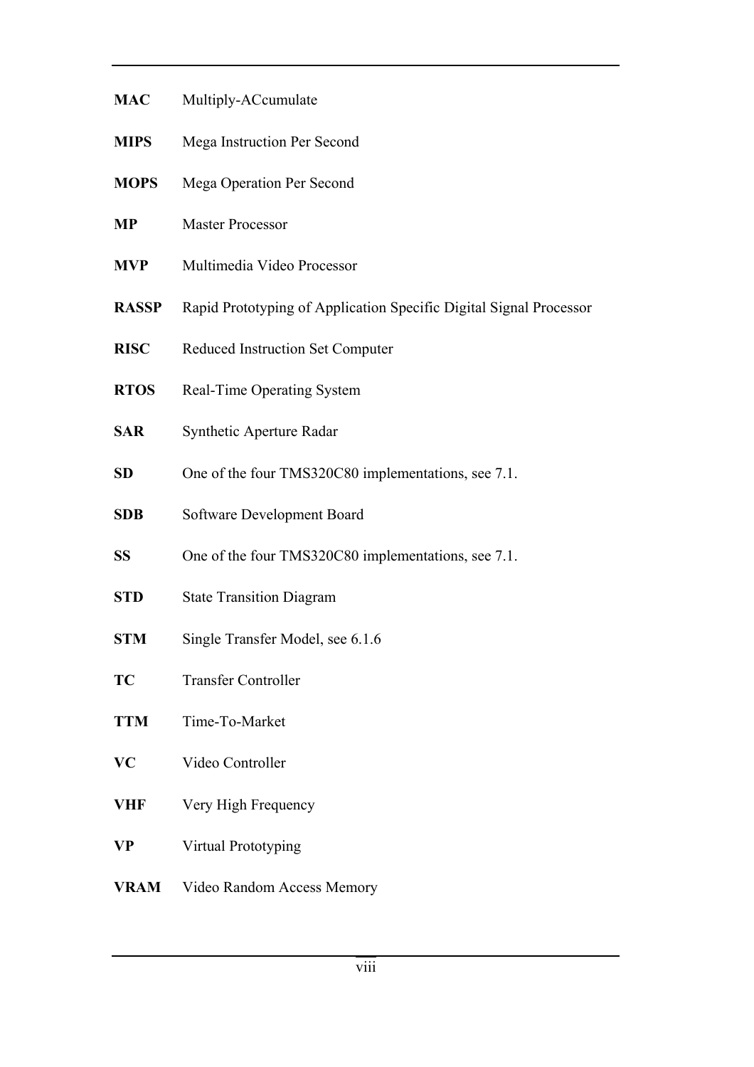**MAC** Multiply-ACcumulate

**MIPS** Mega Instruction Per Second

**MOPS** Mega Operation Per Second

**MP** Master Processor

**MVP** Multimedia Video Processor

**RASSP** Rapid Prototyping of Application Specific Digital Signal Processor

**RISC** Reduced Instruction Set Computer

**RTOS** Real-Time Operating System

**SAR** Synthetic Aperture Radar

**SD** One of the four TMS320C80 implementations, see 7.1.

**SDB** Software Development Board

**SS** One of the four TMS320C80 implementations, see 7.1.

**STD** State Transition Diagram

**STM** Single Transfer Model, see 6.1.6

**TC** Transfer Controller

**TTM** Time-To-Market

**VC** Video Controller

**VHF** Very High Frequency

**VP** Virtual Prototyping

**VRAM** Video Random Access Memory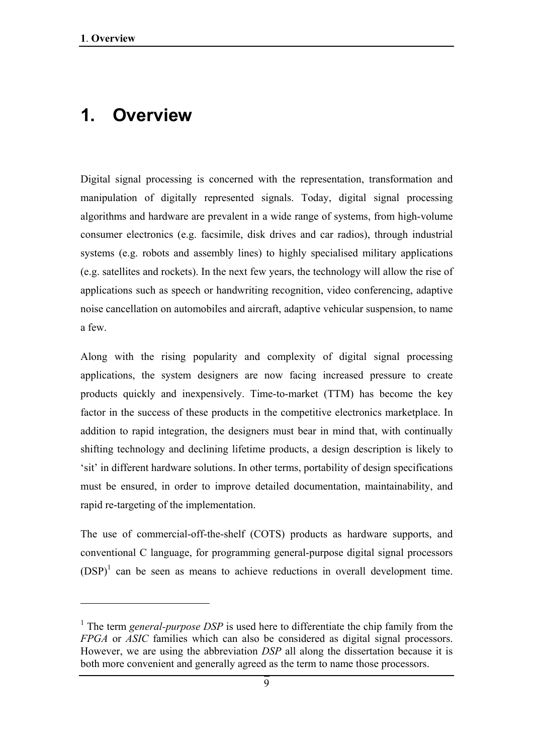# 1. Overview

Digital signal processing is concerned with the representation, transformation and manipulation of digitally represented signals. Today, digital signal processing algorithms and hardware are prevalent in a wide range of systems, from high-volume consumer electronics (e.g. facsimile, disk drives and car radios), through industrial systems (e.g. robots and assembly lines) to highly specialised military applications (e.g. satellites and rockets). In the next few years, the technology will allow the rise of applications such as speech or handwriting recognition, video conferencing, adaptive noise cancellation on automobiles and aircraft, adaptive vehicular suspension, to name a few.

Along with the rising popularity and complexity of digital signal processing applications, the system designers are now facing increased pressure to create products quickly and inexpensively. Time-to-market (TTM) has become the key factor in the success of these products in the competitive electronics marketplace. In addition to rapid integration, the designers must bear in mind that, with continually shifting technology and declining lifetime products, a design description is likely to 'sit' in different hardware solutions. In other terms, portability of design specifications must be ensured, in order to improve detailed documentation, maintainability, and rapid re-targeting of the implementation.

The use of commercial-off-the-shelf (COTS) products as hardware supports, and conventional C language, for programming general-purpose digital signal processors (DSP)[1] can be seen as means to achieve reductions in overall development time.

[1] The term *general-purpose DSP* is used here to differentiate the chip family from the *FPGA* or *ASIC* families which can also be considered as digital signal processors. However, we are using the abbreviation *DSP* all along the dissertation because it is both more convenient and generally agreed as the term to name those processors.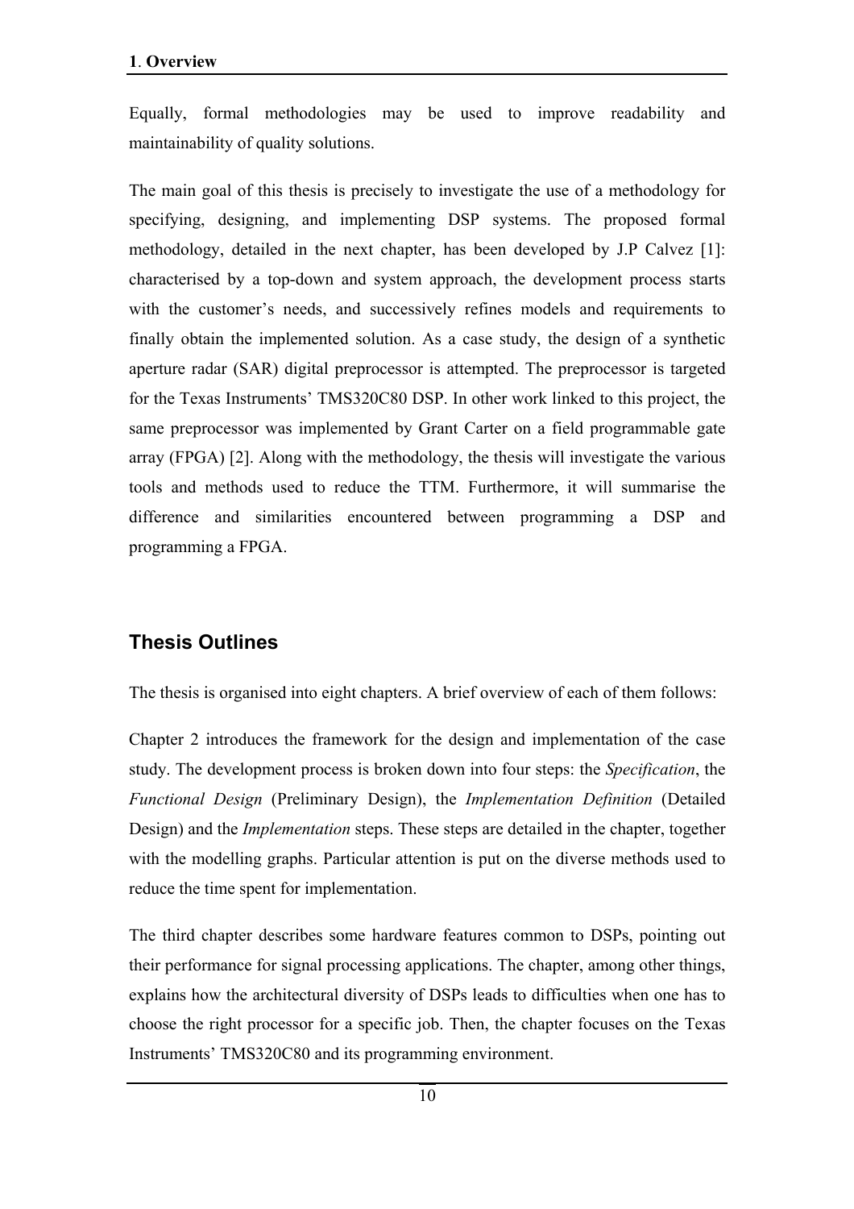Equally, formal methodologies may be used to improve readability and maintainability of quality solutions.

The main goal of this thesis is precisely to investigate the use of a methodology for specifying, designing, and implementing DSP systems. The proposed formal methodology, detailed in the next chapter, has been developed by J.P Calvez [1]: characterised by a top-down and system approach, the development process starts with the customer's needs, and successively refines models and requirements to finally obtain the implemented solution. As a case study, the design of a synthetic aperture radar (SAR) digital preprocessor is attempted. The preprocessor is targeted for the Texas Instruments' TMS320C80 DSP. In other work linked to this project, the same preprocessor was implemented by Grant Carter on a field programmable gate array (FPGA) [2]. Along with the methodology, the thesis will investigate the various tools and methods used to reduce the TTM. Furthermore, it will summarise the difference and similarities encountered between programming a DSP and programming a FPGA.

## Thesis Outlines

The thesis is organised into eight chapters. A brief overview of each of them follows:

Chapter 2 introduces the framework for the design and implementation of the case study. The development process is broken down into four steps: the *Specification*, the *Functional Design* (Preliminary Design), the *Implementation Definition* (Detailed Design) and the *Implementation* steps. These steps are detailed in the chapter, together with the modelling graphs. Particular attention is put on the diverse methods used to reduce the time spent for implementation.

The third chapter describes some hardware features common to DSPs, pointing out their performance for signal processing applications. The chapter, among other things, explains how the architectural diversity of DSPs leads to difficulties when one has to choose the right processor for a specific job. Then, the chapter focuses on the Texas Instruments' TMS320C80 and its programming environment.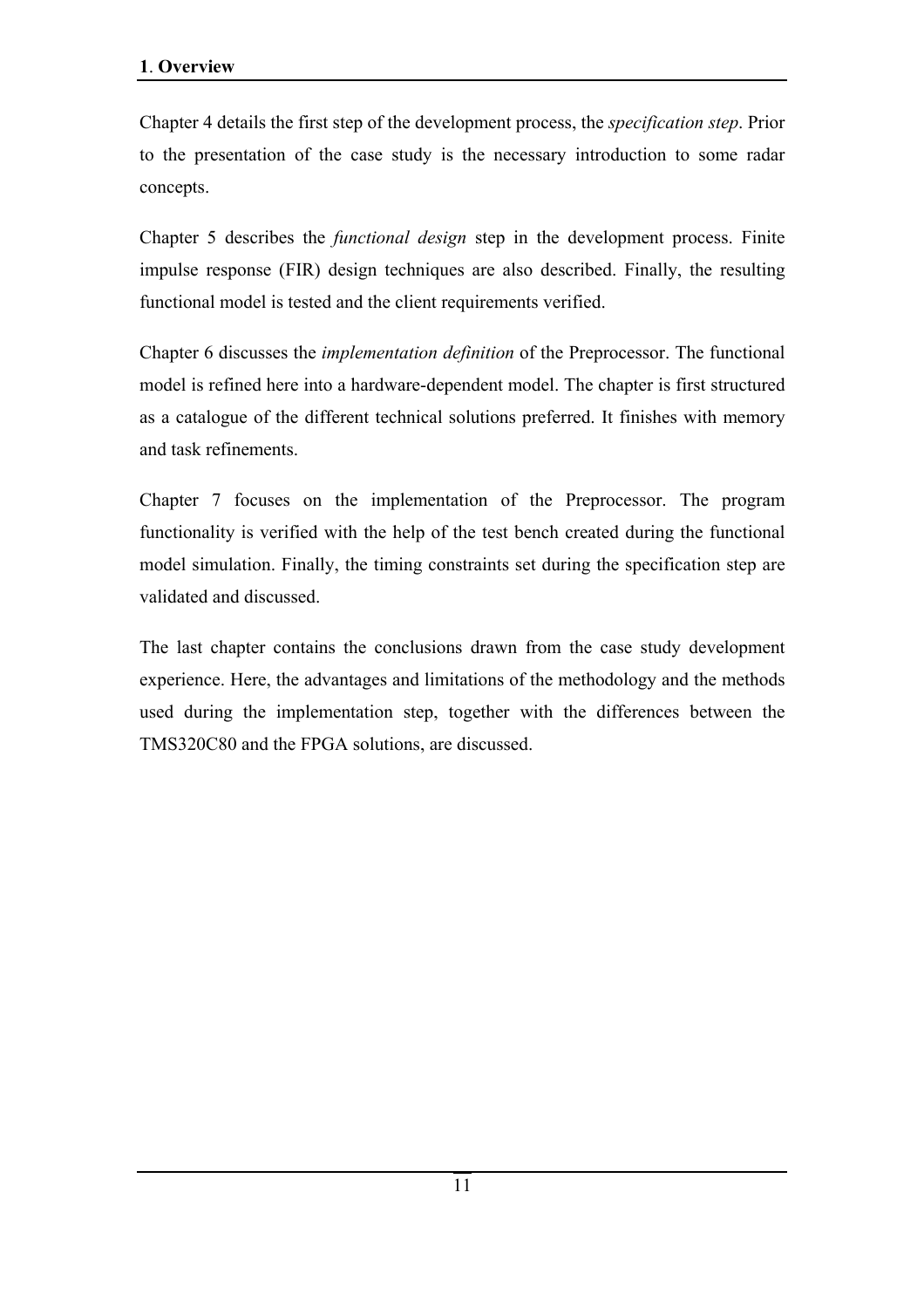Chapter 4 details the first step of the development process, the *specification step*. Prior to the presentation of the case study is the necessary introduction to some radar concepts.

Chapter 5 describes the *functional design* step in the development process. Finite impulse response (FIR) design techniques are also described. Finally, the resulting functional model is tested and the client requirements verified.

Chapter 6 discusses the *implementation definition* of the Preprocessor. The functional model is refined here into a hardware-dependent model. The chapter is first structured as a catalogue of the different technical solutions preferred. It finishes with memory and task refinements.

Chapter 7 focuses on the implementation of the Preprocessor. The program functionality is verified with the help of the test bench created during the functional model simulation. Finally, the timing constraints set during the specification step are validated and discussed.

The last chapter contains the conclusions drawn from the case study development experience. Here, the advantages and limitations of the methodology and the methods used during the implementation step, together with the differences between the TMS320C80 and the FPGA solutions, are discussed.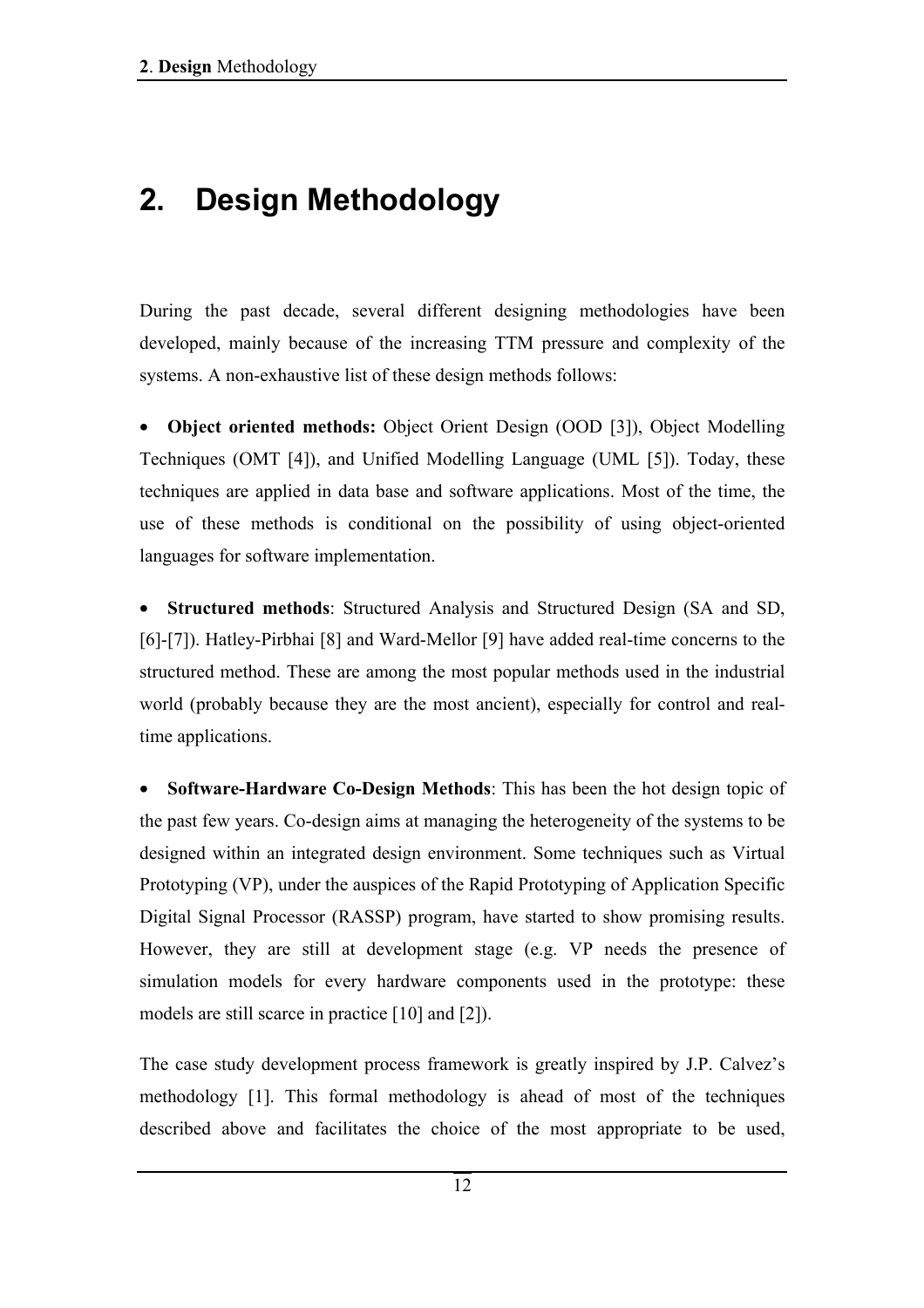# 2. Design Methodology

During the past decade, several different designing methodologies have been developed, mainly because of the increasing TTM pressure and complexity of the systems. A non-exhaustive list of these design methods follows:

- **Object oriented methods:** Object Orient Design (OOD [3]), Object Modelling Techniques (OMT [4]), and Unified Modelling Language (UML [5]). Today, these techniques are applied in data base and software applications. Most of the time, the use of these methods is conditional on the possibility of using object-oriented languages for software implementation.

- **Structured methods**: Structured Analysis and Structured Design (SA and SD, [6]-[7]). Hatley-Pirbhai [8] and Ward-Mellor [9] have added real-time concerns to the structured method. These are among the most popular methods used in the industrial world (probably because they are the most ancient), especially for control and real-time applications.

- **Software-Hardware Co-Design Methods**: This has been the hot design topic of the past few years. Co-design aims at managing the heterogeneity of the systems to be designed within an integrated design environment. Some techniques such as Virtual Prototyping (VP), under the auspices of the Rapid Prototyping of Application Specific Digital Signal Processor (RASSP) program, have started to show promising results. However, they are still at development stage (e.g. VP needs the presence of simulation models for every hardware components used in the prototype: these models are still scarce in practice [10] and [2]).

The case study development process framework is greatly inspired by J.P. Calvez's methodology [1]. This formal methodology is ahead of most of the techniques described above and facilitates the choice of the most appropriate to be used,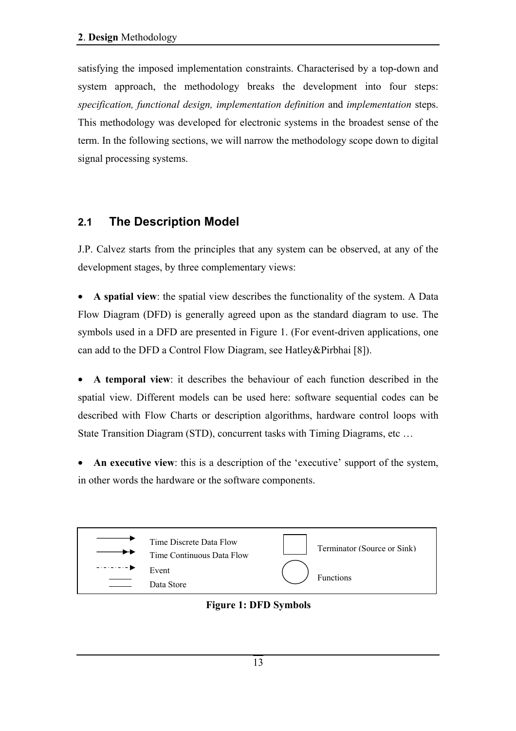satisfying the imposed implementation constraints. Characterised by a top-down and system approach, the methodology breaks the development into four steps: *specification, functional design, implementation definition* and *implementation* steps. This methodology was developed for electronic systems in the broadest sense of the term. In the following sections, we will narrow the methodology scope down to digital signal processing systems.

## 2.1 The Description Model

J.P. Calvez starts from the principles that any system can be observed, at any of the development stages, by three complementary views:

- **A spatial view**: the spatial view describes the functionality of the system. A Data Flow Diagram (DFD) is generally agreed upon as the standard diagram to use. The symbols used in a DFD are presented in Figure 1. (For event-driven applications, one can add to the DFD a Control Flow Diagram, see Hatley&Pirbhai [8]).

- **A temporal view**: it describes the behaviour of each function described in the spatial view. Different models can be used here: software sequential codes can be described with Flow Charts or description algorithms, hardware control loops with State Transition Diagram (STD), concurrent tasks with Timing Diagrams, etc …

- **An executive view**: this is a description of the 'executive' support of the system, in other words the hardware or the software components.

| Symbol | Meaning | Symbol | Meaning |
|---|---|---|---|
| → (single arrowhead) | Time Discrete Data Flow | □ (square) | Terminator (Source or Sink) |
| ⇥ (double arrowhead) | Time Continuous Data Flow | ○ (circle) | Functions |
| - · - · → (dash-dot arrow) | Event | | |
| ═ (two parallel lines) | Data Store | | |

**Figure 1: DFD Symbols**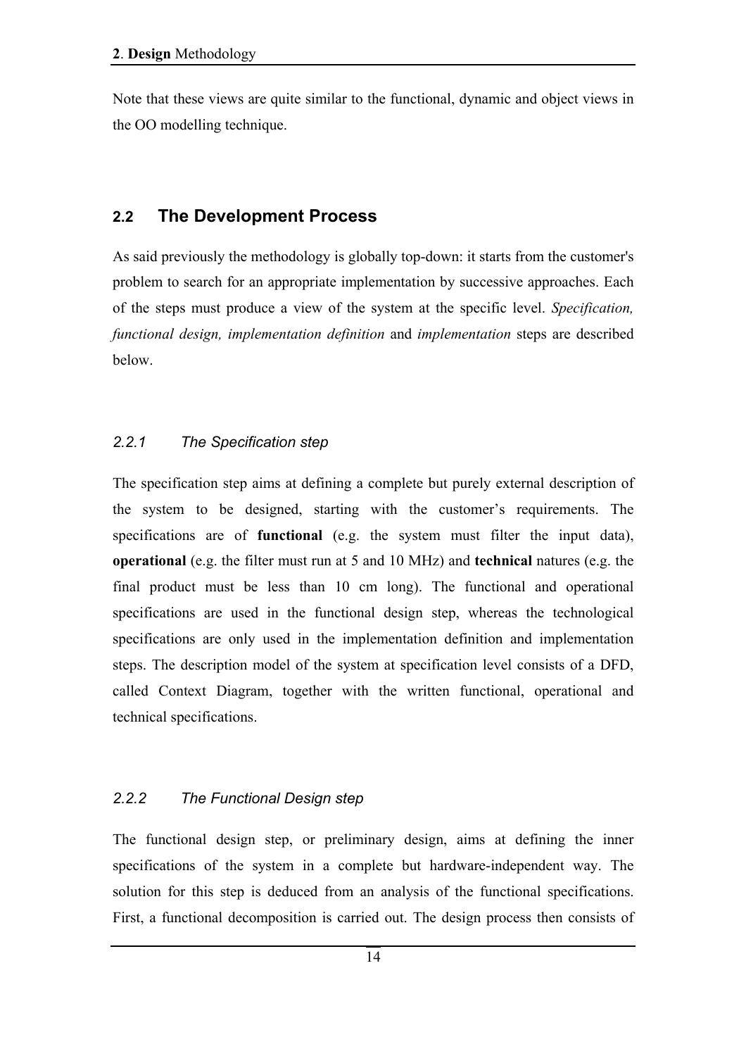Note that these views are quite similar to the functional, dynamic and object views in the OO modelling technique.

## 2.2 The Development Process

As said previously the methodology is globally top-down: it starts from the customer's problem to search for an appropriate implementation by successive approaches. Each of the steps must produce a view of the system at the specific level. *Specification, functional design, implementation definition* and *implementation* steps are described below.

### *2.2.1 The Specification step*

The specification step aims at defining a complete but purely external description of the system to be designed, starting with the customer's requirements. The specifications are of **functional** (e.g. the system must filter the input data), **operational** (e.g. the filter must run at 5 and 10 MHz) and **technical** natures (e.g. the final product must be less than 10 cm long). The functional and operational specifications are used in the functional design step, whereas the technological specifications are only used in the implementation definition and implementation steps. The description model of the system at specification level consists of a DFD, called Context Diagram, together with the written functional, operational and technical specifications.

### *2.2.2 The Functional Design step*

The functional design step, or preliminary design, aims at defining the inner specifications of the system in a complete but hardware-independent way. The solution for this step is deduced from an analysis of the functional specifications. First, a functional decomposition is carried out. The design process then consists of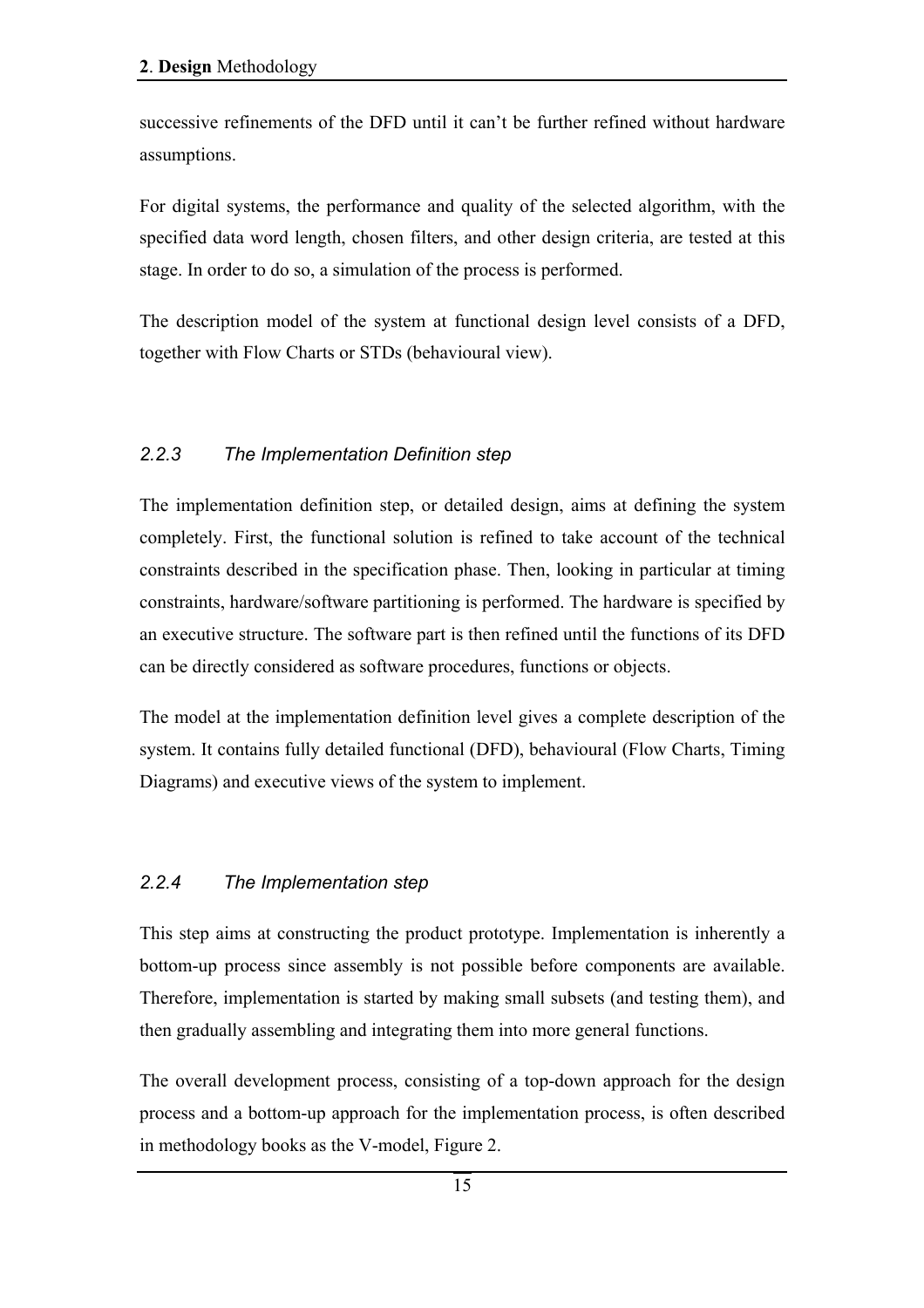successive refinements of the DFD until it can't be further refined without hardware assumptions.

For digital systems, the performance and quality of the selected algorithm, with the specified data word length, chosen filters, and other design criteria, are tested at this stage. In order to do so, a simulation of the process is performed.

The description model of the system at functional design level consists of a DFD, together with Flow Charts or STDs (behavioural view).

### *2.2.3 The Implementation Definition step*

The implementation definition step, or detailed design, aims at defining the system completely. First, the functional solution is refined to take account of the technical constraints described in the specification phase. Then, looking in particular at timing constraints, hardware/software partitioning is performed. The hardware is specified by an executive structure. The software part is then refined until the functions of its DFD can be directly considered as software procedures, functions or objects.

The model at the implementation definition level gives a complete description of the system. It contains fully detailed functional (DFD), behavioural (Flow Charts, Timing Diagrams) and executive views of the system to implement.

### *2.2.4 The Implementation step*

This step aims at constructing the product prototype. Implementation is inherently a bottom-up process since assembly is not possible before components are available. Therefore, implementation is started by making small subsets (and testing them), and then gradually assembling and integrating them into more general functions.

The overall development process, consisting of a top-down approach for the design process and a bottom-up approach for the implementation process, is often described in methodology books as the V-model, Figure 2.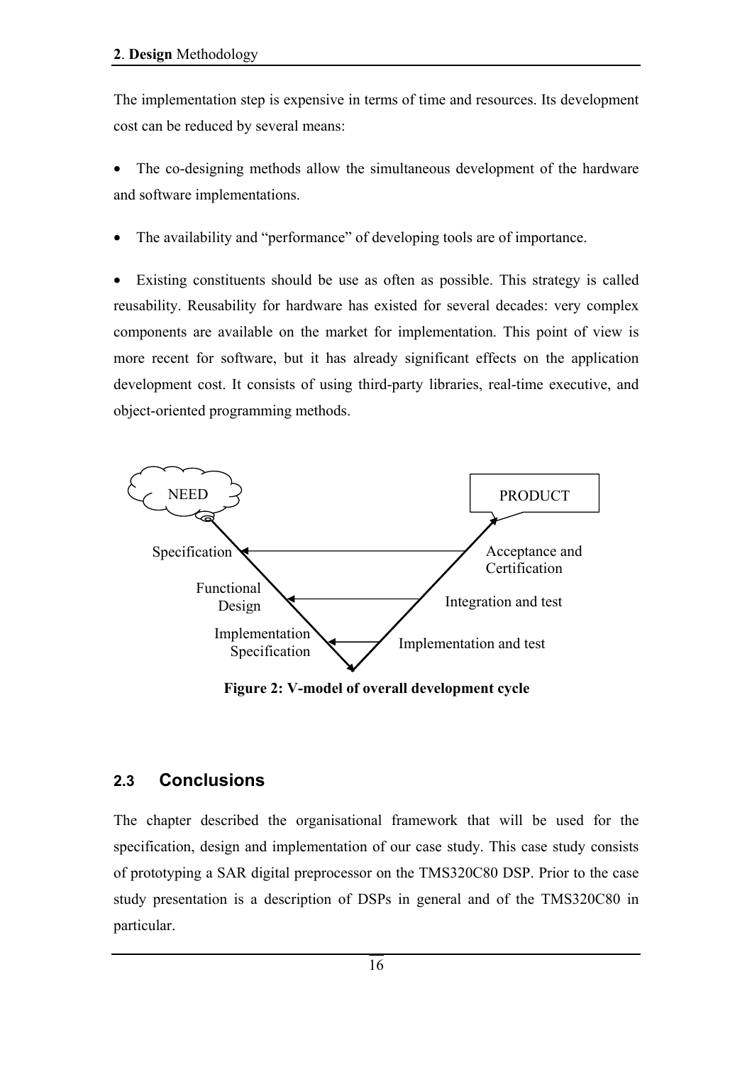The implementation step is expensive in terms of time and resources. Its development cost can be reduced by several means:

- The co-designing methods allow the simultaneous development of the hardware and software implementations.

- The availability and "performance" of developing tools are of importance.

- Existing constituents should be use as often as possible. This strategy is called reusability. Reusability for hardware has existed for several decades: very complex components are available on the market for implementation. This point of view is more recent for software, but it has already significant effects on the application development cost. It consists of using third-party libraries, real-time executive, and object-oriented programming methods.

NEED

PRODUCT

Specification

Acceptance and Certification

Functional Design

Integration and test

Implementation Specification

Implementation and test

**Figure 2: V-model of overall development cycle**

## 2.3 Conclusions

The chapter described the organisational framework that will be used for the specification, design and implementation of our case study. This case study consists of prototyping a SAR digital preprocessor on the TMS320C80 DSP. Prior to the case study presentation is a description of DSPs in general and of the TMS320C80 in particular.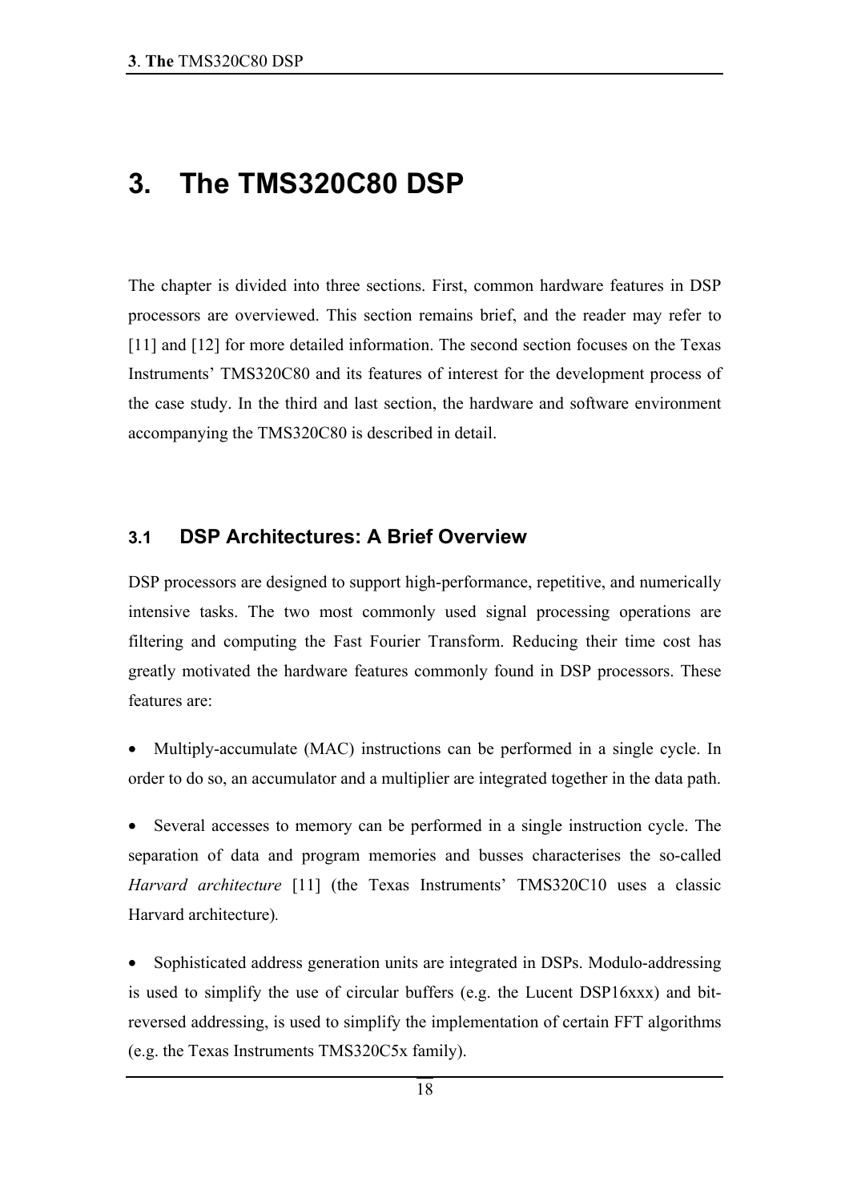# 3. The TMS320C80 DSP

The chapter is divided into three sections. First, common hardware features in DSP processors are overviewed. This section remains brief, and the reader may refer to [11] and [12] for more detailed information. The second section focuses on the Texas Instruments' TMS320C80 and its features of interest for the development process of the case study. In the third and last section, the hardware and software environment accompanying the TMS320C80 is described in detail.

## 3.1 DSP Architectures: A Brief Overview

DSP processors are designed to support high-performance, repetitive, and numerically intensive tasks. The two most commonly used signal processing operations are filtering and computing the Fast Fourier Transform. Reducing their time cost has greatly motivated the hardware features commonly found in DSP processors. These features are:

- Multiply-accumulate (MAC) instructions can be performed in a single cycle. In order to do so, an accumulator and a multiplier are integrated together in the data path.

- Several accesses to memory can be performed in a single instruction cycle. The separation of data and program memories and busses characterises the so-called *Harvard architecture* [11] (the Texas Instruments' TMS320C10 uses a classic Harvard architecture).

- Sophisticated address generation units are integrated in DSPs. Modulo-addressing is used to simplify the use of circular buffers (e.g. the Lucent DSP16xxx) and bit-reversed addressing, is used to simplify the implementation of certain FFT algorithms (e.g. the Texas Instruments TMS320C5x family).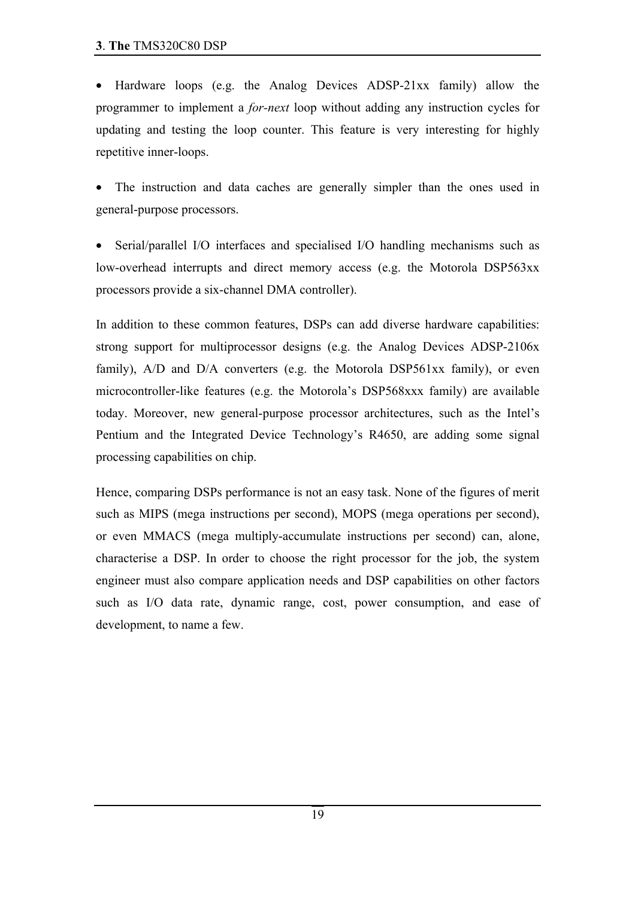- Hardware loops (e.g. the Analog Devices ADSP-21xx family) allow the programmer to implement a *for-next* loop without adding any instruction cycles for updating and testing the loop counter. This feature is very interesting for highly repetitive inner-loops.

- The instruction and data caches are generally simpler than the ones used in general-purpose processors.

- Serial/parallel I/O interfaces and specialised I/O handling mechanisms such as low-overhead interrupts and direct memory access (e.g. the Motorola DSP563xx processors provide a six-channel DMA controller).

In addition to these common features, DSPs can add diverse hardware capabilities: strong support for multiprocessor designs (e.g. the Analog Devices ADSP-2106x family), A/D and D/A converters (e.g. the Motorola DSP561xx family), or even microcontroller-like features (e.g. the Motorola's DSP568xxx family) are available today. Moreover, new general-purpose processor architectures, such as the Intel's Pentium and the Integrated Device Technology's R4650, are adding some signal processing capabilities on chip.

Hence, comparing DSPs performance is not an easy task. None of the figures of merit such as MIPS (mega instructions per second), MOPS (mega operations per second), or even MMACS (mega multiply-accumulate instructions per second) can, alone, characterise a DSP. In order to choose the right processor for the job, the system engineer must also compare application needs and DSP capabilities on other factors such as I/O data rate, dynamic range, cost, power consumption, and ease of development, to name a few.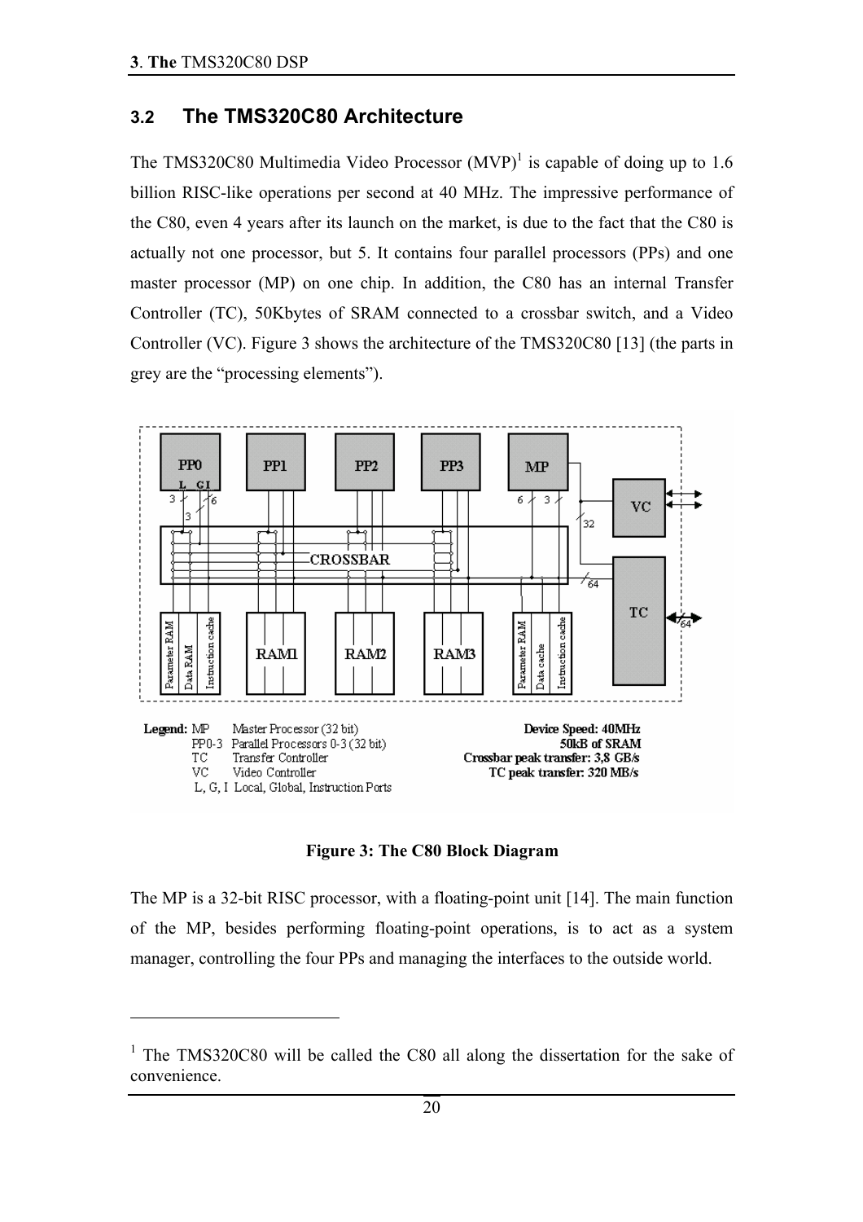## 3.2 The TMS320C80 Architecture

The TMS320C80 Multimedia Video Processor (MVP)[1] is capable of doing up to 1.6 billion RISC-like operations per second at 40 MHz. The impressive performance of the C80, even 4 years after its launch on the market, is due to the fact that the C80 is actually not one processor, but 5. It contains four parallel processors (PPs) and one master processor (MP) on one chip. In addition, the C80 has an internal Transfer Controller (TC), 50Kbytes of SRAM connected to a crossbar switch, and a Video Controller (VC). Figure 3 shows the architecture of the TMS320C80 [13] (the parts in grey are the "processing elements").

**Figure 3: The C80 Block Diagram**

The MP is a 32-bit RISC processor, with a floating-point unit [14]. The main function of the MP, besides performing floating-point operations, is to act as a system manager, controlling the four PPs and managing the interfaces to the outside world.

---

[1] The TMS320C80 will be called the C80 all along the dissertation for the sake of convenience.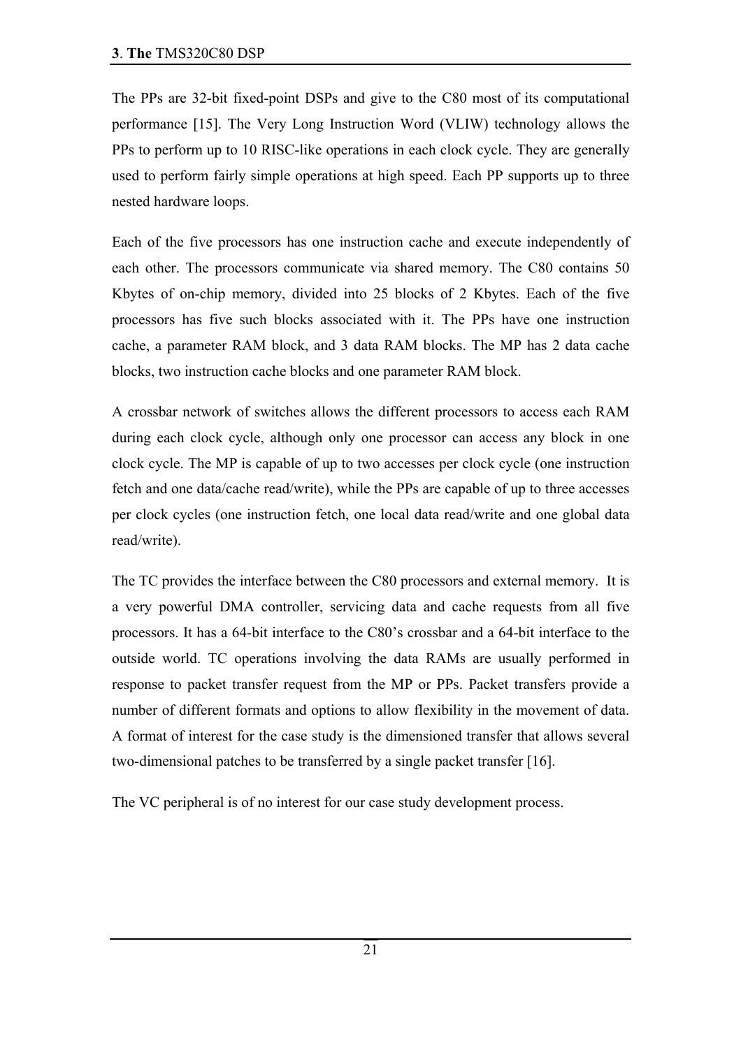The PPs are 32-bit fixed-point DSPs and give to the C80 most of its computational performance [15]. The Very Long Instruction Word (VLIW) technology allows the PPs to perform up to 10 RISC-like operations in each clock cycle. They are generally used to perform fairly simple operations at high speed. Each PP supports up to three nested hardware loops.

Each of the five processors has one instruction cache and execute independently of each other. The processors communicate via shared memory. The C80 contains 50 Kbytes of on-chip memory, divided into 25 blocks of 2 Kbytes. Each of the five processors has five such blocks associated with it. The PPs have one instruction cache, a parameter RAM block, and 3 data RAM blocks. The MP has 2 data cache blocks, two instruction cache blocks and one parameter RAM block.

A crossbar network of switches allows the different processors to access each RAM during each clock cycle, although only one processor can access any block in one clock cycle. The MP is capable of up to two accesses per clock cycle (one instruction fetch and one data/cache read/write), while the PPs are capable of up to three accesses per clock cycles (one instruction fetch, one local data read/write and one global data read/write).

The TC provides the interface between the C80 processors and external memory. It is a very powerful DMA controller, servicing data and cache requests from all five processors. It has a 64-bit interface to the C80's crossbar and a 64-bit interface to the outside world. TC operations involving the data RAMs are usually performed in response to packet transfer request from the MP or PPs. Packet transfers provide a number of different formats and options to allow flexibility in the movement of data. A format of interest for the case study is the dimensioned transfer that allows several two-dimensional patches to be transferred by a single packet transfer [16].

The VC peripheral is of no interest for our case study development process.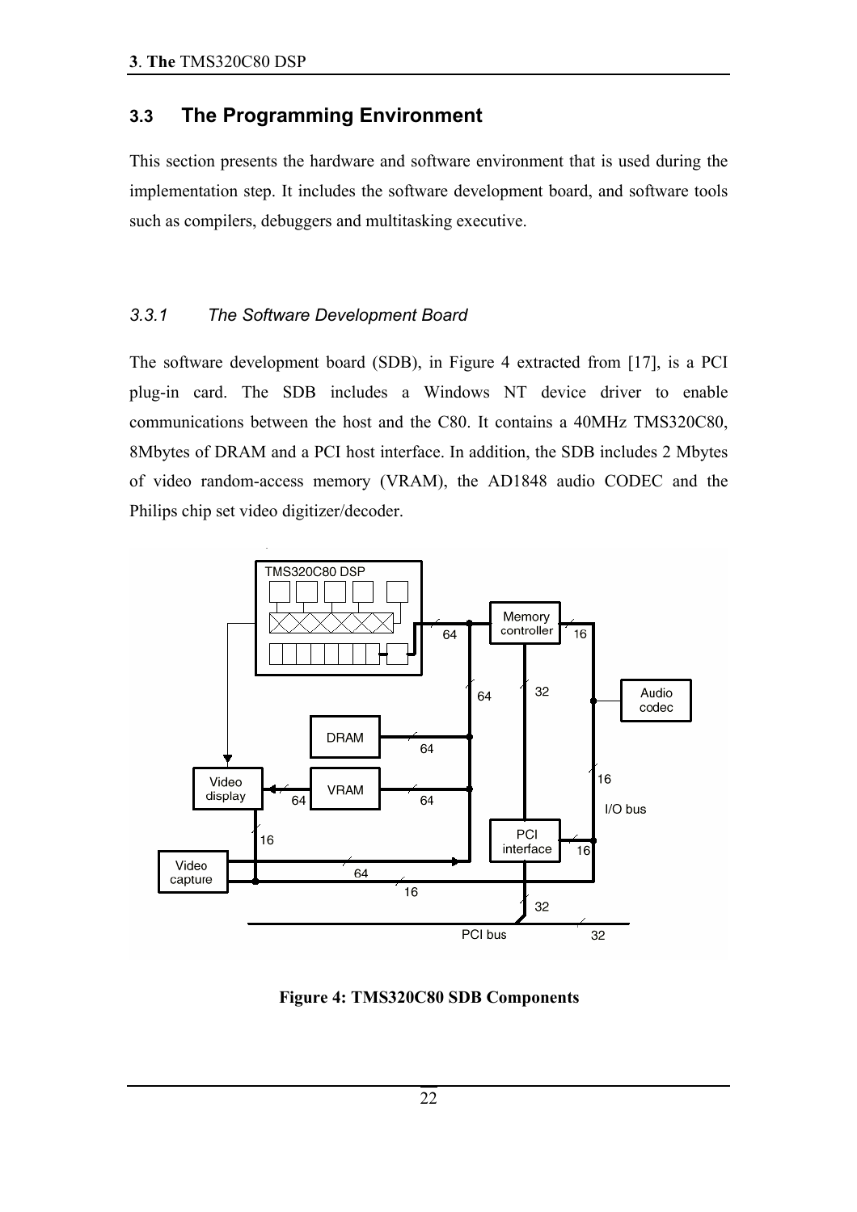## 3.3 The Programming Environment

This section presents the hardware and software environment that is used during the implementation step. It includes the software development board, and software tools such as compilers, debuggers and multitasking executive.

### *3.3.1 The Software Development Board*

The software development board (SDB), in Figure 4 extracted from [17], is a PCI plug-in card. The SDB includes a Windows NT device driver to enable communications between the host and the C80. It contains a 40MHz TMS320C80, 8Mbytes of DRAM and a PCI host interface. In addition, the SDB includes 2 Mbytes of video random-access memory (VRAM), the AD1848 audio CODEC and the Philips chip set video digitizer/decoder.

**Figure 4: TMS320C80 SDB Components**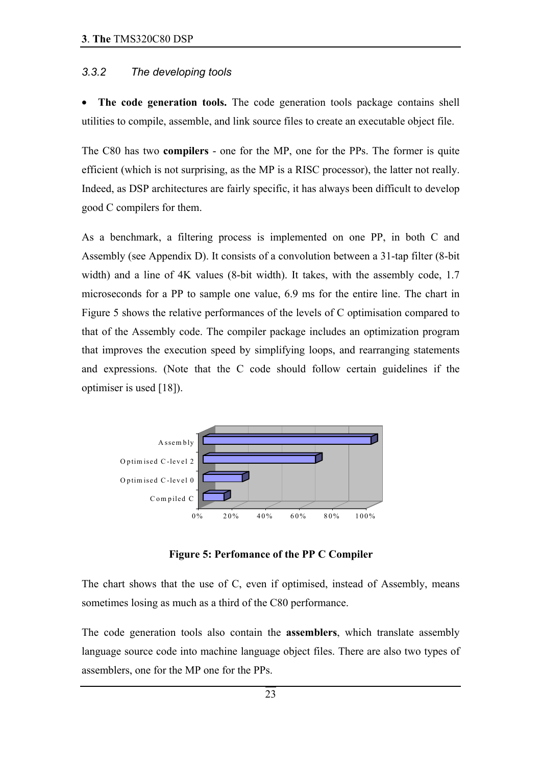### 3.3.2 The developing tools

- **The code generation tools.** The code generation tools package contains shell utilities to compile, assemble, and link source files to create an executable object file.

The C80 has two **compilers** - one for the MP, one for the PPs. The former is quite efficient (which is not surprising, as the MP is a RISC processor), the latter not really. Indeed, as DSP architectures are fairly specific, it has always been difficult to develop good C compilers for them.

As a benchmark, a filtering process is implemented on one PP, in both C and Assembly (see Appendix D). It consists of a convolution between a 31-tap filter (8-bit width) and a line of 4K values (8-bit width). It takes, with the assembly code, 1.7 microseconds for a PP to sample one value, 6.9 ms for the entire line. The chart in Figure 5 shows the relative performances of the levels of C optimisation compared to that of the Assembly code. The compiler package includes an optimization program that improves the execution speed by simplifying loops, and rearranging statements and expressions. (Note that the C code should follow certain guidelines if the optimiser is used [18]).

**Figure 5: Perfomance of the PP C Compiler**

The chart shows that the use of C, even if optimised, instead of Assembly, means sometimes losing as much as a third of the C80 performance.

The code generation tools also contain the **assemblers**, which translate assembly language source code into machine language object files. There are also two types of assemblers, one for the MP one for the PPs.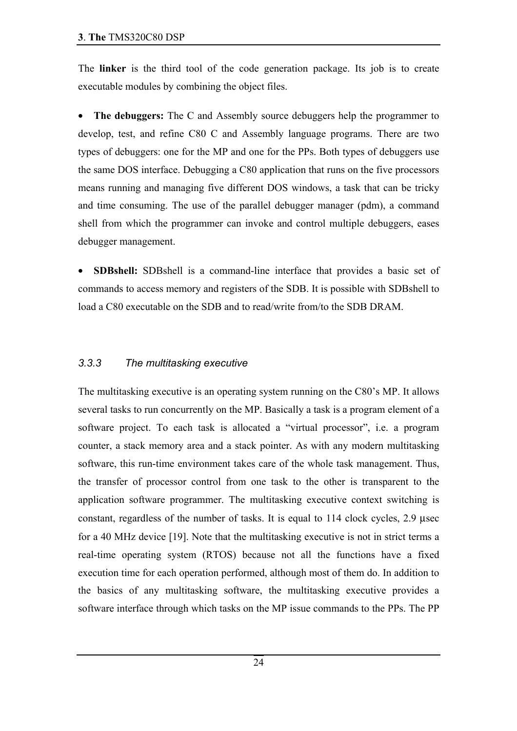The **linker** is the third tool of the code generation package. Its job is to create executable modules by combining the object files.

- **The debuggers:** The C and Assembly source debuggers help the programmer to develop, test, and refine C80 C and Assembly language programs. There are two types of debuggers: one for the MP and one for the PPs. Both types of debuggers use the same DOS interface. Debugging a C80 application that runs on the five processors means running and managing five different DOS windows, a task that can be tricky and time consuming. The use of the parallel debugger manager (pdm), a command shell from which the programmer can invoke and control multiple debuggers, eases debugger management.

- **SDBshell:** SDBshell is a command-line interface that provides a basic set of commands to access memory and registers of the SDB. It is possible with SDBshell to load a C80 executable on the SDB and to read/write from/to the SDB DRAM.

### *3.3.3 The multitasking executive*

The multitasking executive is an operating system running on the C80's MP. It allows several tasks to run concurrently on the MP. Basically a task is a program element of a software project. To each task is allocated a "virtual processor", i.e. a program counter, a stack memory area and a stack pointer. As with any modern multitasking software, this run-time environment takes care of the whole task management. Thus, the transfer of processor control from one task to the other is transparent to the application software programmer. The multitasking executive context switching is constant, regardless of the number of tasks. It is equal to 114 clock cycles, 2.9 μsec for a 40 MHz device [19]. Note that the multitasking executive is not in strict terms a real-time operating system (RTOS) because not all the functions have a fixed execution time for each operation performed, although most of them do. In addition to the basics of any multitasking software, the multitasking executive provides a software interface through which tasks on the MP issue commands to the PPs. The PP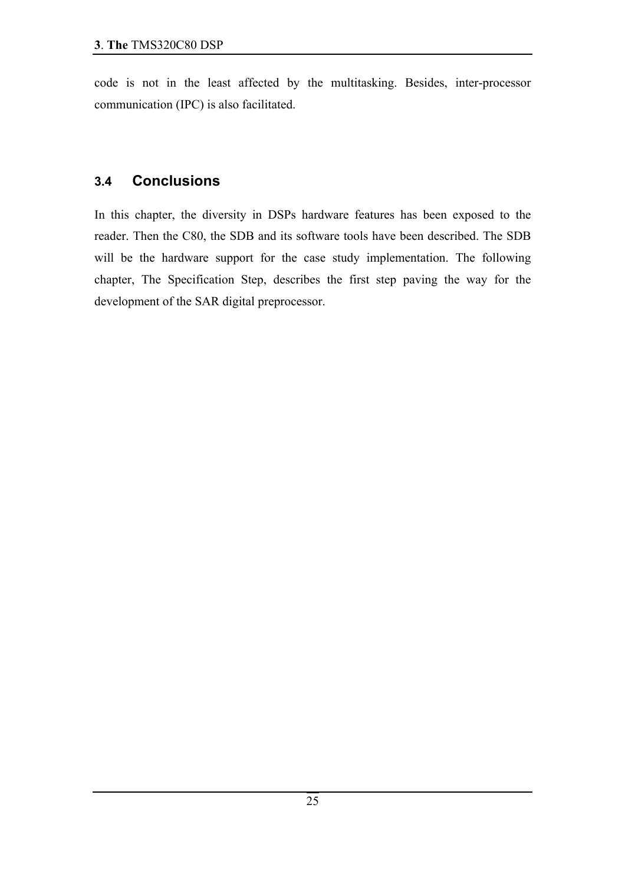code is not in the least affected by the multitasking. Besides, inter-processor communication (IPC) is also facilitated.

### 3.4 Conclusions

In this chapter, the diversity in DSPs hardware features has been exposed to the reader. Then the C80, the SDB and its software tools have been described. The SDB will be the hardware support for the case study implementation. The following chapter, The Specification Step, describes the first step paving the way for the development of the SAR digital preprocessor.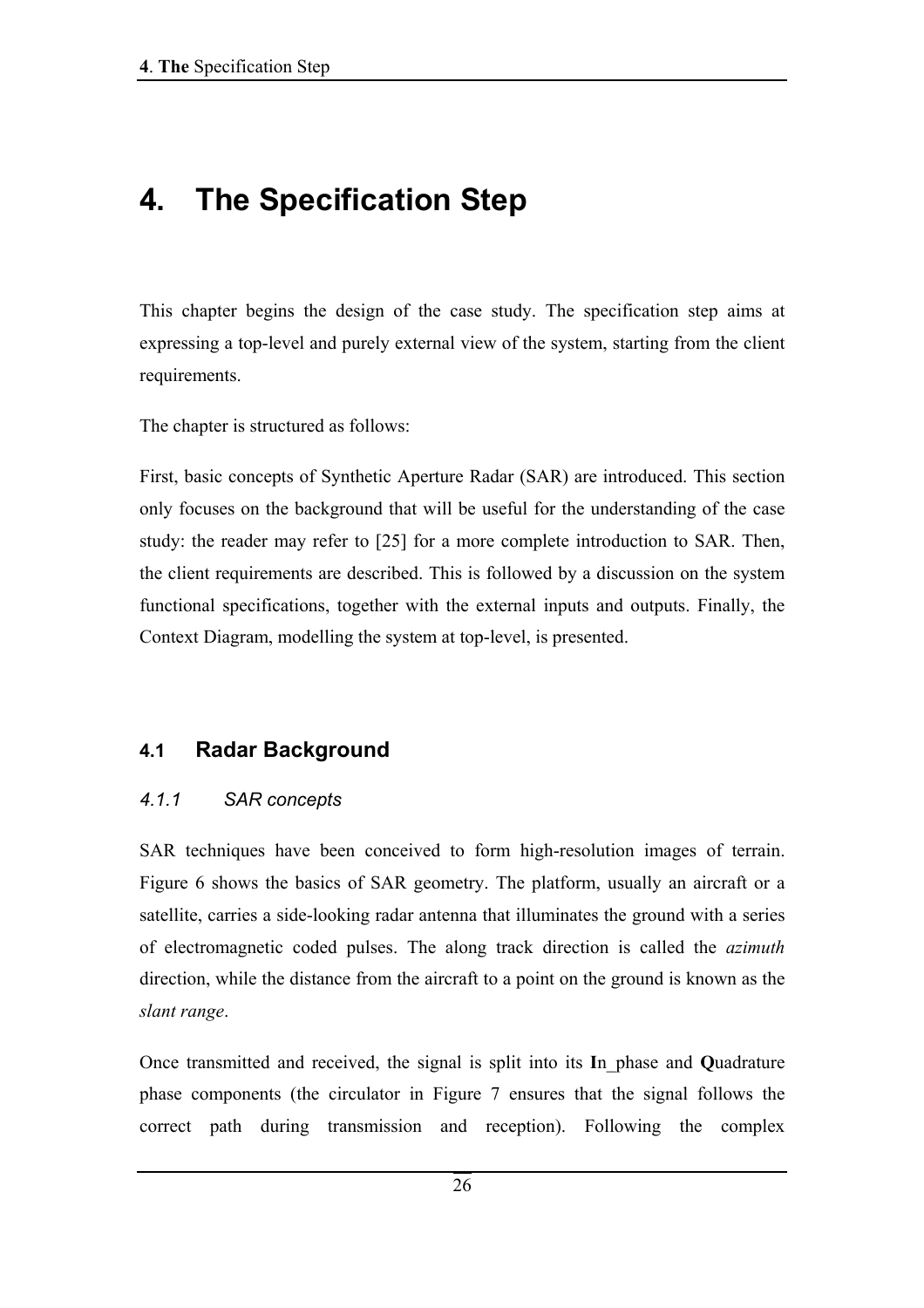# 4. The Specification Step

This chapter begins the design of the case study. The specification step aims at expressing a top-level and purely external view of the system, starting from the client requirements.

The chapter is structured as follows:

First, basic concepts of Synthetic Aperture Radar (SAR) are introduced. This section only focuses on the background that will be useful for the understanding of the case study: the reader may refer to [25] for a more complete introduction to SAR. Then, the client requirements are described. This is followed by a discussion on the system functional specifications, together with the external inputs and outputs. Finally, the Context Diagram, modelling the system at top-level, is presented.

## 4.1 Radar Background

### *4.1.1 SAR concepts*

SAR techniques have been conceived to form high-resolution images of terrain. Figure 6 shows the basics of SAR geometry. The platform, usually an aircraft or a satellite, carries a side-looking radar antenna that illuminates the ground with a series of electromagnetic coded pulses. The along track direction is called the *azimuth* direction, while the distance from the aircraft to a point on the ground is known as the *slant range*.

Once transmitted and received, the signal is split into its **I**n_phase and **Q**uadrature phase components (the circulator in Figure 7 ensures that the signal follows the correct path during transmission and reception). Following the complex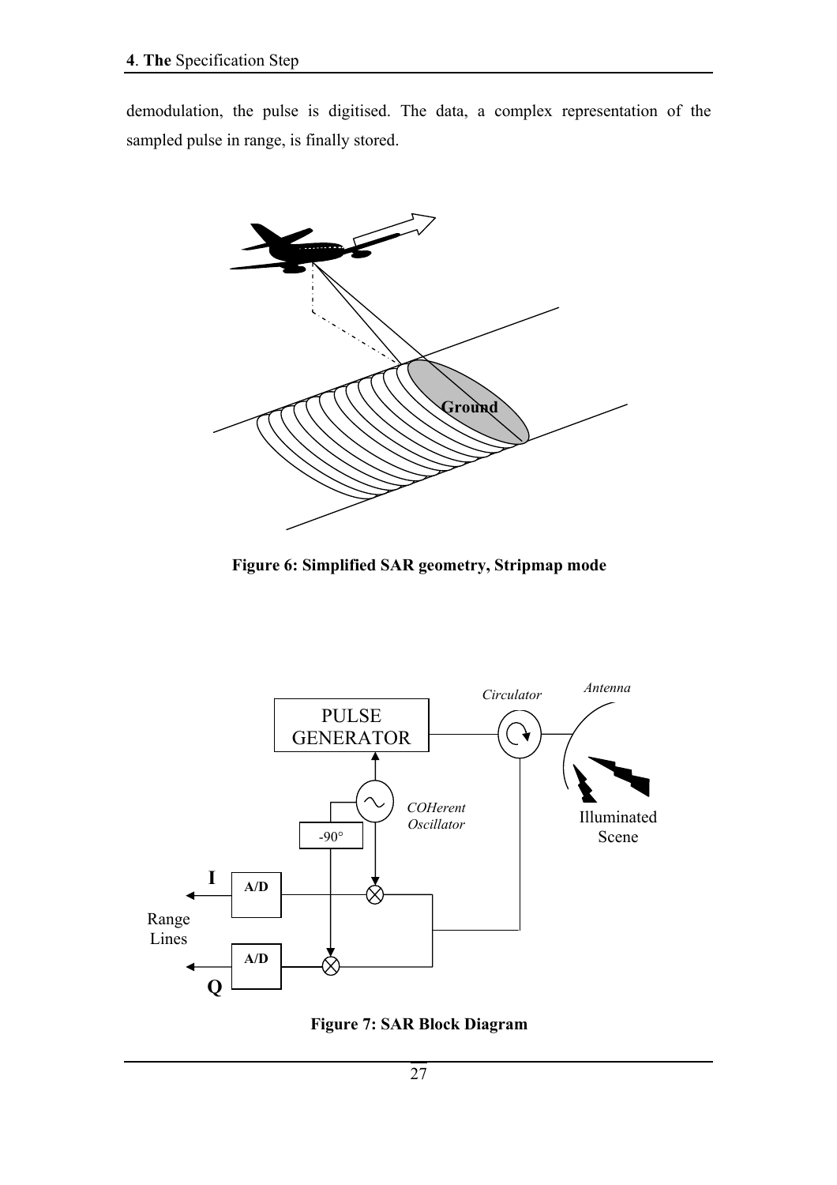demodulation, the pulse is digitised. The data, a complex representation of the sampled pulse in range, is finally stored.

**Figure 6: Simplified SAR geometry, Stripmap mode**

**Figure 7: SAR Block Diagram**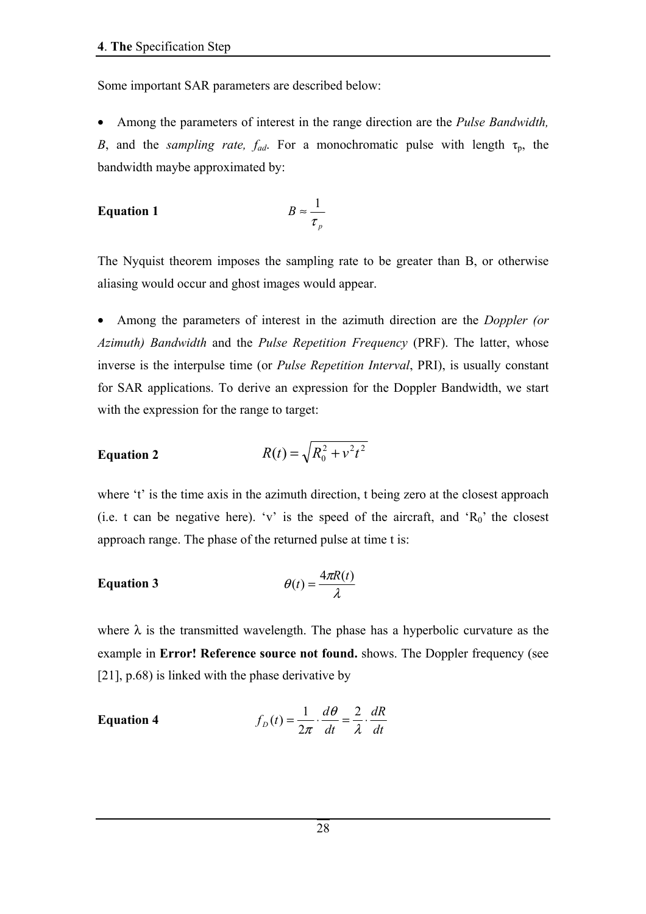Some important SAR parameters are described below:

- Among the parameters of interest in the range direction are the *Pulse Bandwidth, B*, and the *sampling rate, $f_{ad}$*. For a monochromatic pulse with length $\tau_p$, the bandwidth maybe approximated by:

**Equation 1**
$$B \approx \frac{1}{\tau_p}$$

The Nyquist theorem imposes the sampling rate to be greater than B, or otherwise aliasing would occur and ghost images would appear.

- Among the parameters of interest in the azimuth direction are the *Doppler (or Azimuth) Bandwidth* and the *Pulse Repetition Frequency* (PRF). The latter, whose inverse is the interpulse time (or *Pulse Repetition Interval*, PRI), is usually constant for SAR applications. To derive an expression for the Doppler Bandwidth, we start with the expression for the range to target:

**Equation 2**
$$R(t) = \sqrt{R_0^2 + v^2 t^2}$$

where 't' is the time axis in the azimuth direction, t being zero at the closest approach (i.e. t can be negative here). 'v' is the speed of the aircraft, and '$R_0$' the closest approach range. The phase of the returned pulse at time t is:

**Equation 3**
$$\theta(t) = \frac{4\pi R(t)}{\lambda}$$

where $\lambda$ is the transmitted wavelength. The phase has a hyperbolic curvature as the example in **Error! Reference source not found.** shows. The Doppler frequency (see [21], p.68) is linked with the phase derivative by

**Equation 4**
$$f_D(t) = \frac{1}{2\pi} \cdot \frac{d\theta}{dt} = \frac{2}{\lambda} \cdot \frac{dR}{dt}$$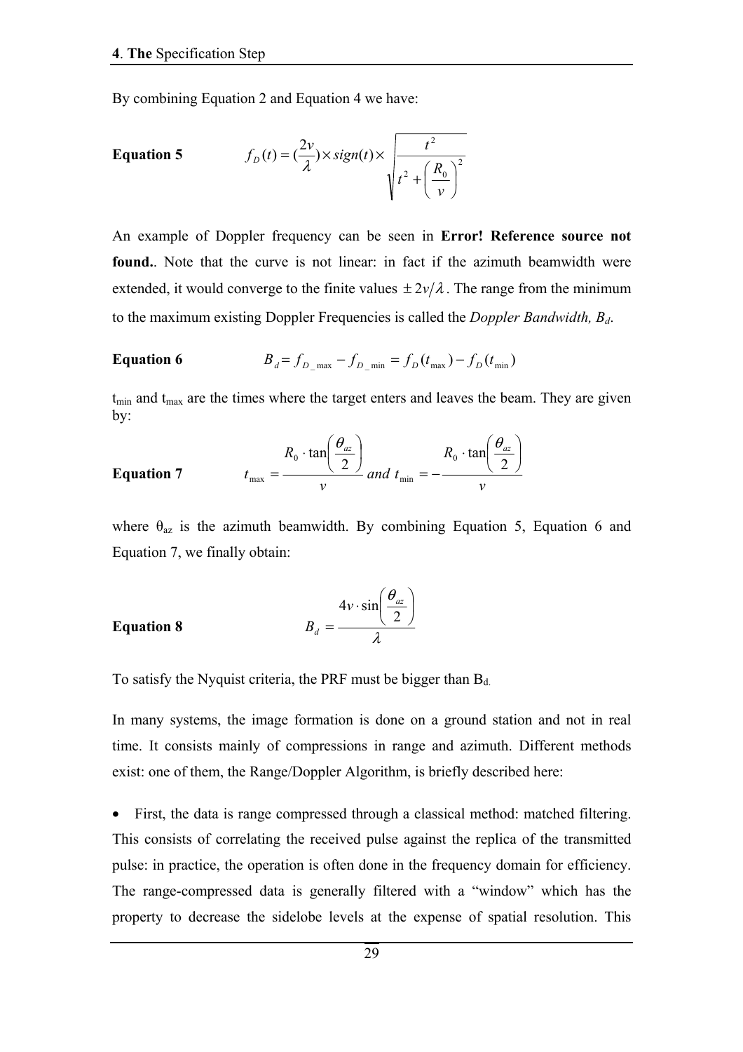By combining Equation 2 and Equation 4 we have:

**Equation 5** $$f_D(t) = (\frac{2v}{\lambda}) \times sign(t) \times \sqrt{\frac{t^2}{t^2 + \left(\frac{R_0}{v}\right)^2}}$$

An example of Doppler frequency can be seen in **Error! Reference source not found.**. Note that the curve is not linear: in fact if the azimuth beamwidth were extended, it would converge to the finite values $\pm 2v/\lambda$. The range from the minimum to the maximum existing Doppler Frequencies is called the *Doppler Bandwidth, $B_d$*.

**Equation 6** $$B_d = f_{D\_\max} - f_{D\_\min} = f_D(t_{\max}) - f_D(t_{\min})$$

$t_{min}$ and $t_{max}$ are the times where the target enters and leaves the beam. They are given by:

**Equation 7** $$t_{\max} = \frac{R_0 \cdot \tan\left(\frac{\theta_{az}}{2}\right)}{v} \text{ and } t_{\min} = -\frac{R_0 \cdot \tan\left(\frac{\theta_{az}}{2}\right)}{v}$$

where $\theta_{az}$ is the azimuth beamwidth. By combining Equation 5, Equation 6 and Equation 7, we finally obtain:

**Equation 8** $$B_d = \frac{4v \cdot \sin\left(\frac{\theta_{az}}{2}\right)}{\lambda}$$

To satisfy the Nyquist criteria, the PRF must be bigger than $B_d$.

In many systems, the image formation is done on a ground station and not in real time. It consists mainly of compressions in range and azimuth. Different methods exist: one of them, the Range/Doppler Algorithm, is briefly described here:

- First, the data is range compressed through a classical method: matched filtering. This consists of correlating the received pulse against the replica of the transmitted pulse: in practice, the operation is often done in the frequency domain for efficiency. The range-compressed data is generally filtered with a "window" which has the property to decrease the sidelobe levels at the expense of spatial resolution. This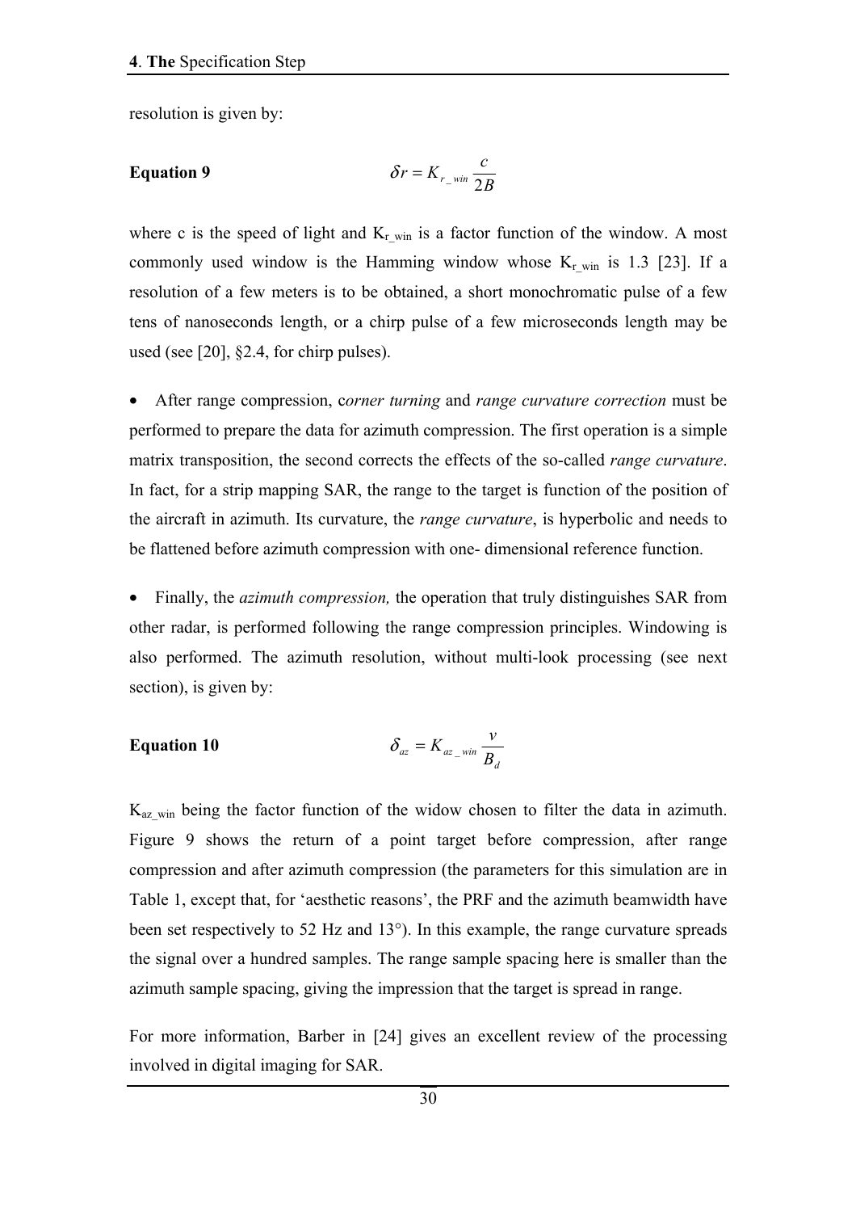resolution is given by:

**Equation 9** $$\delta r = K_{r\_win} \frac{c}{2B}$$

where c is the speed of light and $K_{r\_win}$ is a factor function of the window. A most commonly used window is the Hamming window whose $K_{r\_win}$ is 1.3 [23]. If a resolution of a few meters is to be obtained, a short monochromatic pulse of a few tens of nanoseconds length, or a chirp pulse of a few microseconds length may be used (see [20], §2.4, for chirp pulses).

- After range compression, c*orner turning* and *range curvature correction* must be performed to prepare the data for azimuth compression. The first operation is a simple matrix transposition, the second corrects the effects of the so-called *range curvature*. In fact, for a strip mapping SAR, the range to the target is function of the position of the aircraft in azimuth. Its curvature, the *range curvature*, is hyperbolic and needs to be flattened before azimuth compression with one- dimensional reference function.

- Finally, the *azimuth compression,* the operation that truly distinguishes SAR from other radar, is performed following the range compression principles. Windowing is also performed. The azimuth resolution, without multi-look processing (see next section), is given by:

**Equation 10** $$\delta_{az} = K_{az\_win} \frac{v}{B_d}$$

$K_{az\_win}$ being the factor function of the widow chosen to filter the data in azimuth. Figure 9 shows the return of a point target before compression, after range compression and after azimuth compression (the parameters for this simulation are in Table 1, except that, for 'aesthetic reasons', the PRF and the azimuth beamwidth have been set respectively to 52 Hz and 13°). In this example, the range curvature spreads the signal over a hundred samples. The range sample spacing here is smaller than the azimuth sample spacing, giving the impression that the target is spread in range.

For more information, Barber in [24] gives an excellent review of the processing involved in digital imaging for SAR.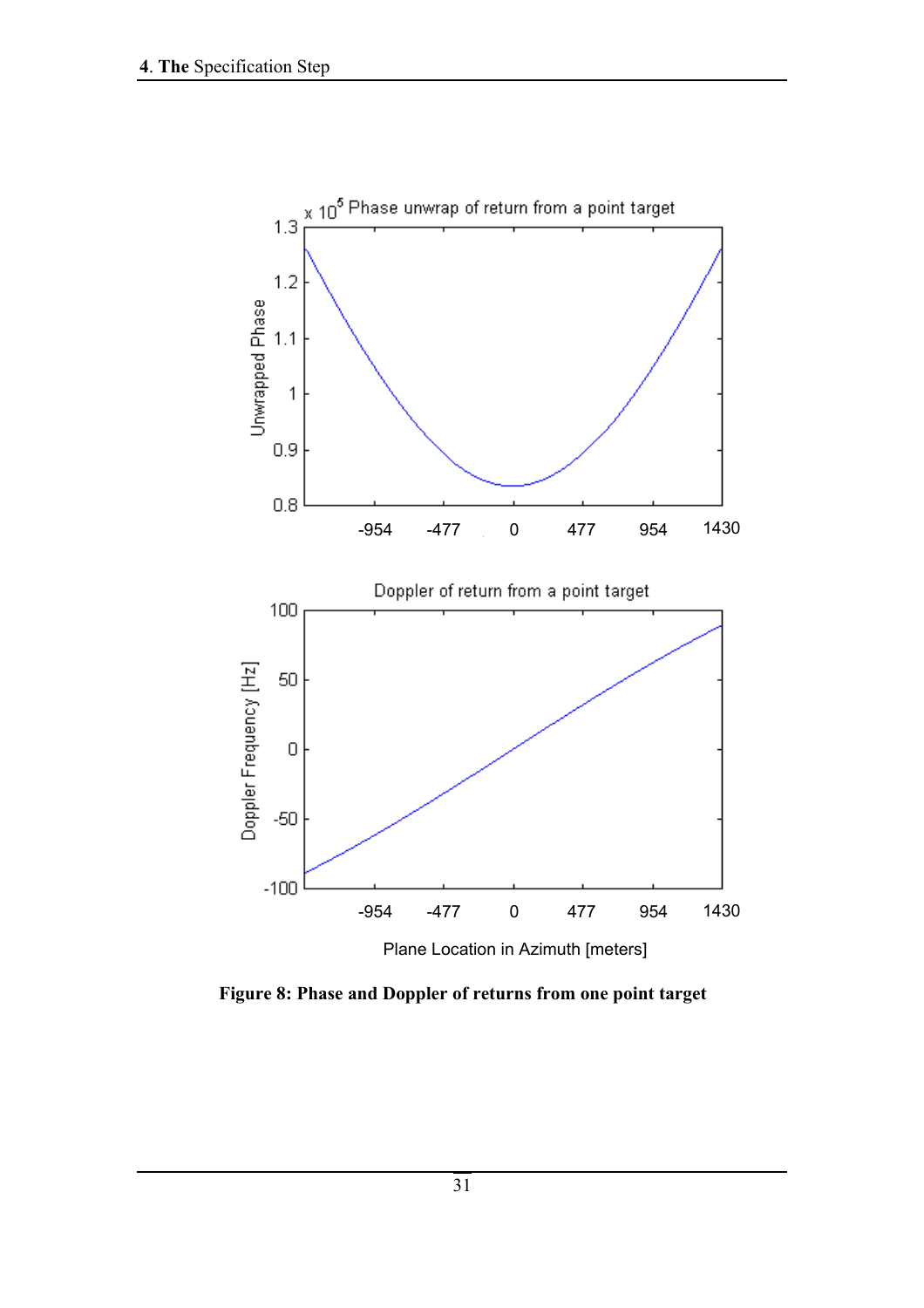Figure 8: Phase and Doppler of returns from one point target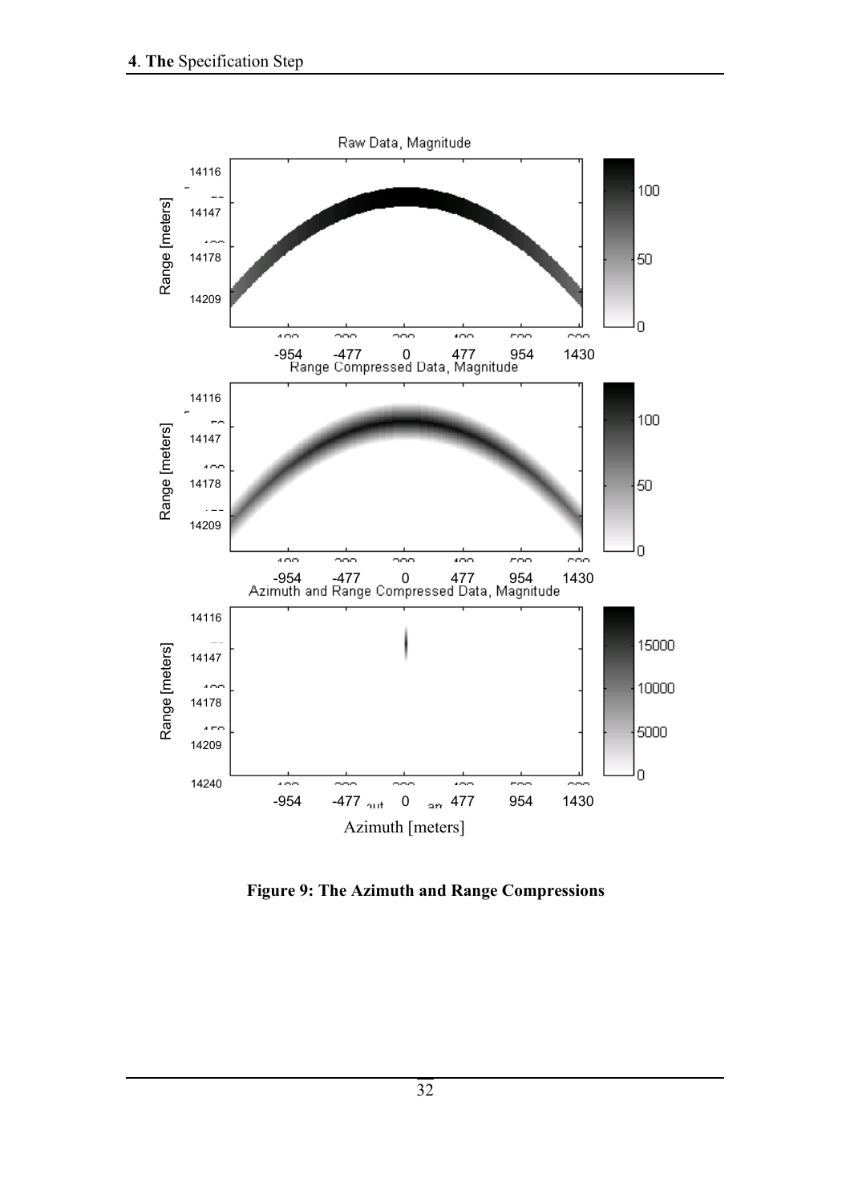Figure 9: The Azimuth and Range Compressions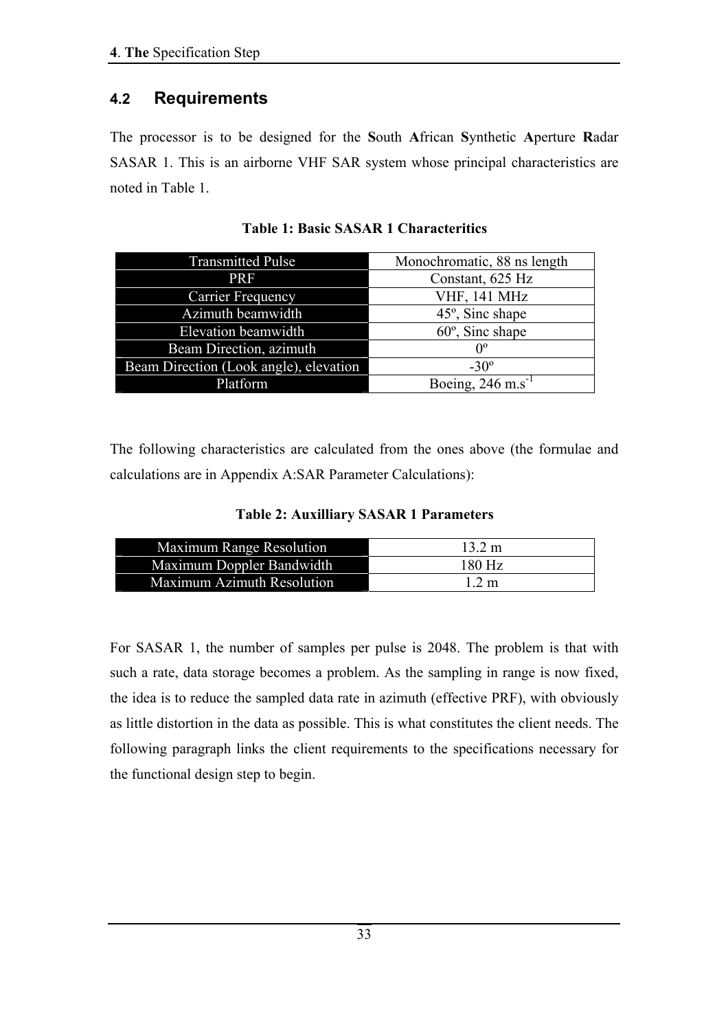## 4.2 Requirements

The processor is to be designed for the **S**outh **A**frican **S**ynthetic **A**perture **R**adar SASAR 1. This is an airborne VHF SAR system whose principal characteristics are noted in Table 1.

**Table 1: Basic SASAR 1 Characteritics**

| Parameter | Value |
|---|---|
| Transmitted Pulse | Monochromatic, 88 ns length |
| PRF | Constant, 625 Hz |
| Carrier Frequency | VHF, 141 MHz |
| Azimuth beamwidth | 45º, Sinc shape |
| Elevation beamwidth | 60º, Sinc shape |
| Beam Direction, azimuth | 0º |
| Beam Direction (Look angle), elevation | -30º |
| Platform | Boeing, 246 $m.s^{-1}$ |

The following characteristics are calculated from the ones above (the formulae and calculations are in Appendix A:SAR Parameter Calculations):

**Table 2: Auxilliary SASAR 1 Parameters**

| Parameter | Value |
|---|---|
| Maximum Range Resolution | 13.2 m |
| Maximum Doppler Bandwidth | 180 Hz |
| Maximum Azimuth Resolution | 1.2 m |

For SASAR 1, the number of samples per pulse is 2048. The problem is that with such a rate, data storage becomes a problem. As the sampling in range is now fixed, the idea is to reduce the sampled data rate in azimuth (effective PRF), with obviously as little distortion in the data as possible. This is what constitutes the client needs. The following paragraph links the client requirements to the specifications necessary for the functional design step to begin.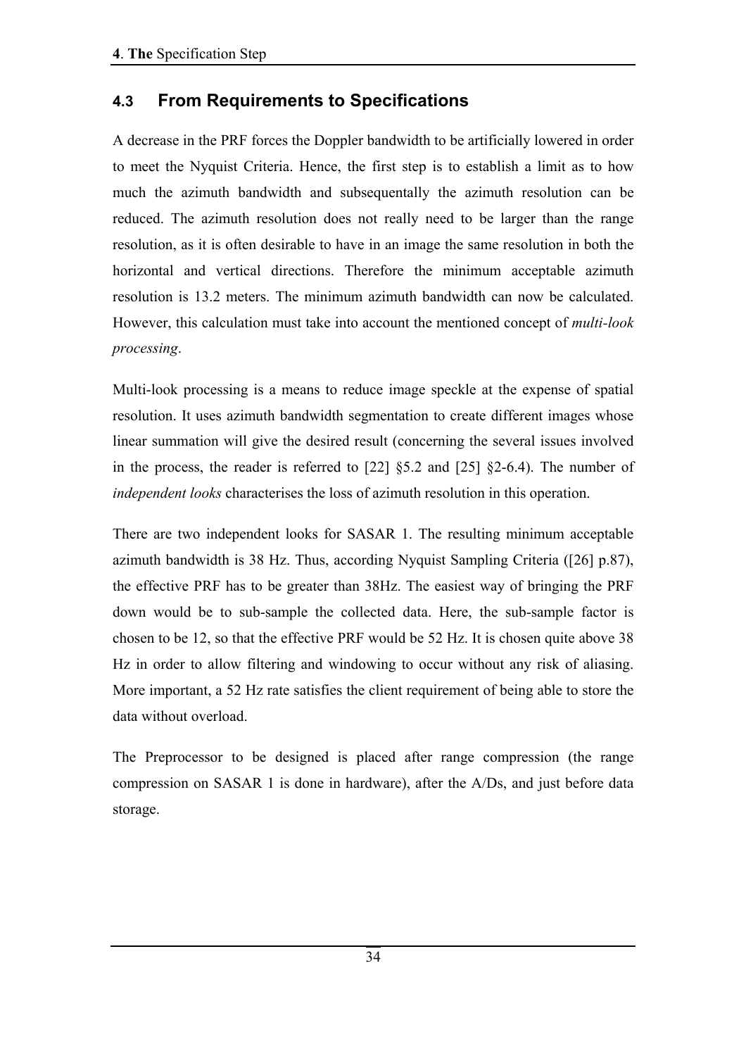## 4.3 From Requirements to Specifications

A decrease in the PRF forces the Doppler bandwidth to be artificially lowered in order to meet the Nyquist Criteria. Hence, the first step is to establish a limit as to how much the azimuth bandwidth and subsequentally the azimuth resolution can be reduced. The azimuth resolution does not really need to be larger than the range resolution, as it is often desirable to have in an image the same resolution in both the horizontal and vertical directions. Therefore the minimum acceptable azimuth resolution is 13.2 meters. The minimum azimuth bandwidth can now be calculated. However, this calculation must take into account the mentioned concept of *multi-look processing*.

Multi-look processing is a means to reduce image speckle at the expense of spatial resolution. It uses azimuth bandwidth segmentation to create different images whose linear summation will give the desired result (concerning the several issues involved in the process, the reader is referred to [22] §5.2 and [25] §2-6.4). The number of *independent looks* characterises the loss of azimuth resolution in this operation.

There are two independent looks for SASAR 1. The resulting minimum acceptable azimuth bandwidth is 38 Hz. Thus, according Nyquist Sampling Criteria ([26] p.87), the effective PRF has to be greater than 38Hz. The easiest way of bringing the PRF down would be to sub-sample the collected data. Here, the sub-sample factor is chosen to be 12, so that the effective PRF would be 52 Hz. It is chosen quite above 38 Hz in order to allow filtering and windowing to occur without any risk of aliasing. More important, a 52 Hz rate satisfies the client requirement of being able to store the data without overload.

The Preprocessor to be designed is placed after range compression (the range compression on SASAR 1 is done in hardware), after the A/Ds, and just before data storage.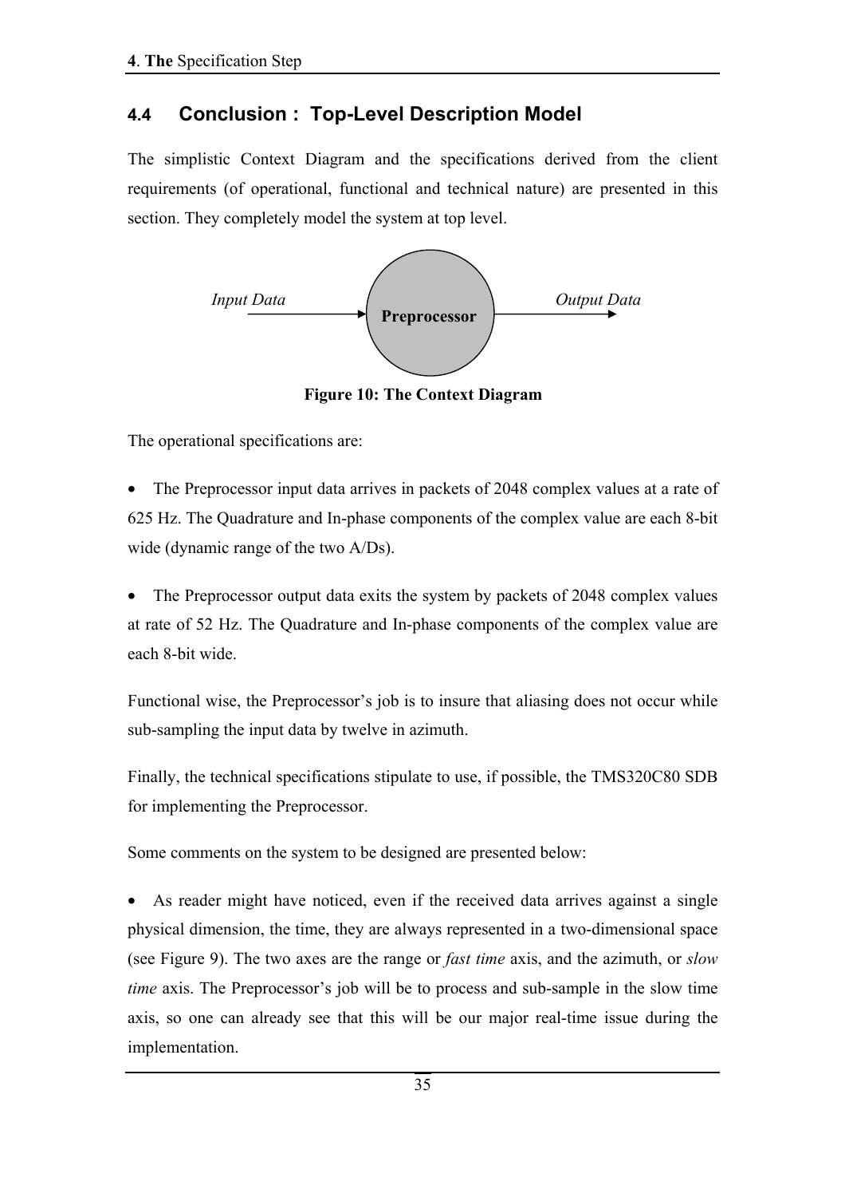## 4.4 Conclusion : Top-Level Description Model

The simplistic Context Diagram and the specifications derived from the client requirements (of operational, functional and technical nature) are presented in this section. They completely model the system at top level.

*Input Data* → **Preprocessor** → *Output Data*

**Figure 10: The Context Diagram**

The operational specifications are:

- The Preprocessor input data arrives in packets of 2048 complex values at a rate of 625 Hz. The Quadrature and In-phase components of the complex value are each 8-bit wide (dynamic range of the two A/Ds).

- The Preprocessor output data exits the system by packets of 2048 complex values at rate of 52 Hz. The Quadrature and In-phase components of the complex value are each 8-bit wide.

Functional wise, the Preprocessor's job is to insure that aliasing does not occur while sub-sampling the input data by twelve in azimuth.

Finally, the technical specifications stipulate to use, if possible, the TMS320C80 SDB for implementing the Preprocessor.

Some comments on the system to be designed are presented below:

- As reader might have noticed, even if the received data arrives against a single physical dimension, the time, they are always represented in a two-dimensional space (see Figure 9). The two axes are the range or *fast time* axis, and the azimuth, or *slow time* axis. The Preprocessor's job will be to process and sub-sample in the slow time axis, so one can already see that this will be our major real-time issue during the implementation.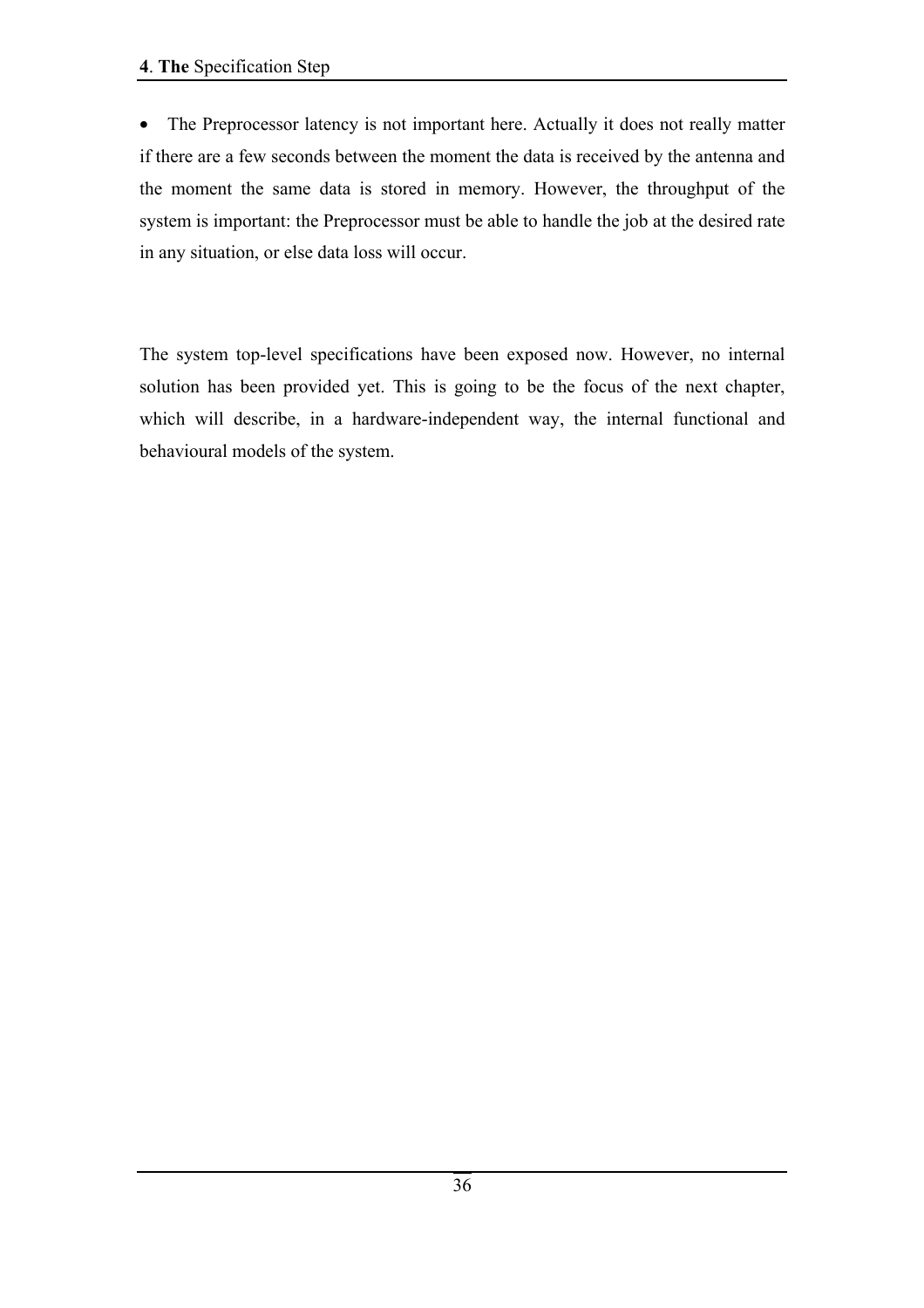- The Preprocessor latency is not important here. Actually it does not really matter if there are a few seconds between the moment the data is received by the antenna and the moment the same data is stored in memory. However, the throughput of the system is important: the Preprocessor must be able to handle the job at the desired rate in any situation, or else data loss will occur.

The system top-level specifications have been exposed now. However, no internal solution has been provided yet. This is going to be the focus of the next chapter, which will describe, in a hardware-independent way, the internal functional and behavioural models of the system.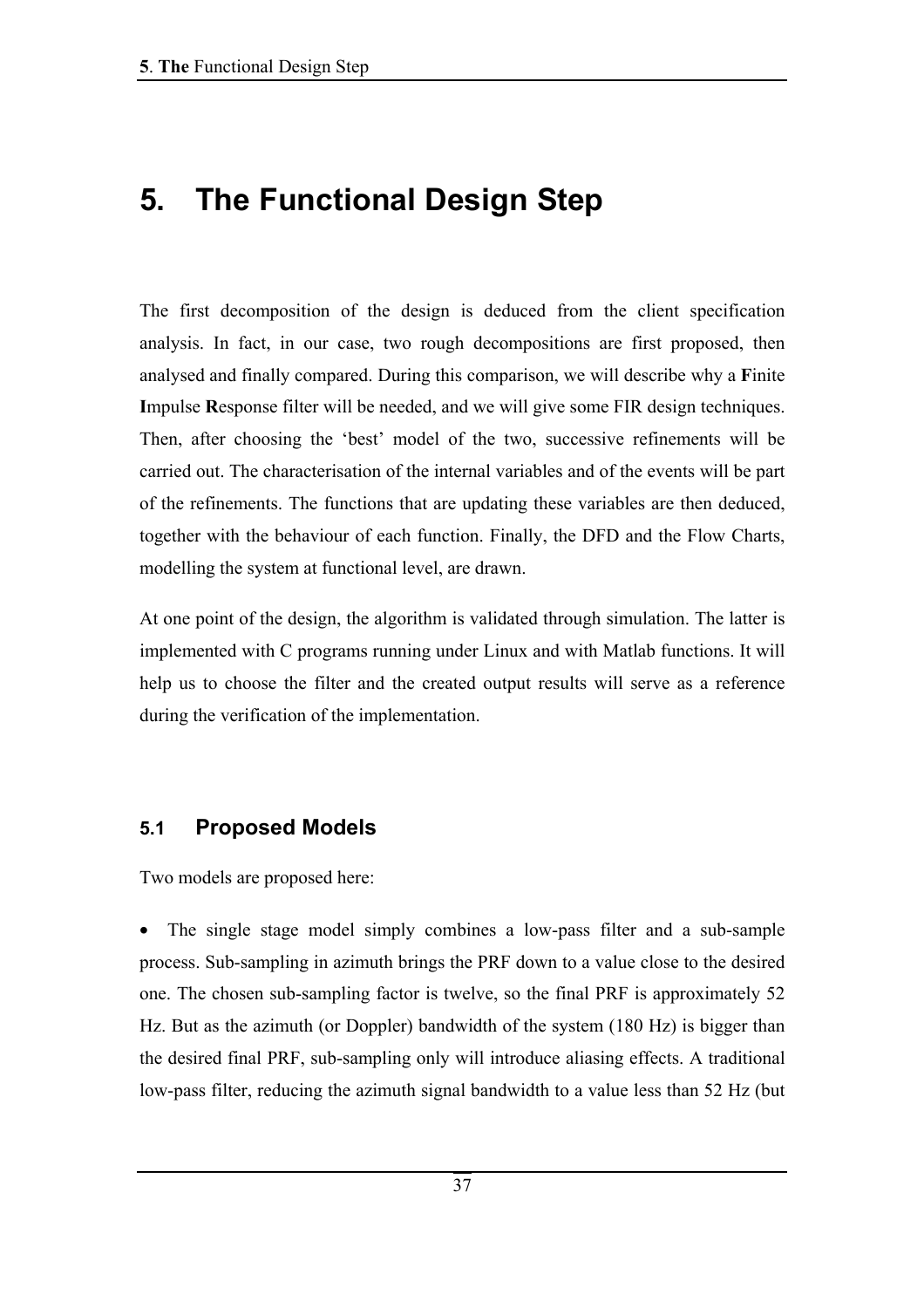# 5. The Functional Design Step

The first decomposition of the design is deduced from the client specification analysis. In fact, in our case, two rough decompositions are first proposed, then analysed and finally compared. During this comparison, we will describe why a **F**inite **I**mpulse **R**esponse filter will be needed, and we will give some FIR design techniques. Then, after choosing the 'best' model of the two, successive refinements will be carried out. The characterisation of the internal variables and of the events will be part of the refinements. The functions that are updating these variables are then deduced, together with the behaviour of each function. Finally, the DFD and the Flow Charts, modelling the system at functional level, are drawn.

At one point of the design, the algorithm is validated through simulation. The latter is implemented with C programs running under Linux and with Matlab functions. It will help us to choose the filter and the created output results will serve as a reference during the verification of the implementation.

## 5.1 Proposed Models

Two models are proposed here:

- The single stage model simply combines a low-pass filter and a sub-sample process. Sub-sampling in azimuth brings the PRF down to a value close to the desired one. The chosen sub-sampling factor is twelve, so the final PRF is approximately 52 Hz. But as the azimuth (or Doppler) bandwidth of the system (180 Hz) is bigger than the desired final PRF, sub-sampling only will introduce aliasing effects. A traditional low-pass filter, reducing the azimuth signal bandwidth to a value less than 52 Hz (but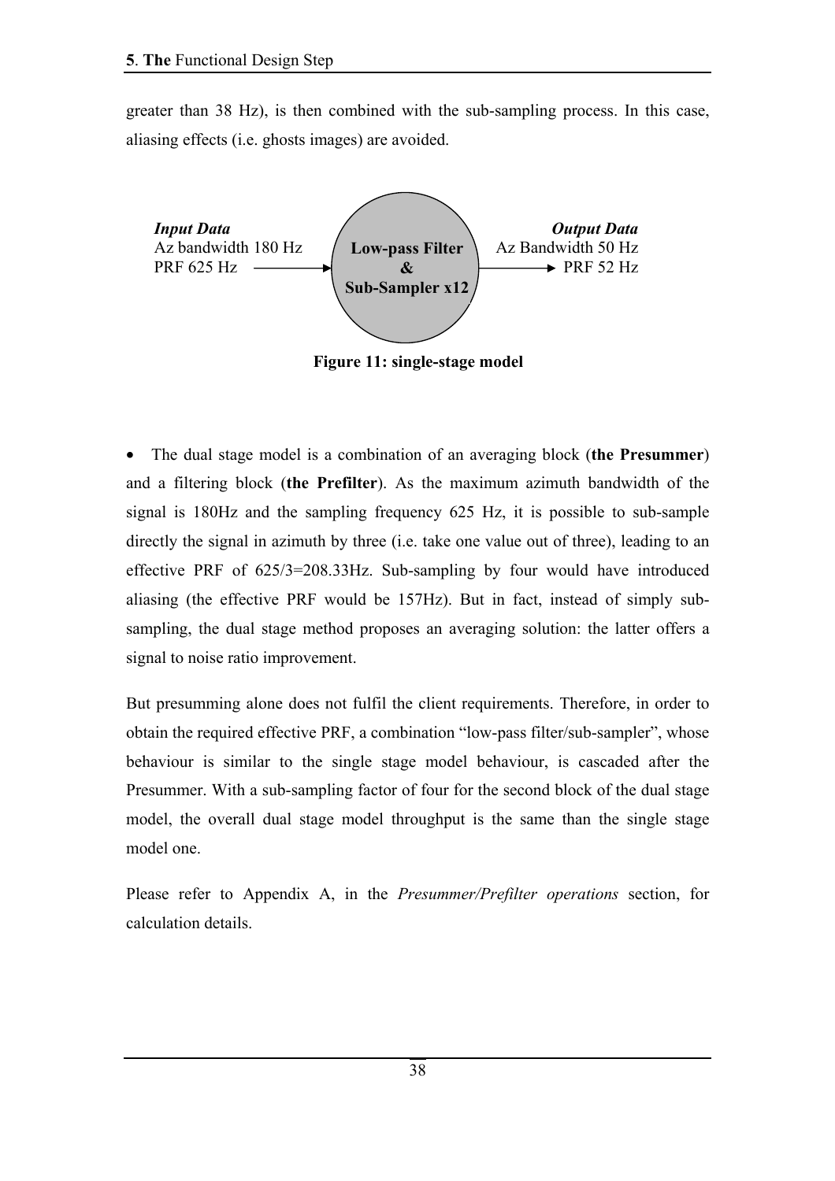greater than 38 Hz), is then combined with the sub-sampling process. In this case, aliasing effects (i.e. ghosts images) are avoided.

***Input Data***
Az bandwidth 180 Hz
PRF 625 Hz

**Low-pass Filter & Sub-Sampler x12**

***Output Data***
Az Bandwidth 50 Hz
PRF 52 Hz

**Figure 11: single-stage model**

- The dual stage model is a combination of an averaging block (**the Presummer**) and a filtering block (**the Prefilter**). As the maximum azimuth bandwidth of the signal is 180Hz and the sampling frequency 625 Hz, it is possible to sub-sample directly the signal in azimuth by three (i.e. take one value out of three), leading to an effective PRF of 625/3=208.33Hz. Sub-sampling by four would have introduced aliasing (the effective PRF would be 157Hz). But in fact, instead of simply sub-sampling, the dual stage method proposes an averaging solution: the latter offers a signal to noise ratio improvement.

But presumming alone does not fulfil the client requirements. Therefore, in order to obtain the required effective PRF, a combination "low-pass filter/sub-sampler", whose behaviour is similar to the single stage model behaviour, is cascaded after the Presummer. With a sub-sampling factor of four for the second block of the dual stage model, the overall dual stage model throughput is the same than the single stage model one.

Please refer to Appendix A, in the *Presummer/Prefilter operations* section, for calculation details.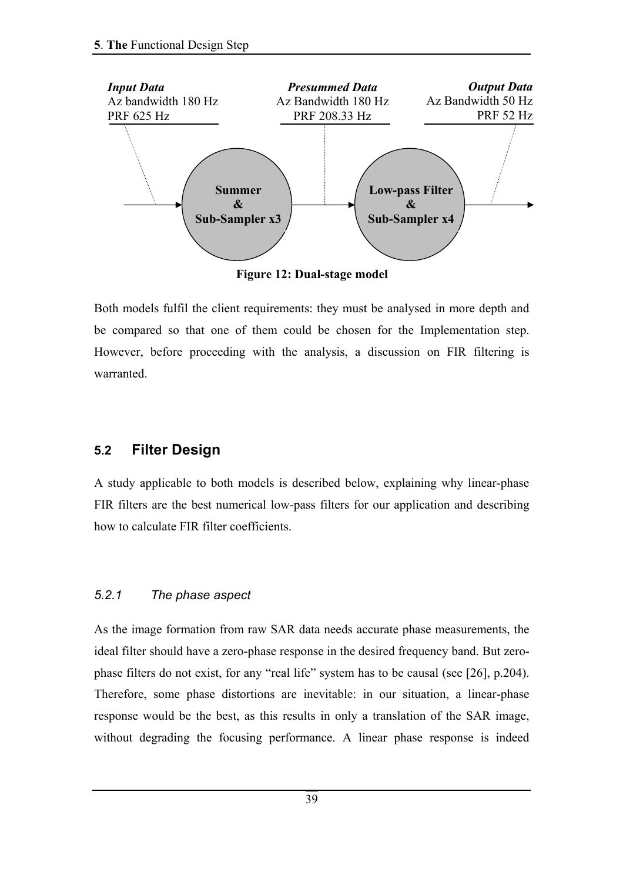**Input Data**
Az bandwidth 180 Hz
PRF 625 Hz

**Presummed Data**
Az Bandwidth 180 Hz
PRF 208.33 Hz

**Output Data**
Az Bandwidth 50 Hz
PRF 52 Hz

**Summer & Sub-Sampler x3**

**Low-pass Filter & Sub-Sampler x4**

**Figure 12: Dual-stage model**

Both models fulfil the client requirements: they must be analysed in more depth and be compared so that one of them could be chosen for the Implementation step. However, before proceeding with the analysis, a discussion on FIR filtering is warranted.

## 5.2 Filter Design

A study applicable to both models is described below, explaining why linear-phase FIR filters are the best numerical low-pass filters for our application and describing how to calculate FIR filter coefficients.

### 5.2.1 The phase aspect

As the image formation from raw SAR data needs accurate phase measurements, the ideal filter should have a zero-phase response in the desired frequency band. But zero-phase filters do not exist, for any "real life" system has to be causal (see [26], p.204). Therefore, some phase distortions are inevitable: in our situation, a linear-phase response would be the best, as this results in only a translation of the SAR image, without degrading the focusing performance. A linear phase response is indeed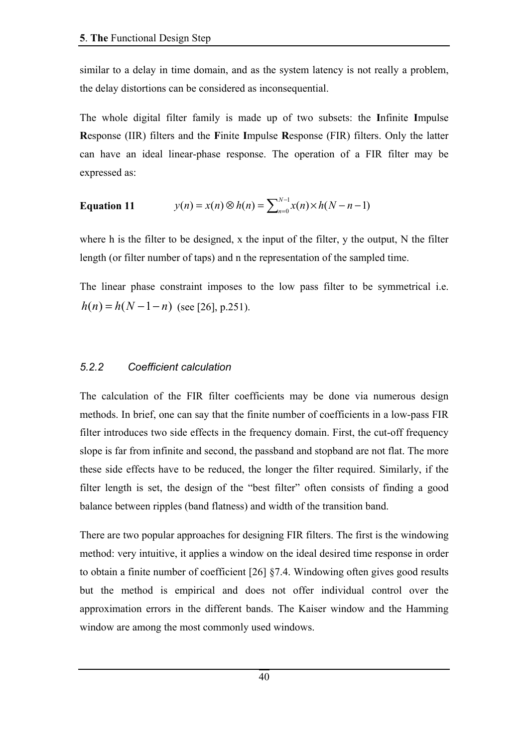similar to a delay in time domain, and as the system latency is not really a problem, the delay distortions can be considered as inconsequential.

The whole digital filter family is made up of two subsets: the **I**nfinite **I**mpulse **R**esponse (IIR) filters and the **F**inite **I**mpulse **R**esponse (FIR) filters. Only the latter can have an ideal linear-phase response. The operation of a FIR filter may be expressed as:

**Equation 11** $$y(n) = x(n) \otimes h(n) = \sum_{n=0}^{N-1} x(n) \times h(N-n-1)$$

where h is the filter to be designed, x the input of the filter, y the output, N the filter length (or filter number of taps) and n the representation of the sampled time.

The linear phase constraint imposes to the low pass filter to be symmetrical i.e. $h(n) = h(N-1-n)$ (see [26], p.251).

### 5.2.2 Coefficient calculation

The calculation of the FIR filter coefficients may be done via numerous design methods. In brief, one can say that the finite number of coefficients in a low-pass FIR filter introduces two side effects in the frequency domain. First, the cut-off frequency slope is far from infinite and second, the passband and stopband are not flat. The more these side effects have to be reduced, the longer the filter required. Similarly, if the filter length is set, the design of the "best filter" often consists of finding a good balance between ripples (band flatness) and width of the transition band.

There are two popular approaches for designing FIR filters. The first is the windowing method: very intuitive, it applies a window on the ideal desired time response in order to obtain a finite number of coefficient [26] §7.4. Windowing often gives good results but the method is empirical and does not offer individual control over the approximation errors in the different bands. The Kaiser window and the Hamming window are among the most commonly used windows.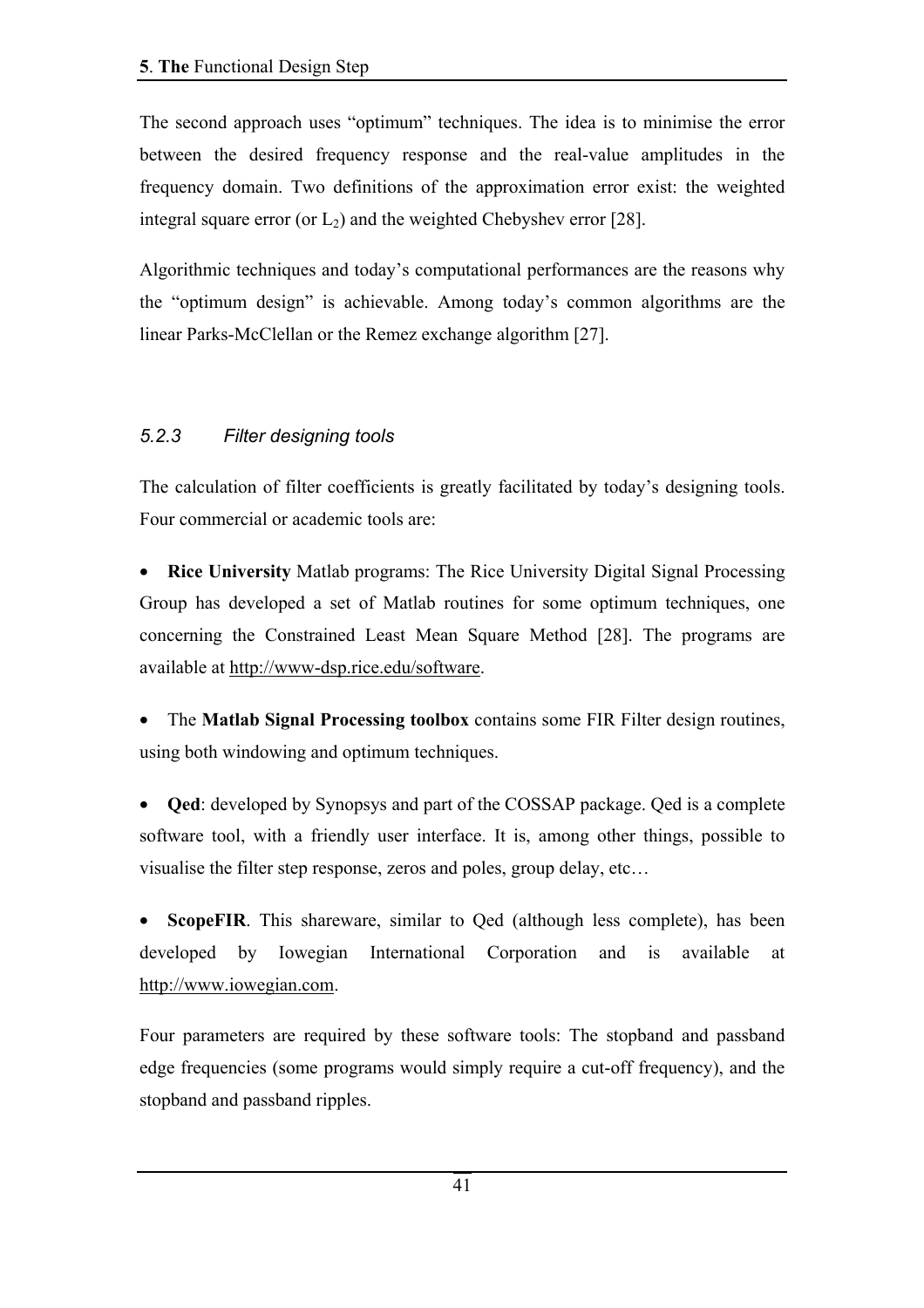The second approach uses "optimum" techniques. The idea is to minimise the error between the desired frequency response and the real-value amplitudes in the frequency domain. Two definitions of the approximation error exist: the weighted integral square error (or $L_2$) and the weighted Chebyshev error [28].

Algorithmic techniques and today's computational performances are the reasons why the "optimum design" is achievable. Among today's common algorithms are the linear Parks-McClellan or the Remez exchange algorithm [27].

### *5.2.3 Filter designing tools*

The calculation of filter coefficients is greatly facilitated by today's designing tools. Four commercial or academic tools are:

- **Rice University** Matlab programs: The Rice University Digital Signal Processing Group has developed a set of Matlab routines for some optimum techniques, one concerning the Constrained Least Mean Square Method [28]. The programs are available at http://www-dsp.rice.edu/software.

- The **Matlab Signal Processing toolbox** contains some FIR Filter design routines, using both windowing and optimum techniques.

- **Qed**: developed by Synopsys and part of the COSSAP package. Qed is a complete software tool, with a friendly user interface. It is, among other things, possible to visualise the filter step response, zeros and poles, group delay, etc…

- **ScopeFIR**. This shareware, similar to Qed (although less complete), has been developed by Iowegian International Corporation and is available at http://www.iowegian.com.

Four parameters are required by these software tools: The stopband and passband edge frequencies (some programs would simply require a cut-off frequency), and the stopband and passband ripples.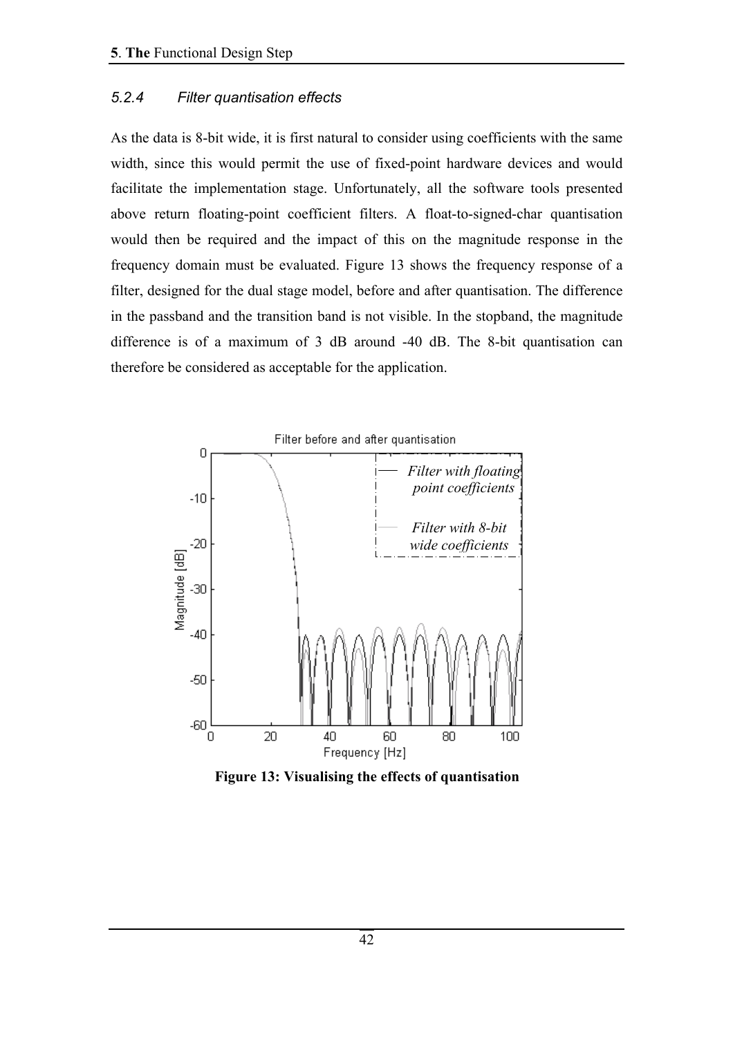### 5.2.4 Filter quantisation effects

As the data is 8-bit wide, it is first natural to consider using coefficients with the same width, since this would permit the use of fixed-point hardware devices and would facilitate the implementation stage. Unfortunately, all the software tools presented above return floating-point coefficient filters. A float-to-signed-char quantisation would then be required and the impact of this on the magnitude response in the frequency domain must be evaluated. Figure 13 shows the frequency response of a filter, designed for the dual stage model, before and after quantisation. The difference in the passband and the transition band is not visible. In the stopband, the magnitude difference is of a maximum of 3 dB around -40 dB. The 8-bit quantisation can therefore be considered as acceptable for the application.

**Figure 13: Visualising the effects of quantisation**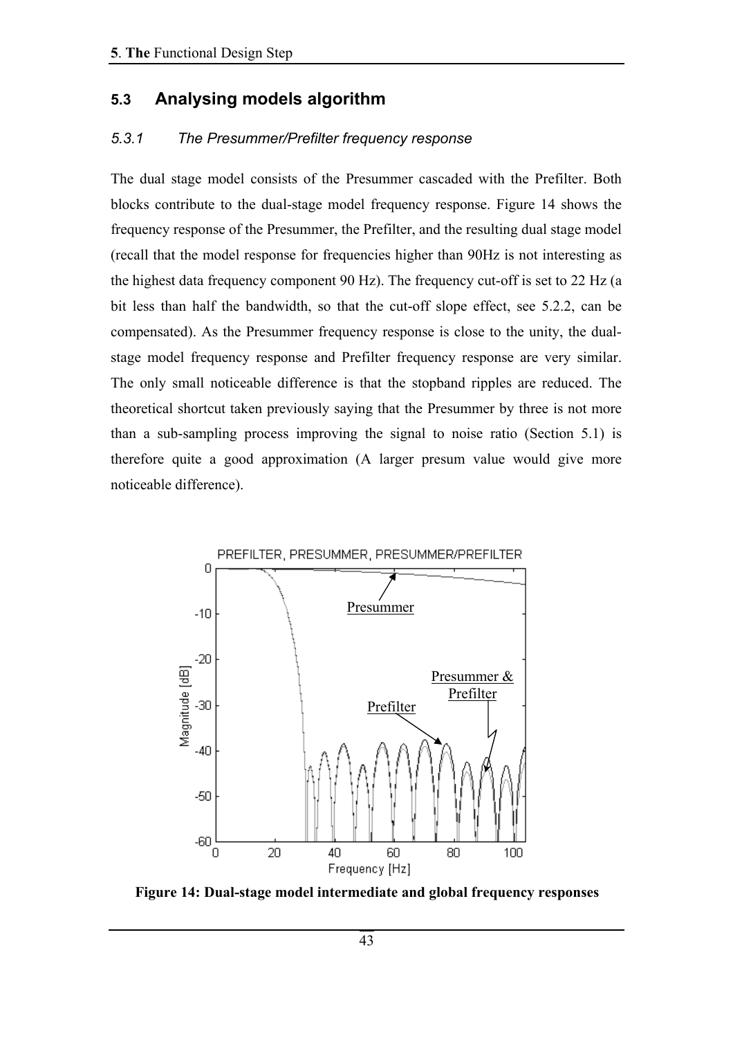## 5.3 Analysing models algorithm

### *5.3.1 The Presummer/Prefilter frequency response*

The dual stage model consists of the Presummer cascaded with the Prefilter. Both blocks contribute to the dual-stage model frequency response. Figure 14 shows the frequency response of the Presummer, the Prefilter, and the resulting dual stage model (recall that the model response for frequencies higher than 90Hz is not interesting as the highest data frequency component 90 Hz). The frequency cut-off is set to 22 Hz (a bit less than half the bandwidth, so that the cut-off slope effect, see 5.2.2, can be compensated). As the Presummer frequency response is close to the unity, the dual-stage model frequency response and Prefilter frequency response are very similar. The only small noticeable difference is that the stopband ripples are reduced. The theoretical shortcut taken previously saying that the Presummer by three is not more than a sub-sampling process improving the signal to noise ratio (Section 5.1) is therefore quite a good approximation (A larger presum value would give more noticeable difference).

**Figure 14: Dual-stage model intermediate and global frequency responses**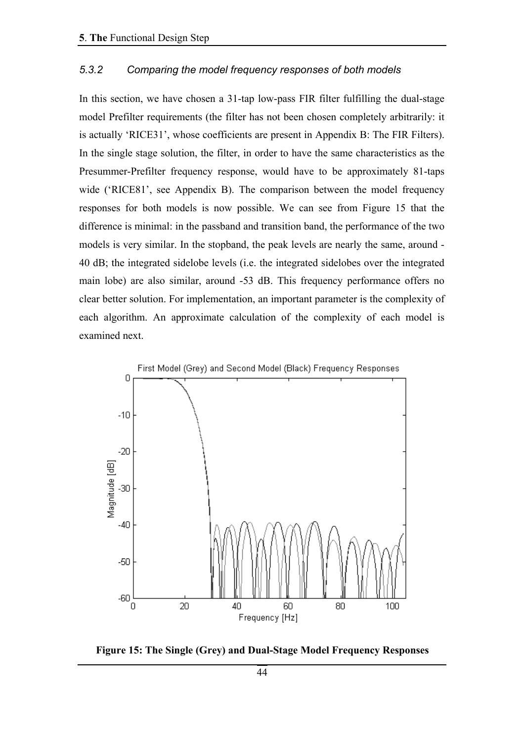### 5.3.2 Comparing the model frequency responses of both models

In this section, we have chosen a 31-tap low-pass FIR filter fulfilling the dual-stage model Prefilter requirements (the filter has not been chosen completely arbitrarily: it is actually 'RICE31', whose coefficients are present in Appendix B: The FIR Filters). In the single stage solution, the filter, in order to have the same characteristics as the Presummer-Prefilter frequency response, would have to be approximately 81-taps wide ('RICE81', see Appendix B). The comparison between the model frequency responses for both models is now possible. We can see from Figure 15 that the difference is minimal: in the passband and transition band, the performance of the two models is very similar. In the stopband, the peak levels are nearly the same, around -40 dB; the integrated sidelobe levels (i.e. the integrated sidelobes over the integrated main lobe) are also similar, around -53 dB. This frequency performance offers no clear better solution. For implementation, an important parameter is the complexity of each algorithm. An approximate calculation of the complexity of each model is examined next.

**Figure 15: The Single (Grey) and Dual-Stage Model Frequency Responses**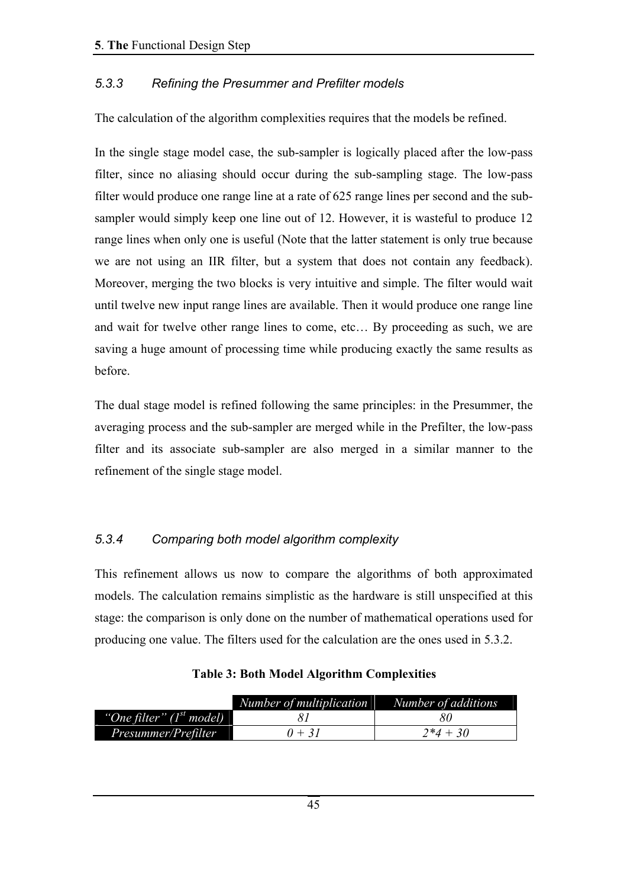### 5.3.3 Refining the Presummer and Prefilter models

The calculation of the algorithm complexities requires that the models be refined.

In the single stage model case, the sub-sampler is logically placed after the low-pass filter, since no aliasing should occur during the sub-sampling stage. The low-pass filter would produce one range line at a rate of 625 range lines per second and the sub-sampler would simply keep one line out of 12. However, it is wasteful to produce 12 range lines when only one is useful (Note that the latter statement is only true because we are not using an IIR filter, but a system that does not contain any feedback). Moreover, merging the two blocks is very intuitive and simple. The filter would wait until twelve new input range lines are available. Then it would produce one range line and wait for twelve other range lines to come, etc… By proceeding as such, we are saving a huge amount of processing time while producing exactly the same results as before.

The dual stage model is refined following the same principles: in the Presummer, the averaging process and the sub-sampler are merged while in the Prefilter, the low-pass filter and its associate sub-sampler are also merged in a similar manner to the refinement of the single stage model.

### 5.3.4 Comparing both model algorithm complexity

This refinement allows us now to compare the algorithms of both approximated models. The calculation remains simplistic as the hardware is still unspecified at this stage: the comparison is only done on the number of mathematical operations used for producing one value. The filters used for the calculation are the ones used in 5.3.2.

**Table 3: Both Model Algorithm Complexities**

| | *Number of multiplication* | *Number of additions* |
|---|---|---|
| *"One filter" (1st model)* | *81* | *80* |
| *Presummer/Prefilter* | *0 + 31* | *2*4 + 30* |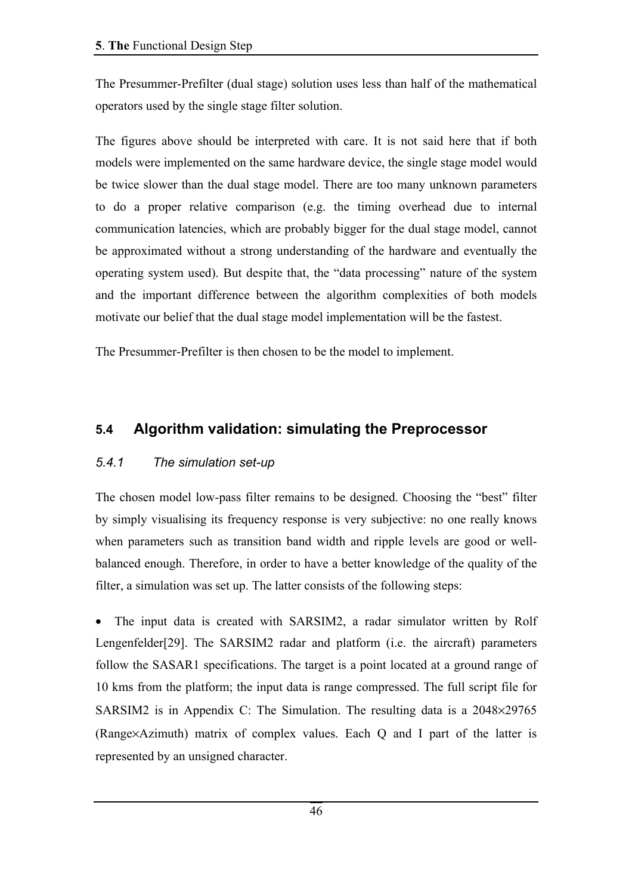The Presummer-Prefilter (dual stage) solution uses less than half of the mathematical operators used by the single stage filter solution.

The figures above should be interpreted with care. It is not said here that if both models were implemented on the same hardware device, the single stage model would be twice slower than the dual stage model. There are too many unknown parameters to do a proper relative comparison (e.g. the timing overhead due to internal communication latencies, which are probably bigger for the dual stage model, cannot be approximated without a strong understanding of the hardware and eventually the operating system used). But despite that, the "data processing" nature of the system and the important difference between the algorithm complexities of both models motivate our belief that the dual stage model implementation will be the fastest.

The Presummer-Prefilter is then chosen to be the model to implement.

## 5.4 Algorithm validation: simulating the Preprocessor

### *5.4.1 The simulation set-up*

The chosen model low-pass filter remains to be designed. Choosing the "best" filter by simply visualising its frequency response is very subjective: no one really knows when parameters such as transition band width and ripple levels are good or well-balanced enough. Therefore, in order to have a better knowledge of the quality of the filter, a simulation was set up. The latter consists of the following steps:

- The input data is created with SARSIM2, a radar simulator written by Rolf Lengenfelder[29]. The SARSIM2 radar and platform (i.e. the aircraft) parameters follow the SASAR1 specifications. The target is a point located at a ground range of 10 kms from the platform; the input data is range compressed. The full script file for SARSIM2 is in Appendix C: The Simulation. The resulting data is a $2048 \times 29765$ (Range$\times$Azimuth) matrix of complex values. Each Q and I part of the latter is represented by an unsigned character.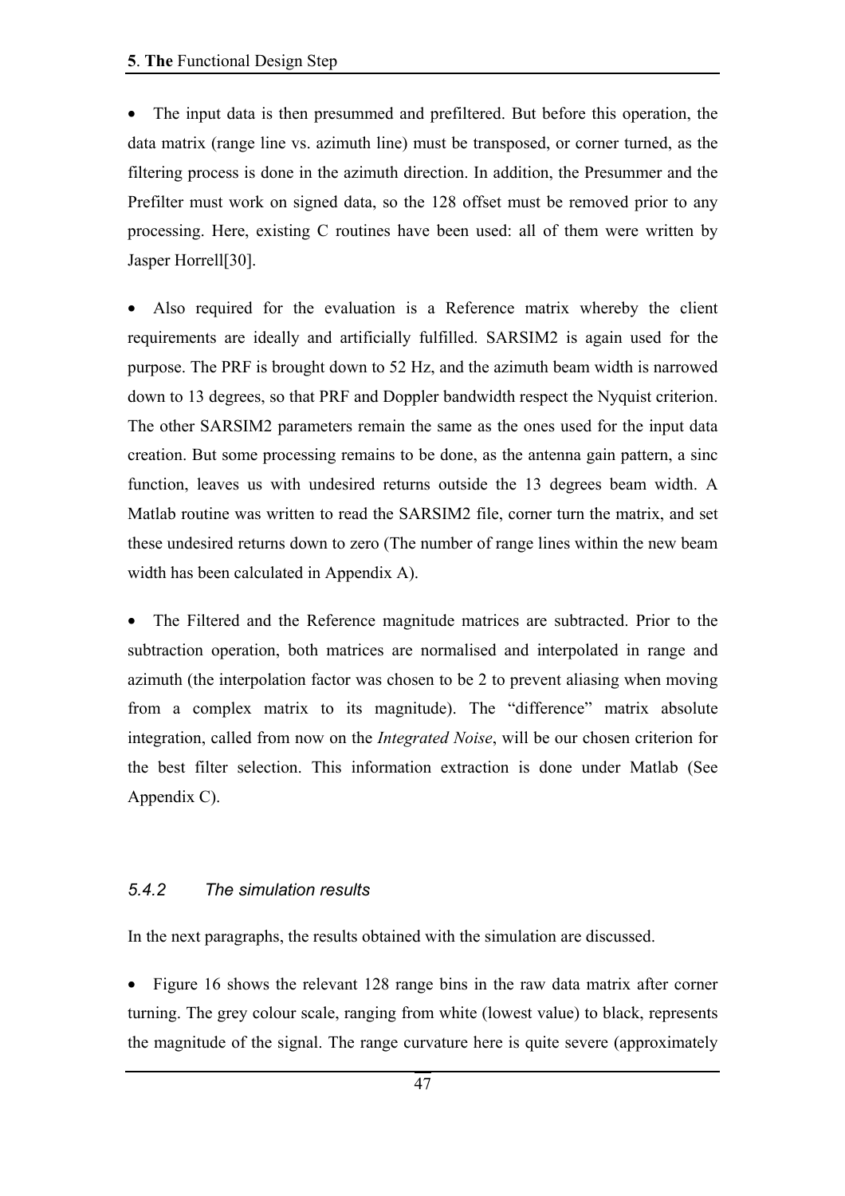- The input data is then presummed and prefiltered. But before this operation, the data matrix (range line vs. azimuth line) must be transposed, or corner turned, as the filtering process is done in the azimuth direction. In addition, the Presummer and the Prefilter must work on signed data, so the 128 offset must be removed prior to any processing. Here, existing C routines have been used: all of them were written by Jasper Horrell[30].

- Also required for the evaluation is a Reference matrix whereby the client requirements are ideally and artificially fulfilled. SARSIM2 is again used for the purpose. The PRF is brought down to 52 Hz, and the azimuth beam width is narrowed down to 13 degrees, so that PRF and Doppler bandwidth respect the Nyquist criterion. The other SARSIM2 parameters remain the same as the ones used for the input data creation. But some processing remains to be done, as the antenna gain pattern, a sinc function, leaves us with undesired returns outside the 13 degrees beam width. A Matlab routine was written to read the SARSIM2 file, corner turn the matrix, and set these undesired returns down to zero (The number of range lines within the new beam width has been calculated in Appendix A).

- The Filtered and the Reference magnitude matrices are subtracted. Prior to the subtraction operation, both matrices are normalised and interpolated in range and azimuth (the interpolation factor was chosen to be 2 to prevent aliasing when moving from a complex matrix to its magnitude). The "difference" matrix absolute integration, called from now on the *Integrated Noise*, will be our chosen criterion for the best filter selection. This information extraction is done under Matlab (See Appendix C).

### *5.4.2 The simulation results*

In the next paragraphs, the results obtained with the simulation are discussed.

- Figure 16 shows the relevant 128 range bins in the raw data matrix after corner turning. The grey colour scale, ranging from white (lowest value) to black, represents the magnitude of the signal. The range curvature here is quite severe (approximately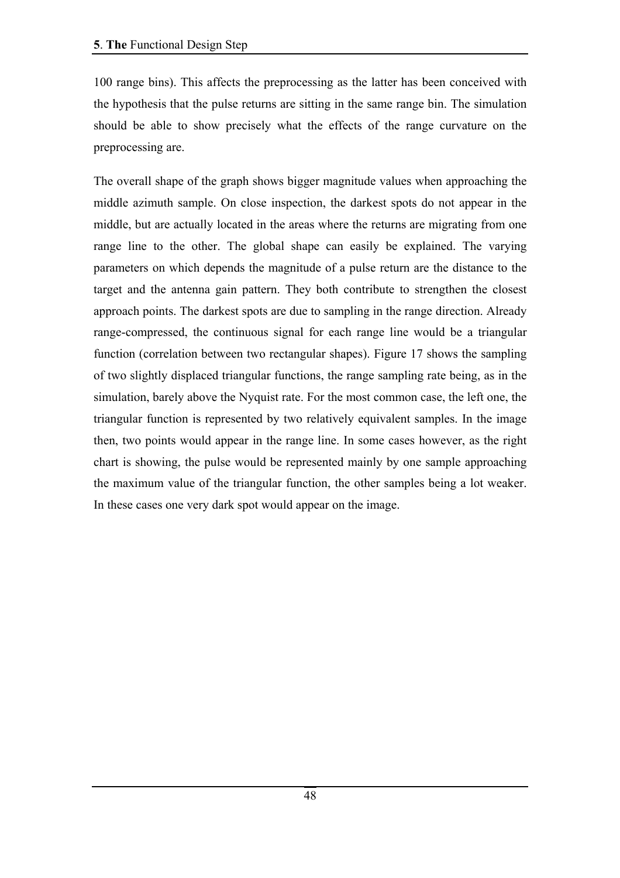100 range bins). This affects the preprocessing as the latter has been conceived with the hypothesis that the pulse returns are sitting in the same range bin. The simulation should be able to show precisely what the effects of the range curvature on the preprocessing are.

The overall shape of the graph shows bigger magnitude values when approaching the middle azimuth sample. On close inspection, the darkest spots do not appear in the middle, but are actually located in the areas where the returns are migrating from one range line to the other. The global shape can easily be explained. The varying parameters on which depends the magnitude of a pulse return are the distance to the target and the antenna gain pattern. They both contribute to strengthen the closest approach points. The darkest spots are due to sampling in the range direction. Already range-compressed, the continuous signal for each range line would be a triangular function (correlation between two rectangular shapes). Figure 17 shows the sampling of two slightly displaced triangular functions, the range sampling rate being, as in the simulation, barely above the Nyquist rate. For the most common case, the left one, the triangular function is represented by two relatively equivalent samples. In the image then, two points would appear in the range line. In some cases however, as the right chart is showing, the pulse would be represented mainly by one sample approaching the maximum value of the triangular function, the other samples being a lot weaker. In these cases one very dark spot would appear on the image.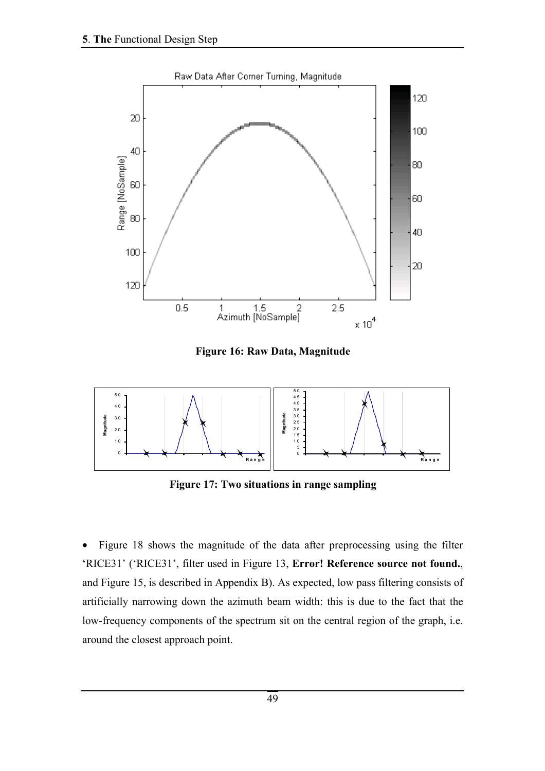**Figure 16: Raw Data, Magnitude**

**Figure 17: Two situations in range sampling**

- Figure 18 shows the magnitude of the data after preprocessing using the filter 'RICE31' ('RICE31', filter used in Figure 13, **Error! Reference source not found.**, and Figure 15, is described in Appendix B). As expected, low pass filtering consists of artificially narrowing down the azimuth beam width: this is due to the fact that the low-frequency components of the spectrum sit on the central region of the graph, i.e. around the closest approach point.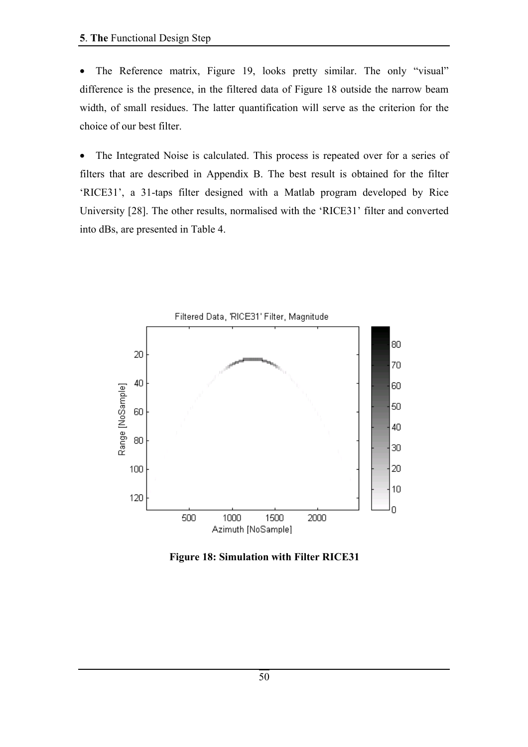- The Reference matrix, Figure 19, looks pretty similar. The only "visual" difference is the presence, in the filtered data of Figure 18 outside the narrow beam width, of small residues. The latter quantification will serve as the criterion for the choice of our best filter.

- The Integrated Noise is calculated. This process is repeated over for a series of filters that are described in Appendix B. The best result is obtained for the filter 'RICE31', a 31-taps filter designed with a Matlab program developed by Rice University [28]. The other results, normalised with the 'RICE31' filter and converted into dBs, are presented in Table 4.

**Figure 18: Simulation with Filter RICE31**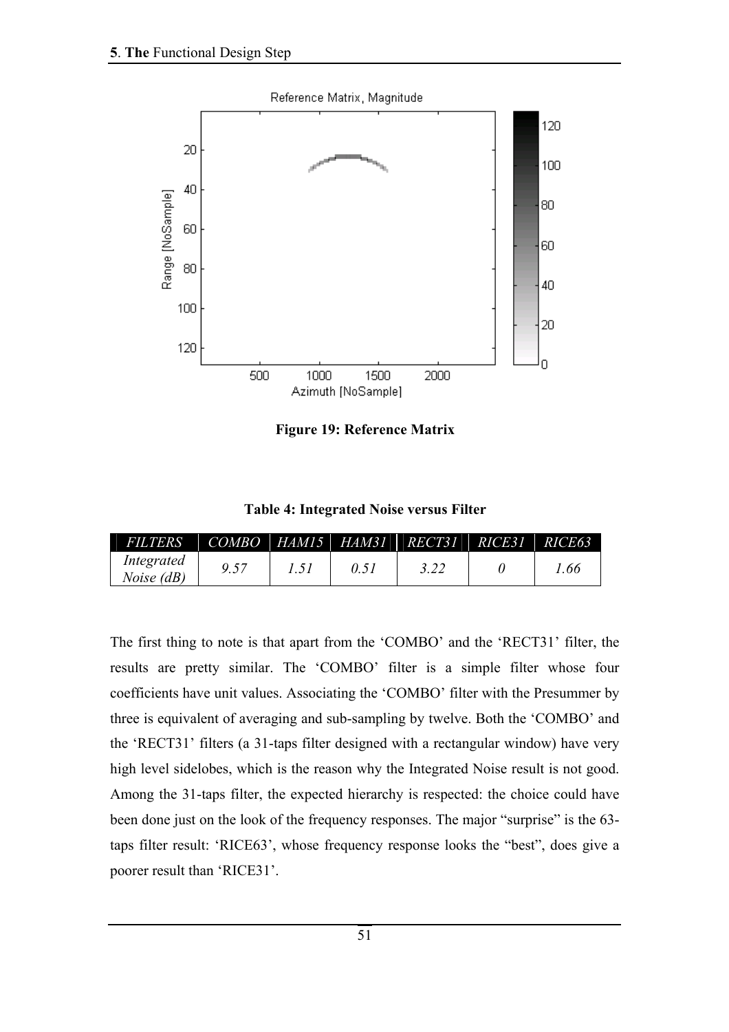**Figure 19: Reference Matrix**

**Table 4: Integrated Noise versus Filter**

| *FILTERS* | *COMBO* | *HAM15* | *HAM31* | *RECT31* | *RICE31* | *RICE63* |
|---|---|---|---|---|---|---|
| *Integrated Noise (dB)* | *9.57* | *1.51* | *0.51* | *3.22* | *0* | *1.66* |

The first thing to note is that apart from the 'COMBO' and the 'RECT31' filter, the results are pretty similar. The 'COMBO' filter is a simple filter whose four coefficients have unit values. Associating the 'COMBO' filter with the Presummer by three is equivalent of averaging and sub-sampling by twelve. Both the 'COMBO' and the 'RECT31' filters (a 31-taps filter designed with a rectangular window) have very high level sidelobes, which is the reason why the Integrated Noise result is not good. Among the 31-taps filter, the expected hierarchy is respected: the choice could have been done just on the look of the frequency responses. The major "surprise" is the 63-taps filter result: 'RICE63', whose frequency response looks the "best", does give a poorer result than 'RICE31'.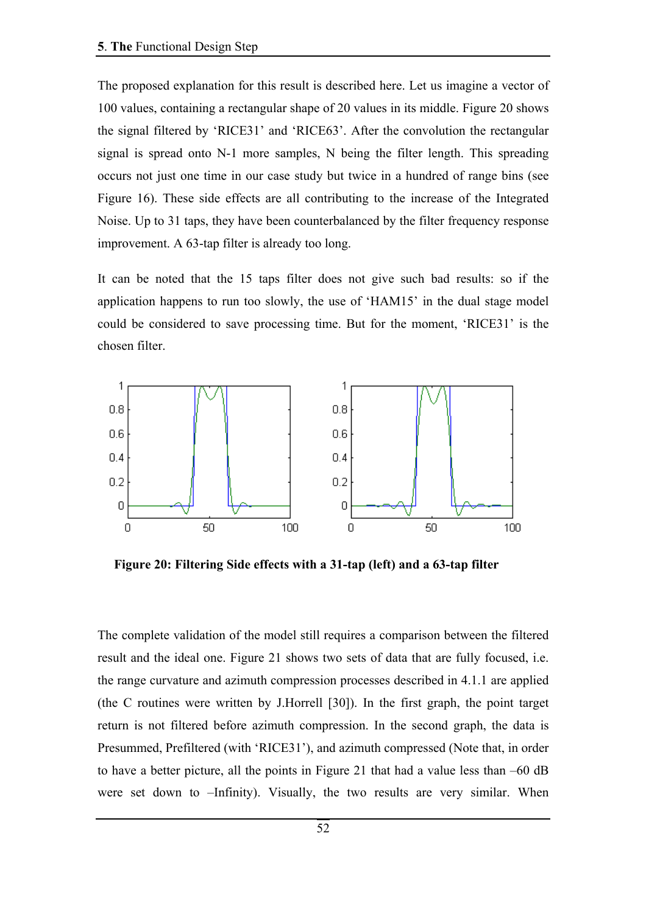The proposed explanation for this result is described here. Let us imagine a vector of 100 values, containing a rectangular shape of 20 values in its middle. Figure 20 shows the signal filtered by 'RICE31' and 'RICE63'. After the convolution the rectangular signal is spread onto N-1 more samples, N being the filter length. This spreading occurs not just one time in our case study but twice in a hundred of range bins (see Figure 16). These side effects are all contributing to the increase of the Integrated Noise. Up to 31 taps, they have been counterbalanced by the filter frequency response improvement. A 63-tap filter is already too long.

It can be noted that the 15 taps filter does not give such bad results: so if the application happens to run too slowly, the use of 'HAM15' in the dual stage model could be considered to save processing time. But for the moment, 'RICE31' is the chosen filter.

**Figure 20: Filtering Side effects with a 31-tap (left) and a 63-tap filter**

The complete validation of the model still requires a comparison between the filtered result and the ideal one. Figure 21 shows two sets of data that are fully focused, i.e. the range curvature and azimuth compression processes described in 4.1.1 are applied (the C routines were written by J.Horrell [30]). In the first graph, the point target return is not filtered before azimuth compression. In the second graph, the data is Presummed, Prefiltered (with 'RICE31'), and azimuth compressed (Note that, in order to have a better picture, all the points in Figure 21 that had a value less than –60 dB were set down to –Infinity). Visually, the two results are very similar. When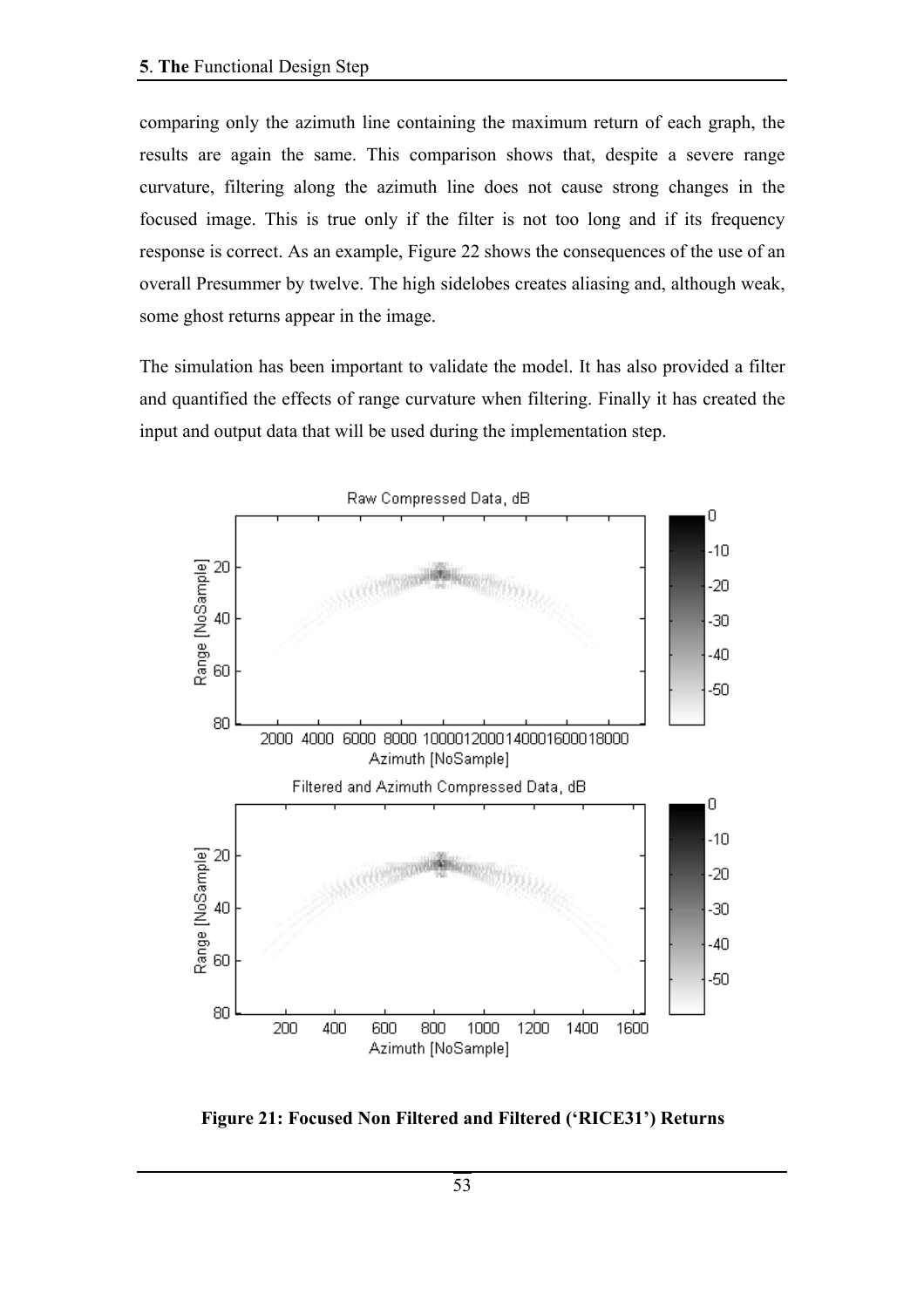comparing only the azimuth line containing the maximum return of each graph, the results are again the same. This comparison shows that, despite a severe range curvature, filtering along the azimuth line does not cause strong changes in the focused image. This is true only if the filter is not too long and if its frequency response is correct. As an example, Figure 22 shows the consequences of the use of an overall Presummer by twelve. The high sidelobes creates aliasing and, although weak, some ghost returns appear in the image.

The simulation has been important to validate the model. It has also provided a filter and quantified the effects of range curvature when filtering. Finally it has created the input and output data that will be used during the implementation step.

**Figure 21: Focused Non Filtered and Filtered ('RICE31') Returns**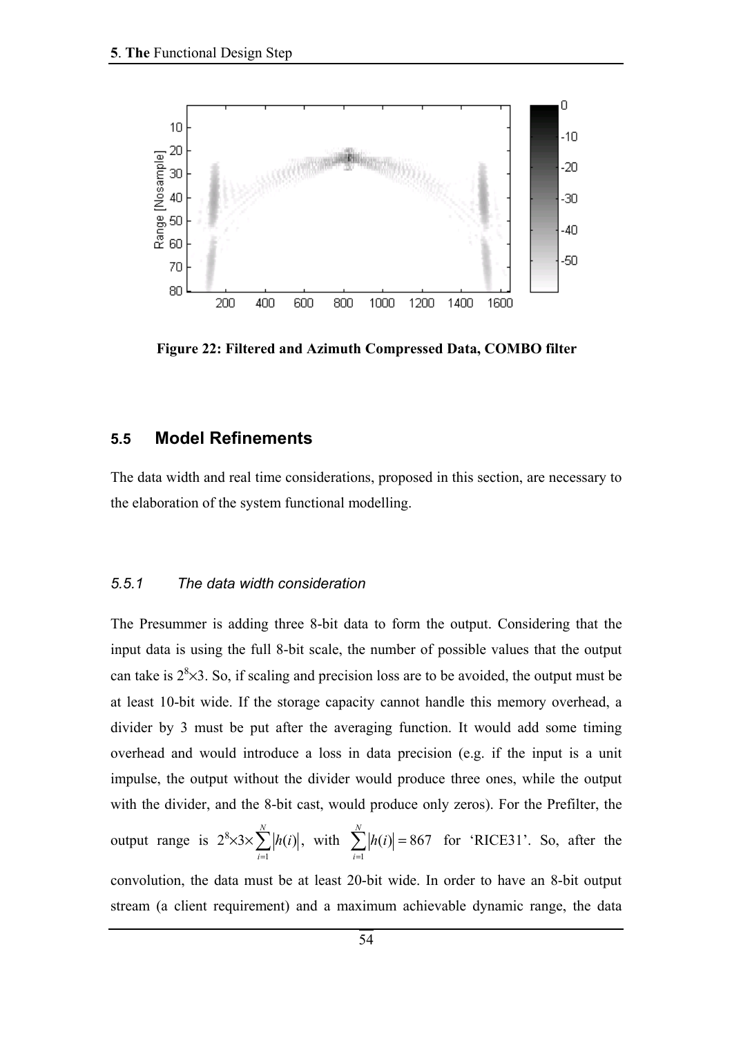Figure 22: Filtered and Azimuth Compressed Data, COMBO filter

## 5.5 Model Refinements

The data width and real time considerations, proposed in this section, are necessary to the elaboration of the system functional modelling.

### 5.5.1 The data width consideration

The Presummer is adding three 8-bit data to form the output. Considering that the input data is using the full 8-bit scale, the number of possible values that the output can take is $2^8 \times 3$. So, if scaling and precision loss are to be avoided, the output must be at least 10-bit wide. If the storage capacity cannot handle this memory overhead, a divider by 3 must be put after the averaging function. It would add some timing overhead and would introduce a loss in data precision (e.g. if the input is a unit impulse, the output without the divider would produce three ones, while the output with the divider, and the 8-bit cast, would produce only zeros). For the Prefilter, the output range is $2^8 \times 3 \times \sum_{i=1}^{N} |h(i)|$, with $\sum_{i=1}^{N} |h(i)| = 867$ for 'RICE31'. So, after the convolution, the data must be at least 20-bit wide. In order to have an 8-bit output stream (a client requirement) and a maximum achievable dynamic range, the data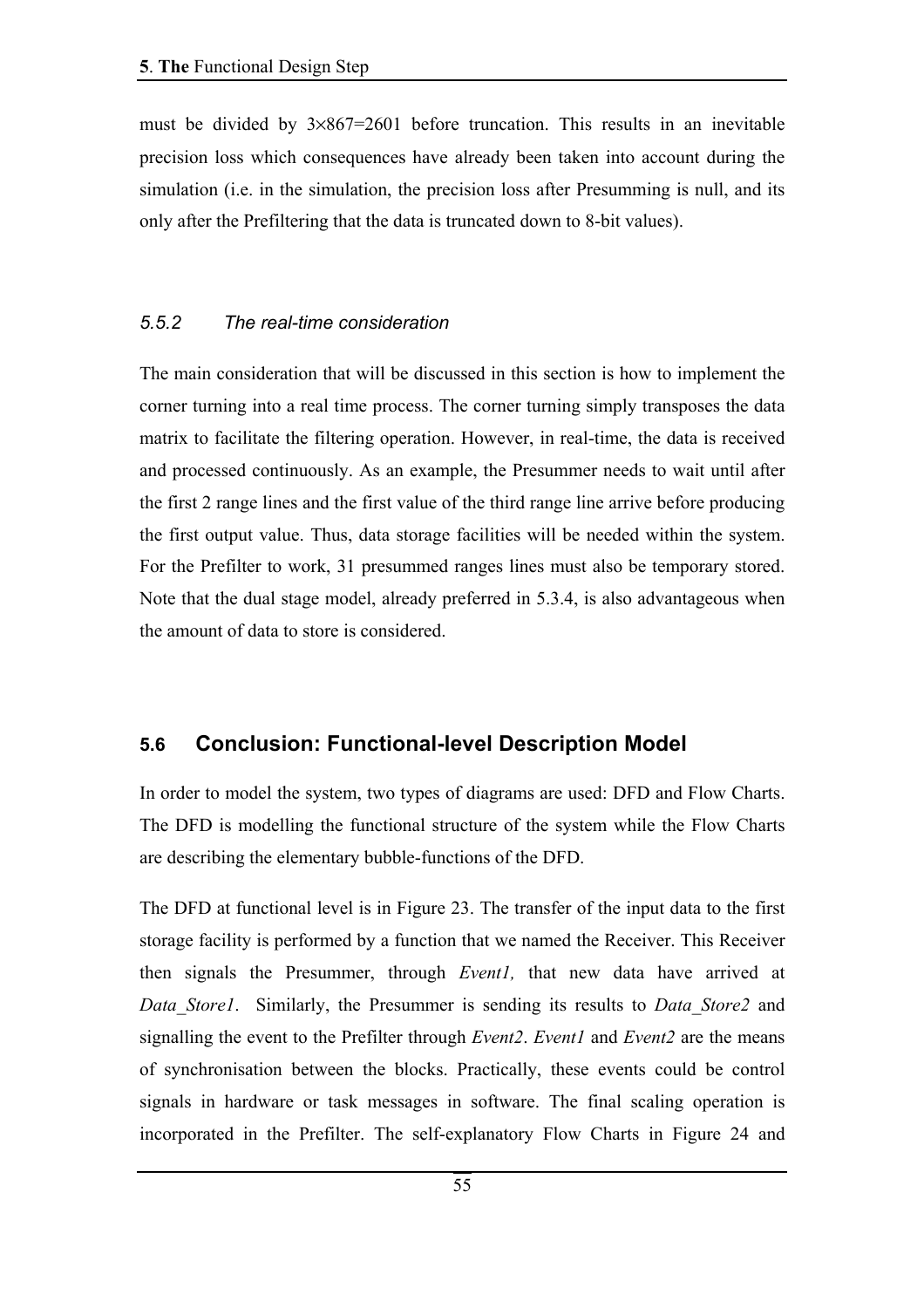must be divided by $3 \times 867 = 2601$ before truncation. This results in an inevitable precision loss which consequences have already been taken into account during the simulation (i.e. in the simulation, the precision loss after Presumming is null, and its only after the Prefiltering that the data is truncated down to 8-bit values).

### *5.5.2 The real-time consideration*

The main consideration that will be discussed in this section is how to implement the corner turning into a real time process. The corner turning simply transposes the data matrix to facilitate the filtering operation. However, in real-time, the data is received and processed continuously. As an example, the Presummer needs to wait until after the first 2 range lines and the first value of the third range line arrive before producing the first output value. Thus, data storage facilities will be needed within the system. For the Prefilter to work, 31 presummed ranges lines must also be temporary stored. Note that the dual stage model, already preferred in 5.3.4, is also advantageous when the amount of data to store is considered.

## 5.6 Conclusion: Functional-level Description Model

In order to model the system, two types of diagrams are used: DFD and Flow Charts. The DFD is modelling the functional structure of the system while the Flow Charts are describing the elementary bubble-functions of the DFD.

The DFD at functional level is in Figure 23. The transfer of the input data to the first storage facility is performed by a function that we named the Receiver. This Receiver then signals the Presummer, through *Event1,* that new data have arrived at *Data_Store1*. Similarly, the Presummer is sending its results to *Data_Store2* and signalling the event to the Prefilter through *Event2*. *Event1* and *Event2* are the means of synchronisation between the blocks. Practically, these events could be control signals in hardware or task messages in software. The final scaling operation is incorporated in the Prefilter. The self-explanatory Flow Charts in Figure 24 and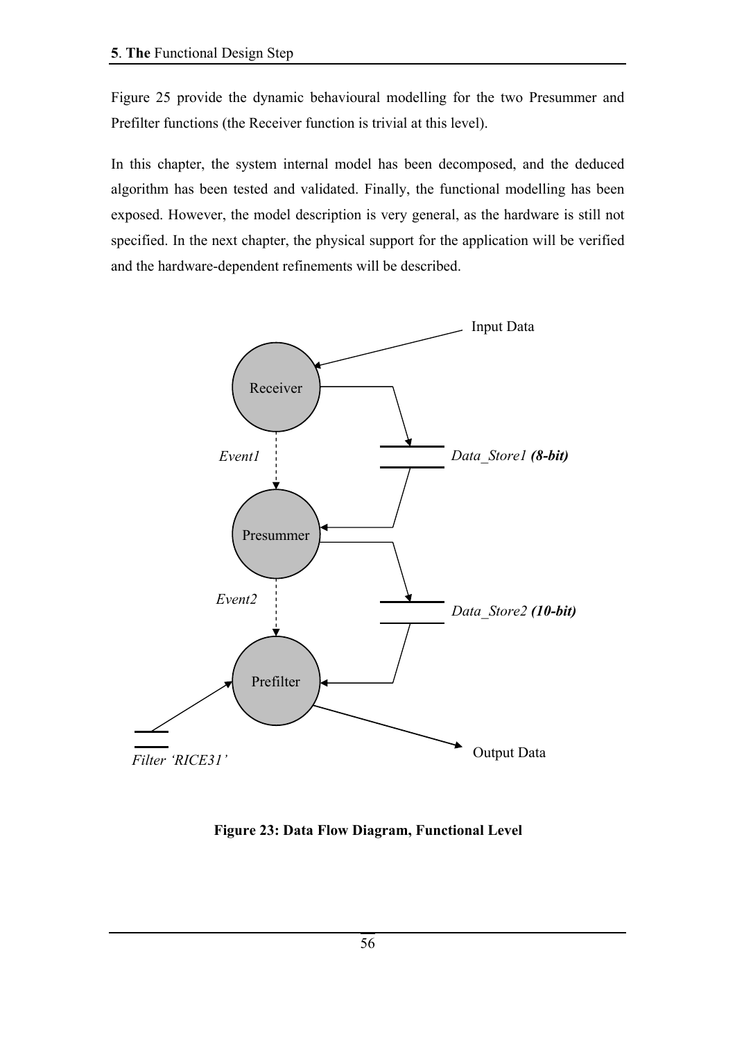Figure 25 provide the dynamic behavioural modelling for the two Presummer and Prefilter functions (the Receiver function is trivial at this level).

In this chapter, the system internal model has been decomposed, and the deduced algorithm has been tested and validated. Finally, the functional modelling has been exposed. However, the model description is very general, as the hardware is still not specified. In the next chapter, the physical support for the application will be verified and the hardware-dependent refinements will be described.

**Figure 23: Data Flow Diagram, Functional Level**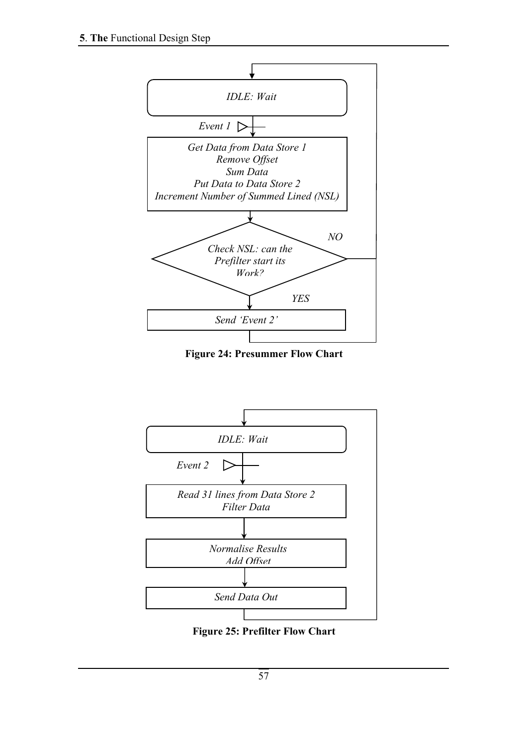IDLE: Wait

Event 1

Get Data from Data Store 1
Remove Offset
Sum Data
Put Data to Data Store 2
Increment Number of Summed Lined (NSL)

Check NSL: can the Prefilter start its Work?

NO

YES

Send 'Event 2'

**Figure 24: Presummer Flow Chart**

IDLE: Wait

Event 2

Read 31 lines from Data Store 2
Filter Data

Normalise Results
Add Offset

Send Data Out

**Figure 25: Prefilter Flow Chart**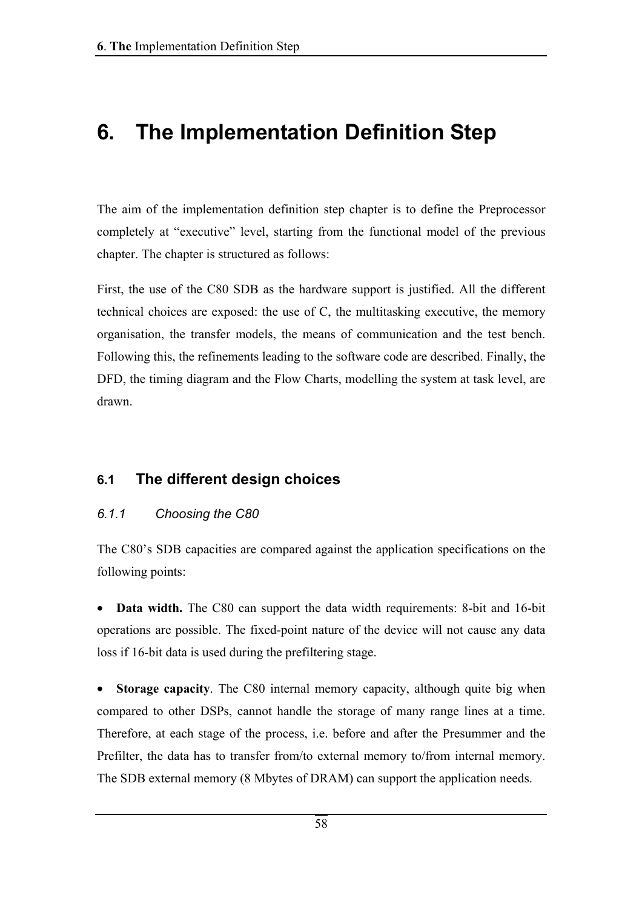# 6. The Implementation Definition Step

The aim of the implementation definition step chapter is to define the Preprocessor completely at “executive” level, starting from the functional model of the previous chapter. The chapter is structured as follows:

First, the use of the C80 SDB as the hardware support is justified. All the different technical choices are exposed: the use of C, the multitasking executive, the memory organisation, the transfer models, the means of communication and the test bench. Following this, the refinements leading to the software code are described. Finally, the DFD, the timing diagram and the Flow Charts, modelling the system at task level, are drawn.

## 6.1 The different design choices

### *6.1.1 Choosing the C80*

The C80’s SDB capacities are compared against the application specifications on the following points:

- **Data width.** The C80 can support the data width requirements: 8-bit and 16-bit operations are possible. The fixed-point nature of the device will not cause any data loss if 16-bit data is used during the prefiltering stage.

- **Storage capacity**. The C80 internal memory capacity, although quite big when compared to other DSPs, cannot handle the storage of many range lines at a time. Therefore, at each stage of the process, i.e. before and after the Presummer and the Prefilter, the data has to transfer from/to external memory to/from internal memory. The SDB external memory (8 Mbytes of DRAM) can support the application needs.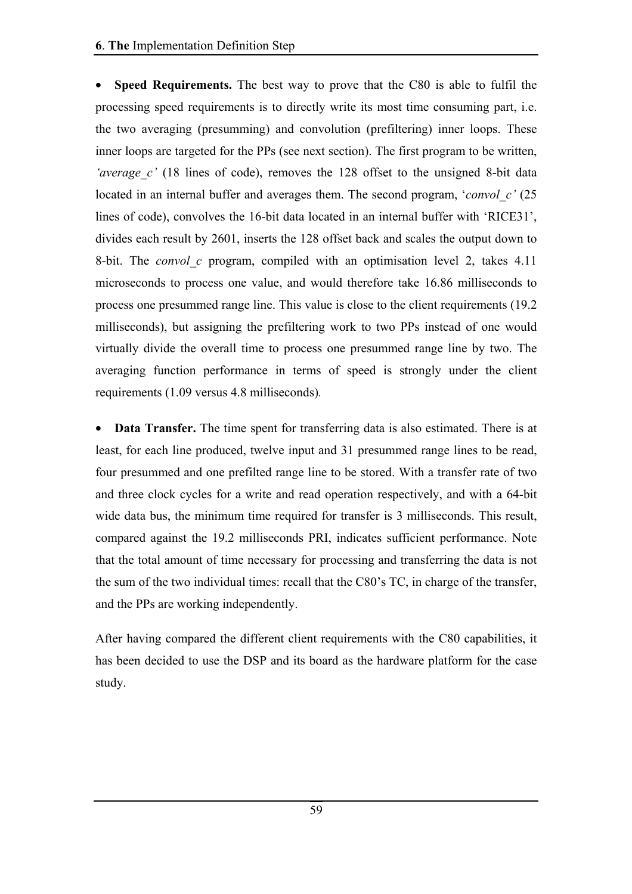- **Speed Requirements.** The best way to prove that the C80 is able to fulfil the processing speed requirements is to directly write its most time consuming part, i.e. the two averaging (presumming) and convolution (prefiltering) inner loops. These inner loops are targeted for the PPs (see next section). The first program to be written, *'average_c'* (18 lines of code), removes the 128 offset to the unsigned 8-bit data located in an internal buffer and averages them. The second program, '*convol_c'* (25 lines of code), convolves the 16-bit data located in an internal buffer with 'RICE31', divides each result by 2601, inserts the 128 offset back and scales the output down to 8-bit. The *convol_c* program, compiled with an optimisation level 2, takes 4.11 microseconds to process one value, and would therefore take 16.86 milliseconds to process one presummed range line. This value is close to the client requirements (19.2 milliseconds), but assigning the prefiltering work to two PPs instead of one would virtually divide the overall time to process one presummed range line by two. The averaging function performance in terms of speed is strongly under the client requirements (1.09 versus 4.8 milliseconds).

- **Data Transfer.** The time spent for transferring data is also estimated. There is at least, for each line produced, twelve input and 31 presummed range lines to be read, four presummed and one prefilted range line to be stored. With a transfer rate of two and three clock cycles for a write and read operation respectively, and with a 64-bit wide data bus, the minimum time required for transfer is 3 milliseconds. This result, compared against the 19.2 milliseconds PRI, indicates sufficient performance. Note that the total amount of time necessary for processing and transferring the data is not the sum of the two individual times: recall that the C80's TC, in charge of the transfer, and the PPs are working independently.

After having compared the different client requirements with the C80 capabilities, it has been decided to use the DSP and its board as the hardware platform for the case study.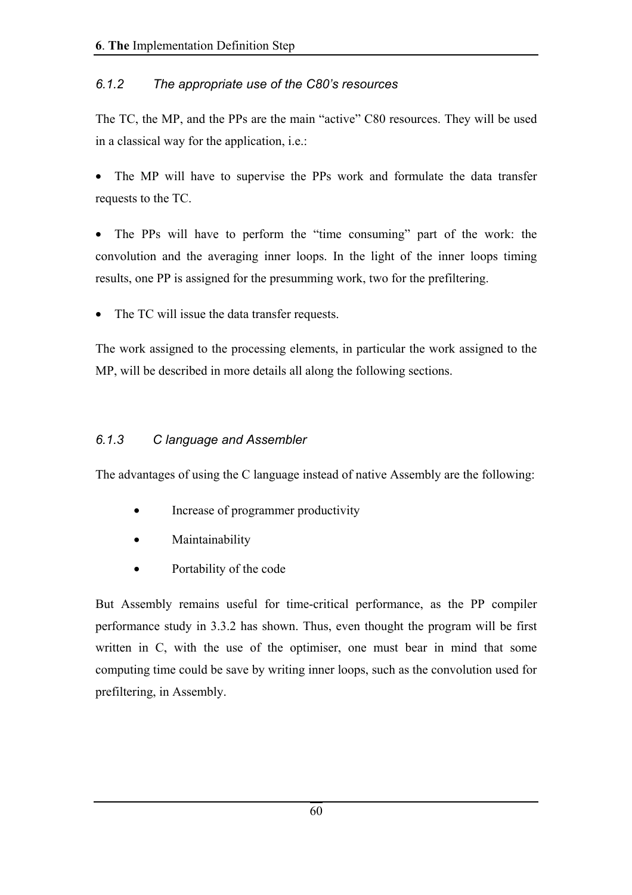### 6.1.2 The appropriate use of the C80's resources

The TC, the MP, and the PPs are the main "active" C80 resources. They will be used in a classical way for the application, i.e.:

- The MP will have to supervise the PPs work and formulate the data transfer requests to the TC.
- The PPs will have to perform the "time consuming" part of the work: the convolution and the averaging inner loops. In the light of the inner loops timing results, one PP is assigned for the presumming work, two for the prefiltering.
- The TC will issue the data transfer requests.

The work assigned to the processing elements, in particular the work assigned to the MP, will be described in more details all along the following sections.

### 6.1.3 C language and Assembler

The advantages of using the C language instead of native Assembly are the following:

- Increase of programmer productivity
- Maintainability
- Portability of the code

But Assembly remains useful for time-critical performance, as the PP compiler performance study in 3.3.2 has shown. Thus, even thought the program will be first written in C, with the use of the optimiser, one must bear in mind that some computing time could be save by writing inner loops, such as the convolution used for prefiltering, in Assembly.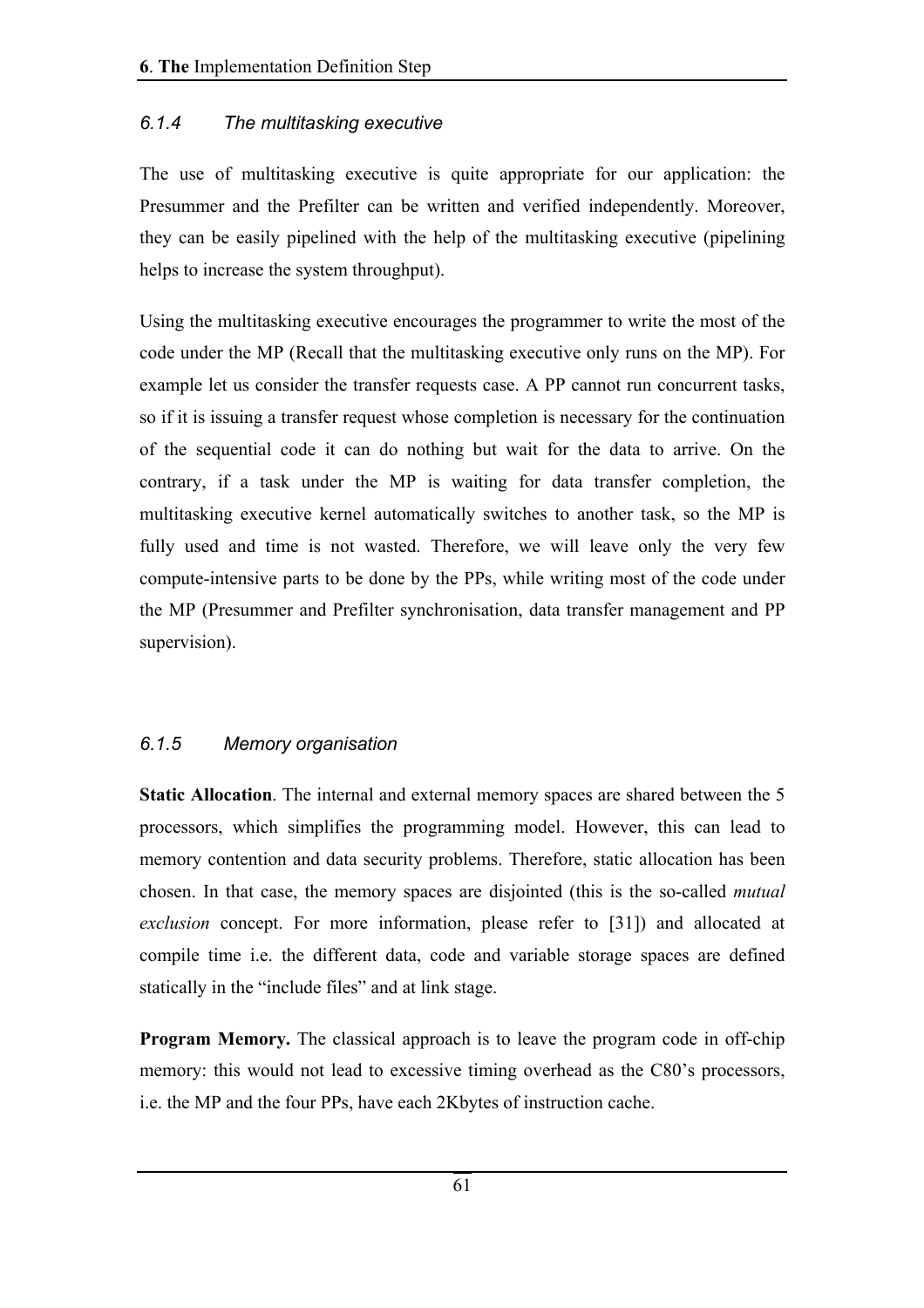### 6.1.4 The multitasking executive

The use of multitasking executive is quite appropriate for our application: the Presummer and the Prefilter can be written and verified independently. Moreover, they can be easily pipelined with the help of the multitasking executive (pipelining helps to increase the system throughput).

Using the multitasking executive encourages the programmer to write the most of the code under the MP (Recall that the multitasking executive only runs on the MP). For example let us consider the transfer requests case. A PP cannot run concurrent tasks, so if it is issuing a transfer request whose completion is necessary for the continuation of the sequential code it can do nothing but wait for the data to arrive. On the contrary, if a task under the MP is waiting for data transfer completion, the multitasking executive kernel automatically switches to another task, so the MP is fully used and time is not wasted. Therefore, we will leave only the very few compute-intensive parts to be done by the PPs, while writing most of the code under the MP (Presummer and Prefilter synchronisation, data transfer management and PP supervision).

### 6.1.5 Memory organisation

**Static Allocation**. The internal and external memory spaces are shared between the 5 processors, which simplifies the programming model. However, this can lead to memory contention and data security problems. Therefore, static allocation has been chosen. In that case, the memory spaces are disjointed (this is the so-called *mutual exclusion* concept. For more information, please refer to [31]) and allocated at compile time i.e. the different data, code and variable storage spaces are defined statically in the "include files" and at link stage.

**Program Memory.** The classical approach is to leave the program code in off-chip memory: this would not lead to excessive timing overhead as the C80's processors, i.e. the MP and the four PPs, have each 2Kbytes of instruction cache.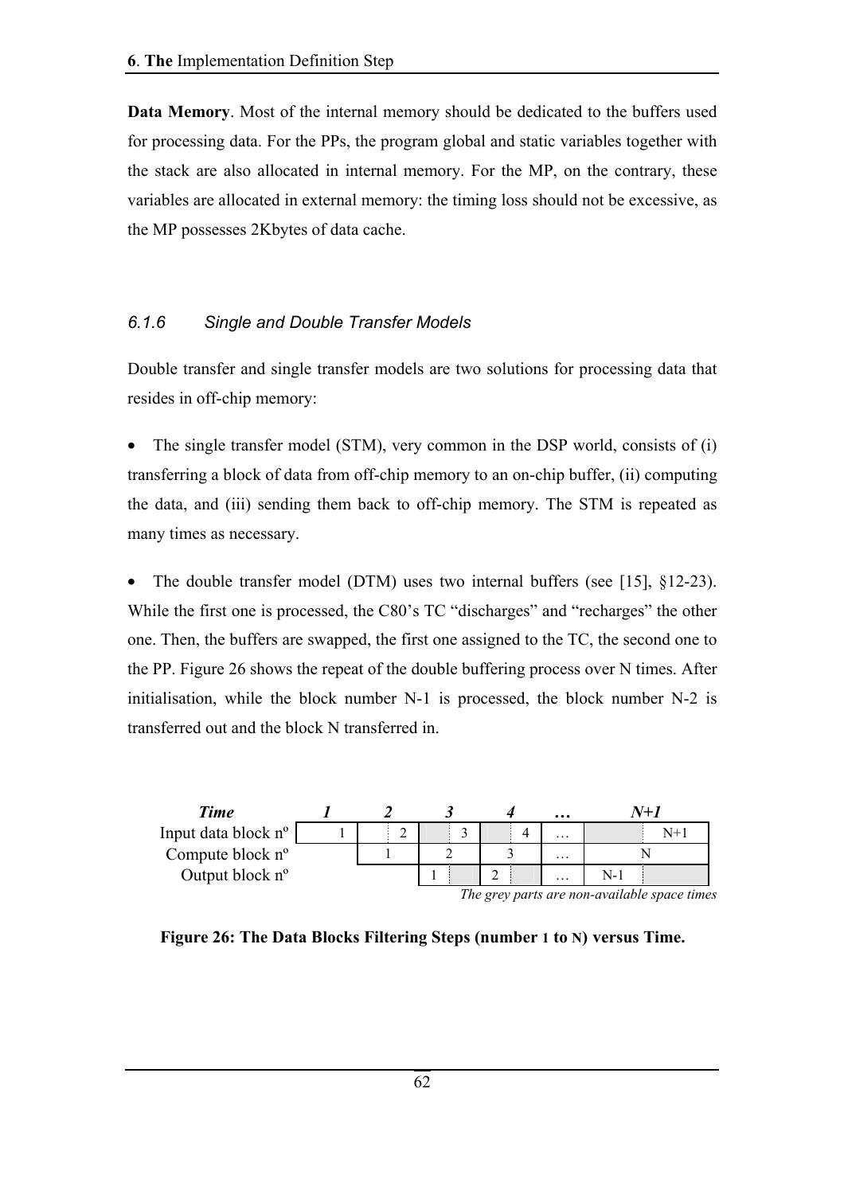**Data Memory**. Most of the internal memory should be dedicated to the buffers used for processing data. For the PPs, the program global and static variables together with the stack are also allocated in internal memory. For the MP, on the contrary, these variables are allocated in external memory: the timing loss should not be excessive, as the MP possesses 2Kbytes of data cache.

### *6.1.6 Single and Double Transfer Models*

Double transfer and single transfer models are two solutions for processing data that resides in off-chip memory:

- The single transfer model (STM), very common in the DSP world, consists of (i) transferring a block of data from off-chip memory to an on-chip buffer, (ii) computing the data, and (iii) sending them back to off-chip memory. The STM is repeated as many times as necessary.

- The double transfer model (DTM) uses two internal buffers (see [15], §12-23). While the first one is processed, the C80's TC "discharges" and "recharges" the other one. Then, the buffers are swapped, the first one assigned to the TC, the second one to the PP. Figure 26 shows the repeat of the double buffering process over N times. After initialisation, while the block number N-1 is processed, the block number N-2 is transferred out and the block N transferred in.

| *Time* | *1* | *2* | *3* | *4* | *…* | *N+1* |
|---|---|---|---|---|---|---|
| Input data block nº | 1 | 2 | 3 | 4 | … | N+1 |
| Compute block nº | | 1 | 2 | 3 | … | N |
| Output block nº | | | 1 | 2 | … | N-1 |

*The grey parts are non-available space times*

**Figure 26: The Data Blocks Filtering Steps (number 1 to N) versus Time.**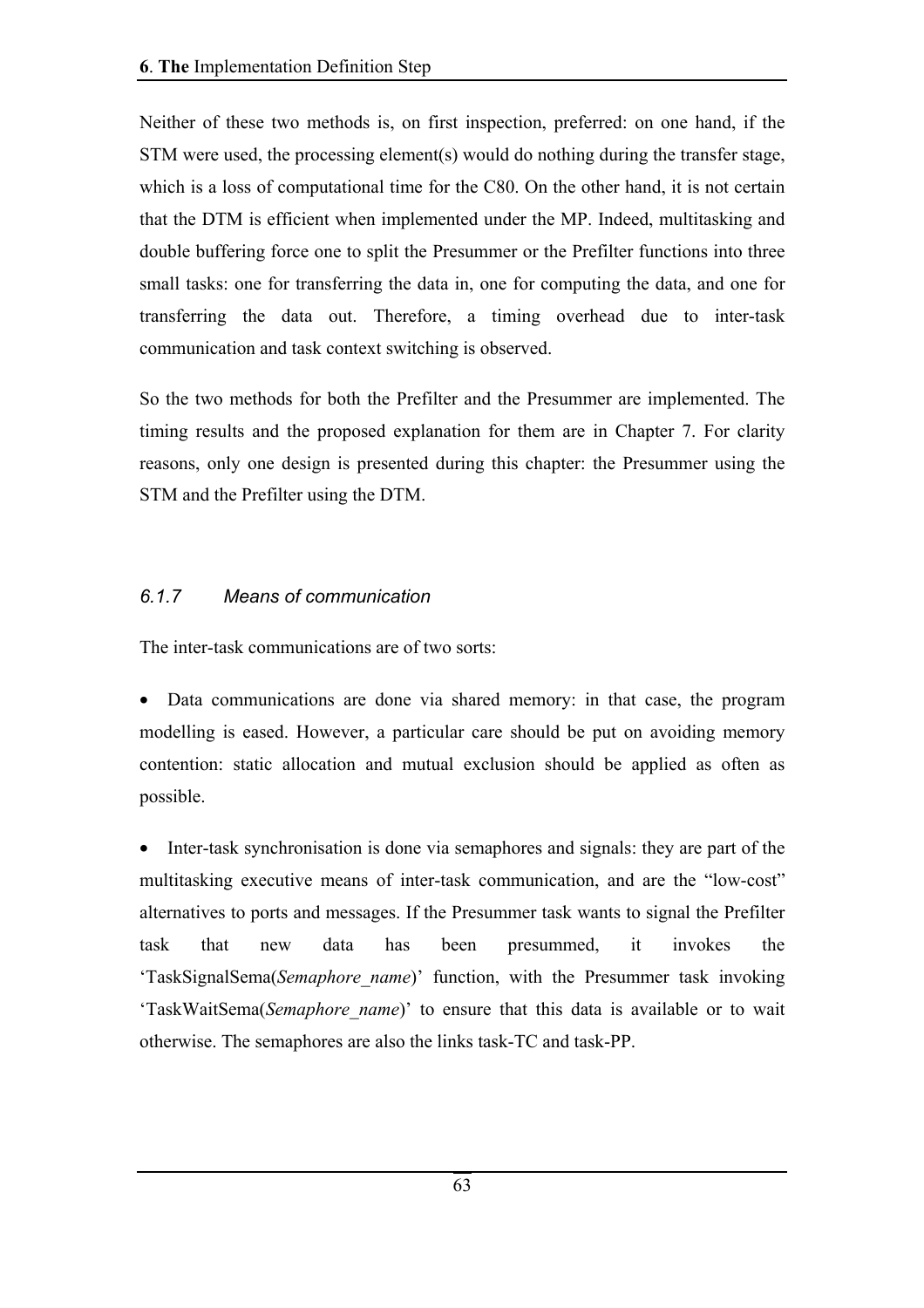Neither of these two methods is, on first inspection, preferred: on one hand, if the STM were used, the processing element(s) would do nothing during the transfer stage, which is a loss of computational time for the C80. On the other hand, it is not certain that the DTM is efficient when implemented under the MP. Indeed, multitasking and double buffering force one to split the Presummer or the Prefilter functions into three small tasks: one for transferring the data in, one for computing the data, and one for transferring the data out. Therefore, a timing overhead due to inter-task communication and task context switching is observed.

So the two methods for both the Prefilter and the Presummer are implemented. The timing results and the proposed explanation for them are in Chapter 7. For clarity reasons, only one design is presented during this chapter: the Presummer using the STM and the Prefilter using the DTM.

### *6.1.7 Means of communication*

The inter-task communications are of two sorts:

- Data communications are done via shared memory: in that case, the program modelling is eased. However, a particular care should be put on avoiding memory contention: static allocation and mutual exclusion should be applied as often as possible.

- Inter-task synchronisation is done via semaphores and signals: they are part of the multitasking executive means of inter-task communication, and are the "low-cost" alternatives to ports and messages. If the Presummer task wants to signal the Prefilter task that new data has been presummed, it invokes the 'TaskSignalSema(*Semaphore_name*)' function, with the Presummer task invoking 'TaskWaitSema(*Semaphore_name*)' to ensure that this data is available or to wait otherwise. The semaphores are also the links task-TC and task-PP.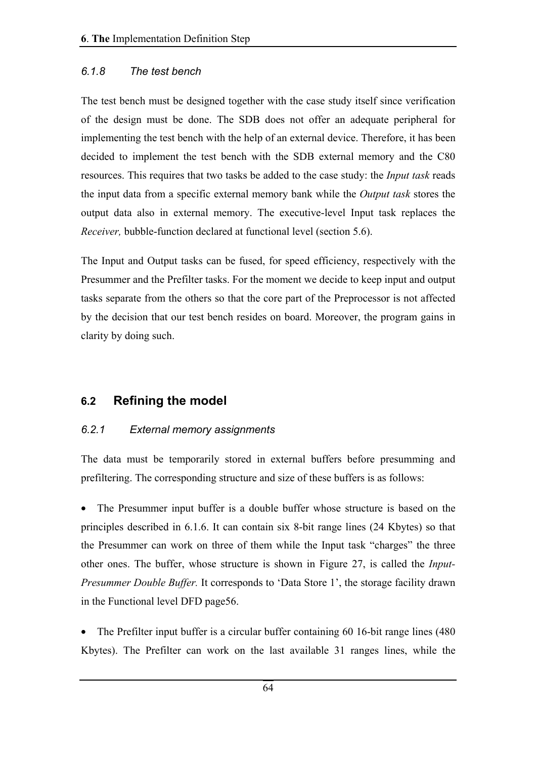#### 6.1.8 The test bench

The test bench must be designed together with the case study itself since verification of the design must be done. The SDB does not offer an adequate peripheral for implementing the test bench with the help of an external device. Therefore, it has been decided to implement the test bench with the SDB external memory and the C80 resources. This requires that two tasks be added to the case study: the *Input task* reads the input data from a specific external memory bank while the *Output task* stores the output data also in external memory. The executive-level Input task replaces the *Receiver,* bubble-function declared at functional level (section 5.6).

The Input and Output tasks can be fused, for speed efficiency, respectively with the Presummer and the Prefilter tasks. For the moment we decide to keep input and output tasks separate from the others so that the core part of the Preprocessor is not affected by the decision that our test bench resides on board. Moreover, the program gains in clarity by doing such.

## 6.2 Refining the model

#### 6.2.1 External memory assignments

The data must be temporarily stored in external buffers before presumming and prefiltering. The corresponding structure and size of these buffers is as follows:

- The Presummer input buffer is a double buffer whose structure is based on the principles described in 6.1.6. It can contain six 8-bit range lines (24 Kbytes) so that the Presummer can work on three of them while the Input task "charges" the three other ones. The buffer, whose structure is shown in Figure 27, is called the *Input-Presummer Double Buffer.* It corresponds to 'Data Store 1', the storage facility drawn in the Functional level DFD page56.

- The Prefilter input buffer is a circular buffer containing 60 16-bit range lines (480 Kbytes). The Prefilter can work on the last available 31 ranges lines, while the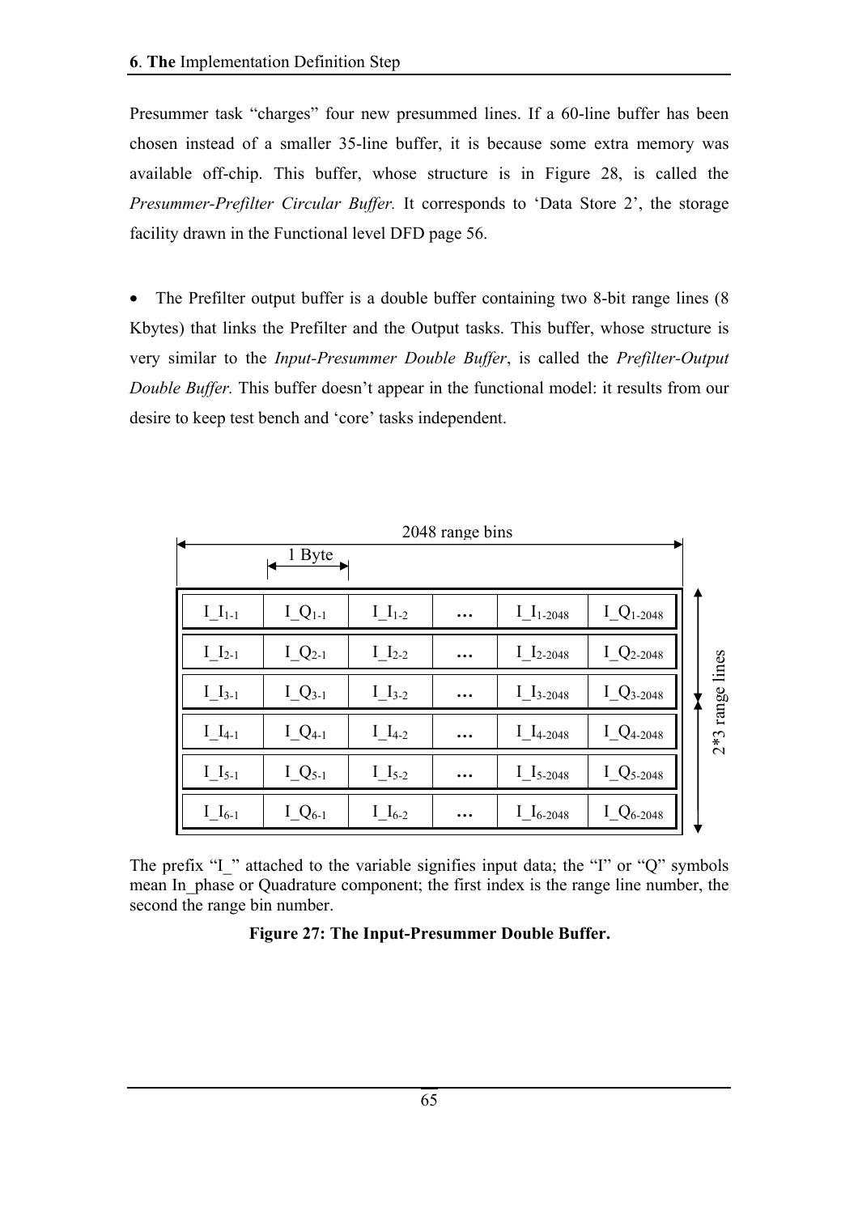Presummer task “charges” four new presummed lines. If a 60-line buffer has been chosen instead of a smaller 35-line buffer, it is because some extra memory was available off-chip. This buffer, whose structure is in Figure 28, is called the *Presummer-Prefilter Circular Buffer.* It corresponds to ‘Data Store 2’, the storage facility drawn in the Functional level DFD page 56.

- The Prefilter output buffer is a double buffer containing two 8-bit range lines (8 Kbytes) that links the Prefilter and the Output tasks. This buffer, whose structure is very similar to the *Input-Presummer Double Buffer*, is called the *Prefilter-Output Double Buffer.* This buffer doesn’t appear in the functional model: it results from our desire to keep test bench and ‘core’ tasks independent.

2048 range bins (each cell: 1 Byte); 2*3 range lines

| | | | | | |
|---|---|---|---|---|---|
| $I\_I_{1-1}$ | $I\_Q_{1-1}$ | $I\_I_{1-2}$ | … | $I\_I_{1-2048}$ | $I\_Q_{1-2048}$ |
| $I\_I_{2-1}$ | $I\_Q_{2-1}$ | $I\_I_{2-2}$ | … | $I\_I_{2-2048}$ | $I\_Q_{2-2048}$ |
| $I\_I_{3-1}$ | $I\_Q_{3-1}$ | $I\_I_{3-2}$ | … | $I\_I_{3-2048}$ | $I\_Q_{3-2048}$ |
| $I\_I_{4-1}$ | $I\_Q_{4-1}$ | $I\_I_{4-2}$ | … | $I\_I_{4-2048}$ | $I\_Q_{4-2048}$ |
| $I\_I_{5-1}$ | $I\_Q_{5-1}$ | $I\_I_{5-2}$ | … | $I\_I_{5-2048}$ | $I\_Q_{5-2048}$ |
| $I\_I_{6-1}$ | $I\_Q_{6-1}$ | $I\_I_{6-2}$ | … | $I\_I_{6-2048}$ | $I\_Q_{6-2048}$ |

The prefix “I_” attached to the variable signifies input data; the “I” or “Q” symbols mean In_phase or Quadrature component; the first index is the range line number, the second the range bin number.

**Figure 27: The Input-Presummer Double Buffer.**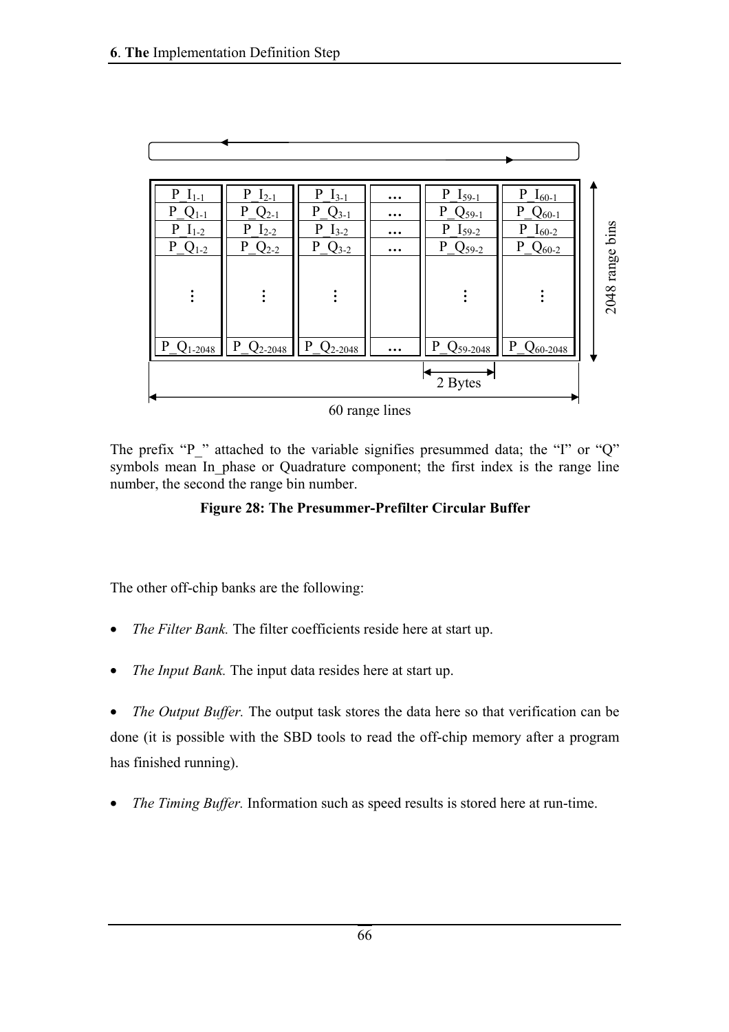| P_I$_{1-1}$ | P_I$_{2-1}$ | P_I$_{3-1}$ | … | P_I$_{59-1}$ | P_I$_{60-1}$ |
|---|---|---|---|---|---|
| P_Q$_{1-1}$ | P_Q$_{2-1}$ | P_Q$_{3-1}$ | … | P_Q$_{59-1}$ | P_Q$_{60-1}$ |
| P_I$_{1-2}$ | P_I$_{2-2}$ | P_I$_{3-2}$ | … | P_I$_{59-2}$ | P_I$_{60-2}$ |
| P_Q$_{1-2}$ | P_Q$_{2-2}$ | P_Q$_{3-2}$ | … | P_Q$_{59-2}$ | P_Q$_{60-2}$ |
| ⋮ | ⋮ | ⋮ | | ⋮ | ⋮ |
| P_Q$_{1-2048}$ | P_Q$_{2-2048}$ | P_Q$_{2-2048}$ | … | P_Q$_{59-2048}$ | P_Q$_{60-2048}$ |

2048 range bins

2 Bytes

60 range lines

The prefix "P_" attached to the variable signifies presummed data; the "I" or "Q" symbols mean In_phase or Quadrature component; the first index is the range line number, the second the range bin number.

**Figure 28: The Presummer-Prefilter Circular Buffer**

The other off-chip banks are the following:

- *The Filter Bank.* The filter coefficients reside here at start up.
- *The Input Bank.* The input data resides here at start up.
- *The Output Buffer.* The output task stores the data here so that verification can be done (it is possible with the SBD tools to read the off-chip memory after a program has finished running).
- *The Timing Buffer.* Information such as speed results is stored here at run-time.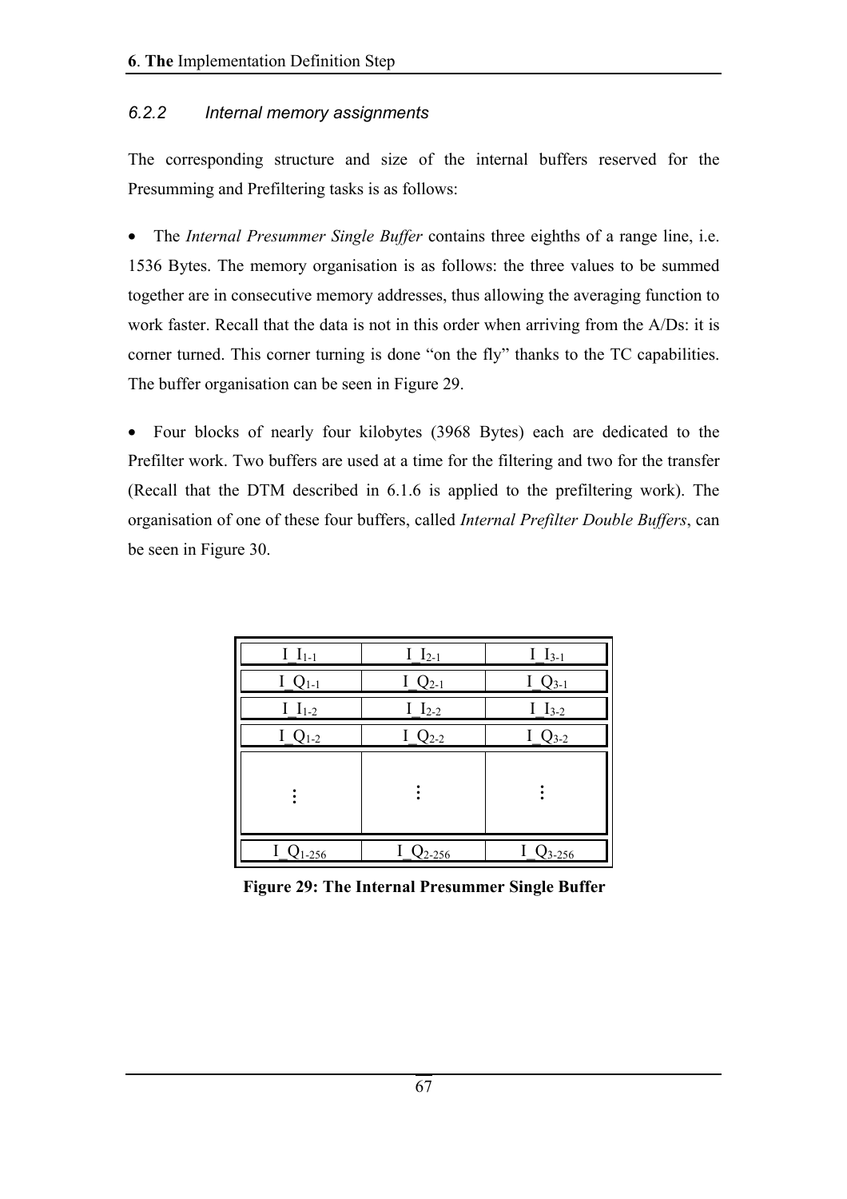### 6.2.2 Internal memory assignments

The corresponding structure and size of the internal buffers reserved for the Presumming and Prefiltering tasks is as follows:

- The *Internal Presummer Single Buffer* contains three eighths of a range line, i.e. 1536 Bytes. The memory organisation is as follows: the three values to be summed together are in consecutive memory addresses, thus allowing the averaging function to work faster. Recall that the data is not in this order when arriving from the A/Ds: it is corner turned. This corner turning is done "on the fly" thanks to the TC capabilities. The buffer organisation can be seen in Figure 29.

- Four blocks of nearly four kilobytes (3968 Bytes) each are dedicated to the Prefilter work. Two buffers are used at a time for the filtering and two for the transfer (Recall that the DTM described in 6.1.6 is applied to the prefiltering work). The organisation of one of these four buffers, called *Internal Prefilter Double Buffers*, can be seen in Figure 30.

| | | |
|---|---|---|
| $I\_I_{1-1}$ | $I\_I_{2-1}$ | $I\_I_{3-1}$ |
| $I\_Q_{1-1}$ | $I\_Q_{2-1}$ | $I\_Q_{3-1}$ |
| $I\_I_{1-2}$ | $I\_I_{2-2}$ | $I\_I_{3-2}$ |
| $I\_Q_{1-2}$ | $I\_Q_{2-2}$ | $I\_Q_{3-2}$ |
| ⋮ | ⋮ | ⋮ |
| $I\_Q_{1-256}$ | $I\_Q_{2-256}$ | $I\_Q_{3-256}$ |

**Figure 29: The Internal Presummer Single Buffer**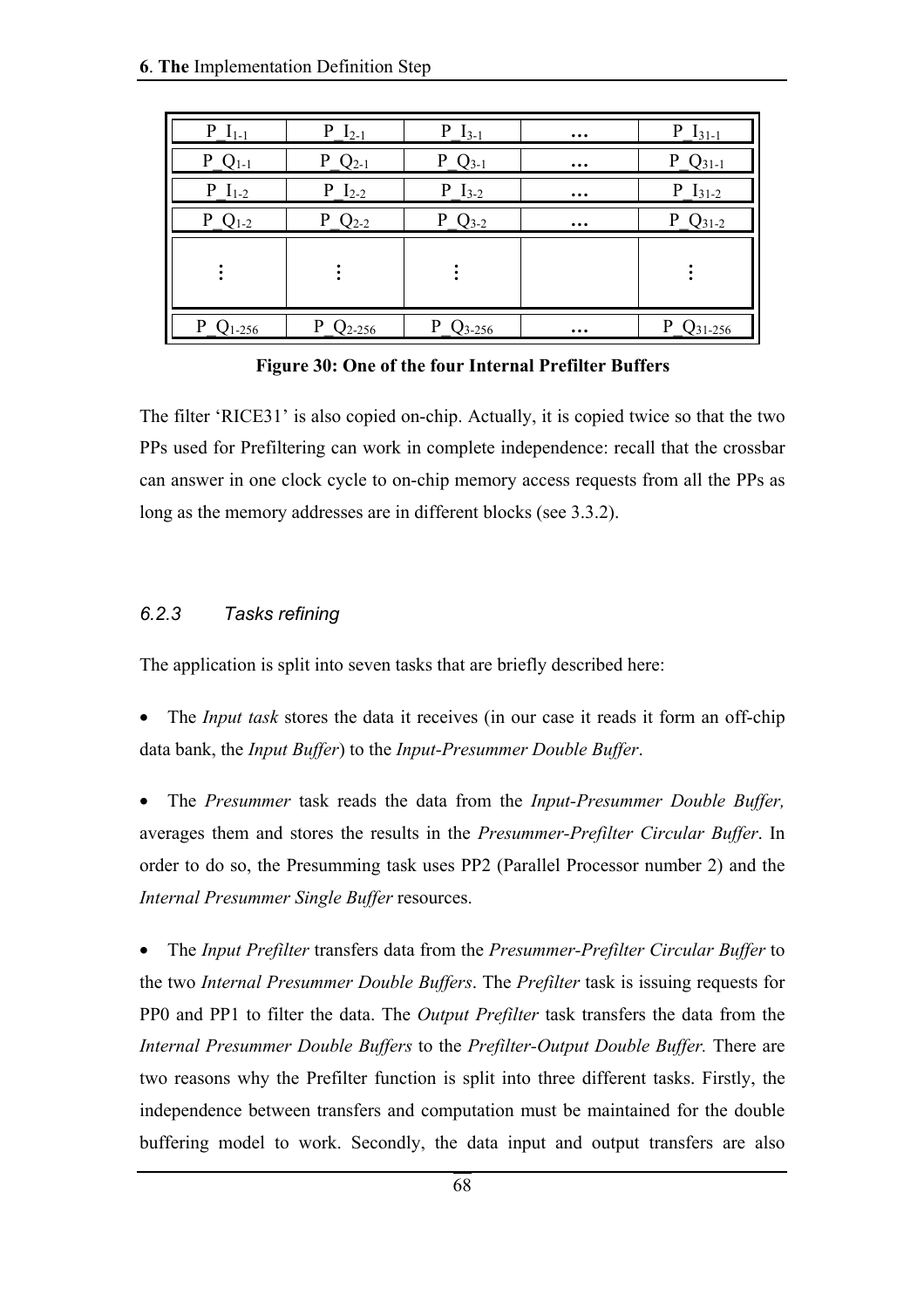| $P\_I_{1-1}$ | $P\_I_{2-1}$ | $P\_I_{3-1}$ | … | $P\_I_{31-1}$ |
|---|---|---|---|---|
| $P\_Q_{1-1}$ | $P\_Q_{2-1}$ | $P\_Q_{3-1}$ | … | $P\_Q_{31-1}$ |
| $P\_I_{1-2}$ | $P\_I_{2-2}$ | $P\_I_{3-2}$ | … | $P\_I_{31-2}$ |
| $P\_Q_{1-2}$ | $P\_Q_{2-2}$ | $P\_Q_{3-2}$ | … | $P\_Q_{31-2}$ |
| ⋮ | ⋮ | ⋮ | | ⋮ |
| $P\_Q_{1-256}$ | $P\_Q_{2-256}$ | $P\_Q_{3-256}$ | … | $P\_Q_{31-256}$ |

**Figure 30: One of the four Internal Prefilter Buffers**

The filter 'RICE31' is also copied on-chip. Actually, it is copied twice so that the two PPs used for Prefiltering can work in complete independence: recall that the crossbar can answer in one clock cycle to on-chip memory access requests from all the PPs as long as the memory addresses are in different blocks (see 3.3.2).

### *6.2.3 Tasks refining*

The application is split into seven tasks that are briefly described here:

- The *Input task* stores the data it receives (in our case it reads it form an off-chip data bank, the *Input Buffer*) to the *Input-Presummer Double Buffer*.

- The *Presummer* task reads the data from the *Input-Presummer Double Buffer,* averages them and stores the results in the *Presummer-Prefilter Circular Buffer*. In order to do so, the Presumming task uses PP2 (Parallel Processor number 2) and the *Internal Presummer Single Buffer* resources.

- The *Input Prefilter* transfers data from the *Presummer-Prefilter Circular Buffer* to the two *Internal Presummer Double Buffers*. The *Prefilter* task is issuing requests for PP0 and PP1 to filter the data. The *Output Prefilter* task transfers the data from the *Internal Presummer Double Buffers* to the *Prefilter-Output Double Buffer.* There are two reasons why the Prefilter function is split into three different tasks. Firstly, the independence between transfers and computation must be maintained for the double buffering model to work. Secondly, the data input and output transfers are also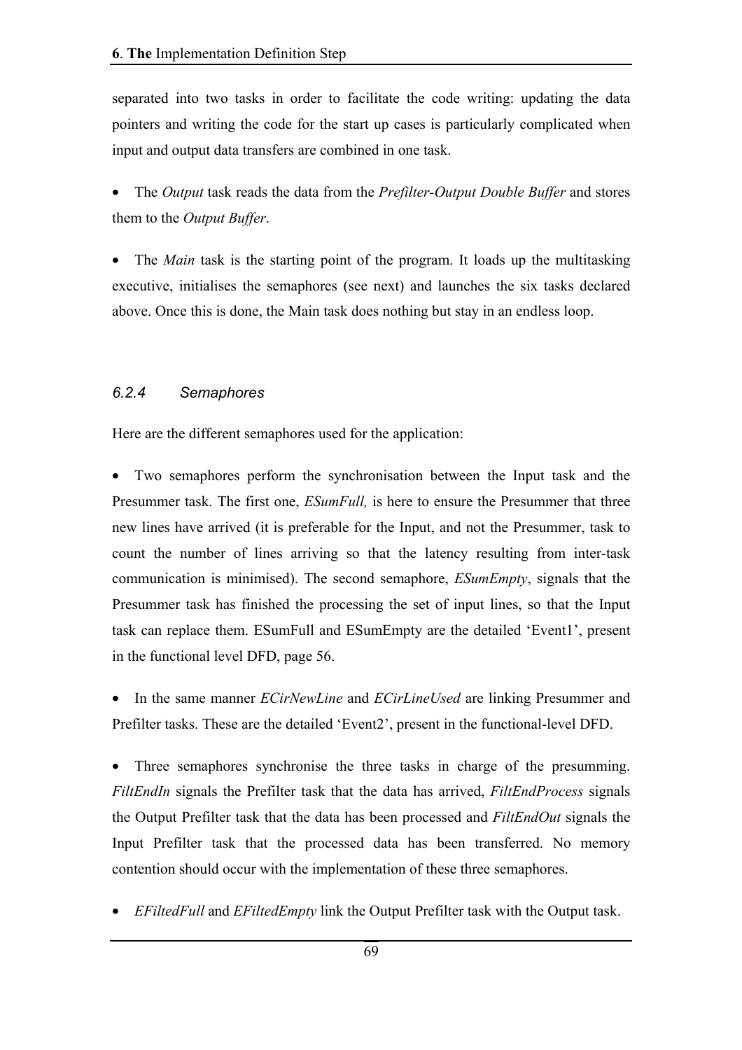separated into two tasks in order to facilitate the code writing: updating the data pointers and writing the code for the start up cases is particularly complicated when input and output data transfers are combined in one task.

- The *Output* task reads the data from the *Prefilter-Output Double Buffer* and stores them to the *Output Buffer*.

- The *Main* task is the starting point of the program. It loads up the multitasking executive, initialises the semaphores (see next) and launches the six tasks declared above. Once this is done, the Main task does nothing but stay in an endless loop.

### *6.2.4 Semaphores*

Here are the different semaphores used for the application:

- Two semaphores perform the synchronisation between the Input task and the Presummer task. The first one, *ESumFull,* is here to ensure the Presummer that three new lines have arrived (it is preferable for the Input, and not the Presummer, task to count the number of lines arriving so that the latency resulting from inter-task communication is minimised). The second semaphore, *ESumEmpty*, signals that the Presummer task has finished the processing the set of input lines, so that the Input task can replace them. ESumFull and ESumEmpty are the detailed 'Event1', present in the functional level DFD, page 56.

- In the same manner *ECirNewLine* and *ECirLineUsed* are linking Presummer and Prefilter tasks. These are the detailed 'Event2', present in the functional-level DFD.

- Three semaphores synchronise the three tasks in charge of the presumming. *FiltEndIn* signals the Prefilter task that the data has arrived, *FiltEndProcess* signals the Output Prefilter task that the data has been processed and *FiltEndOut* signals the Input Prefilter task that the processed data has been transferred. No memory contention should occur with the implementation of these three semaphores.

- *EFiltedFull* and *EFiltedEmpty* link the Output Prefilter task with the Output task.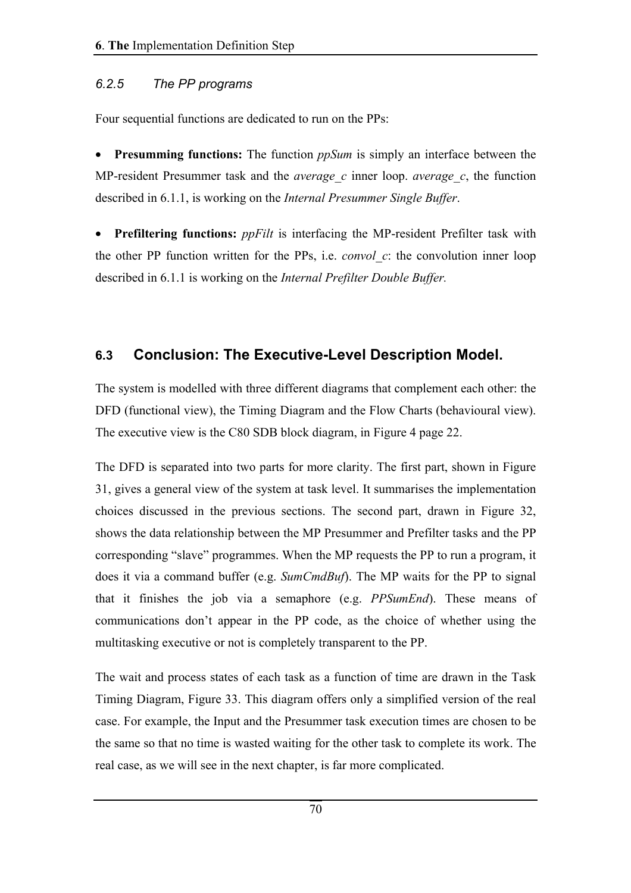### 6.2.5 The PP programs

Four sequential functions are dedicated to run on the PPs:

- **Presumming functions:** The function *ppSum* is simply an interface between the MP-resident Presummer task and the *average_c* inner loop. *average_c*, the function described in 6.1.1, is working on the *Internal Presummer Single Buffer*.

- **Prefiltering functions:** *ppFilt* is interfacing the MP-resident Prefilter task with the other PP function written for the PPs, i.e. *convol_c*: the convolution inner loop described in 6.1.1 is working on the *Internal Prefilter Double Buffer.*

## 6.3 Conclusion: The Executive-Level Description Model.

The system is modelled with three different diagrams that complement each other: the DFD (functional view), the Timing Diagram and the Flow Charts (behavioural view). The executive view is the C80 SDB block diagram, in Figure 4 page 22.

The DFD is separated into two parts for more clarity. The first part, shown in Figure 31, gives a general view of the system at task level. It summarises the implementation choices discussed in the previous sections. The second part, drawn in Figure 32, shows the data relationship between the MP Presummer and Prefilter tasks and the PP corresponding "slave" programmes. When the MP requests the PP to run a program, it does it via a command buffer (e.g. *SumCmdBuf*). The MP waits for the PP to signal that it finishes the job via a semaphore (e.g. *PPSumEnd*). These means of communications don't appear in the PP code, as the choice of whether using the multitasking executive or not is completely transparent to the PP.

The wait and process states of each task as a function of time are drawn in the Task Timing Diagram, Figure 33. This diagram offers only a simplified version of the real case. For example, the Input and the Presummer task execution times are chosen to be the same so that no time is wasted waiting for the other task to complete its work. The real case, as we will see in the next chapter, is far more complicated.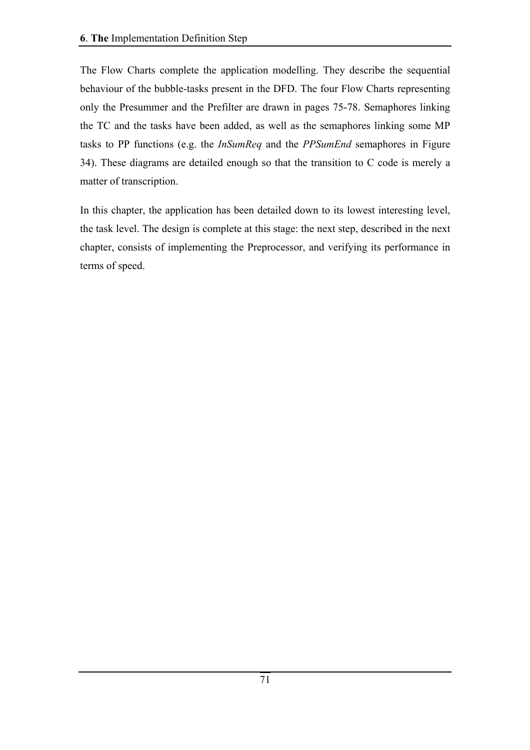The Flow Charts complete the application modelling. They describe the sequential behaviour of the bubble-tasks present in the DFD. The four Flow Charts representing only the Presummer and the Prefilter are drawn in pages 75-78. Semaphores linking the TC and the tasks have been added, as well as the semaphores linking some MP tasks to PP functions (e.g. the *InSumReq* and the *PPSumEnd* semaphores in Figure 34). These diagrams are detailed enough so that the transition to C code is merely a matter of transcription.

In this chapter, the application has been detailed down to its lowest interesting level, the task level. The design is complete at this stage: the next step, described in the next chapter, consists of implementing the Preprocessor, and verifying its performance in terms of speed.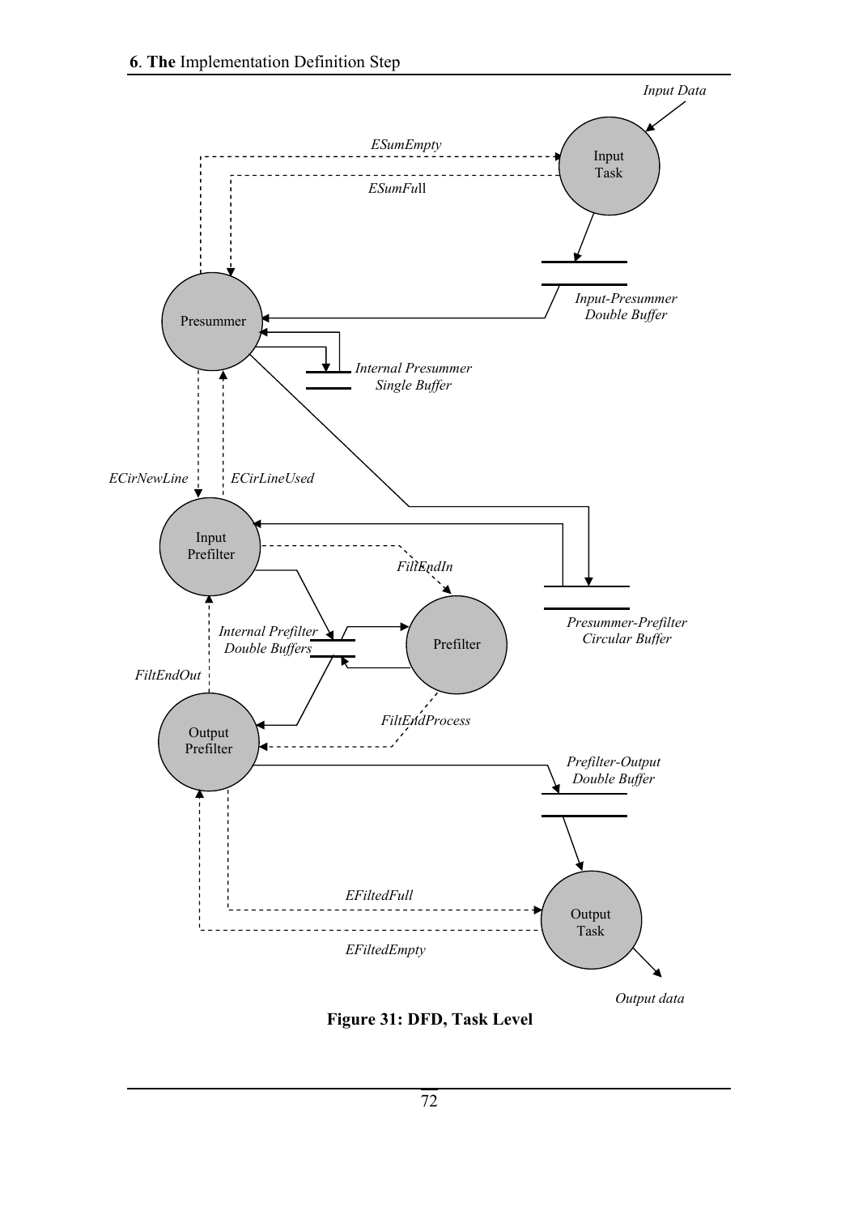Figure 31: DFD, Task Level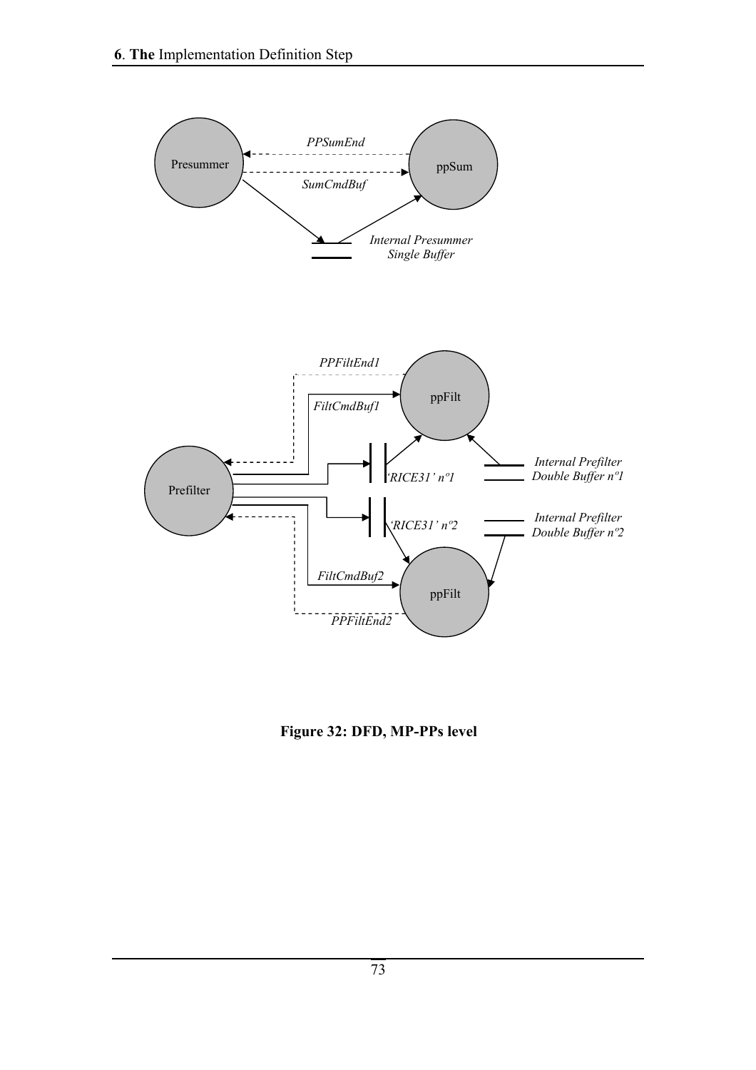**Figure 32: DFD, MP-PPs level**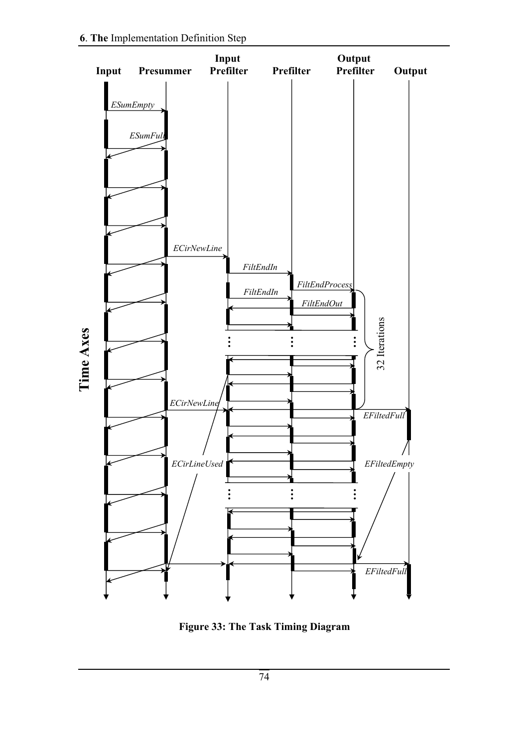Figure 33: The Task Timing Diagram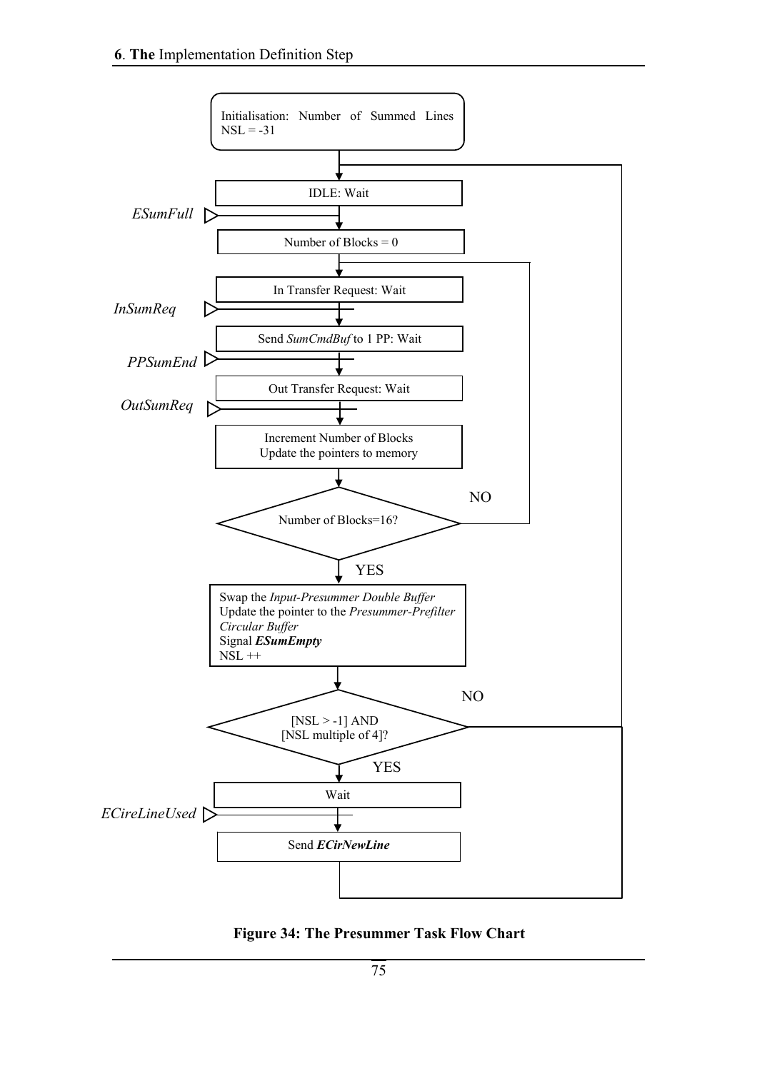Initialisation: Number of Summed Lines NSL = -31

IDLE: Wait

*ESumFull*

Number of Blocks = 0

In Transfer Request: Wait

*InSumReq*

Send *SumCmdBuf* to 1 PP: Wait

*PPSumEnd*

Out Transfer Request: Wait

*OutSumReq*

Increment Number of Blocks
Update the pointers to memory

Number of Blocks=16?

NO

YES

Swap the *Input-Presummer Double Buffer*
Update the pointer to the *Presummer-Prefilter Circular Buffer*
Signal ***ESumEmpty***
NSL ++

[NSL > -1] AND
[NSL multiple of 4]?

NO

YES

Wait

*ECireLineUsed*

Send ***ECirNewLine***

**Figure 34: The Presummer Task Flow Chart**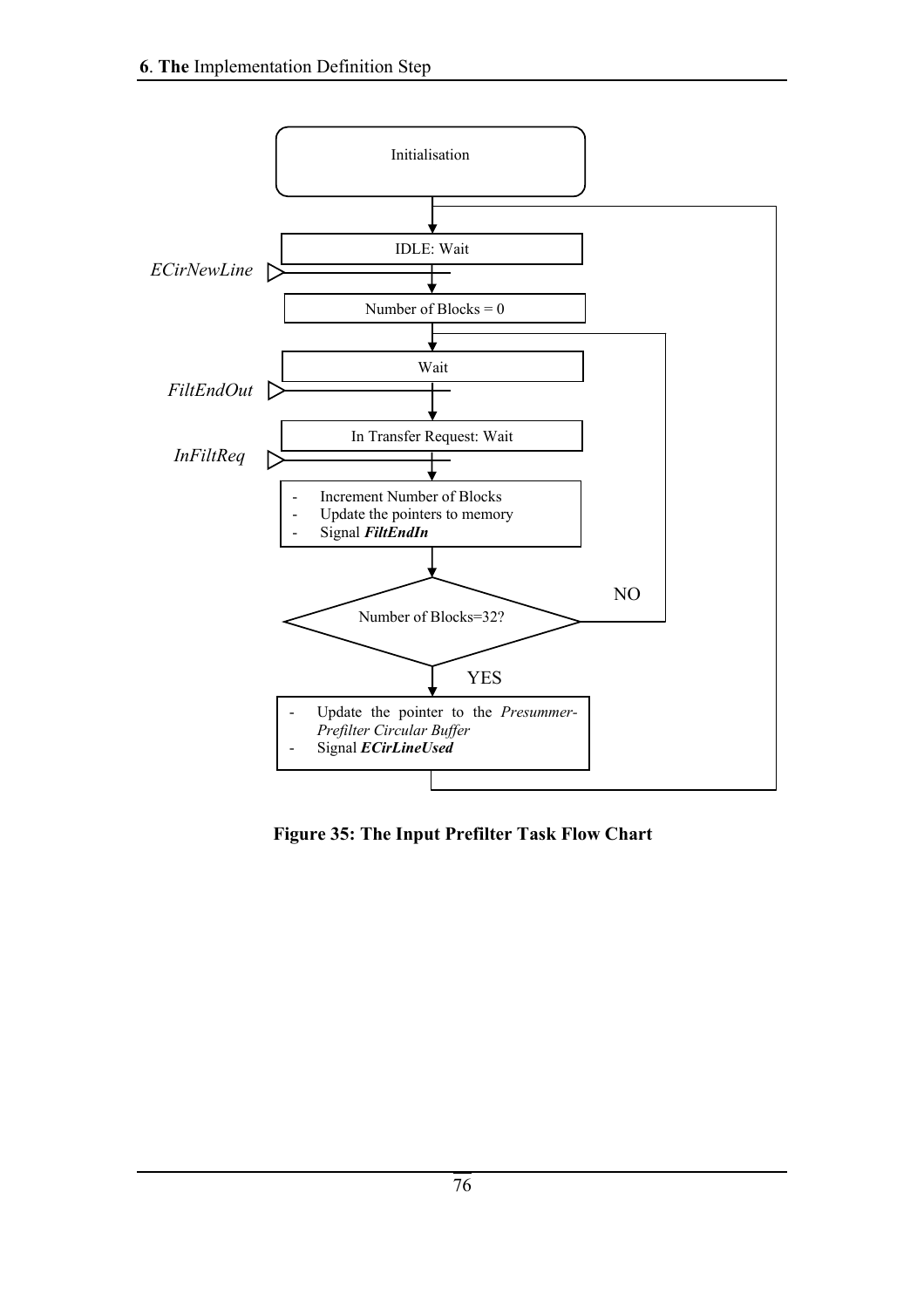Initialisation

IDLE: Wait

*ECirNewLine*

Number of Blocks = 0

Wait

*FiltEndOut*

In Transfer Request: Wait

*InFiltReq*

- Increment Number of Blocks
- Update the pointers to memory
- Signal ***FiltEndIn***

Number of Blocks=32?

NO

YES

- Update the pointer to the *Presummer-Prefilter Circular Buffer*
- Signal ***ECirLineUsed***

**Figure 35: The Input Prefilter Task Flow Chart**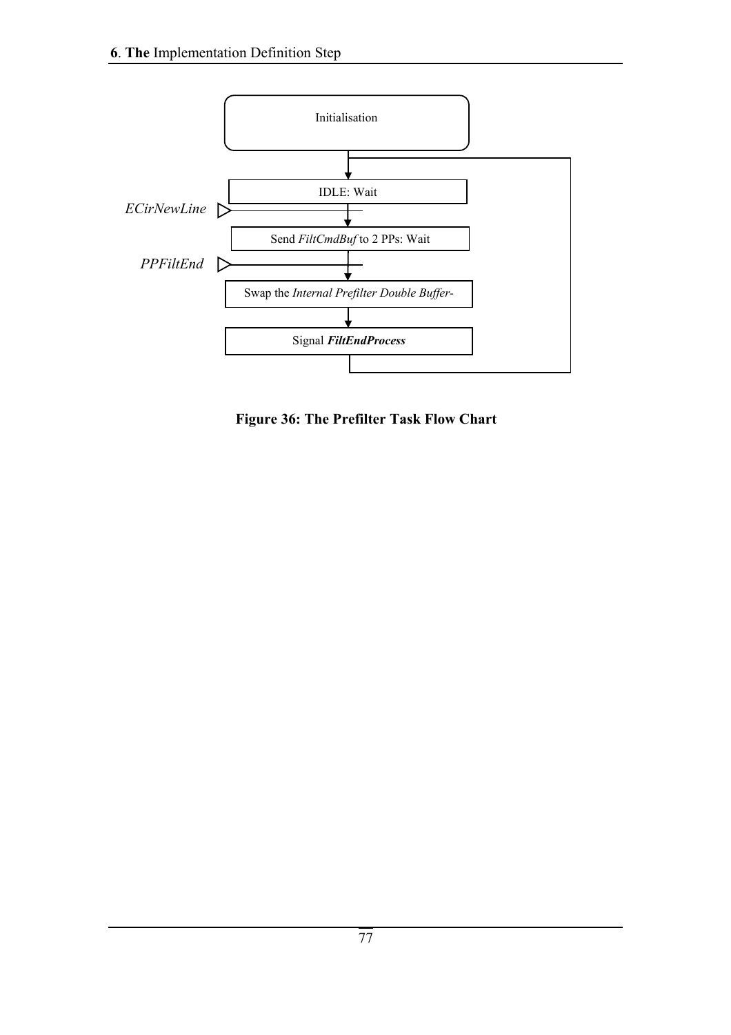Initialisation

IDLE: Wait

*ECirNewLine*

Send *FiltCmdBuf* to 2 PPs: Wait

*PPFiltEnd*

Swap the *Internal Prefilter Double Buffer-*

Signal ***FiltEndProcess***

**Figure 36: The Prefilter Task Flow Chart**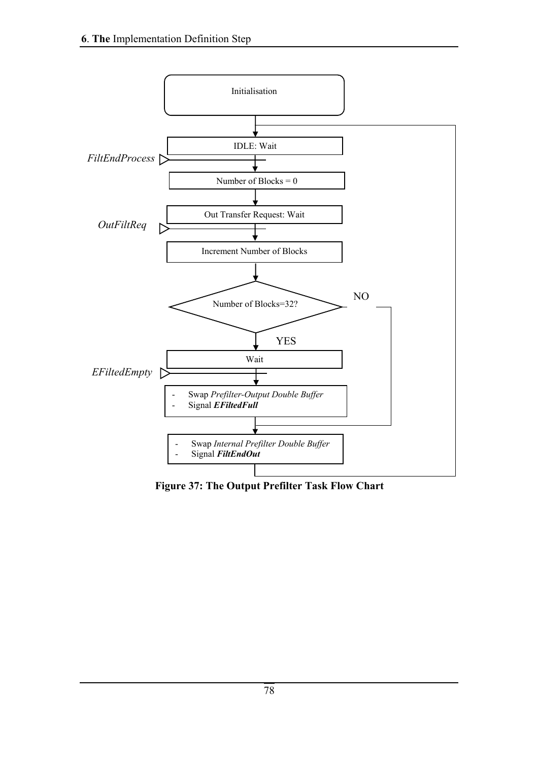Initialisation

IDLE: Wait

*FiltEndProcess*

Number of Blocks = 0

Out Transfer Request: Wait

*OutFiltReq*

Increment Number of Blocks

Number of Blocks=32?

NO

YES

Wait

*EFiltedEmpty*

- Swap *Prefilter-Output Double Buffer*
- Signal ***EFiltedFull***

- Swap *Internal Prefilter Double Buffer*
- Signal ***FiltEndOut***

**Figure 37: The Output Prefilter Task Flow Chart**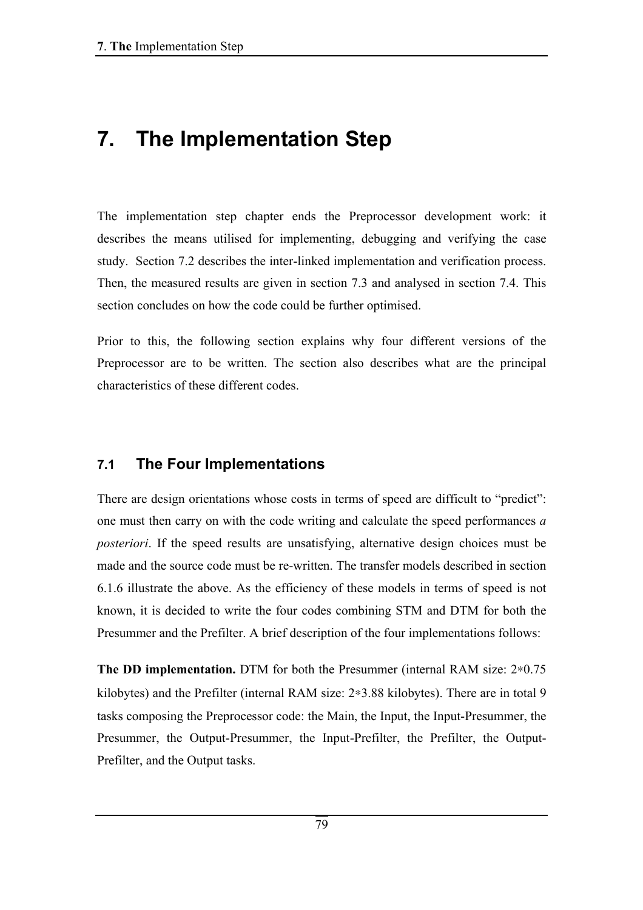# 7. The Implementation Step

The implementation step chapter ends the Preprocessor development work: it describes the means utilised for implementing, debugging and verifying the case study. Section 7.2 describes the inter-linked implementation and verification process. Then, the measured results are given in section 7.3 and analysed in section 7.4. This section concludes on how the code could be further optimised.

Prior to this, the following section explains why four different versions of the Preprocessor are to be written. The section also describes what are the principal characteristics of these different codes.

## 7.1 The Four Implementations

There are design orientations whose costs in terms of speed are difficult to "predict": one must then carry on with the code writing and calculate the speed performances *a posteriori*. If the speed results are unsatisfying, alternative design choices must be made and the source code must be re-written. The transfer models described in section 6.1.6 illustrate the above. As the efficiency of these models in terms of speed is not known, it is decided to write the four codes combining STM and DTM for both the Presummer and the Prefilter. A brief description of the four implementations follows:

**The DD implementation.** DTM for both the Presummer (internal RAM size: $2*0.75$ kilobytes) and the Prefilter (internal RAM size: $2*3.88$ kilobytes). There are in total 9 tasks composing the Preprocessor code: the Main, the Input, the Input-Presummer, the Presummer, the Output-Presummer, the Input-Prefilter, the Prefilter, the Output-Prefilter, and the Output tasks.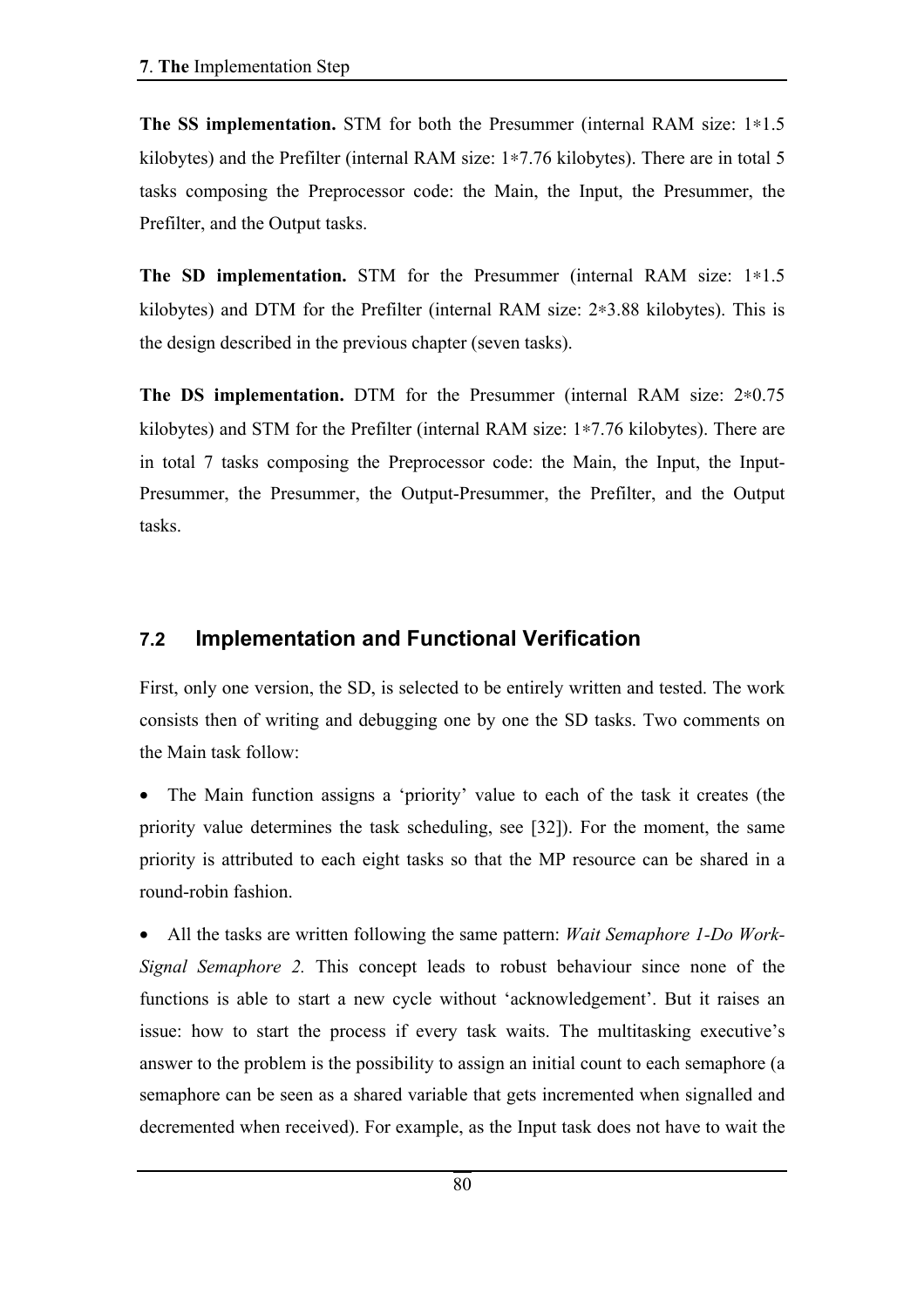**The SS implementation.** STM for both the Presummer (internal RAM size: 1∗1.5 kilobytes) and the Prefilter (internal RAM size: 1∗7.76 kilobytes). There are in total 5 tasks composing the Preprocessor code: the Main, the Input, the Presummer, the Prefilter, and the Output tasks.

**The SD implementation.** STM for the Presummer (internal RAM size: 1∗1.5 kilobytes) and DTM for the Prefilter (internal RAM size: 2∗3.88 kilobytes). This is the design described in the previous chapter (seven tasks).

**The DS implementation.** DTM for the Presummer (internal RAM size: 2∗0.75 kilobytes) and STM for the Prefilter (internal RAM size: 1∗7.76 kilobytes). There are in total 7 tasks composing the Preprocessor code: the Main, the Input, the Input-Presummer, the Presummer, the Output-Presummer, the Prefilter, and the Output tasks.

## 7.2 Implementation and Functional Verification

First, only one version, the SD, is selected to be entirely written and tested. The work consists then of writing and debugging one by one the SD tasks. Two comments on the Main task follow:

- The Main function assigns a 'priority' value to each of the task it creates (the priority value determines the task scheduling, see [32]). For the moment, the same priority is attributed to each eight tasks so that the MP resource can be shared in a round-robin fashion.
- All the tasks are written following the same pattern: *Wait Semaphore 1-Do Work-Signal Semaphore 2.* This concept leads to robust behaviour since none of the functions is able to start a new cycle without 'acknowledgement'. But it raises an issue: how to start the process if every task waits. The multitasking executive's answer to the problem is the possibility to assign an initial count to each semaphore (a semaphore can be seen as a shared variable that gets incremented when signalled and decremented when received). For example, as the Input task does not have to wait the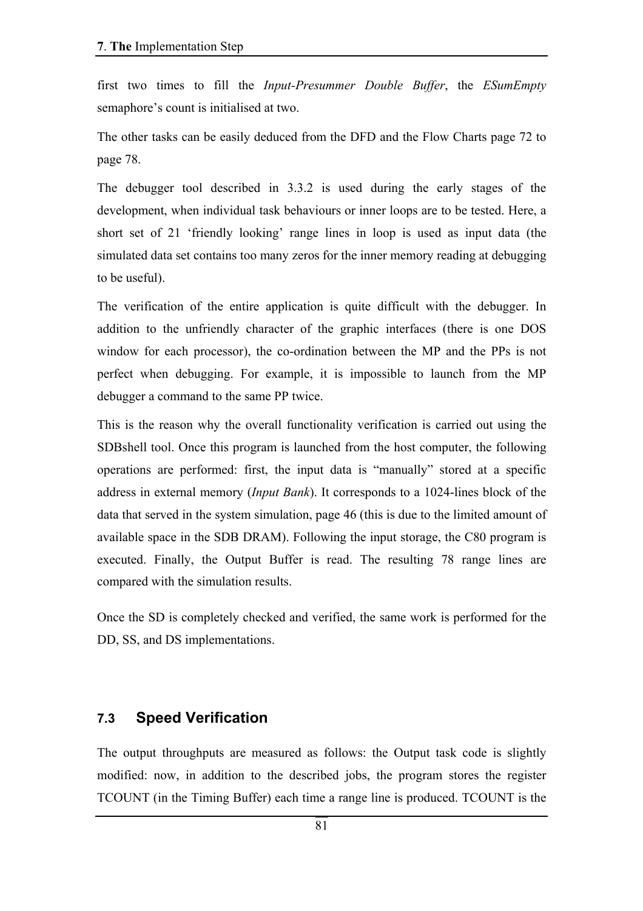first two times to fill the *Input-Presummer Double Buffer*, the *ESumEmpty* semaphore's count is initialised at two.

The other tasks can be easily deduced from the DFD and the Flow Charts page 72 to page 78.

The debugger tool described in 3.3.2 is used during the early stages of the development, when individual task behaviours or inner loops are to be tested. Here, a short set of 21 'friendly looking' range lines in loop is used as input data (the simulated data set contains too many zeros for the inner memory reading at debugging to be useful).

The verification of the entire application is quite difficult with the debugger. In addition to the unfriendly character of the graphic interfaces (there is one DOS window for each processor), the co-ordination between the MP and the PPs is not perfect when debugging. For example, it is impossible to launch from the MP debugger a command to the same PP twice.

This is the reason why the overall functionality verification is carried out using the SDBshell tool. Once this program is launched from the host computer, the following operations are performed: first, the input data is "manually" stored at a specific address in external memory (*Input Bank*). It corresponds to a 1024-lines block of the data that served in the system simulation, page 46 (this is due to the limited amount of available space in the SDB DRAM). Following the input storage, the C80 program is executed. Finally, the Output Buffer is read. The resulting 78 range lines are compared with the simulation results.

Once the SD is completely checked and verified, the same work is performed for the DD, SS, and DS implementations.

## 7.3 Speed Verification

The output throughputs are measured as follows: the Output task code is slightly modified: now, in addition to the described jobs, the program stores the register TCOUNT (in the Timing Buffer) each time a range line is produced. TCOUNT is the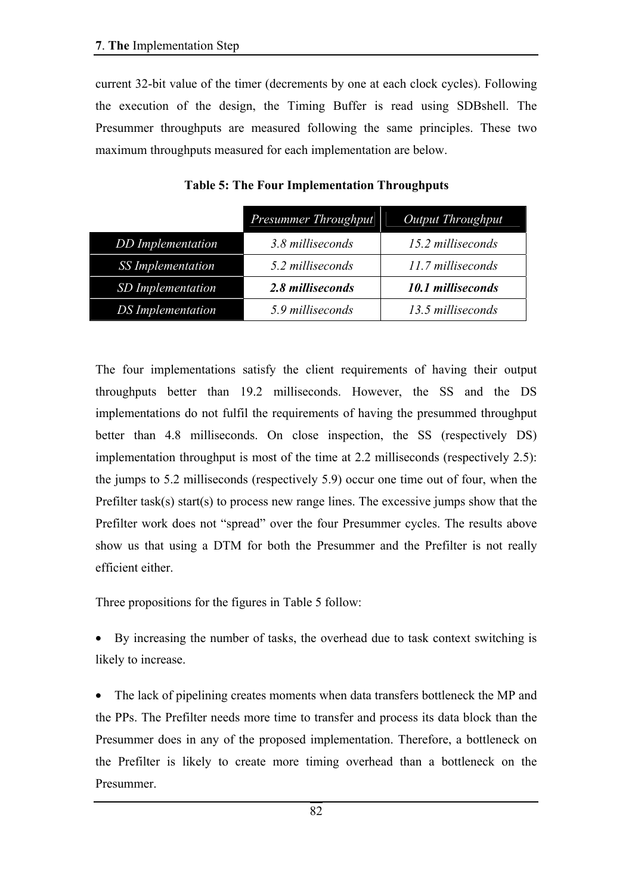current 32-bit value of the timer (decrements by one at each clock cycles). Following the execution of the design, the Timing Buffer is read using SDBshell. The Presummer throughputs are measured following the same principles. These two maximum throughputs measured for each implementation are below.

**Table 5: The Four Implementation Throughputs**

| | *Presummer Throughput* | *Output Throughput* |
|---|---|---|
| *DD Implementation* | *3.8 milliseconds* | *15.2 milliseconds* |
| *SS Implementation* | *5.2 milliseconds* | *11.7 milliseconds* |
| *SD Implementation* | ***2.8 milliseconds*** | ***10.1 milliseconds*** |
| *DS Implementation* | *5.9 milliseconds* | *13.5 milliseconds* |

The four implementations satisfy the client requirements of having their output throughputs better than 19.2 milliseconds. However, the SS and the DS implementations do not fulfil the requirements of having the presummed throughput better than 4.8 milliseconds. On close inspection, the SS (respectively DS) implementation throughput is most of the time at 2.2 milliseconds (respectively 2.5): the jumps to 5.2 milliseconds (respectively 5.9) occur one time out of four, when the Prefilter task(s) start(s) to process new range lines. The excessive jumps show that the Prefilter work does not "spread" over the four Presummer cycles. The results above show us that using a DTM for both the Presummer and the Prefilter is not really efficient either.

Three propositions for the figures in Table 5 follow:

- By increasing the number of tasks, the overhead due to task context switching is likely to increase.
- The lack of pipelining creates moments when data transfers bottleneck the MP and the PPs. The Prefilter needs more time to transfer and process its data block than the Presummer does in any of the proposed implementation. Therefore, a bottleneck on the Prefilter is likely to create more timing overhead than a bottleneck on the Presummer.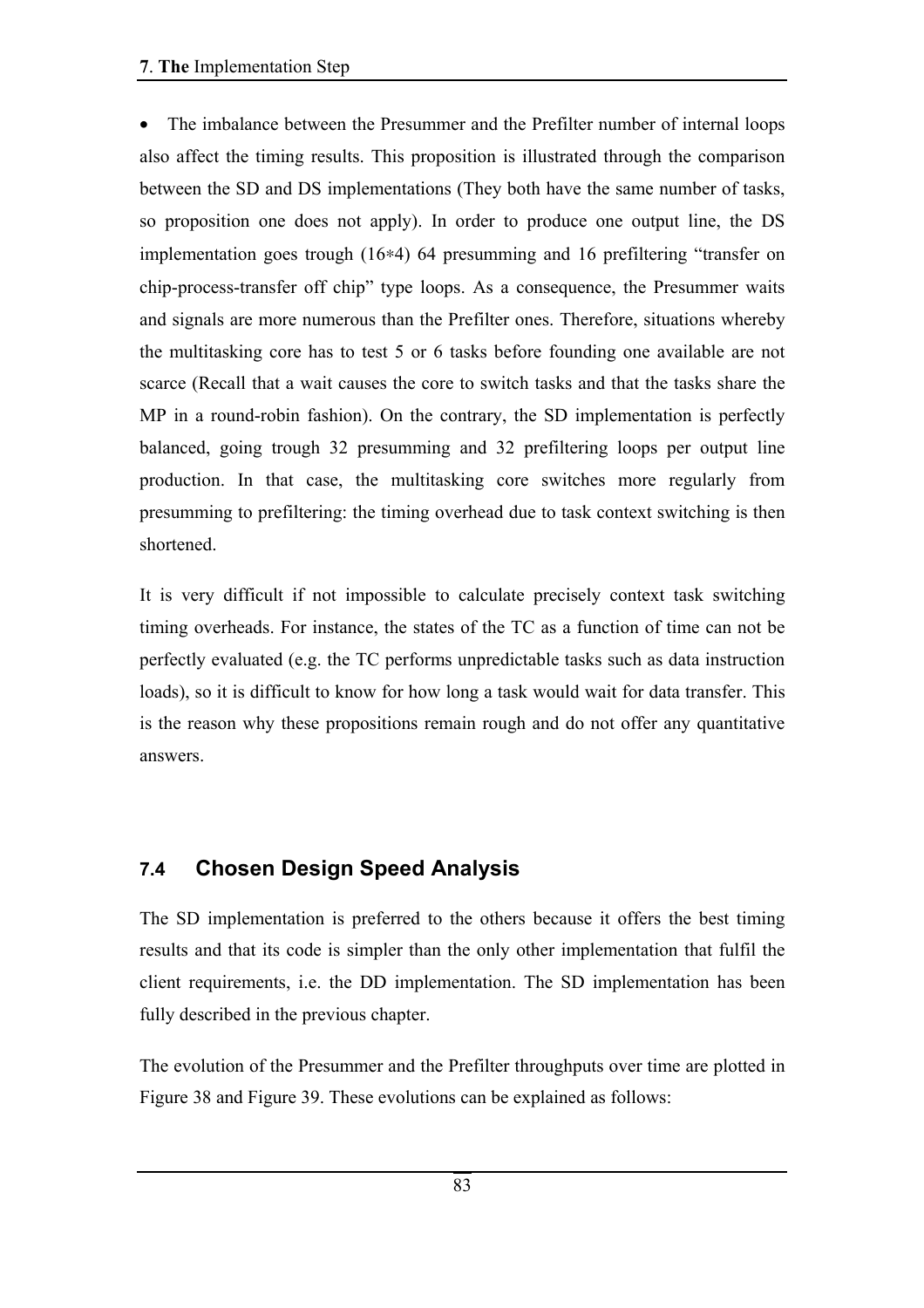- The imbalance between the Presummer and the Prefilter number of internal loops also affect the timing results. This proposition is illustrated through the comparison between the SD and DS implementations (They both have the same number of tasks, so proposition one does not apply). In order to produce one output line, the DS implementation goes trough (16*4) 64 presumming and 16 prefiltering “transfer on chip-process-transfer off chip” type loops. As a consequence, the Presummer waits and signals are more numerous than the Prefilter ones. Therefore, situations whereby the multitasking core has to test 5 or 6 tasks before founding one available are not scarce (Recall that a wait causes the core to switch tasks and that the tasks share the MP in a round-robin fashion). On the contrary, the SD implementation is perfectly balanced, going trough 32 presumming and 32 prefiltering loops per output line production. In that case, the multitasking core switches more regularly from presumming to prefiltering: the timing overhead due to task context switching is then shortened.

It is very difficult if not impossible to calculate precisely context task switching timing overheads. For instance, the states of the TC as a function of time can not be perfectly evaluated (e.g. the TC performs unpredictable tasks such as data instruction loads), so it is difficult to know for how long a task would wait for data transfer. This is the reason why these propositions remain rough and do not offer any quantitative answers.

## 7.4 Chosen Design Speed Analysis

The SD implementation is preferred to the others because it offers the best timing results and that its code is simpler than the only other implementation that fulfil the client requirements, i.e. the DD implementation. The SD implementation has been fully described in the previous chapter.

The evolution of the Presummer and the Prefilter throughputs over time are plotted in Figure 38 and Figure 39. These evolutions can be explained as follows: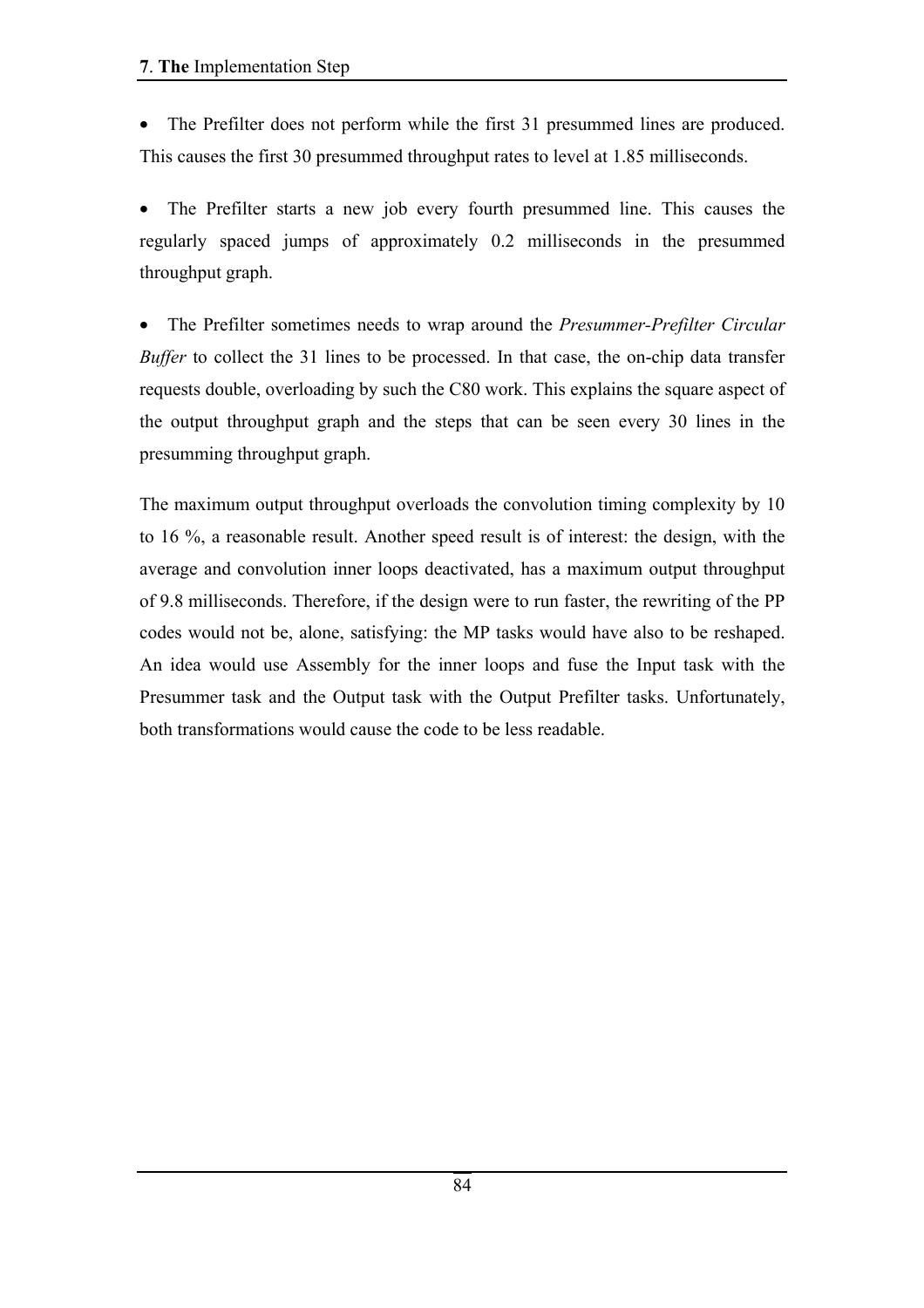- The Prefilter does not perform while the first 31 presummed lines are produced. This causes the first 30 presummed throughput rates to level at 1.85 milliseconds.

- The Prefilter starts a new job every fourth presummed line. This causes the regularly spaced jumps of approximately 0.2 milliseconds in the presummed throughput graph.

- The Prefilter sometimes needs to wrap around the *Presummer-Prefilter Circular Buffer* to collect the 31 lines to be processed. In that case, the on-chip data transfer requests double, overloading by such the C80 work. This explains the square aspect of the output throughput graph and the steps that can be seen every 30 lines in the presumming throughput graph.

The maximum output throughput overloads the convolution timing complexity by 10 to 16 %, a reasonable result. Another speed result is of interest: the design, with the average and convolution inner loops deactivated, has a maximum output throughput of 9.8 milliseconds. Therefore, if the design were to run faster, the rewriting of the PP codes would not be, alone, satisfying: the MP tasks would have also to be reshaped. An idea would use Assembly for the inner loops and fuse the Input task with the Presummer task and the Output task with the Output Prefilter tasks. Unfortunately, both transformations would cause the code to be less readable.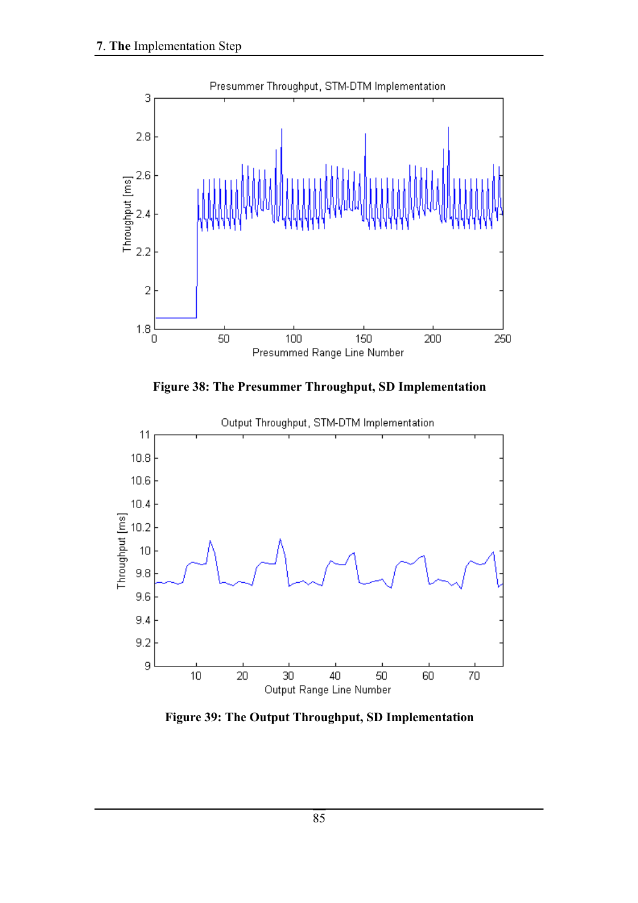Figure 38: The Presummer Throughput, SD Implementation

Figure 39: The Output Throughput, SD Implementation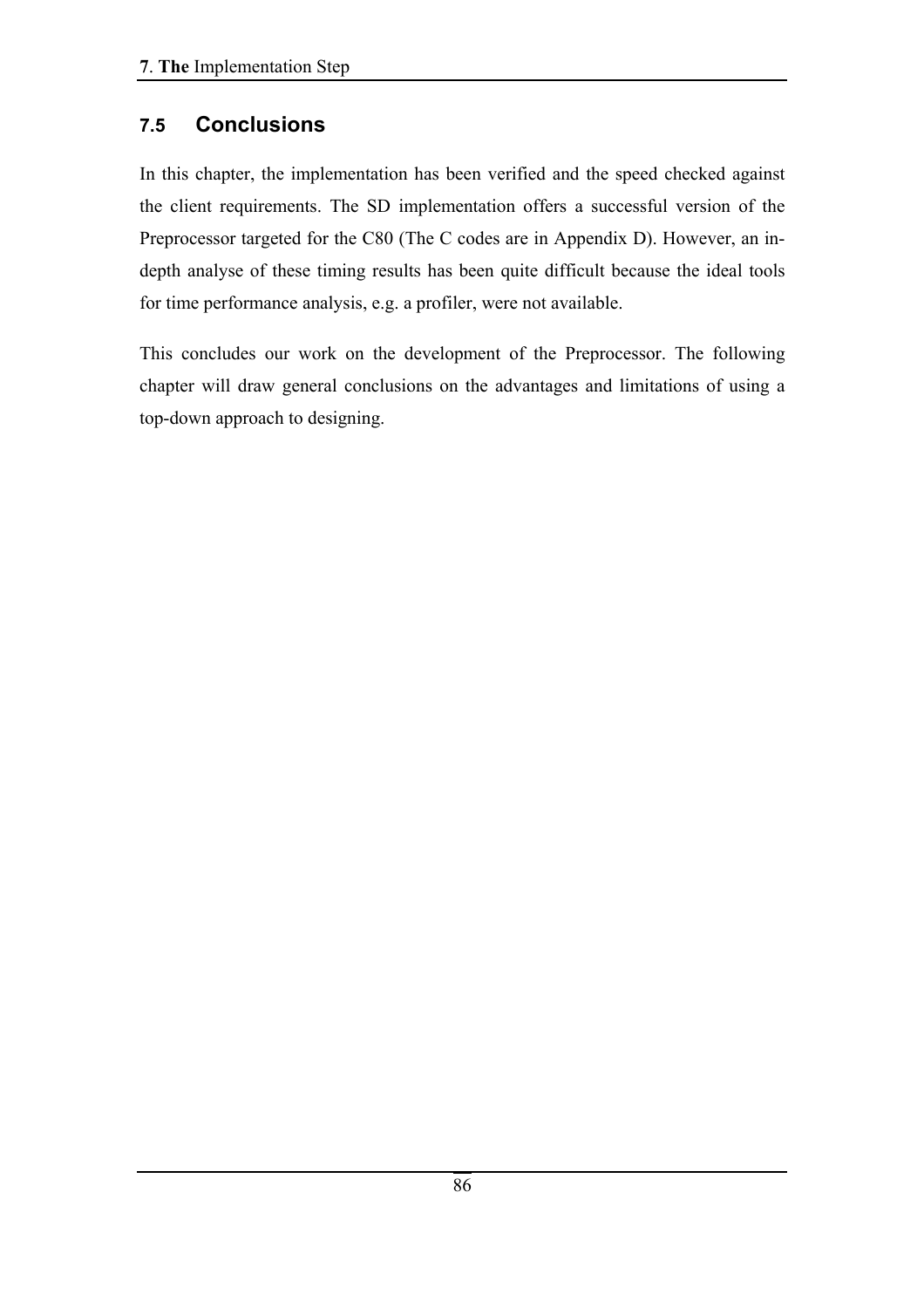## 7.5 Conclusions

In this chapter, the implementation has been verified and the speed checked against the client requirements. The SD implementation offers a successful version of the Preprocessor targeted for the C80 (The C codes are in Appendix D). However, an in-depth analyse of these timing results has been quite difficult because the ideal tools for time performance analysis, e.g. a profiler, were not available.

This concludes our work on the development of the Preprocessor. The following chapter will draw general conclusions on the advantages and limitations of using a top-down approach to designing.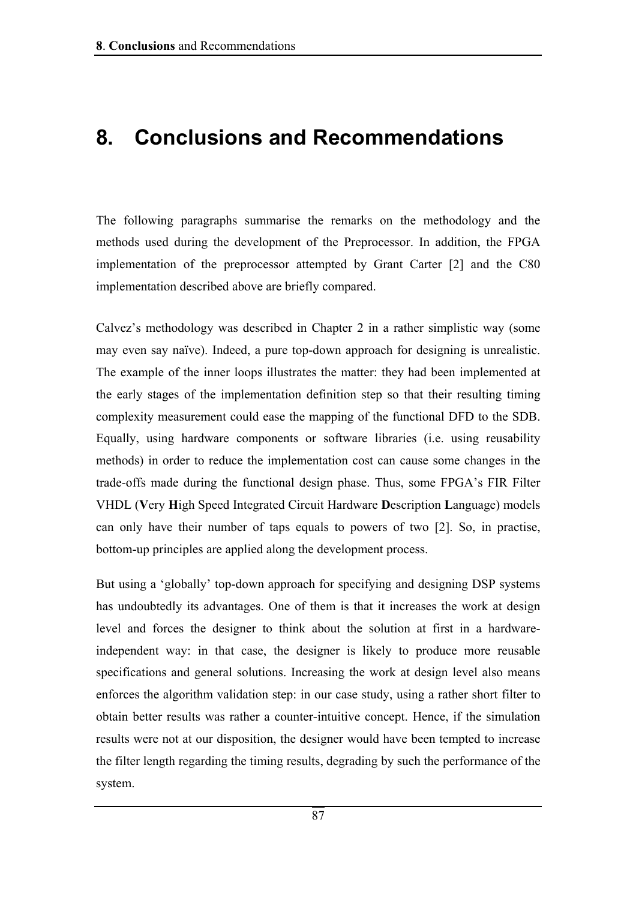# 8. Conclusions and Recommendations

The following paragraphs summarise the remarks on the methodology and the methods used during the development of the Preprocessor. In addition, the FPGA implementation of the preprocessor attempted by Grant Carter [2] and the C80 implementation described above are briefly compared.

Calvez's methodology was described in Chapter 2 in a rather simplistic way (some may even say naïve). Indeed, a pure top-down approach for designing is unrealistic. The example of the inner loops illustrates the matter: they had been implemented at the early stages of the implementation definition step so that their resulting timing complexity measurement could ease the mapping of the functional DFD to the SDB. Equally, using hardware components or software libraries (i.e. using reusability methods) in order to reduce the implementation cost can cause some changes in the trade-offs made during the functional design phase. Thus, some FPGA's FIR Filter VHDL (**V**ery **H**igh Speed Integrated Circuit Hardware **D**escription **L**anguage) models can only have their number of taps equals to powers of two [2]. So, in practise, bottom-up principles are applied along the development process.

But using a 'globally' top-down approach for specifying and designing DSP systems has undoubtedly its advantages. One of them is that it increases the work at design level and forces the designer to think about the solution at first in a hardware-independent way: in that case, the designer is likely to produce more reusable specifications and general solutions. Increasing the work at design level also means enforces the algorithm validation step: in our case study, using a rather short filter to obtain better results was rather a counter-intuitive concept. Hence, if the simulation results were not at our disposition, the designer would have been tempted to increase the filter length regarding the timing results, degrading by such the performance of the system.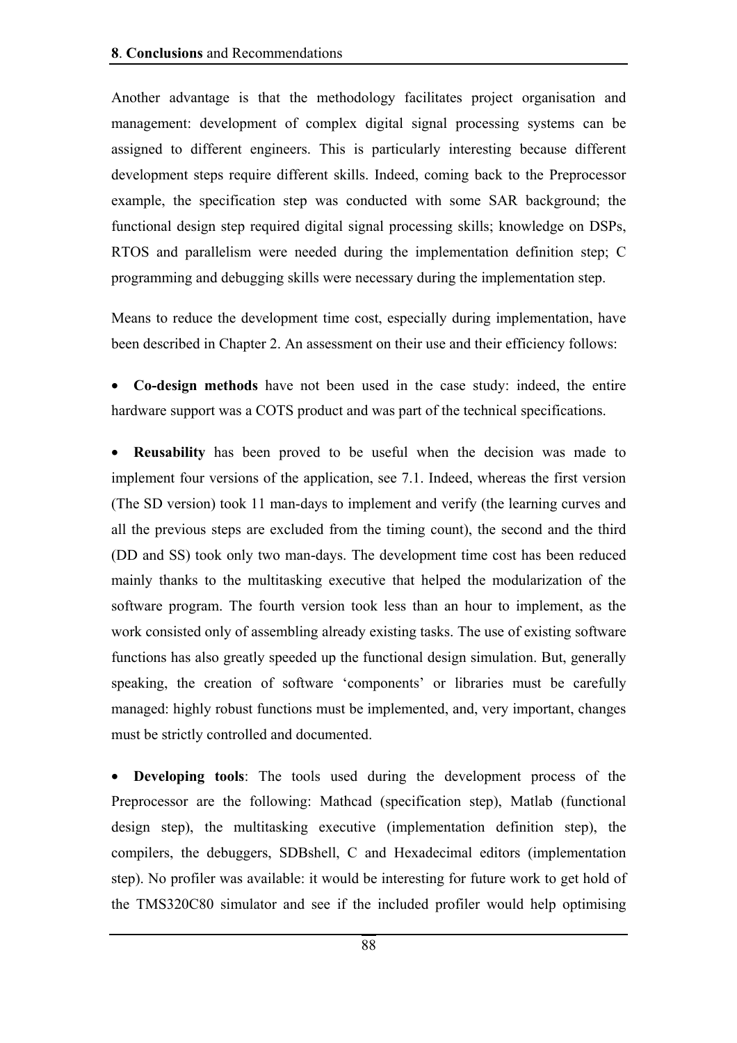Another advantage is that the methodology facilitates project organisation and management: development of complex digital signal processing systems can be assigned to different engineers. This is particularly interesting because different development steps require different skills. Indeed, coming back to the Preprocessor example, the specification step was conducted with some SAR background; the functional design step required digital signal processing skills; knowledge on DSPs, RTOS and parallelism were needed during the implementation definition step; C programming and debugging skills were necessary during the implementation step.

Means to reduce the development time cost, especially during implementation, have been described in Chapter 2. An assessment on their use and their efficiency follows:

- **Co-design methods** have not been used in the case study: indeed, the entire hardware support was a COTS product and was part of the technical specifications.

- **Reusability** has been proved to be useful when the decision was made to implement four versions of the application, see 7.1. Indeed, whereas the first version (The SD version) took 11 man-days to implement and verify (the learning curves and all the previous steps are excluded from the timing count), the second and the third (DD and SS) took only two man-days. The development time cost has been reduced mainly thanks to the multitasking executive that helped the modularization of the software program. The fourth version took less than an hour to implement, as the work consisted only of assembling already existing tasks. The use of existing software functions has also greatly speeded up the functional design simulation. But, generally speaking, the creation of software 'components' or libraries must be carefully managed: highly robust functions must be implemented, and, very important, changes must be strictly controlled and documented.

- **Developing tools**: The tools used during the development process of the Preprocessor are the following: Mathcad (specification step), Matlab (functional design step), the multitasking executive (implementation definition step), the compilers, the debuggers, SDBshell, C and Hexadecimal editors (implementation step). No profiler was available: it would be interesting for future work to get hold of the TMS320C80 simulator and see if the included profiler would help optimising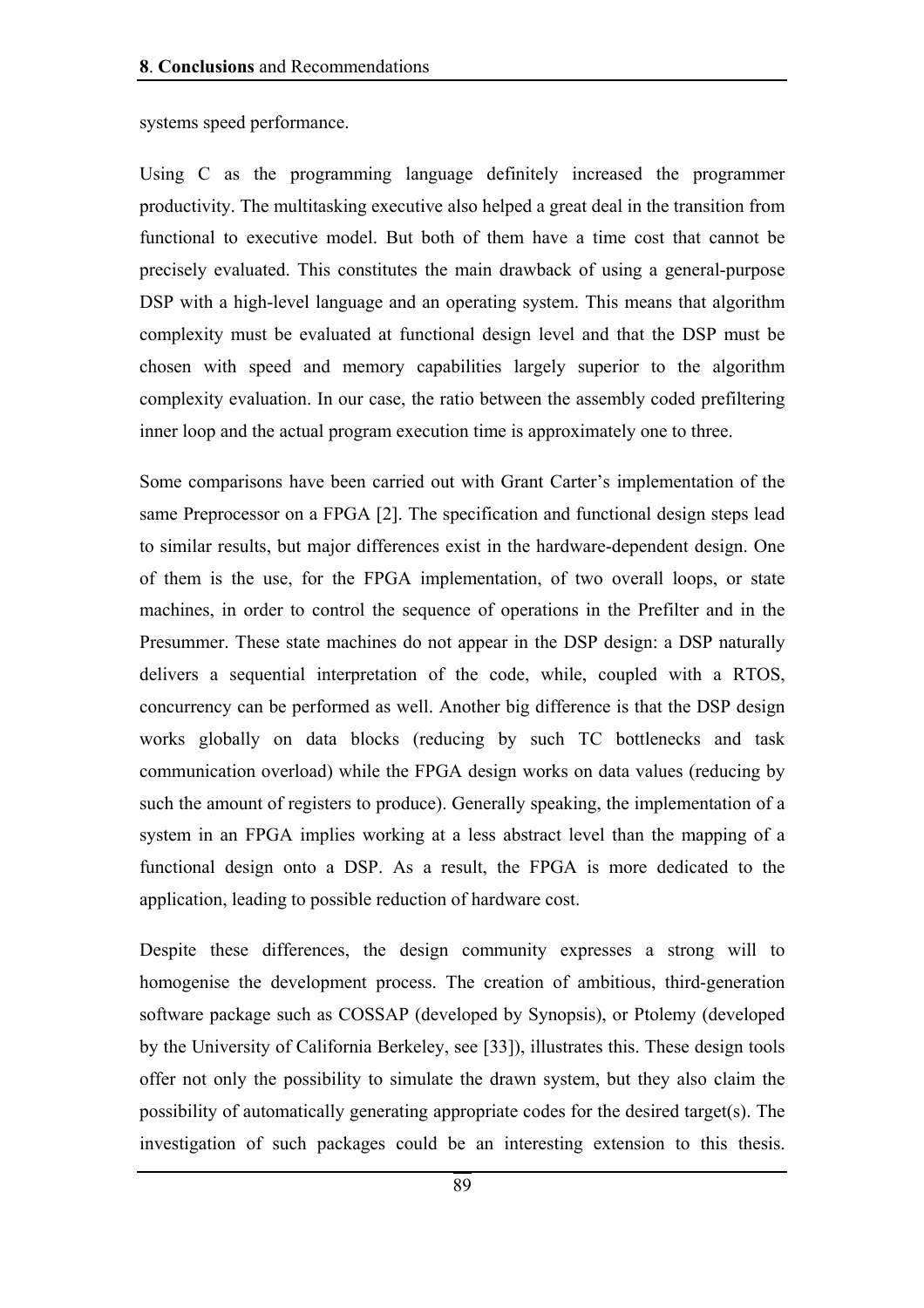systems speed performance.

Using C as the programming language definitely increased the programmer productivity. The multitasking executive also helped a great deal in the transition from functional to executive model. But both of them have a time cost that cannot be precisely evaluated. This constitutes the main drawback of using a general-purpose DSP with a high-level language and an operating system. This means that algorithm complexity must be evaluated at functional design level and that the DSP must be chosen with speed and memory capabilities largely superior to the algorithm complexity evaluation. In our case, the ratio between the assembly coded prefiltering inner loop and the actual program execution time is approximately one to three.

Some comparisons have been carried out with Grant Carter's implementation of the same Preprocessor on a FPGA [2]. The specification and functional design steps lead to similar results, but major differences exist in the hardware-dependent design. One of them is the use, for the FPGA implementation, of two overall loops, or state machines, in order to control the sequence of operations in the Prefilter and in the Presummer. These state machines do not appear in the DSP design: a DSP naturally delivers a sequential interpretation of the code, while, coupled with a RTOS, concurrency can be performed as well. Another big difference is that the DSP design works globally on data blocks (reducing by such TC bottlenecks and task communication overload) while the FPGA design works on data values (reducing by such the amount of registers to produce). Generally speaking, the implementation of a system in an FPGA implies working at a less abstract level than the mapping of a functional design onto a DSP. As a result, the FPGA is more dedicated to the application, leading to possible reduction of hardware cost.

Despite these differences, the design community expresses a strong will to homogenise the development process. The creation of ambitious, third-generation software package such as COSSAP (developed by Synopsis), or Ptolemy (developed by the University of California Berkeley, see [33]), illustrates this. These design tools offer not only the possibility to simulate the drawn system, but they also claim the possibility of automatically generating appropriate codes for the desired target(s). The investigation of such packages could be an interesting extension to this thesis.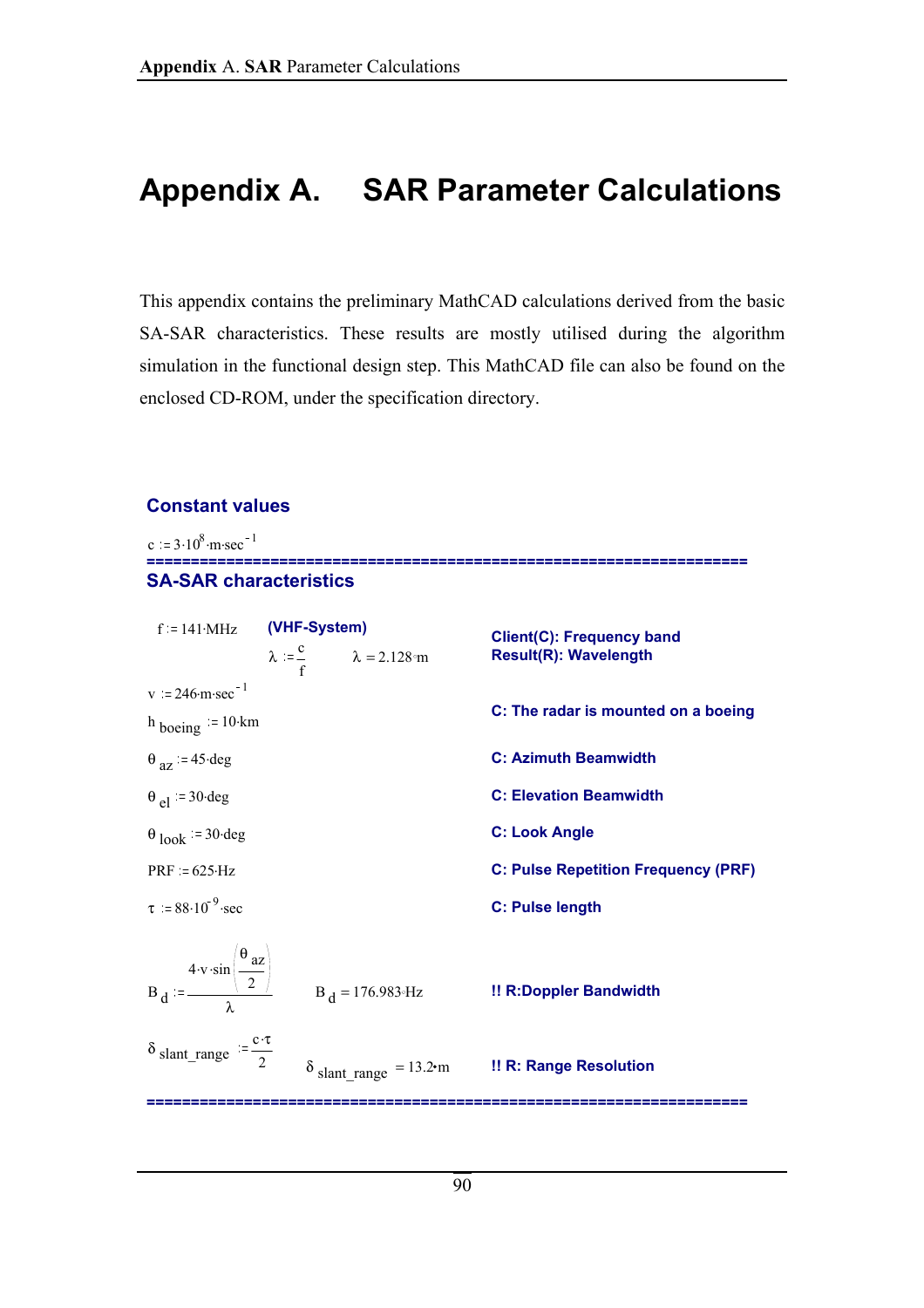# Appendix A. SAR Parameter Calculations

This appendix contains the preliminary MathCAD calculations derived from the basic SA-SAR characteristics. These results are mostly utilised during the algorithm simulation in the functional design step. This MathCAD file can also be found on the enclosed CD-ROM, under the specification directory.

### Constant values

$c := 3\cdot 10^{8}\cdot m\cdot sec^{-1}$

====================================================================

### SA-SAR characteristics

$f := 141\cdot MHz$ **(VHF-System)** — **Client(C): Frequency band**

$\lambda := \frac{c}{f}$ $\quad \lambda = 2.128\cdot m$ — **Result(R): Wavelength**

$v := 246\cdot m\cdot sec^{-1}$

$h_{boeing} := 10\cdot km$ — **C: The radar is mounted on a boeing**

$\theta_{az} := 45\cdot deg$ — **C: Azimuth Beamwidth**

$\theta_{el} := 30\cdot deg$ — **C: Elevation Beamwidth**

$\theta_{look} := 30\cdot deg$ — **C: Look Angle**

$PRF := 625\cdot Hz$ — **C: Pulse Repetition Frequency (PRF)**

$\tau := 88\cdot 10^{-9}\cdot sec$ — **C: Pulse length**

$$B_d := \frac{4\cdot v\cdot \sin\left(\frac{\theta_{az}}{2}\right)}{\lambda} \qquad B_d = 176.983\cdot Hz$$

**!! R:Doppler Bandwidth**

$$\delta_{slant\_range} := \frac{c\cdot \tau}{2} \qquad \delta_{slant\_range} = 13.2\cdot m$$

**!! R: Range Resolution**

====================================================================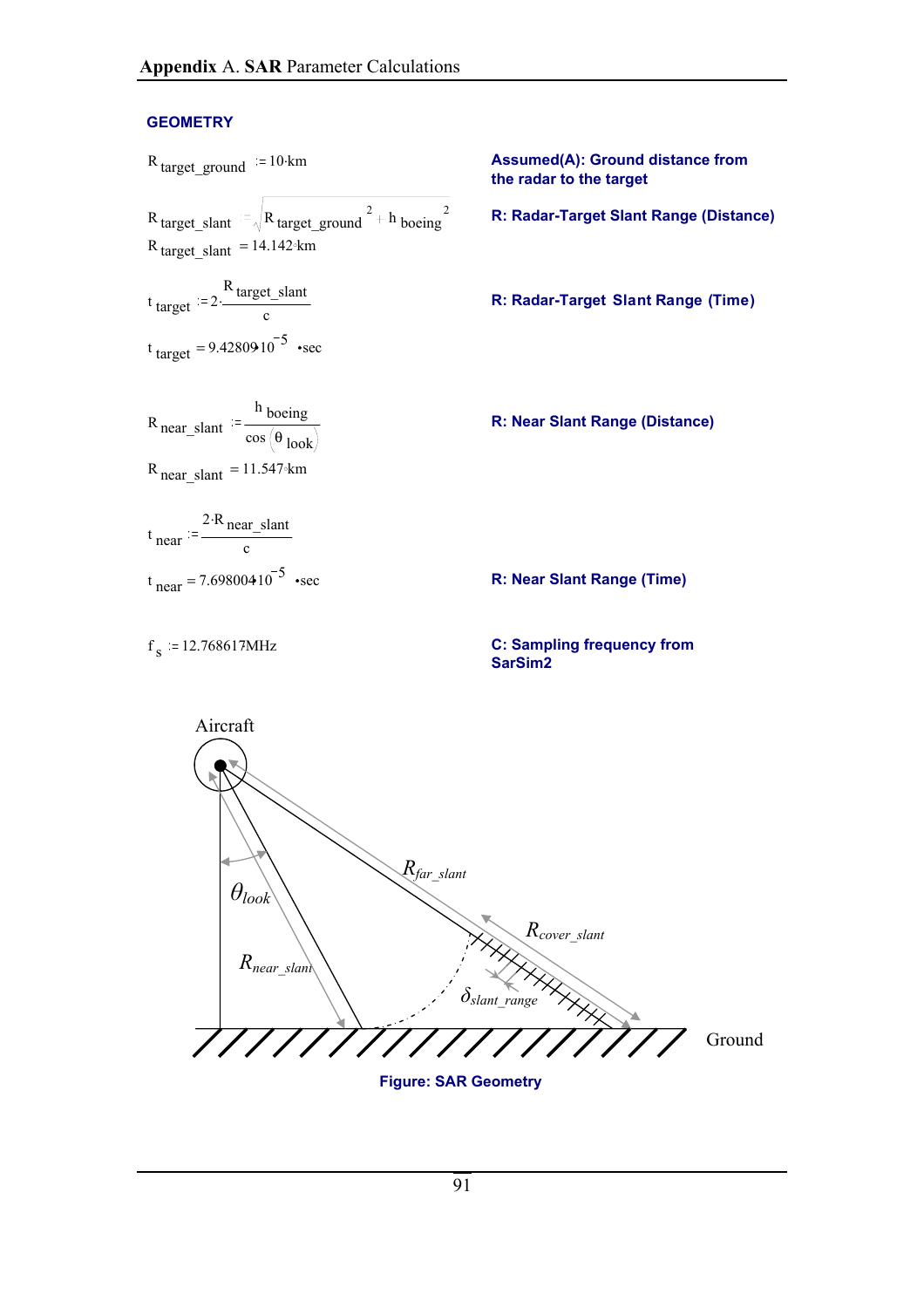## GEOMETRY

$R_{target\_ground} := 10 \cdot km$ — **Assumed(A): Ground distance from the radar to the target**

$R_{target\_slant} := \sqrt{R_{target\_ground}^{\ 2} + h_{boeing}^{\ 2}}$ — **R: Radar-Target Slant Range (Distance)**

$R_{target\_slant} = 14.142 \cdot km$

$t_{target} := 2 \cdot \dfrac{R_{target\_slant}}{c}$ — **R: Radar-Target Slant Range (Time)**

$t_{target} = 9.42809 \cdot 10^{-5} \cdot sec$

$R_{near\_slant} := \dfrac{h_{boeing}}{\cos(\theta_{look})}$ — **R: Near Slant Range (Distance)**

$R_{near\_slant} = 11.547 \cdot km$

$t_{near} := \dfrac{2 \cdot R_{near\_slant}}{c}$

$t_{near} = 7.698004 \cdot 10^{-5} \cdot sec$ — **R: Near Slant Range (Time)**

$f_s := 12.768617 MHz$ — **C: Sampling frequency from SarSim2**

Aircraft

$\theta_{look}$

$R_{near\_slant}$

$R_{far\_slant}$

$R_{cover\_slant}$

$\delta_{slant\_range}$

Ground

**Figure: SAR Geometry**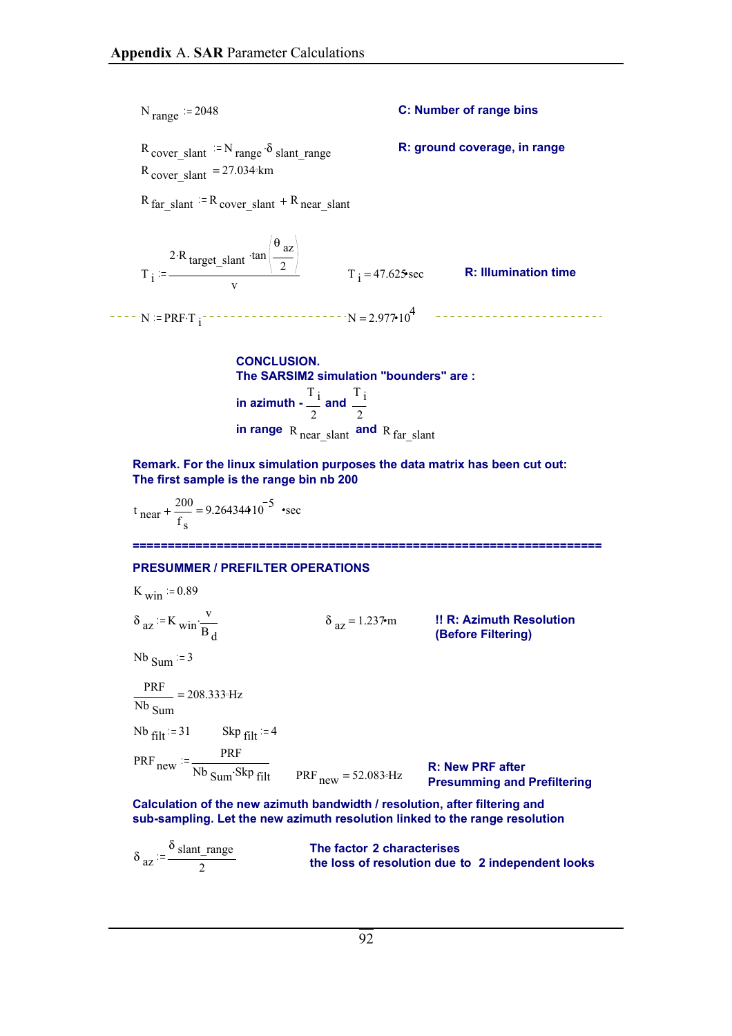$$N_{range} := 2048$$

**C: Number of range bins**

$$R_{cover\_slant} := N_{range} \cdot \delta_{slant\_range}$$

$$R_{cover\_slant} = 27.034 \cdot km$$

**R: ground coverage, in range**

$$R_{far\_slant} := R_{cover\_slant} + R_{near\_slant}$$

$$T_i := \frac{2 \cdot R_{target\_slant} \cdot \tan\left(\frac{\theta_{az}}{2}\right)}{v} \qquad T_i = 47.625 \cdot sec$$

**R: Illumination time**

$$N := PRF \cdot T_i \qquad N = 2.977 \cdot 10^4$$

**CONCLUSION.**
**The SARSIM2 simulation "bounders" are :**

**in azimuth** $-\frac{T_i}{2}$ **and** $\frac{T_i}{2}$

**in range** $R_{near\_slant}$ **and** $R_{far\_slant}$

**Remark. For the linux simulation purposes the data matrix has been cut out: The first sample is the range bin nb 200**

$$t_{near} + \frac{200}{f_s} = 9.264344 \cdot 10^{-5} \cdot sec$$

---

**PRESUMMER / PREFILTER OPERATIONS**

$$K_{win} := 0.89$$

$$\delta_{az} := K_{win} \cdot \frac{v}{B_d} \qquad \delta_{az} = 1.237 \cdot m$$

**!! R: Azimuth Resolution (Before Filtering)**

$$Nb_{Sum} := 3$$

$$\frac{PRF}{Nb_{Sum}} = 208.333 \cdot Hz$$

$$Nb_{filt} := 31 \qquad Skp_{filt} := 4$$

$$PRF_{new} := \frac{PRF}{Nb_{Sum} \cdot Skp_{filt}} \qquad PRF_{new} = 52.083 \cdot Hz$$

**R: New PRF after Presumming and Prefiltering**

**Calculation of the new azimuth bandwidth / resolution, after filtering and sub-sampling. Let the new azimuth resolution linked to the range resolution**

$$\delta_{az} := \frac{\delta_{slant\_range}}{2}$$

**The factor 2 characterises the loss of resolution due to 2 independent looks**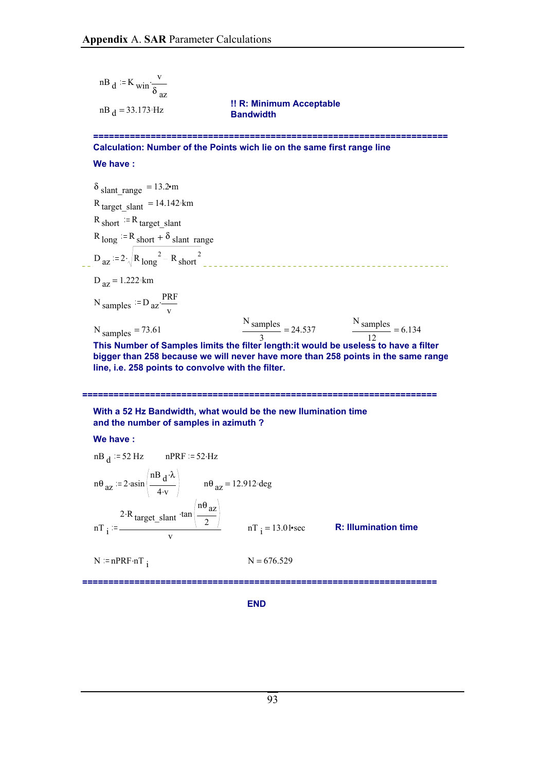$$nB_d := K_{win} \cdot \frac{v}{\delta_{az}}$$

$$nB_d = 33.173 \cdot Hz$$

**!! R: Minimum Acceptable Bandwidth**

**===================================================================**

**Calculation: Number of the Points wich lie on the same first range line**

**We have :**

$$\delta_{slant\_range} = 13.2 \cdot m$$

$$R_{target\_slant} = 14.142 \cdot km$$

$$R_{short} := R_{target\_slant}$$

$$R_{long} := R_{short} + \delta_{slant\_range}$$

$$D_{az} := 2 \cdot \sqrt{R_{long}^{\ 2} - R_{short}^{\ 2}}$$

$$D_{az} = 1.222 \cdot km$$

$$N_{samples} := D_{az} \cdot \frac{PRF}{v}$$

$$N_{samples} = 73.61 \qquad \frac{N_{samples}}{3} = 24.537 \qquad \frac{N_{samples}}{12} = 6.134$$

**This Number of Samples limits the filter length:it would be useless to have a filter bigger than 258 because we will never have more than 258 points in the same range line, i.e. 258 points to convolve with the filter.**

**===================================================================**

**With a 52 Hz Bandwidth, what would be the new llumination time and the number of samples in azimuth ?**

**We have :**

$$nB_d := 52\ Hz \qquad nPRF := 52 \cdot Hz$$

$$n\theta_{az} := 2 \cdot asin\left(\frac{nB_d \cdot \lambda}{4 \cdot v}\right) \qquad n\theta_{az} = 12.912 \cdot deg$$

$$nT_i := \frac{2 \cdot R_{target\_slant} \cdot tan\left(\frac{n\theta_{az}}{2}\right)}{v} \qquad nT_i = 13.01 \cdot sec$$

**R: Illumination time**

$$N := nPRF \cdot nT_i \qquad N = 676.529$$

**===================================================================**

**END**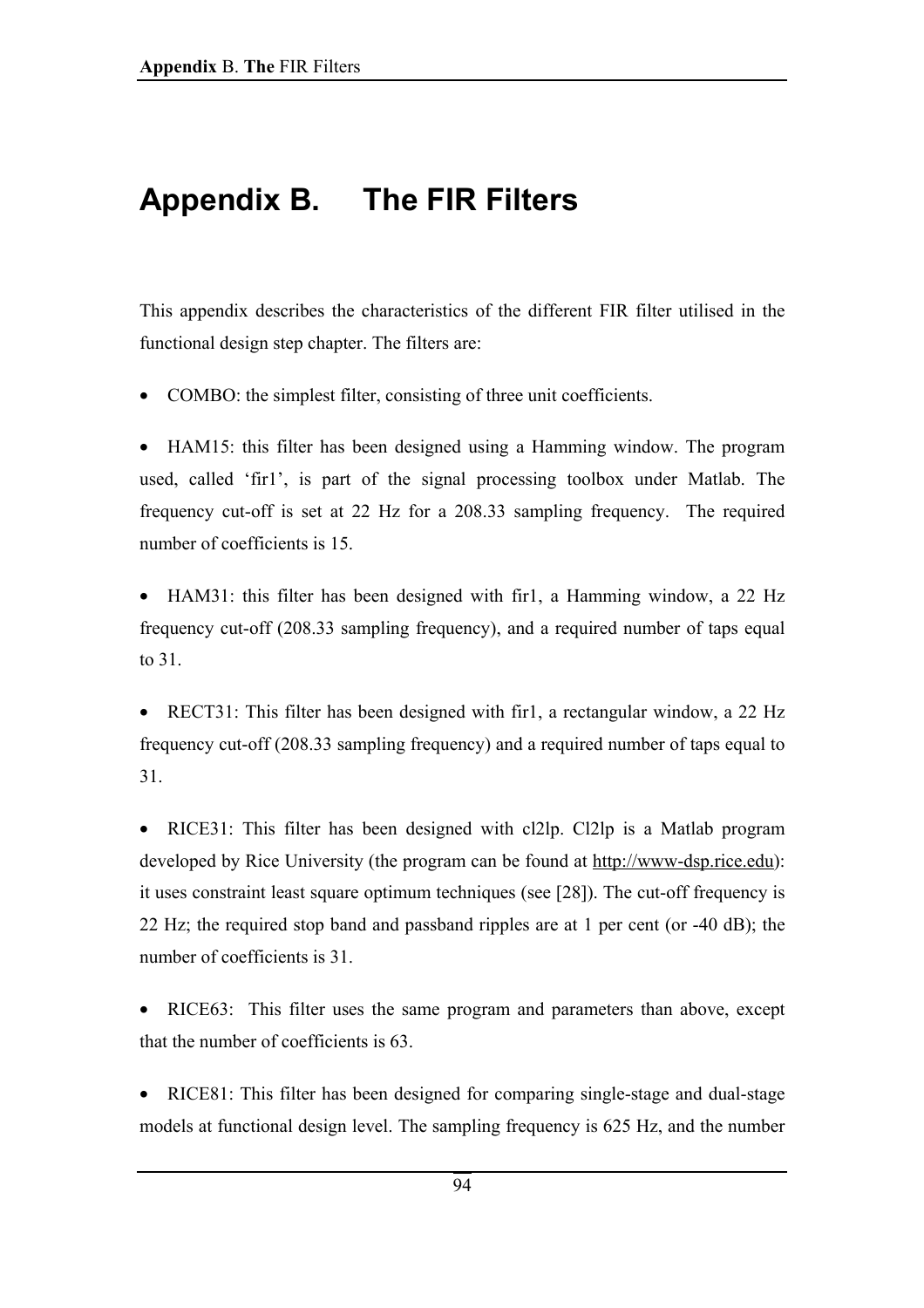# Appendix B. The FIR Filters

This appendix describes the characteristics of the different FIR filter utilised in the functional design step chapter. The filters are:

- COMBO: the simplest filter, consisting of three unit coefficients.

- HAM15: this filter has been designed using a Hamming window. The program used, called 'fir1', is part of the signal processing toolbox under Matlab. The frequency cut-off is set at 22 Hz for a 208.33 sampling frequency. The required number of coefficients is 15.

- HAM31: this filter has been designed with fir1, a Hamming window, a 22 Hz frequency cut-off (208.33 sampling frequency), and a required number of taps equal to 31.

- RECT31: This filter has been designed with fir1, a rectangular window, a 22 Hz frequency cut-off (208.33 sampling frequency) and a required number of taps equal to 31.

- RICE31: This filter has been designed with cl2lp. Cl2lp is a Matlab program developed by Rice University (the program can be found at http://www-dsp.rice.edu): it uses constraint least square optimum techniques (see [28]). The cut-off frequency is 22 Hz; the required stop band and passband ripples are at 1 per cent (or -40 dB); the number of coefficients is 31.

- RICE63: This filter uses the same program and parameters than above, except that the number of coefficients is 63.

- RICE81: This filter has been designed for comparing single-stage and dual-stage models at functional design level. The sampling frequency is 625 Hz, and the number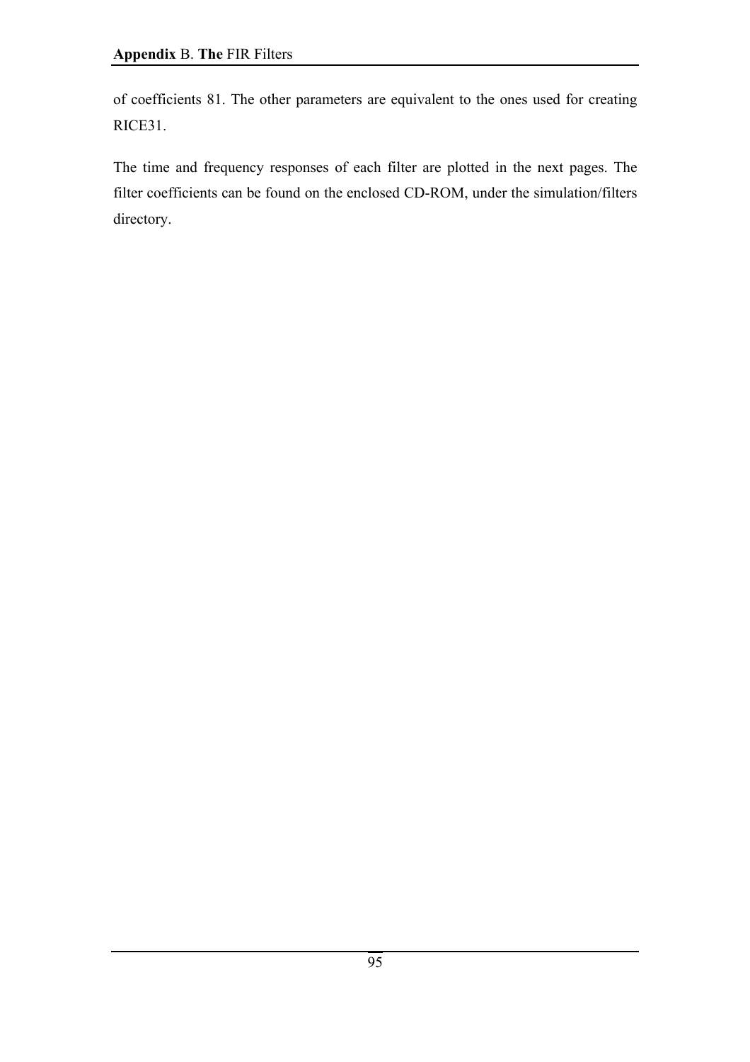of coefficients 81. The other parameters are equivalent to the ones used for creating RICE31.

The time and frequency responses of each filter are plotted in the next pages. The filter coefficients can be found on the enclosed CD-ROM, under the simulation/filters directory.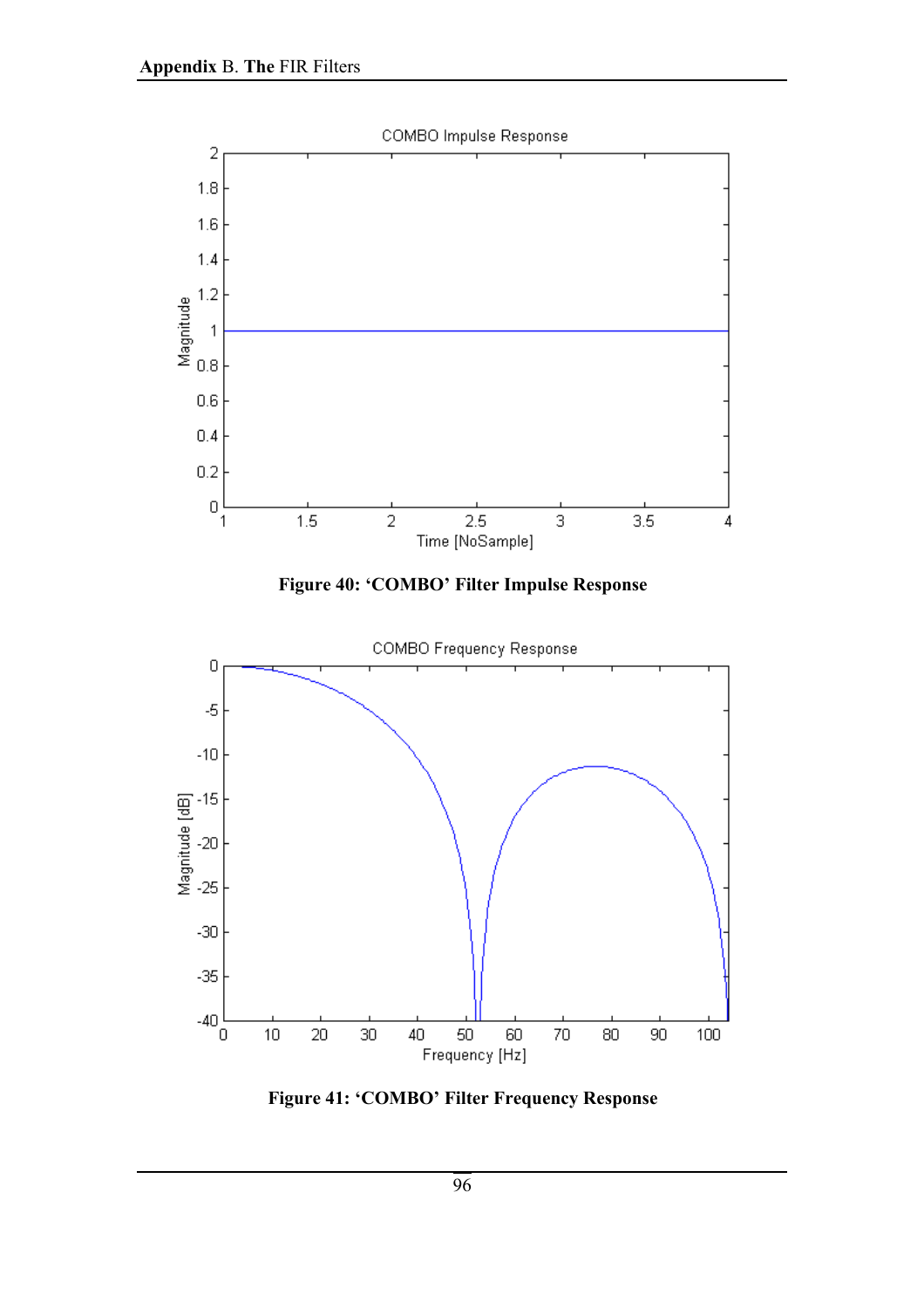Figure 40: ‘COMBO’ Filter Impulse Response

Figure 41: ‘COMBO’ Filter Frequency Response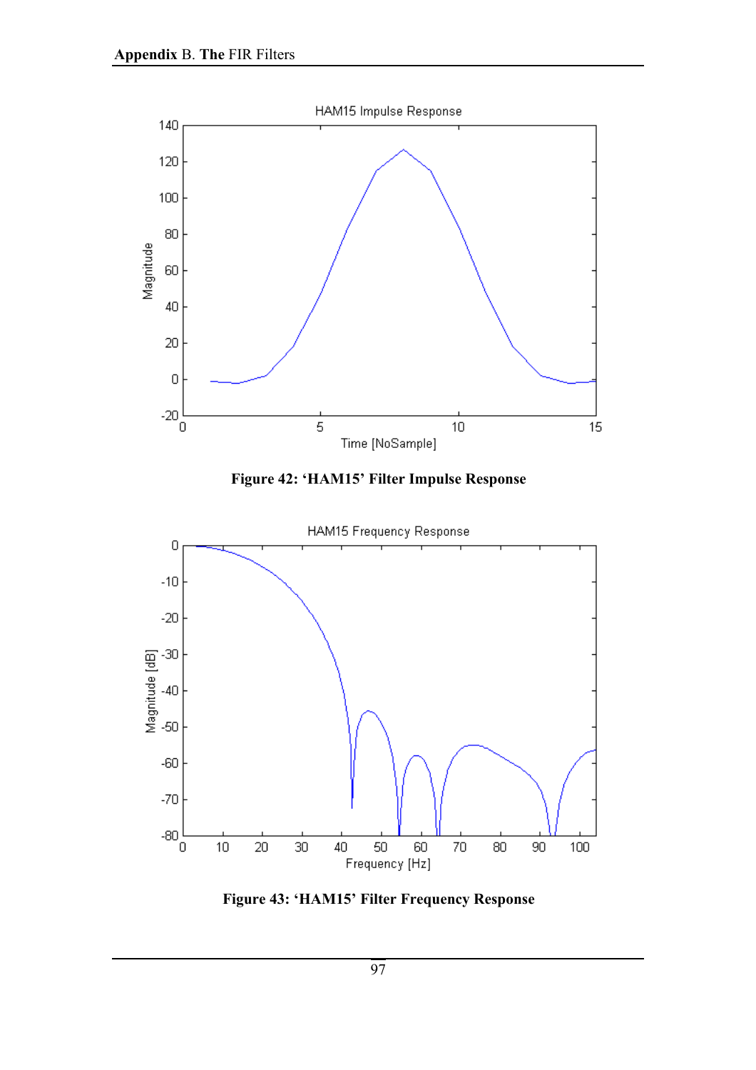Figure 42: ‘HAM15’ Filter Impulse Response

Figure 43: ‘HAM15’ Filter Frequency Response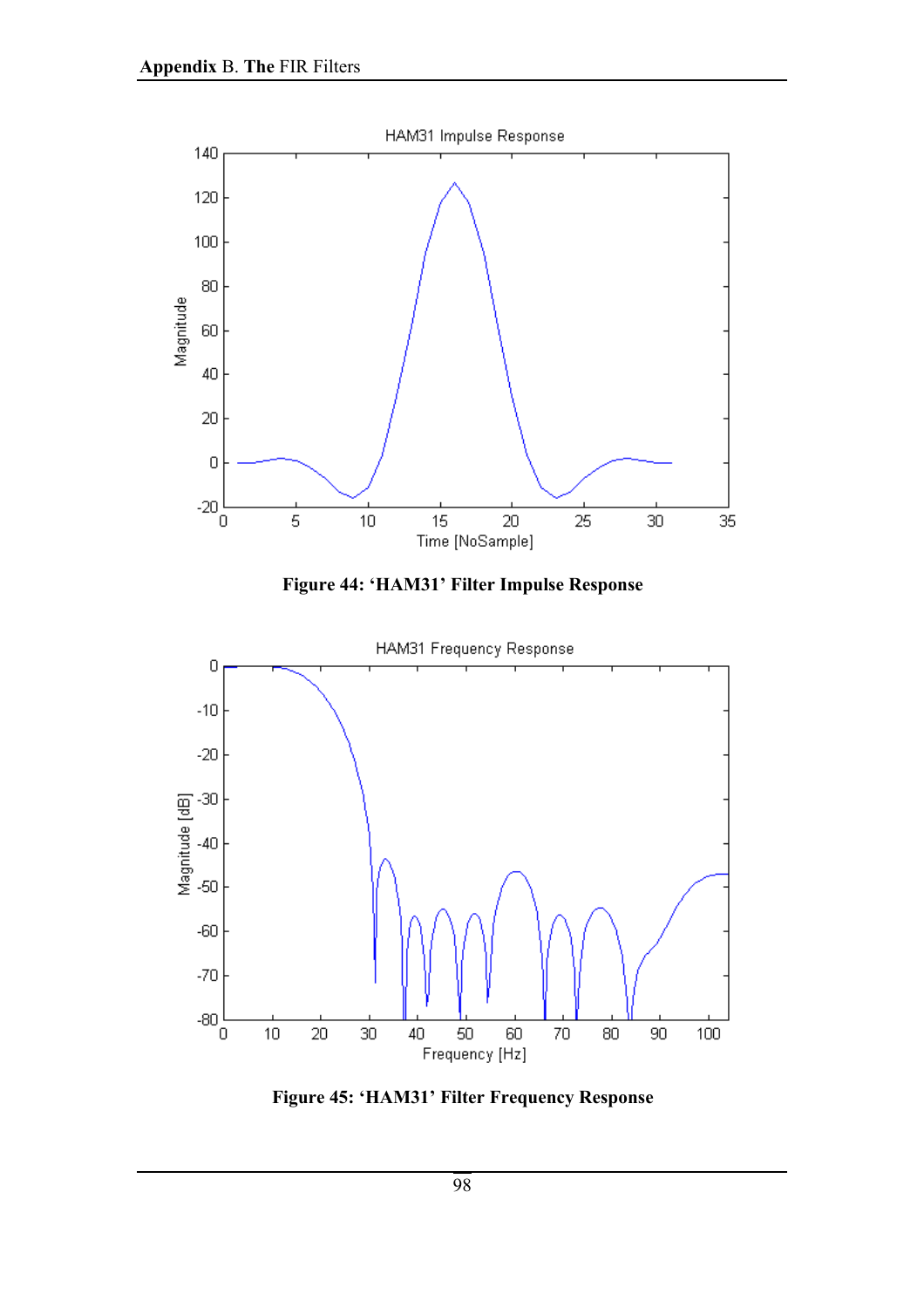**Figure 44: 'HAM31' Filter Impulse Response**

**Figure 45: 'HAM31' Filter Frequency Response**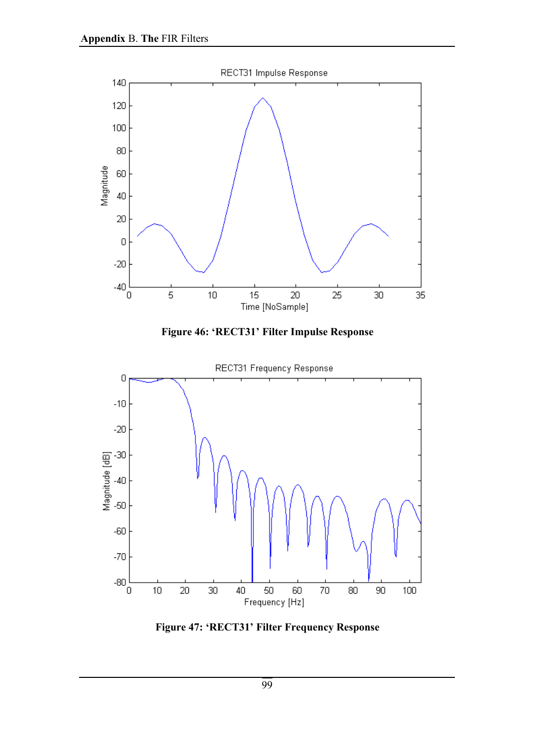Figure 46: 'RECT31' Filter Impulse Response

Figure 47: 'RECT31' Filter Frequency Response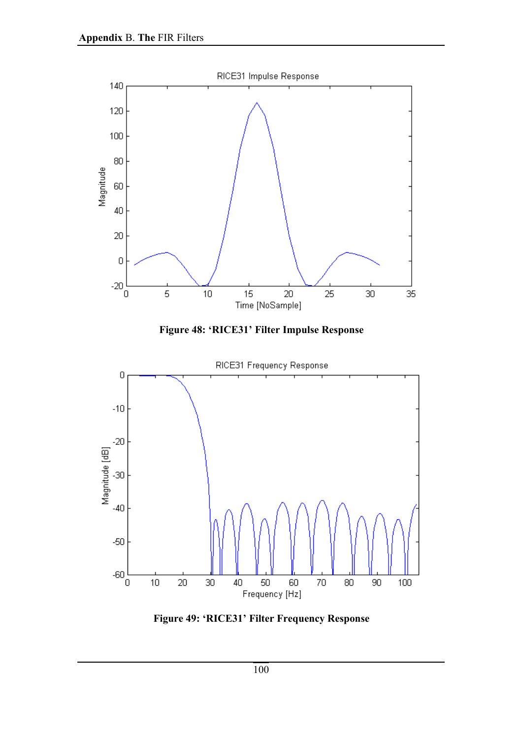Figure 48: 'RICE31' Filter Impulse Response

Figure 49: 'RICE31' Filter Frequency Response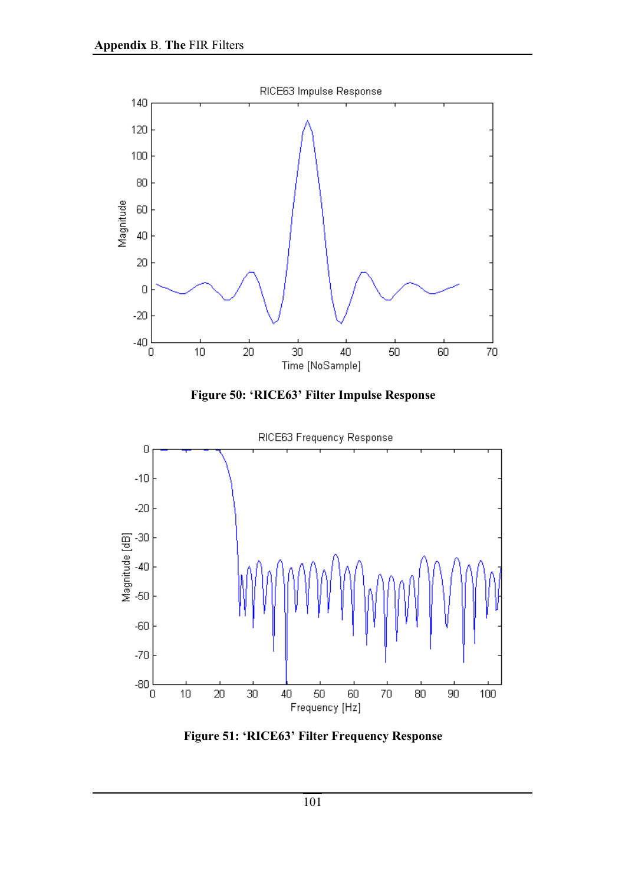Figure 50: ‘RICE63’ Filter Impulse Response

Figure 51: ‘RICE63’ Filter Frequency Response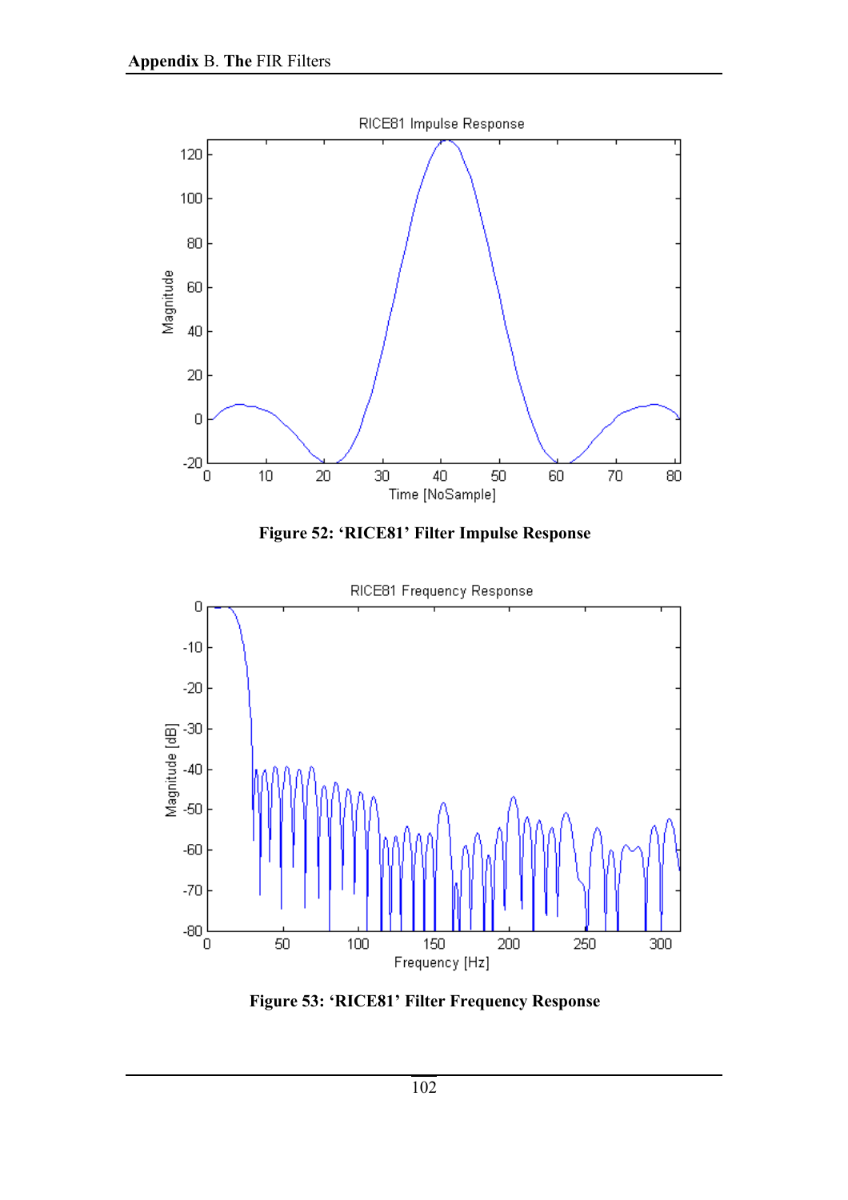Figure 52: ‘RICE81’ Filter Impulse Response

Figure 53: ‘RICE81’ Filter Frequency Response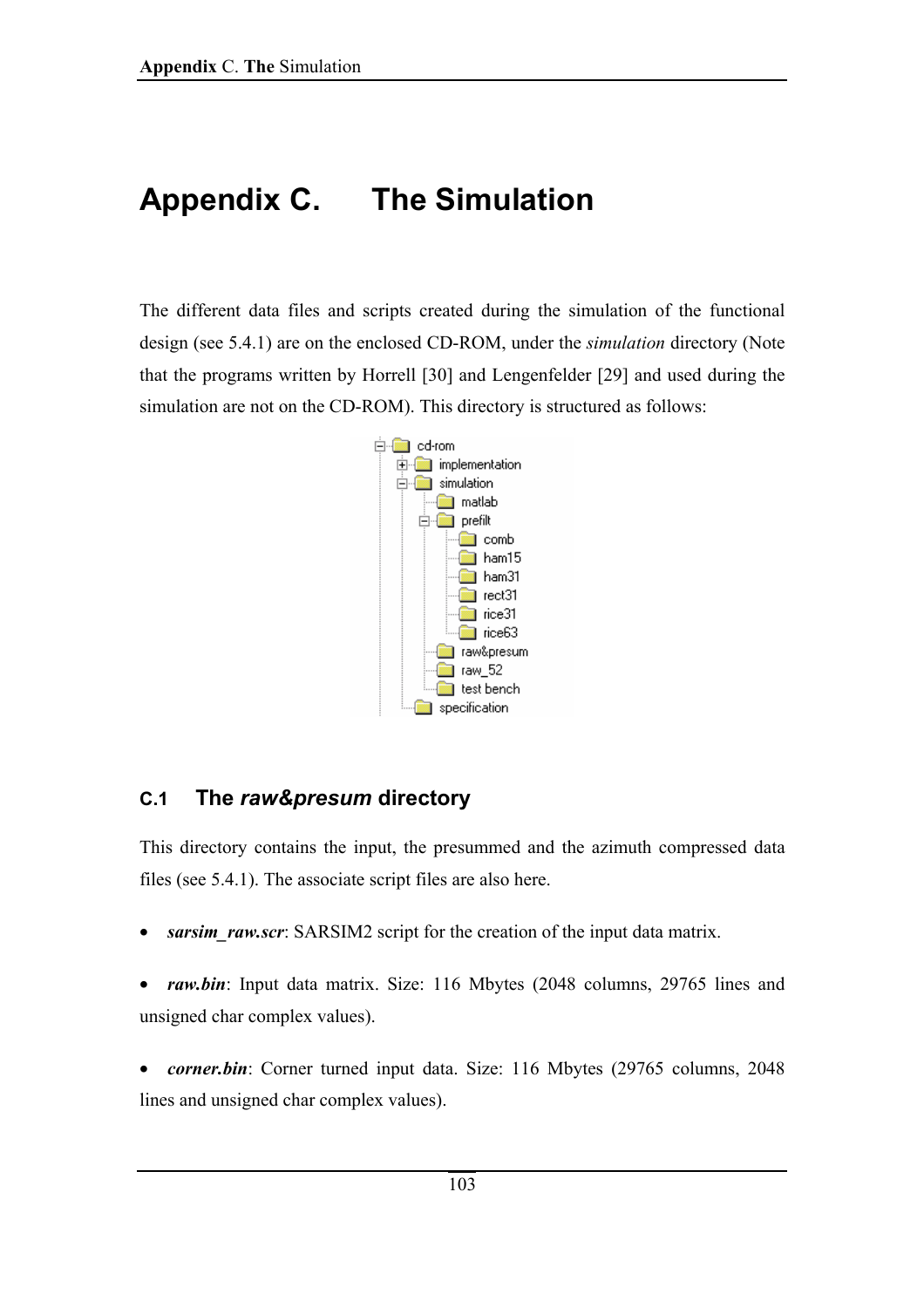# Appendix C. The Simulation

The different data files and scripts created during the simulation of the functional design (see 5.4.1) are on the enclosed CD-ROM, under the *simulation* directory (Note that the programs written by Horrell [30] and Lengenfelder [29] and used during the simulation are not on the CD-ROM). This directory is structured as follows:

```
cd-rom
├── implementation
├── simulation
│   ├── matlab
│   ├── prefilt
│   │   ├── comb
│   │   ├── ham15
│   │   ├── ham31
│   │   ├── rect31
│   │   ├── rice31
│   │   └── rice63
│   ├── raw&presum
│   ├── raw_52
│   └── test bench
└── specification
```

## C.1 The *raw&presum* directory

This directory contains the input, the presummed and the azimuth compressed data files (see 5.4.1). The associate script files are also here.

- ***sarsim_raw.scr***: SARSIM2 script for the creation of the input data matrix.

- ***raw.bin***: Input data matrix. Size: 116 Mbytes (2048 columns, 29765 lines and unsigned char complex values).

- ***corner.bin***: Corner turned input data. Size: 116 Mbytes (29765 columns, 2048 lines and unsigned char complex values).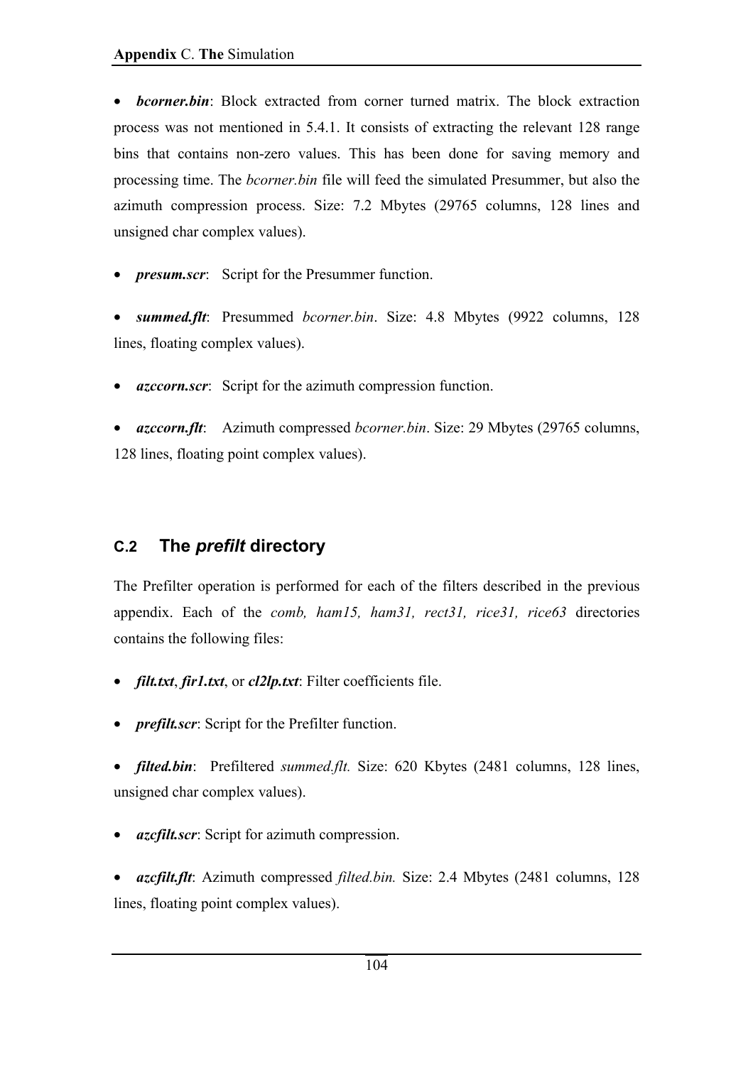- ***bcorner.bin***: Block extracted from corner turned matrix. The block extraction process was not mentioned in 5.4.1. It consists of extracting the relevant 128 range bins that contains non-zero values. This has been done for saving memory and processing time. The *bcorner.bin* file will feed the simulated Presummer, but also the azimuth compression process. Size: 7.2 Mbytes (29765 columns, 128 lines and unsigned char complex values).

- ***presum.scr***: Script for the Presummer function.

- ***summed.flt***: Presummed *bcorner.bin*. Size: 4.8 Mbytes (9922 columns, 128 lines, floating complex values).

- ***azccorn.scr***: Script for the azimuth compression function.

- ***azccorn.flt***: Azimuth compressed *bcorner.bin*. Size: 29 Mbytes (29765 columns, 128 lines, floating point complex values).

## C.2 The *prefilt* directory

The Prefilter operation is performed for each of the filters described in the previous appendix. Each of the *comb, ham15, ham31, rect31, rice31, rice63* directories contains the following files:

- ***filt.txt***, ***fir1.txt***, or ***cl2lp.txt***: Filter coefficients file.

- ***prefilt.scr***: Script for the Prefilter function.

- ***filted.bin***: Prefiltered *summed.flt.* Size: 620 Kbytes (2481 columns, 128 lines, unsigned char complex values).

- ***azcfilt.scr***: Script for azimuth compression.

- ***azcfilt.flt***: Azimuth compressed *filted.bin.* Size: 2.4 Mbytes (2481 columns, 128 lines, floating point complex values).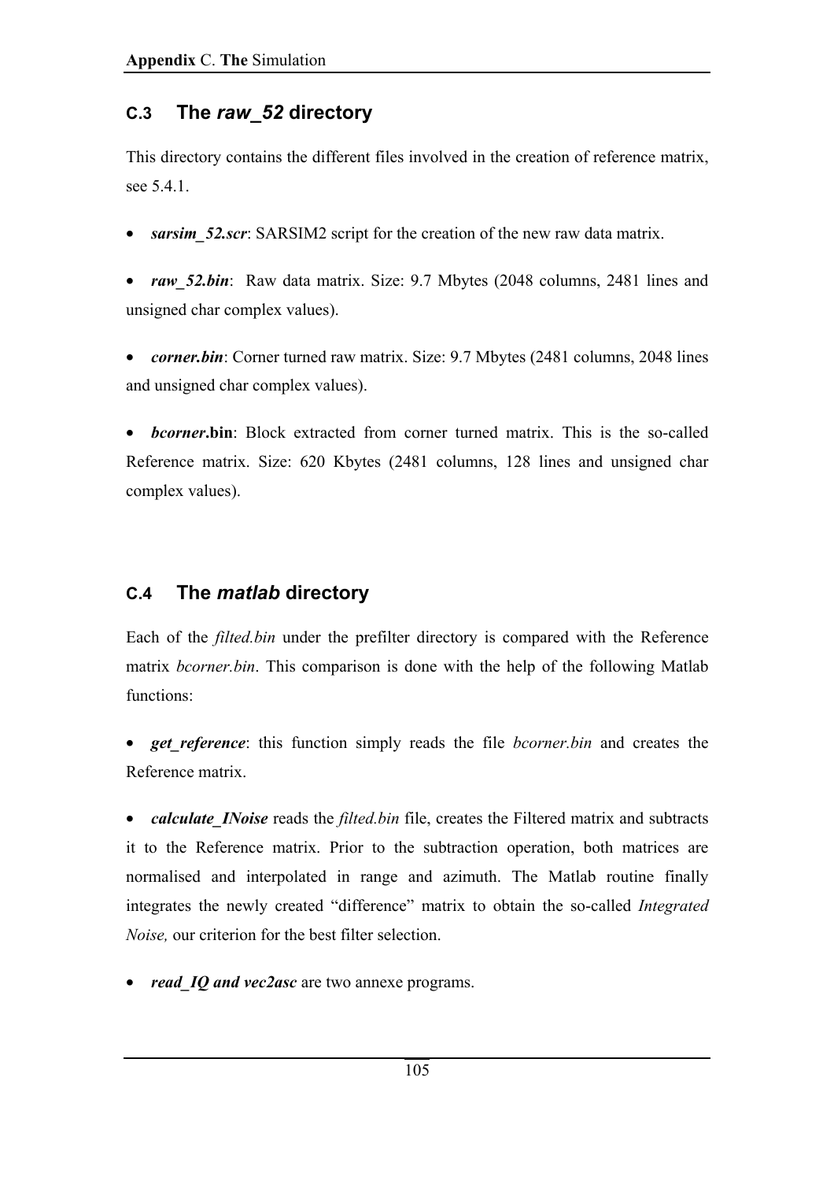## C.3 The *raw_52* directory

This directory contains the different files involved in the creation of reference matrix, see 5.4.1.

- ***sarsim_52.scr***: SARSIM2 script for the creation of the new raw data matrix.

- ***raw_52.bin***: Raw data matrix. Size: 9.7 Mbytes (2048 columns, 2481 lines and unsigned char complex values).

- ***corner.bin***: Corner turned raw matrix. Size: 9.7 Mbytes (2481 columns, 2048 lines and unsigned char complex values).

- ***bcorner*.bin**: Block extracted from corner turned matrix. This is the so-called Reference matrix. Size: 620 Kbytes (2481 columns, 128 lines and unsigned char complex values).

## C.4 The *matlab* directory

Each of the *filted.bin* under the prefilter directory is compared with the Reference matrix *bcorner.bin*. This comparison is done with the help of the following Matlab functions:

- ***get_reference***: this function simply reads the file *bcorner.bin* and creates the Reference matrix.

- ***calculate_INoise*** reads the *filted.bin* file, creates the Filtered matrix and subtracts it to the Reference matrix. Prior to the subtraction operation, both matrices are normalised and interpolated in range and azimuth. The Matlab routine finally integrates the newly created "difference" matrix to obtain the so-called *Integrated Noise,* our criterion for the best filter selection.

- ***read_IQ and vec2asc*** are two annexe programs.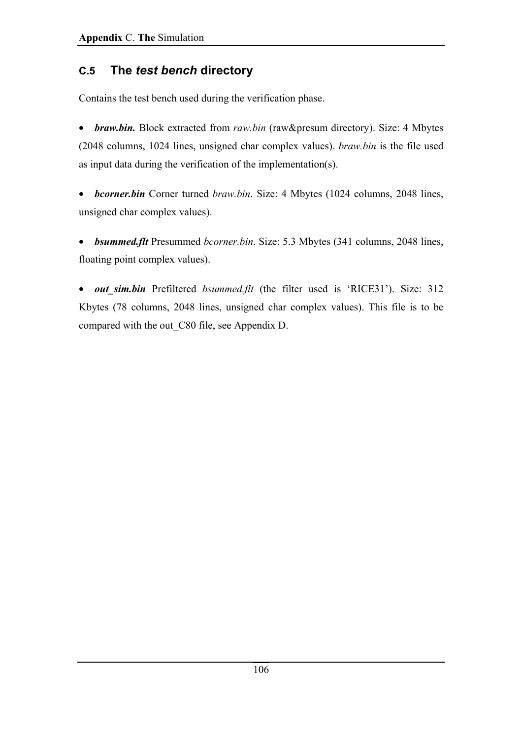## C.5 The *test bench* directory

Contains the test bench used during the verification phase.

- ***braw.bin.*** Block extracted from *raw.bin* (raw&presum directory). Size: 4 Mbytes (2048 columns, 1024 lines, unsigned char complex values). *braw.bin* is the file used as input data during the verification of the implementation(s).

- ***bcorner.bin*** Corner turned *braw.bin*. Size: 4 Mbytes (1024 columns, 2048 lines, unsigned char complex values).

- ***bsummed.flt*** Presummed *bcorner.bin*. Size: 5.3 Mbytes (341 columns, 2048 lines, floating point complex values).

- ***out_sim.bin*** Prefiltered *bsummed.flt* (the filter used is 'RICE31'). Size: 312 Kbytes (78 columns, 2048 lines, unsigned char complex values). This file is to be compared with the out_C80 file, see Appendix D.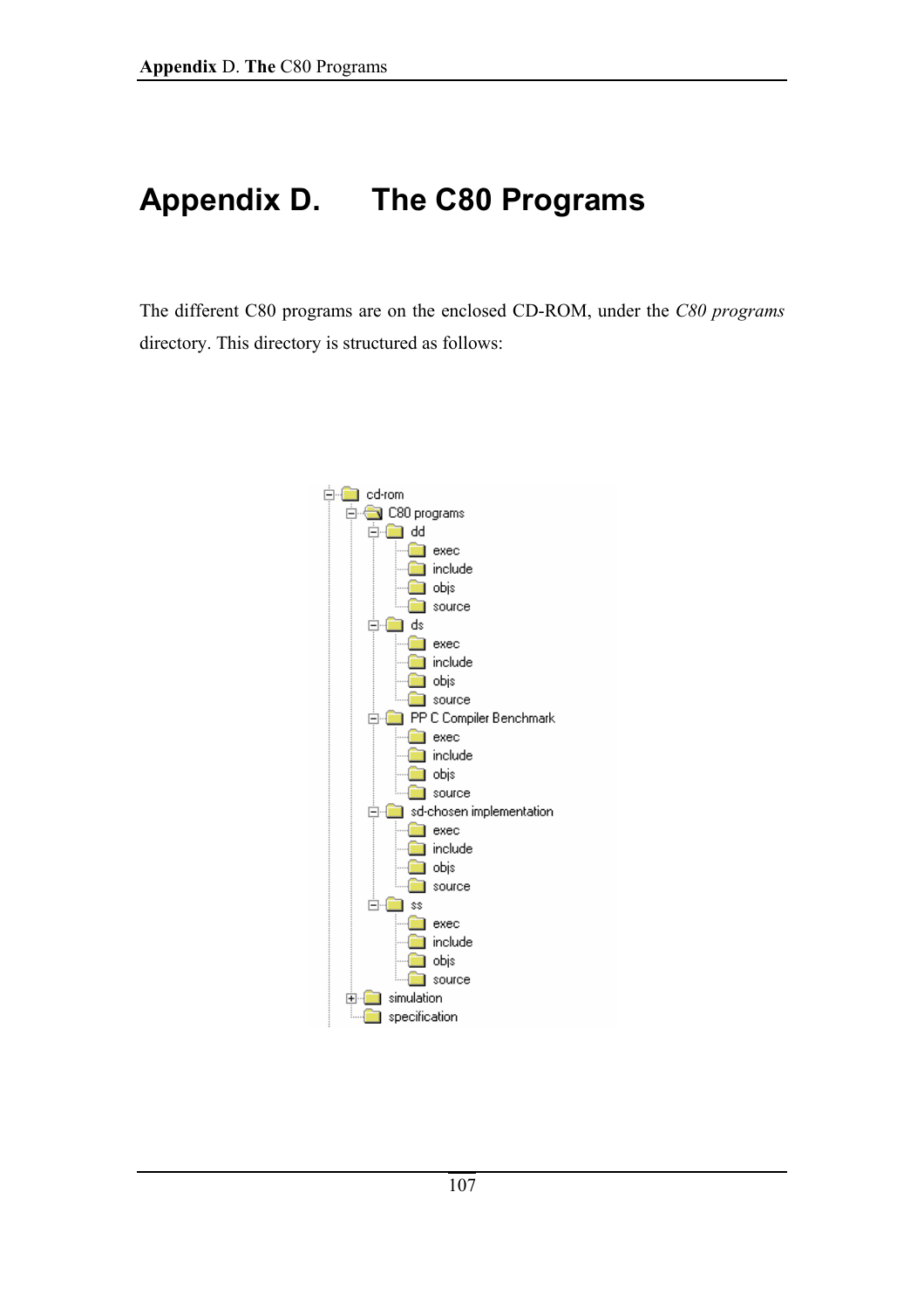# Appendix D. The C80 Programs

The different C80 programs are on the enclosed CD-ROM, under the *C80 programs* directory. This directory is structured as follows:

```
cd-rom
└── C80 programs
    ├── dd
    │   ├── exec
    │   ├── include
    │   ├── objs
    │   └── source
    ├── ds
    │   ├── exec
    │   ├── include
    │   ├── objs
    │   └── source
    ├── PP C Compiler Benchmark
    │   ├── exec
    │   ├── include
    │   ├── objs
    │   └── source
    ├── sd-chosen implementation
    │   ├── exec
    │   ├── include
    │   ├── objs
    │   └── source
    ├── ss
    │   ├── exec
    │   ├── include
    │   ├── objs
    │   └── source
    ├── simulation
    └── specification
```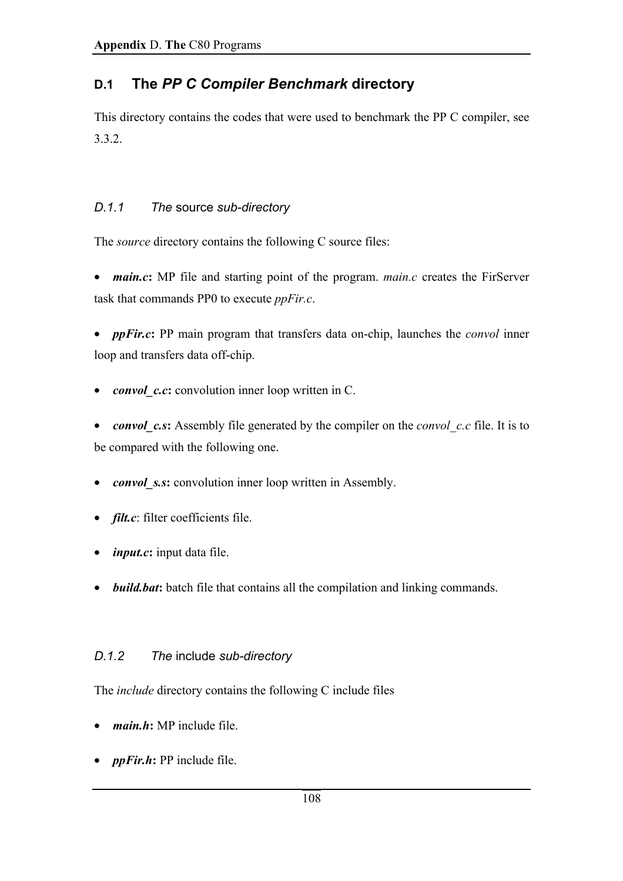## D.1 The *PP C Compiler Benchmark* directory

This directory contains the codes that were used to benchmark the PP C compiler, see 3.3.2.

### *D.1.1 The* source *sub-directory*

The *source* directory contains the following C source files:

- ***main.c*:** MP file and starting point of the program. *main.c* creates the FirServer task that commands PP0 to execute *ppFir.c*.
- ***ppFir.c*:** PP main program that transfers data on-chip, launches the *convol* inner loop and transfers data off-chip.
- ***convol_c.c*:** convolution inner loop written in C.
- ***convol_c.s*:** Assembly file generated by the compiler on the *convol_c.c* file. It is to be compared with the following one.
- ***convol_s.s*:** convolution inner loop written in Assembly.
- ***filt.c***: filter coefficients file.
- ***input.c*:** input data file.
- ***build.bat*:** batch file that contains all the compilation and linking commands.

### *D.1.2 The* include *sub-directory*

The *include* directory contains the following C include files

- ***main.h*:** MP include file.
- ***ppFir.h*:** PP include file.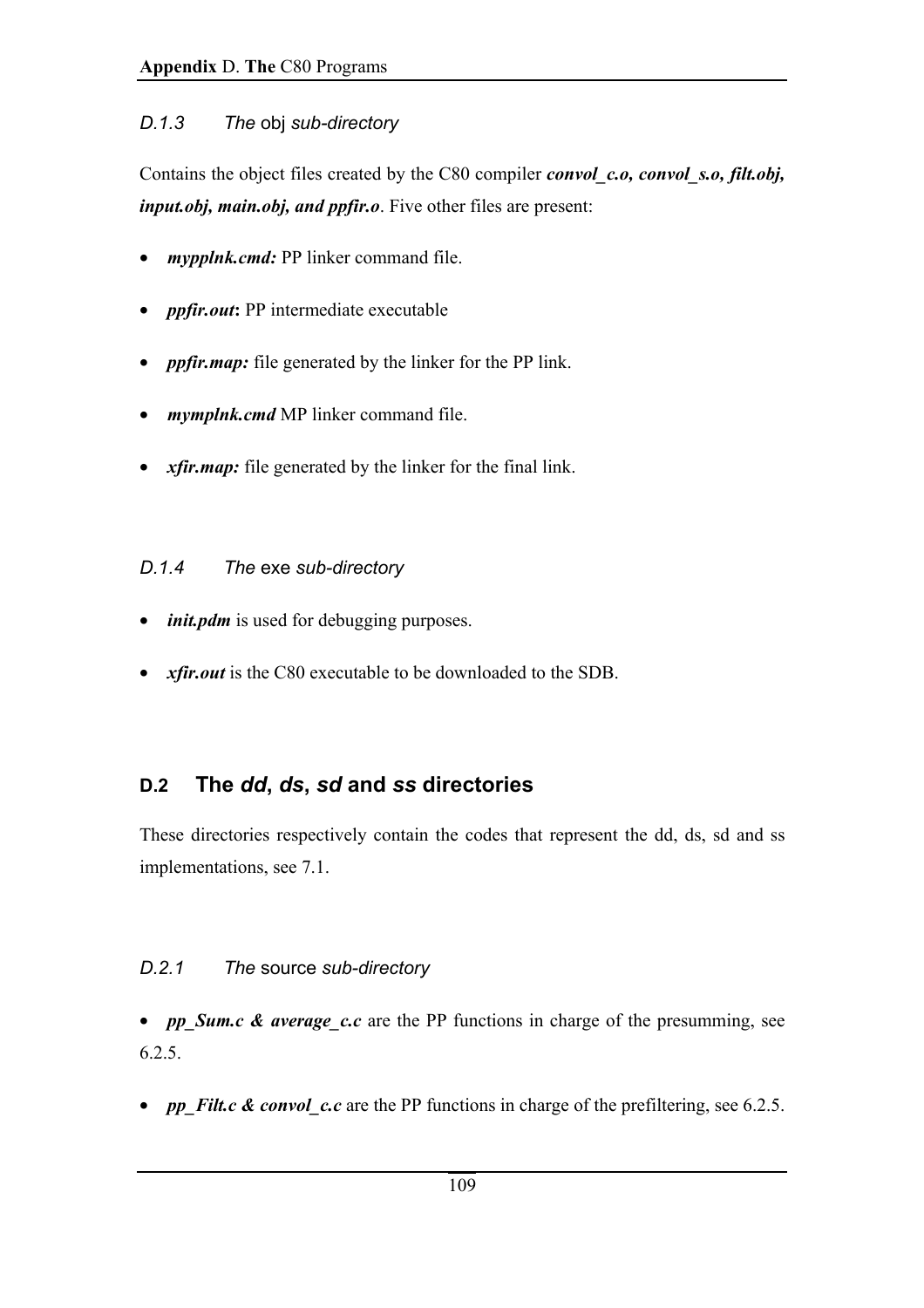### *D.1.3 The* obj *sub-directory*

Contains the object files created by the C80 compiler ***convol_c.o, convol_s.o, filt.obj, input.obj, main.obj, and ppfir.o***. Five other files are present:

- ***mypplnk.cmd:*** PP linker command file.
- ***ppfir.out*****:** PP intermediate executable
- ***ppfir.map:*** file generated by the linker for the PP link.
- ***mymplnk.cmd*** MP linker command file.
- ***xfir.map:*** file generated by the linker for the final link.

### *D.1.4 The* exe *sub-directory*

- ***init.pdm*** is used for debugging purposes.
- ***xfir.out*** is the C80 executable to be downloaded to the SDB.

## D.2 The *dd*, *ds*, *sd* and *ss* directories

These directories respectively contain the codes that represent the dd, ds, sd and ss implementations, see 7.1.

### *D.2.1 The* source *sub-directory*

- ***pp_Sum.c & average_c.c*** are the PP functions in charge of the presumming, see 6.2.5.
- ***pp_Filt.c & convol_c.c*** are the PP functions in charge of the prefiltering, see 6.2.5.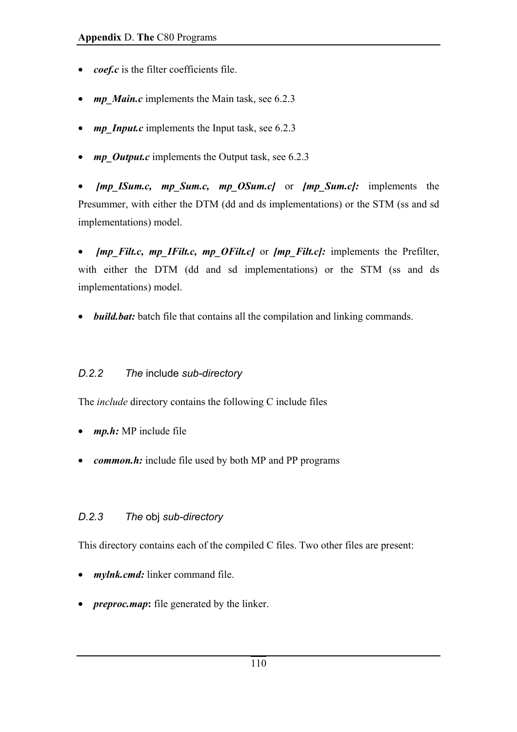- ***coef.c*** is the filter coefficients file.

- ***mp_Main.c*** implements the Main task, see 6.2.3

- ***mp_Input.c*** implements the Input task, see 6.2.3

- ***mp_Output.c*** implements the Output task, see 6.2.3

- ***[mp_ISum.c, mp_Sum.c, mp_OSum.c]*** or ***[mp_Sum.c]:*** implements the Presummer, with either the DTM (dd and ds implementations) or the STM (ss and sd implementations) model.

- ***[mp_Filt.c, mp_IFilt.c, mp_OFilt.c]*** or ***[mp_Filt.c]:*** implements the Prefilter, with either the DTM (dd and sd implementations) or the STM (ss and ds implementations) model.

- ***build.bat:*** batch file that contains all the compilation and linking commands.

### *D.2.2 The* include *sub-directory*

The *include* directory contains the following C include files

- ***mp.h:*** MP include file

- ***common.h:*** include file used by both MP and PP programs

### *D.2.3 The* obj *sub-directory*

This directory contains each of the compiled C files. Two other files are present:

- ***mylnk.cmd:*** linker command file.

- ***preproc.map*****:** file generated by the linker.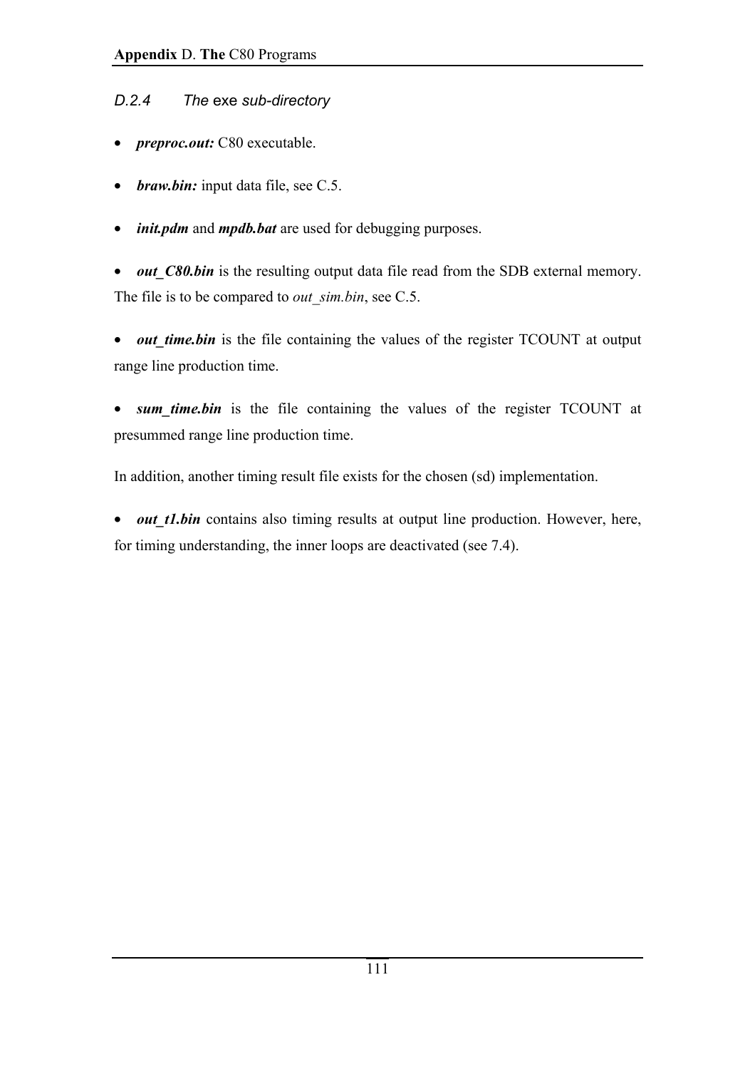### *D.2.4 The* exe *sub-directory*

- ***preproc.out:*** C80 executable.

- ***braw.bin:*** input data file, see C.5.

- ***init.pdm*** and ***mpdb.bat*** are used for debugging purposes.

- ***out_C80.bin*** is the resulting output data file read from the SDB external memory. The file is to be compared to *out_sim.bin*, see C.5.

- ***out_time.bin*** is the file containing the values of the register TCOUNT at output range line production time.

- ***sum_time.bin*** is the file containing the values of the register TCOUNT at presummed range line production time.

In addition, another timing result file exists for the chosen (sd) implementation.

- ***out_t1.bin*** contains also timing results at output line production. However, here, for timing understanding, the inner loops are deactivated (see 7.4).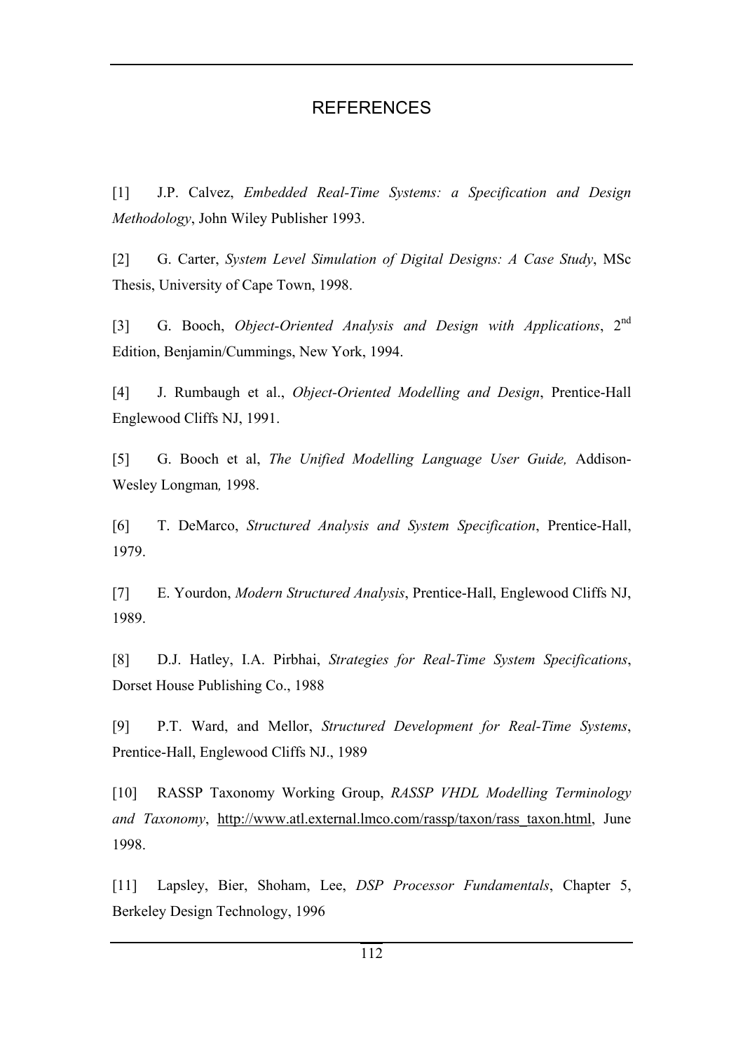# REFERENCES

[1] J.P. Calvez, *Embedded Real-Time Systems: a Specification and Design Methodology*, John Wiley Publisher 1993.

[2] G. Carter, *System Level Simulation of Digital Designs: A Case Study*, MSc Thesis, University of Cape Town, 1998.

[3] G. Booch, *Object-Oriented Analysis and Design with Applications*, 2nd Edition, Benjamin/Cummings, New York, 1994.

[4] J. Rumbaugh et al., *Object-Oriented Modelling and Design*, Prentice-Hall Englewood Cliffs NJ, 1991.

[5] G. Booch et al, *The Unified Modelling Language User Guide,* Addison-Wesley Longman*,* 1998.

[6] T. DeMarco, *Structured Analysis and System Specification*, Prentice-Hall, 1979.

[7] E. Yourdon, *Modern Structured Analysis*, Prentice-Hall, Englewood Cliffs NJ, 1989.

[8] D.J. Hatley, I.A. Pirbhai, *Strategies for Real-Time System Specifications*, Dorset House Publishing Co., 1988

[9] P.T. Ward, and Mellor, *Structured Development for Real-Time Systems*, Prentice-Hall, Englewood Cliffs NJ., 1989

[10] RASSP Taxonomy Working Group, *RASSP VHDL Modelling Terminology and Taxonomy*, http://www.atl.external.lmco.com/rassp/taxon/rass_taxon.html, June 1998.

[11] Lapsley, Bier, Shoham, Lee, *DSP Processor Fundamentals*, Chapter 5, Berkeley Design Technology, 1996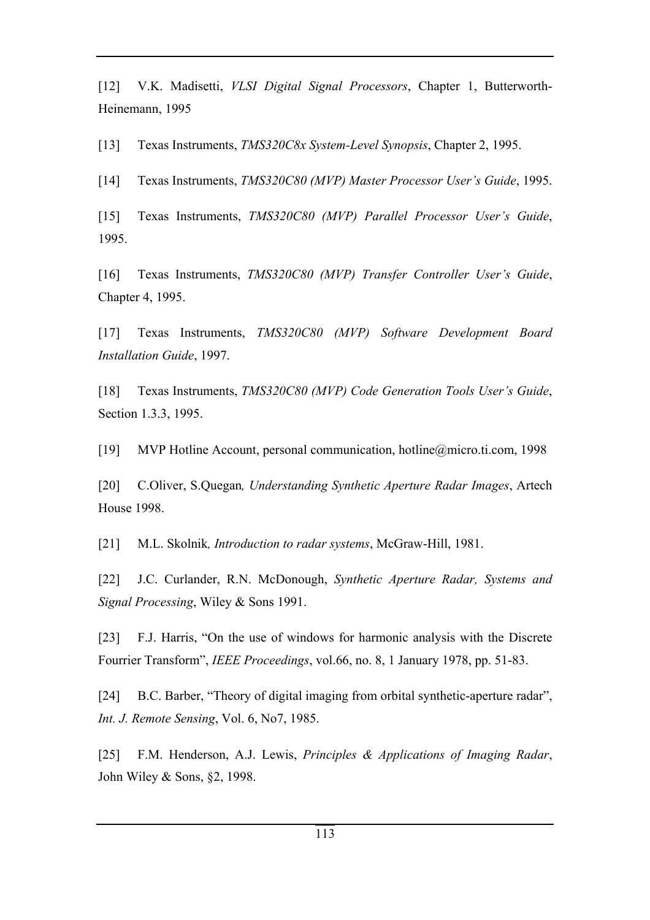[12] V.K. Madisetti, *VLSI Digital Signal Processors*, Chapter 1, Butterworth-Heinemann, 1995

[13] Texas Instruments, *TMS320C8x System-Level Synopsis*, Chapter 2, 1995.

[14] Texas Instruments, *TMS320C80 (MVP) Master Processor User's Guide*, 1995.

[15] Texas Instruments, *TMS320C80 (MVP) Parallel Processor User's Guide*, 1995.

[16] Texas Instruments, *TMS320C80 (MVP) Transfer Controller User's Guide*, Chapter 4, 1995.

[17] Texas Instruments, *TMS320C80 (MVP) Software Development Board Installation Guide*, 1997.

[18] Texas Instruments, *TMS320C80 (MVP) Code Generation Tools User's Guide*, Section 1.3.3, 1995.

[19] MVP Hotline Account, personal communication, hotline@micro.ti.com, 1998

[20] C.Oliver, S.Quegan*, Understanding Synthetic Aperture Radar Images*, Artech House 1998.

[21] M.L. Skolnik*, Introduction to radar systems*, McGraw-Hill, 1981.

[22] J.C. Curlander, R.N. McDonough, *Synthetic Aperture Radar, Systems and Signal Processing*, Wiley & Sons 1991.

[23] F.J. Harris, "On the use of windows for harmonic analysis with the Discrete Fourrier Transform", *IEEE Proceedings*, vol.66, no. 8, 1 January 1978, pp. 51-83.

[24] B.C. Barber, "Theory of digital imaging from orbital synthetic-aperture radar", *Int. J. Remote Sensing*, Vol. 6, No7, 1985.

[25] F.M. Henderson, A.J. Lewis, *Principles & Applications of Imaging Radar*, John Wiley & Sons, §2, 1998.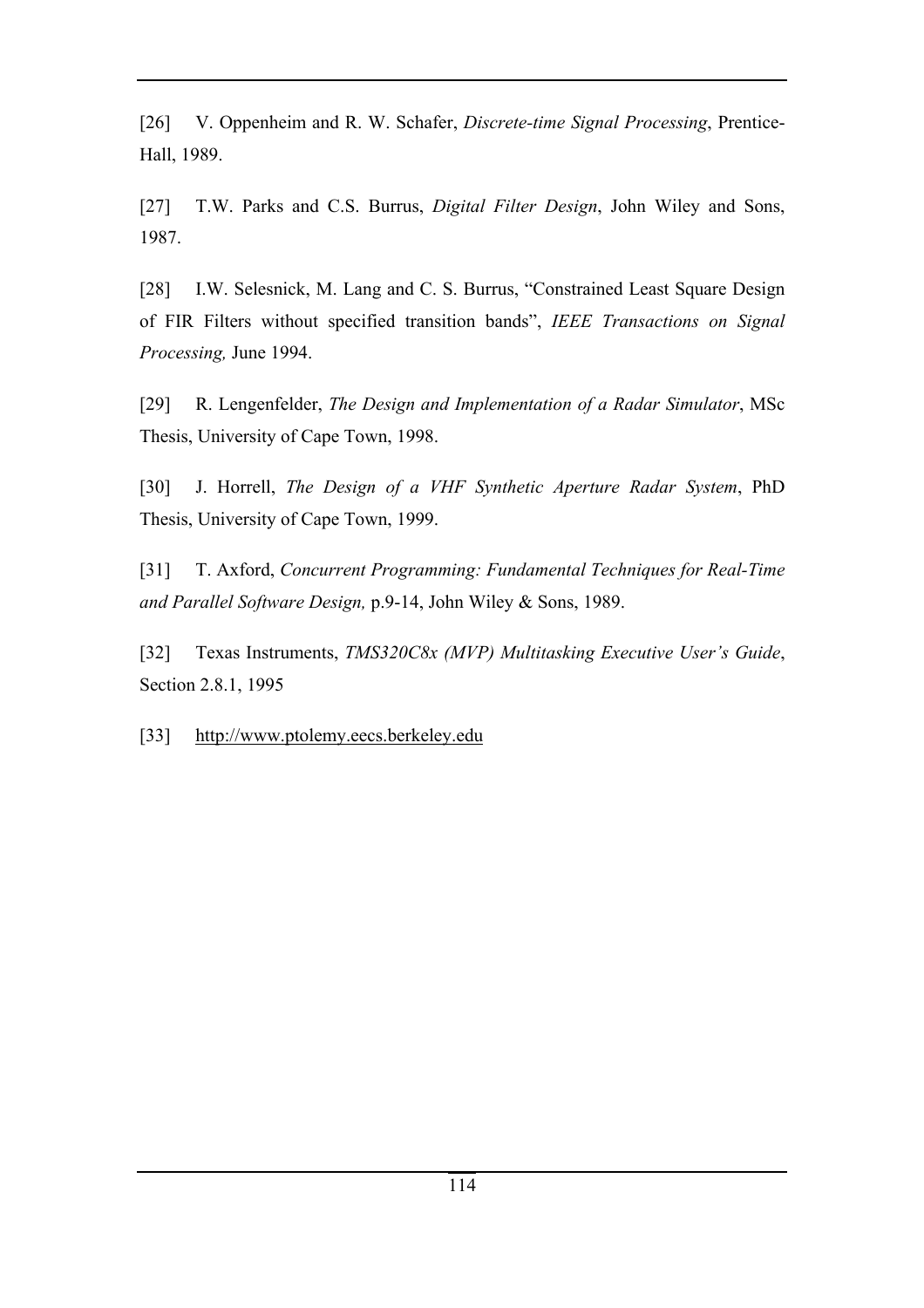[26] V. Oppenheim and R. W. Schafer, *Discrete-time Signal Processing*, Prentice-Hall, 1989.

[27] T.W. Parks and C.S. Burrus, *Digital Filter Design*, John Wiley and Sons, 1987.

[28] I.W. Selesnick, M. Lang and C. S. Burrus, "Constrained Least Square Design of FIR Filters without specified transition bands", *IEEE Transactions on Signal Processing,* June 1994.

[29] R. Lengenfelder, *The Design and Implementation of a Radar Simulator*, MSc Thesis, University of Cape Town, 1998.

[30] J. Horrell, *The Design of a VHF Synthetic Aperture Radar System*, PhD Thesis, University of Cape Town, 1999.

[31] T. Axford, *Concurrent Programming: Fundamental Techniques for Real-Time and Parallel Software Design,* p.9-14, John Wiley & Sons, 1989.

[32] Texas Instruments, *TMS320C8x (MVP) Multitasking Executive User's Guide*, Section 2.8.1, 1995

[33] http://www.ptolemy.eecs.berkeley.edu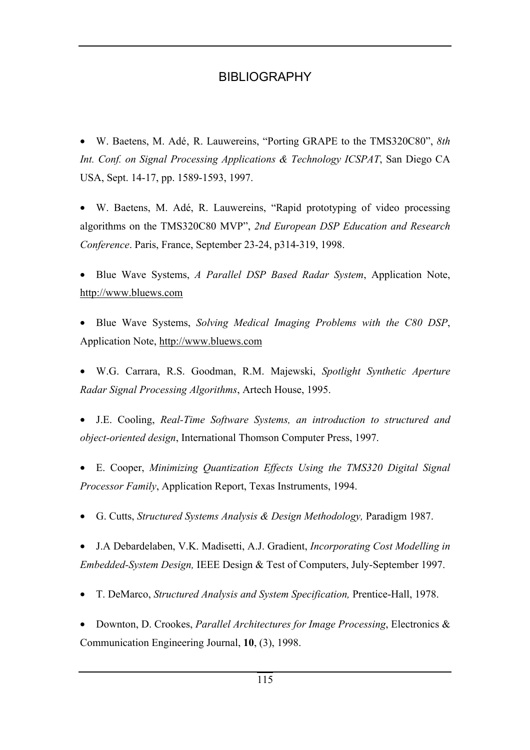# BIBLIOGRAPHY

- W. Baetens, M. Adé, R. Lauwereins, "Porting GRAPE to the TMS320C80", *8th Int. Conf. on Signal Processing Applications & Technology ICSPAT*, San Diego CA USA, Sept. 14-17, pp. 1589-1593, 1997.

- W. Baetens, M. Adé, R. Lauwereins, "Rapid prototyping of video processing algorithms on the TMS320C80 MVP", *2nd European DSP Education and Research Conference*. Paris, France, September 23-24, p314-319, 1998.

- Blue Wave Systems, *A Parallel DSP Based Radar System*, Application Note, http://www.bluews.com

- Blue Wave Systems, *Solving Medical Imaging Problems with the C80 DSP*, Application Note, http://www.bluews.com

- W.G. Carrara, R.S. Goodman, R.M. Majewski, *Spotlight Synthetic Aperture Radar Signal Processing Algorithms*, Artech House, 1995.

- J.E. Cooling, *Real-Time Software Systems, an introduction to structured and object-oriented design*, International Thomson Computer Press, 1997.

- E. Cooper, *Minimizing Quantization Effects Using the TMS320 Digital Signal Processor Family*, Application Report, Texas Instruments, 1994.

- G. Cutts, *Structured Systems Analysis & Design Methodology,* Paradigm 1987.

- J.A Debardelaben, V.K. Madisetti, A.J. Gradient, *Incorporating Cost Modelling in Embedded-System Design,* IEEE Design & Test of Computers, July-September 1997.

- T. DeMarco, *Structured Analysis and System Specification,* Prentice-Hall, 1978.

- Downton, D. Crookes, *Parallel Architectures for Image Processing*, Electronics & Communication Engineering Journal, **10**, (3), 1998.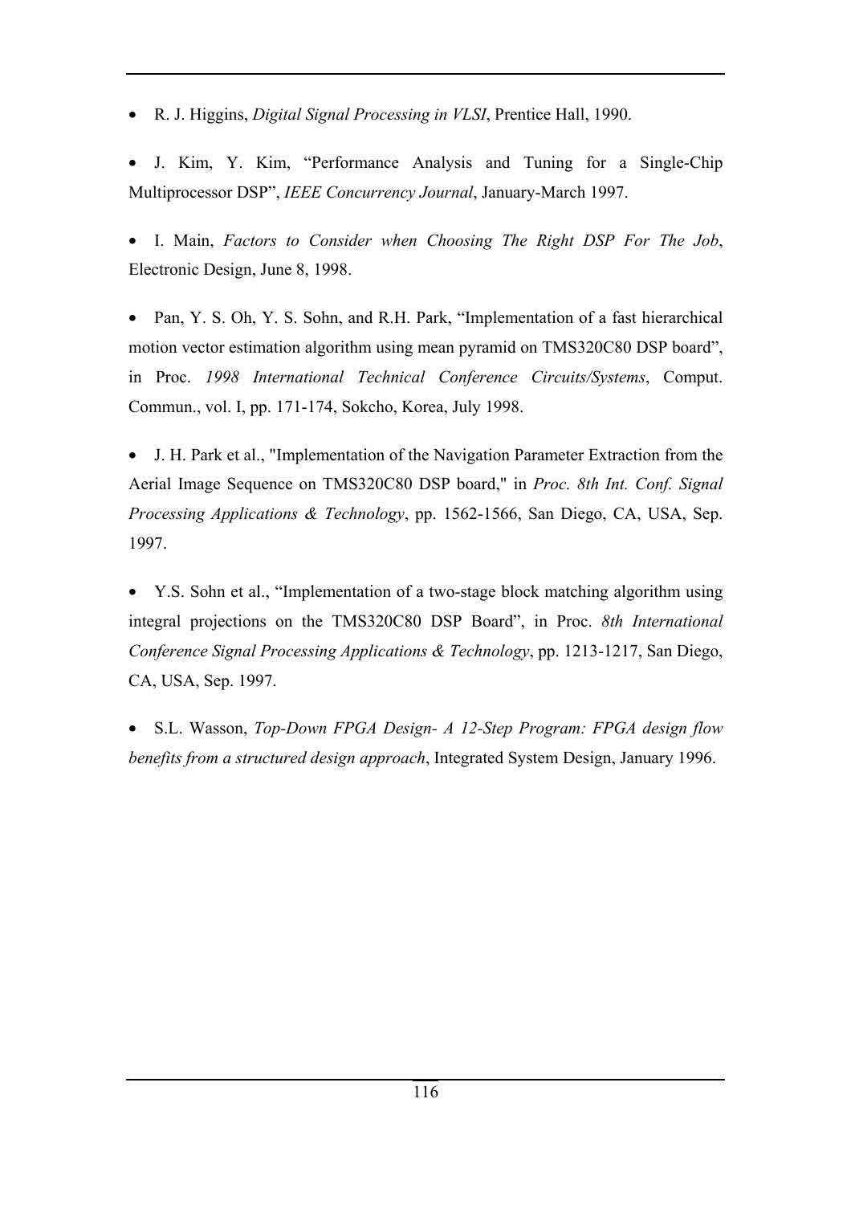- R. J. Higgins, *Digital Signal Processing in VLSI*, Prentice Hall, 1990.

- J. Kim, Y. Kim, "Performance Analysis and Tuning for a Single-Chip Multiprocessor DSP", *IEEE Concurrency Journal*, January-March 1997.

- I. Main, *Factors to Consider when Choosing The Right DSP For The Job*, Electronic Design, June 8, 1998.

- Pan, Y. S. Oh, Y. S. Sohn, and R.H. Park, "Implementation of a fast hierarchical motion vector estimation algorithm using mean pyramid on TMS320C80 DSP board", in Proc. *1998 International Technical Conference Circuits/Systems*, Comput. Commun., vol. I, pp. 171-174, Sokcho, Korea, July 1998.

- J. H. Park et al., "Implementation of the Navigation Parameter Extraction from the Aerial Image Sequence on TMS320C80 DSP board," in *Proc. 8th Int. Conf. Signal Processing Applications & Technology*, pp. 1562-1566, San Diego, CA, USA, Sep. 1997.

- Y.S. Sohn et al., "Implementation of a two-stage block matching algorithm using integral projections on the TMS320C80 DSP Board", in Proc. *8th International Conference Signal Processing Applications & Technology*, pp. 1213-1217, San Diego, CA, USA, Sep. 1997.

- S.L. Wasson, *Top-Down FPGA Design- A 12-Step Program: FPGA design flow benefits from a structured design approach*, Integrated System Design, January 1996.